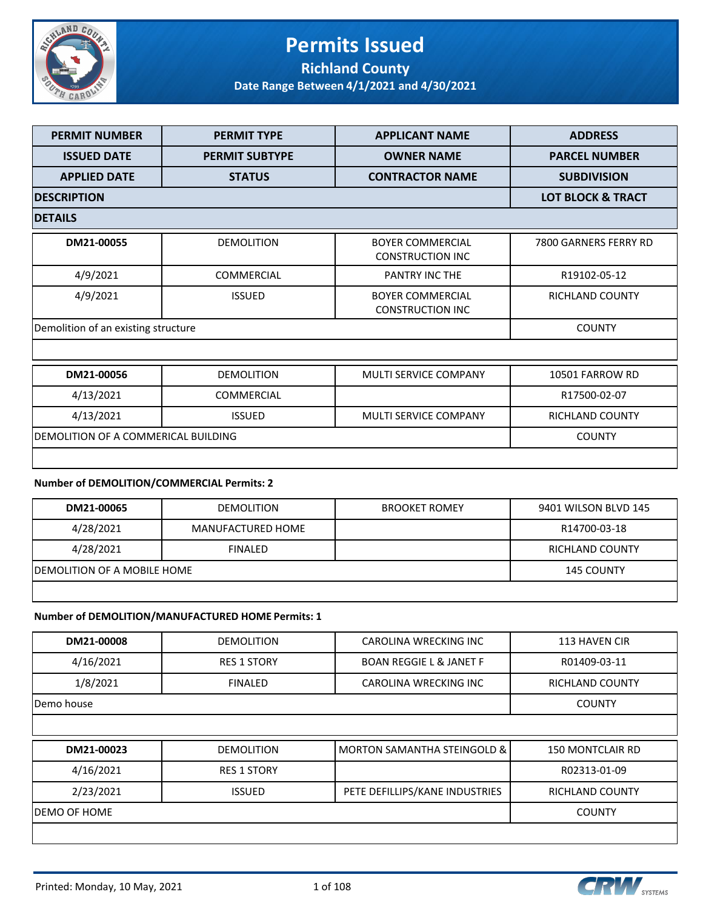# Permits Issued

## Richland County

### Date Range Between 4/1/2021 and 4/30/2021

| PERMIT NUMBER | PERMIT TYPE | APPLICANT NAME | ADDRESS |
|---|---|---|---|
| ISSUED DATE | PERMIT SUBTYPE | OWNER NAME | PARCEL NUMBER |
| APPLIED DATE | STATUS | CONTRACTOR NAME | SUBDIVISION |
| DESCRIPTION | | | LOT BLOCK & TRACT |
| DETAILS | | | |

| | | | |
|---|---|---|---|
| DM21-00055 | DEMOLITION | BOYER COMMERCIAL CONSTRUCTION INC | 7800 GARNERS FERRY RD |
| 4/9/2021 | COMMERCIAL | PANTRY INC THE | R19102-05-12 |
| 4/9/2021 | ISSUED | BOYER COMMERCIAL CONSTRUCTION INC | RICHLAND COUNTY |
| Demolition of an existing structure | | | COUNTY |
| | | | |

| | | | |
|---|---|---|---|
| DM21-00056 | DEMOLITION | MULTI SERVICE COMPANY | 10501 FARROW RD |
| 4/13/2021 | COMMERCIAL | | R17500-02-07 |
| 4/13/2021 | ISSUED | MULTI SERVICE COMPANY | RICHLAND COUNTY |
| DEMOLITION OF A COMMERICAL BUILDING | | | COUNTY |
| | | | |

**Number of DEMOLITION/COMMERCIAL Permits: 2**

| | | | |
|---|---|---|---|
| DM21-00065 | DEMOLITION | BROOKET ROMEY | 9401 WILSON BLVD 145 |
| 4/28/2021 | MANUFACTURED HOME | | R14700-03-18 |
| 4/28/2021 | FINALED | | RICHLAND COUNTY |
| DEMOLITION OF A MOBILE HOME | | | 145 COUNTY |
| | | | |

**Number of DEMOLITION/MANUFACTURED HOME Permits: 1**

| | | | |
|---|---|---|---|
| DM21-00008 | DEMOLITION | CAROLINA WRECKING INC | 113 HAVEN CIR |
| 4/16/2021 | RES 1 STORY | BOAN REGGIE L & JANET F | R01409-03-11 |
| 1/8/2021 | FINALED | CAROLINA WRECKING INC | RICHLAND COUNTY |
| Demo house | | | COUNTY |
| | | | |

| | | | |
|---|---|---|---|
| DM21-00023 | DEMOLITION | MORTON SAMANTHA STEINGOLD & | 150 MONTCLAIR RD |
| 4/16/2021 | RES 1 STORY | | R02313-01-09 |
| 2/23/2021 | ISSUED | PETE DEFILLIPS/KANE INDUSTRIES | RICHLAND COUNTY |
| DEMO OF HOME | | | COUNTY |
| | | | |

Printed: Monday, 10 May, 2021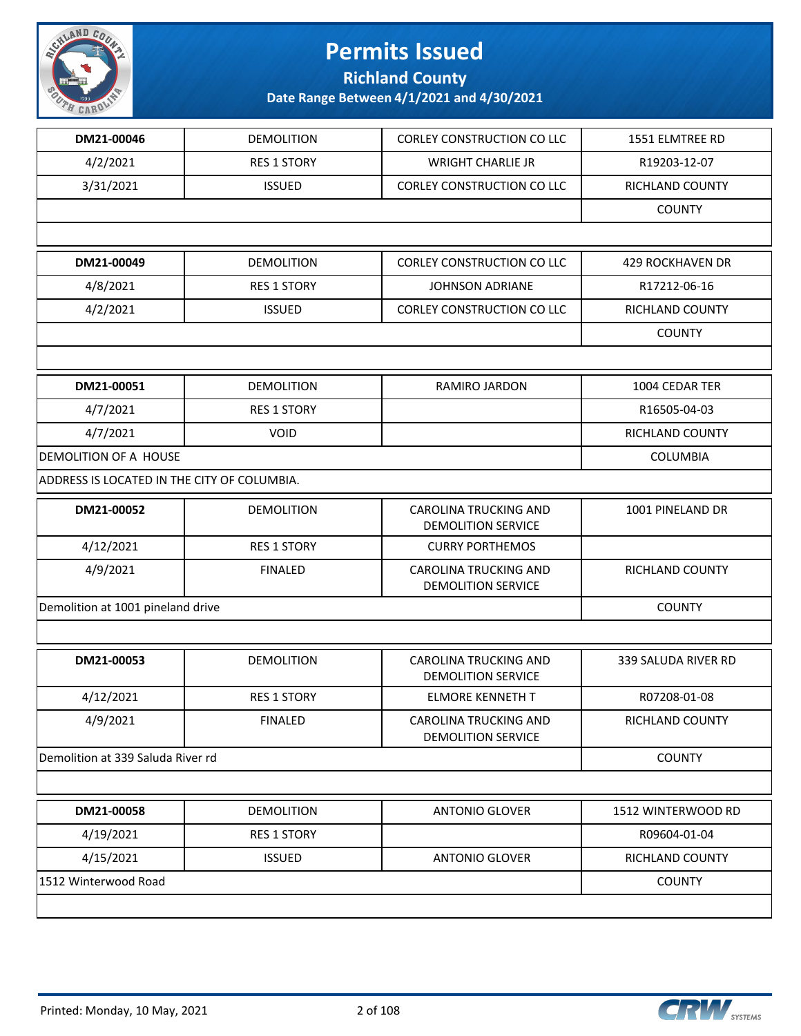# Permits Issued

## Richland County

### Date Range Between 4/1/2021 and 4/30/2021

| | | | |
|---|---|---|---|
| **DM21-00046** | DEMOLITION | CORLEY CONSTRUCTION CO LLC | 1551 ELMTREE RD |
| 4/2/2021 | RES 1 STORY | WRIGHT CHARLIE JR | R19203-12-07 |
| 3/31/2021 | ISSUED | CORLEY CONSTRUCTION CO LLC | RICHLAND COUNTY |
| | | | COUNTY |
| | | | |

| | | | |
|---|---|---|---|
| **DM21-00049** | DEMOLITION | CORLEY CONSTRUCTION CO LLC | 429 ROCKHAVEN DR |
| 4/8/2021 | RES 1 STORY | JOHNSON ADRIANE | R17212-06-16 |
| 4/2/2021 | ISSUED | CORLEY CONSTRUCTION CO LLC | RICHLAND COUNTY |
| | | | COUNTY |
| | | | |

| | | | |
|---|---|---|---|
| **DM21-00051** | DEMOLITION | RAMIRO JARDON | 1004 CEDAR TER |
| 4/7/2021 | RES 1 STORY | | R16505-04-03 |
| 4/7/2021 | VOID | | RICHLAND COUNTY |
| DEMOLITION OF A HOUSE | | | COLUMBIA |
| ADDRESS IS LOCATED IN THE CITY OF COLUMBIA. | | | |

| | | | |
|---|---|---|---|
| **DM21-00052** | DEMOLITION | CAROLINA TRUCKING AND DEMOLITION SERVICE | 1001 PINELAND DR |
| 4/12/2021 | RES 1 STORY | CURRY PORTHEMOS | |
| 4/9/2021 | FINALED | CAROLINA TRUCKING AND DEMOLITION SERVICE | RICHLAND COUNTY |
| Demolition at 1001 pineland drive | | | COUNTY |
| | | | |

| | | | |
|---|---|---|---|
| **DM21-00053** | DEMOLITION | CAROLINA TRUCKING AND DEMOLITION SERVICE | 339 SALUDA RIVER RD |
| 4/12/2021 | RES 1 STORY | ELMORE KENNETH T | R07208-01-08 |
| 4/9/2021 | FINALED | CAROLINA TRUCKING AND DEMOLITION SERVICE | RICHLAND COUNTY |
| Demolition at 339 Saluda River rd | | | COUNTY |
| | | | |

| | | | |
|---|---|---|---|
| **DM21-00058** | DEMOLITION | ANTONIO GLOVER | 1512 WINTERWOOD RD |
| 4/19/2021 | RES 1 STORY | | R09604-01-04 |
| 4/15/2021 | ISSUED | ANTONIO GLOVER | RICHLAND COUNTY |
| 1512 Winterwood Road | | | COUNTY |
| | | | |

Printed: Monday, 10 May, 2021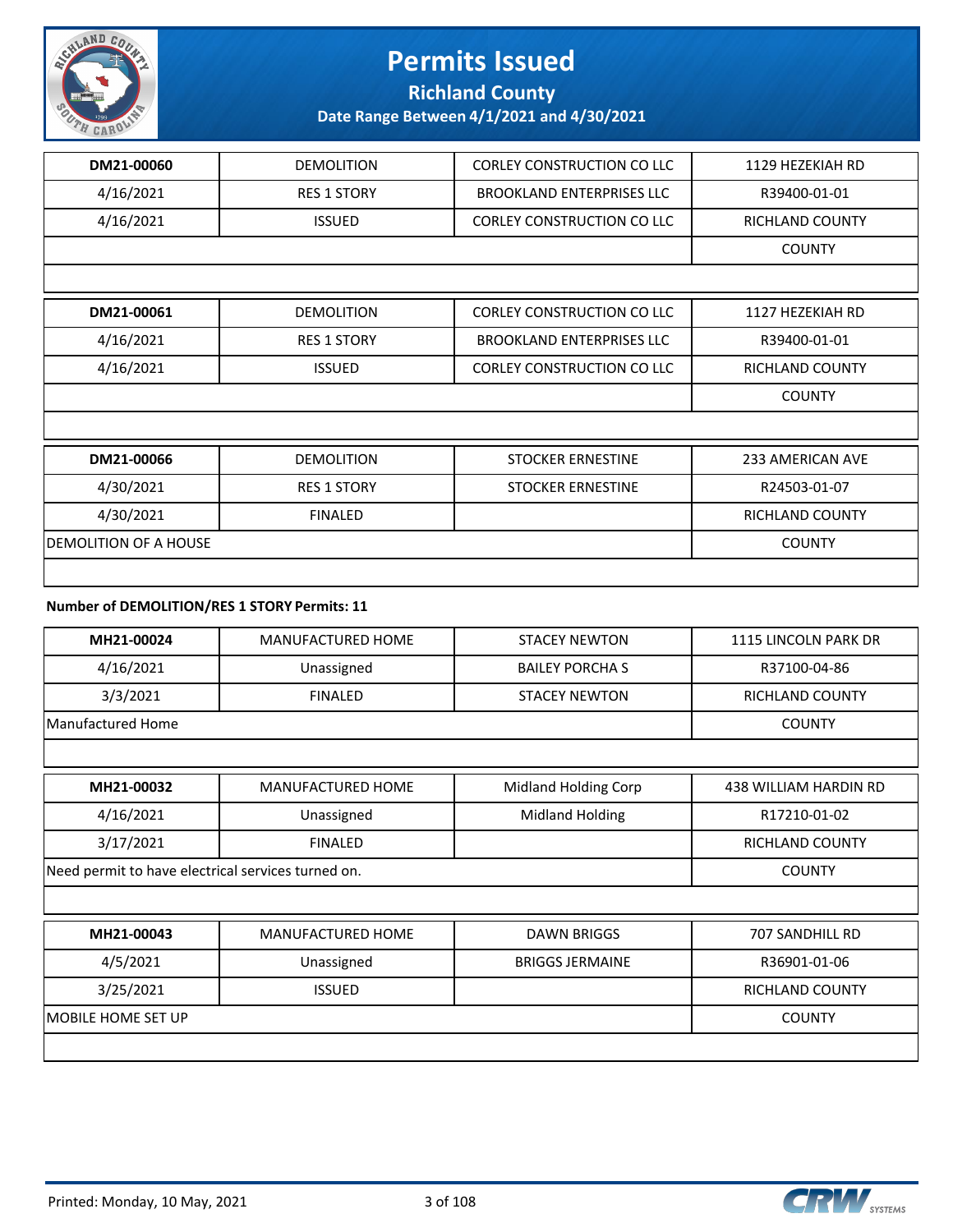| DM21-00060 | DEMOLITION | CORLEY CONSTRUCTION CO LLC | 1129 HEZEKIAH RD |
|---|---|---|---|
| 4/16/2021 | RES 1 STORY | BROOKLAND ENTERPRISES LLC | R39400-01-01 |
| 4/16/2021 | ISSUED | CORLEY CONSTRUCTION CO LLC | RICHLAND COUNTY |
| | | | COUNTY |

| DM21-00061 | DEMOLITION | CORLEY CONSTRUCTION CO LLC | 1127 HEZEKIAH RD |
|---|---|---|---|
| 4/16/2021 | RES 1 STORY | BROOKLAND ENTERPRISES LLC | R39400-01-01 |
| 4/16/2021 | ISSUED | CORLEY CONSTRUCTION CO LLC | RICHLAND COUNTY |
| | | | COUNTY |

| DM21-00066 | DEMOLITION | STOCKER ERNESTINE | 233 AMERICAN AVE |
|---|---|---|---|
| 4/30/2021 | RES 1 STORY | STOCKER ERNESTINE | R24503-01-07 |
| 4/30/2021 | FINALED | | RICHLAND COUNTY |
| DEMOLITION OF A HOUSE | | | COUNTY |

**Number of DEMOLITION/RES 1 STORY Permits: 11**

| MH21-00024 | MANUFACTURED HOME | STACEY NEWTON | 1115 LINCOLN PARK DR |
|---|---|---|---|
| 4/16/2021 | Unassigned | BAILEY PORCHA S | R37100-04-86 |
| 3/3/2021 | FINALED | STACEY NEWTON | RICHLAND COUNTY |
| Manufactured Home | | | COUNTY |

| MH21-00032 | MANUFACTURED HOME | Midland Holding Corp | 438 WILLIAM HARDIN RD |
|---|---|---|---|
| 4/16/2021 | Unassigned | Midland Holding | R17210-01-02 |
| 3/17/2021 | FINALED | | RICHLAND COUNTY |
| Need permit to have electrical services turned on. | | | COUNTY |

| MH21-00043 | MANUFACTURED HOME | DAWN BRIGGS | 707 SANDHILL RD |
|---|---|---|---|
| 4/5/2021 | Unassigned | BRIGGS JERMAINE | R36901-01-06 |
| 3/25/2021 | ISSUED | | RICHLAND COUNTY |
| MOBILE HOME SET UP | | | COUNTY |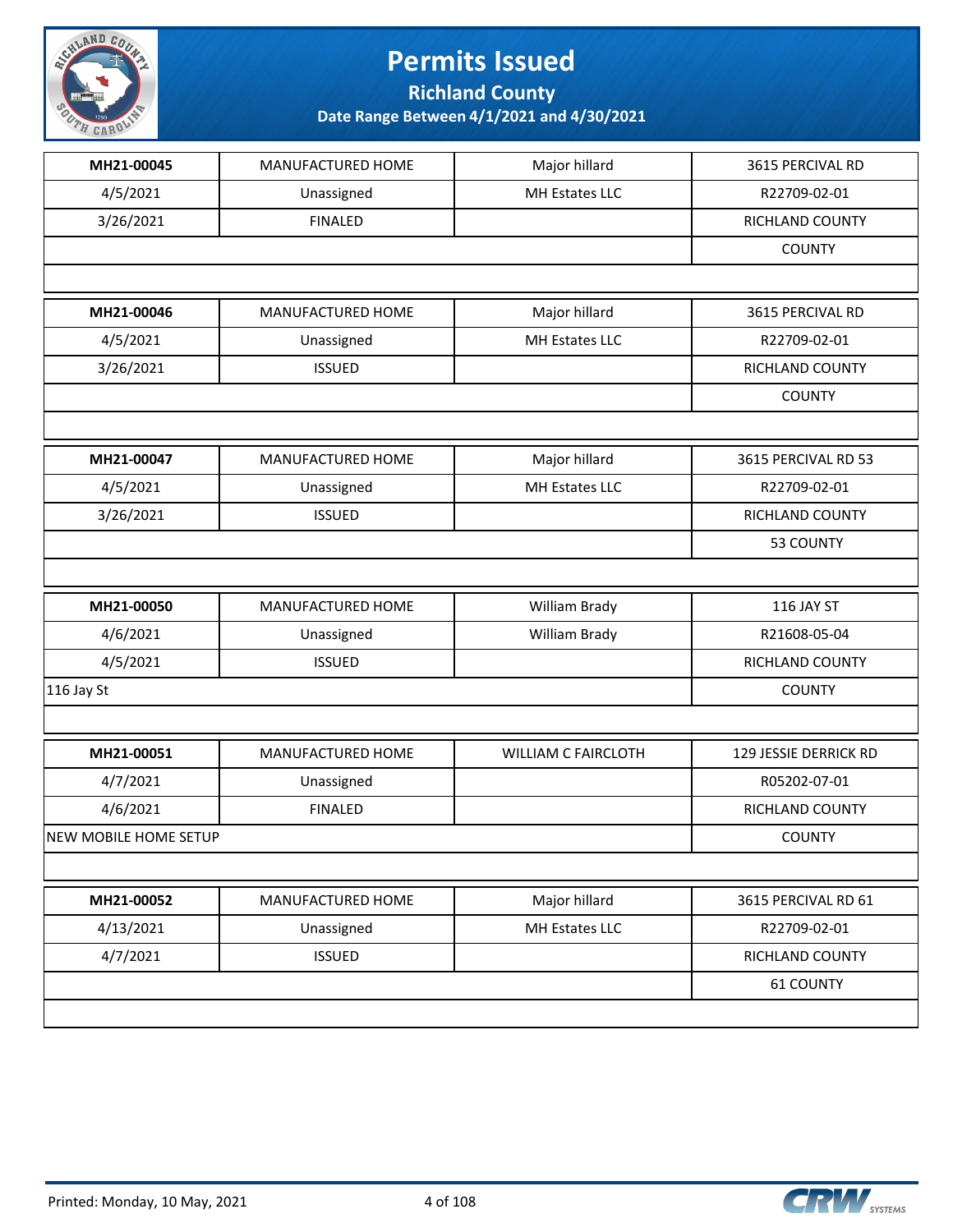# Permits Issued

## Richland County

### Date Range Between 4/1/2021 and 4/30/2021

| MH21-00045 | MANUFACTURED HOME | Major hillard | 3615 PERCIVAL RD |
|---|---|---|---|
| 4/5/2021 | Unassigned | MH Estates LLC | R22709-02-01 |
| 3/26/2021 | FINALED | | RICHLAND COUNTY |
| | | | COUNTY |

| MH21-00046 | MANUFACTURED HOME | Major hillard | 3615 PERCIVAL RD |
|---|---|---|---|
| 4/5/2021 | Unassigned | MH Estates LLC | R22709-02-01 |
| 3/26/2021 | ISSUED | | RICHLAND COUNTY |
| | | | COUNTY |

| MH21-00047 | MANUFACTURED HOME | Major hillard | 3615 PERCIVAL RD 53 |
|---|---|---|---|
| 4/5/2021 | Unassigned | MH Estates LLC | R22709-02-01 |
| 3/26/2021 | ISSUED | | RICHLAND COUNTY |
| | | | 53 COUNTY |

| MH21-00050 | MANUFACTURED HOME | William Brady | 116 JAY ST |
|---|---|---|---|
| 4/6/2021 | Unassigned | William Brady | R21608-05-04 |
| 4/5/2021 | ISSUED | | RICHLAND COUNTY |
| 116 Jay St | | | COUNTY |

| MH21-00051 | MANUFACTURED HOME | WILLIAM C FAIRCLOTH | 129 JESSIE DERRICK RD |
|---|---|---|---|
| 4/7/2021 | Unassigned | | R05202-07-01 |
| 4/6/2021 | FINALED | | RICHLAND COUNTY |
| NEW MOBILE HOME SETUP | | | COUNTY |

| MH21-00052 | MANUFACTURED HOME | Major hillard | 3615 PERCIVAL RD 61 |
|---|---|---|---|
| 4/13/2021 | Unassigned | MH Estates LLC | R22709-02-01 |
| 4/7/2021 | ISSUED | | RICHLAND COUNTY |
| | | | 61 COUNTY |

Printed: Monday, 10 May, 2021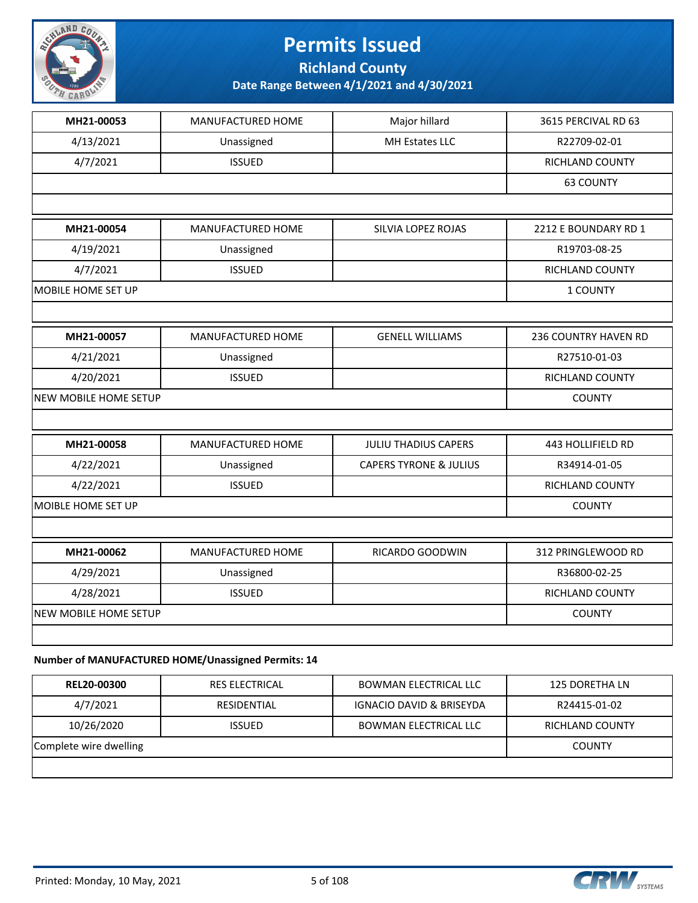# Permits Issued

## Richland County

**Date Range Between 4/1/2021 and 4/30/2021**

| **MH21-00053** | MANUFACTURED HOME | Major hillard | 3615 PERCIVAL RD 63 |
|---|---|---|---|
| 4/13/2021 | Unassigned | MH Estates LLC | R22709-02-01 |
| 4/7/2021 | ISSUED | | RICHLAND COUNTY |
| | | | 63 COUNTY |

| **MH21-00054** | MANUFACTURED HOME | SILVIA LOPEZ ROJAS | 2212 E BOUNDARY RD 1 |
|---|---|---|---|
| 4/19/2021 | Unassigned | | R19703-08-25 |
| 4/7/2021 | ISSUED | | RICHLAND COUNTY |
| MOBILE HOME SET UP | | | 1 COUNTY |

| **MH21-00057** | MANUFACTURED HOME | GENELL WILLIAMS | 236 COUNTRY HAVEN RD |
|---|---|---|---|
| 4/21/2021 | Unassigned | | R27510-01-03 |
| 4/20/2021 | ISSUED | | RICHLAND COUNTY |
| NEW MOBILE HOME SETUP | | | COUNTY |

| **MH21-00058** | MANUFACTURED HOME | JULIU THADIUS CAPERS | 443 HOLLIFIELD RD |
|---|---|---|---|
| 4/22/2021 | Unassigned | CAPERS TYRONE & JULIUS | R34914-01-05 |
| 4/22/2021 | ISSUED | | RICHLAND COUNTY |
| MOIBLE HOME SET UP | | | COUNTY |

| **MH21-00062** | MANUFACTURED HOME | RICARDO GOODWIN | 312 PRINGLEWOOD RD |
|---|---|---|---|
| 4/29/2021 | Unassigned | | R36800-02-25 |
| 4/28/2021 | ISSUED | | RICHLAND COUNTY |
| NEW MOBILE HOME SETUP | | | COUNTY |

**Number of MANUFACTURED HOME/Unassigned Permits: 14**

| **REL20-00300** | RES ELECTRICAL | BOWMAN ELECTRICAL LLC | 125 DORETHA LN |
|---|---|---|---|
| 4/7/2021 | RESIDENTIAL | IGNACIO DAVID & BRISEYDA | R24415-01-02 |
| 10/26/2020 | ISSUED | BOWMAN ELECTRICAL LLC | RICHLAND COUNTY |
| Complete wire dwelling | | | COUNTY |

Printed: Monday, 10 May, 2021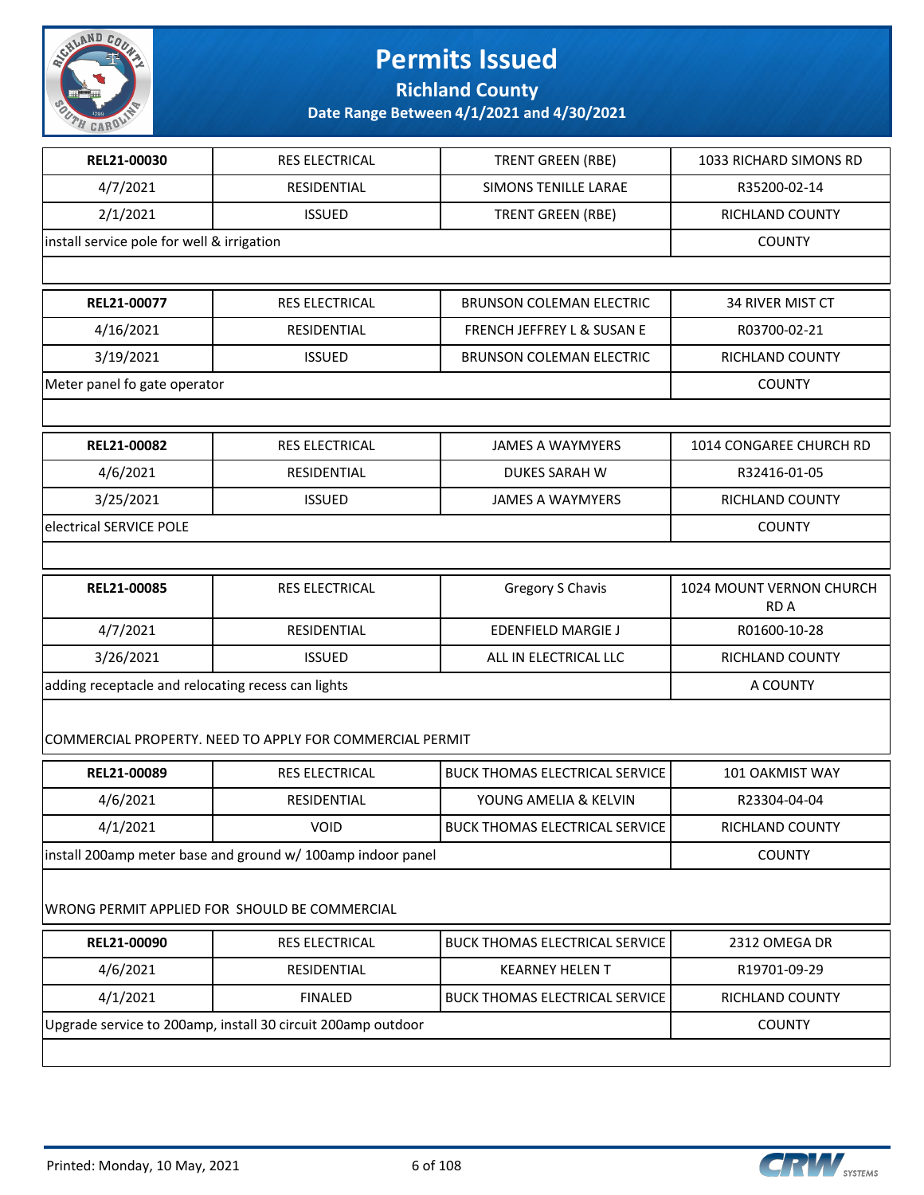# Permits Issued

## Richland County

### Date Range Between 4/1/2021 and 4/30/2021

| REL21-00030 | RES ELECTRICAL | TRENT GREEN (RBE) | 1033 RICHARD SIMONS RD |
|---|---|---|---|
| 4/7/2021 | RESIDENTIAL | SIMONS TENILLE LARAE | R35200-02-14 |
| 2/1/2021 | ISSUED | TRENT GREEN (RBE) | RICHLAND COUNTY |
| install service pole for well & irrigation | | | COUNTY |

| REL21-00077 | RES ELECTRICAL | BRUNSON COLEMAN ELECTRIC | 34 RIVER MIST CT |
|---|---|---|---|
| 4/16/2021 | RESIDENTIAL | FRENCH JEFFREY L & SUSAN E | R03700-02-21 |
| 3/19/2021 | ISSUED | BRUNSON COLEMAN ELECTRIC | RICHLAND COUNTY |
| Meter panel fo gate operator | | | COUNTY |

| REL21-00082 | RES ELECTRICAL | JAMES A WAYMYERS | 1014 CONGAREE CHURCH RD |
|---|---|---|---|
| 4/6/2021 | RESIDENTIAL | DUKES SARAH W | R32416-01-05 |
| 3/25/2021 | ISSUED | JAMES A WAYMYERS | RICHLAND COUNTY |
| electrical SERVICE POLE | | | COUNTY |

| REL21-00085 | RES ELECTRICAL | Gregory S Chavis | 1024 MOUNT VERNON CHURCH RD A |
|---|---|---|---|
| 4/7/2021 | RESIDENTIAL | EDENFIELD MARGIE J | R01600-10-28 |
| 3/26/2021 | ISSUED | ALL IN ELECTRICAL LLC | RICHLAND COUNTY |
| adding receptacle and relocating recess can lights | | | A COUNTY |

COMMERCIAL PROPERTY. NEED TO APPLY FOR COMMERCIAL PERMIT

| REL21-00089 | RES ELECTRICAL | BUCK THOMAS ELECTRICAL SERVICE | 101 OAKMIST WAY |
|---|---|---|---|
| 4/6/2021 | RESIDENTIAL | YOUNG AMELIA & KELVIN | R23304-04-04 |
| 4/1/2021 | VOID | BUCK THOMAS ELECTRICAL SERVICE | RICHLAND COUNTY |
| install 200amp meter base and ground w/ 100amp indoor panel | | | COUNTY |

WRONG PERMIT APPLIED FOR SHOULD BE COMMERCIAL

| REL21-00090 | RES ELECTRICAL | BUCK THOMAS ELECTRICAL SERVICE | 2312 OMEGA DR |
|---|---|---|---|
| 4/6/2021 | RESIDENTIAL | KEARNEY HELEN T | R19701-09-29 |
| 4/1/2021 | FINALED | BUCK THOMAS ELECTRICAL SERVICE | RICHLAND COUNTY |
| Upgrade service to 200amp, install 30 circuit 200amp outdoor | | | COUNTY |

Printed: Monday, 10 May, 2021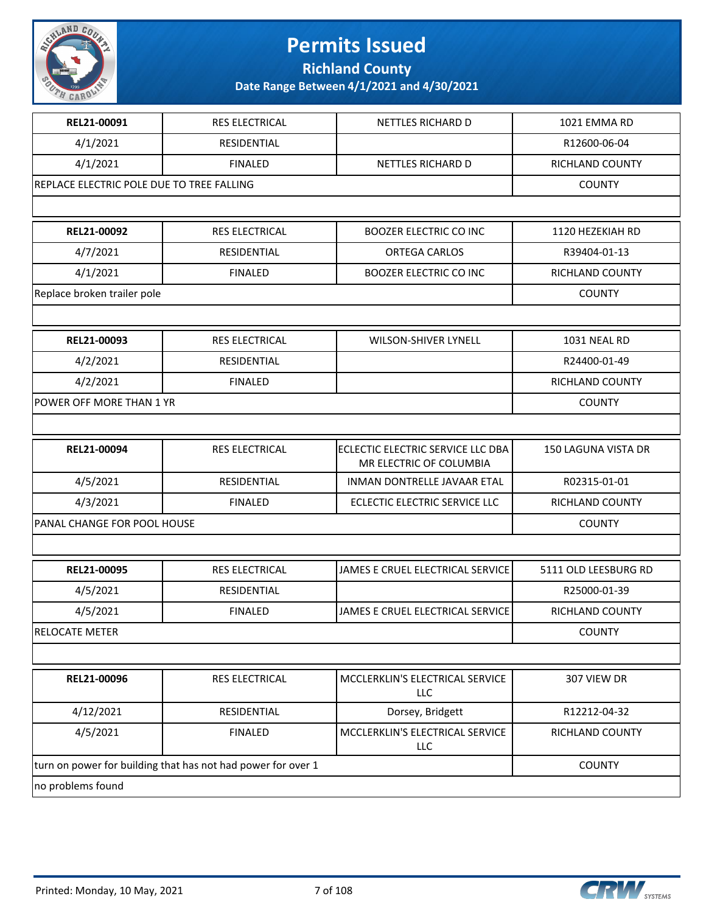# Permits Issued

## Richland County

### Date Range Between 4/1/2021 and 4/30/2021

| | | | |
|---|---|---|---|
| **REL21-00091** | RES ELECTRICAL | NETTLES RICHARD D | 1021 EMMA RD |
| 4/1/2021 | RESIDENTIAL | | R12600-06-04 |
| 4/1/2021 | FINALED | NETTLES RICHARD D | RICHLAND COUNTY |
| REPLACE ELECTRIC POLE DUE TO TREE FALLING | | | COUNTY |
| | | | |
| **REL21-00092** | RES ELECTRICAL | BOOZER ELECTRIC CO INC | 1120 HEZEKIAH RD |
| 4/7/2021 | RESIDENTIAL | ORTEGA CARLOS | R39404-01-13 |
| 4/1/2021 | FINALED | BOOZER ELECTRIC CO INC | RICHLAND COUNTY |
| Replace broken trailer pole | | | COUNTY |
| | | | |
| **REL21-00093** | RES ELECTRICAL | WILSON-SHIVER LYNELL | 1031 NEAL RD |
| 4/2/2021 | RESIDENTIAL | | R24400-01-49 |
| 4/2/2021 | FINALED | | RICHLAND COUNTY |
| POWER OFF MORE THAN 1 YR | | | COUNTY |
| | | | |
| **REL21-00094** | RES ELECTRICAL | ECLECTIC ELECTRIC SERVICE LLC DBA MR ELECTRIC OF COLUMBIA | 150 LAGUNA VISTA DR |
| 4/5/2021 | RESIDENTIAL | INMAN DONTRELLE JAVAAR ETAL | R02315-01-01 |
| 4/3/2021 | FINALED | ECLECTIC ELECTRIC SERVICE LLC | RICHLAND COUNTY |
| PANAL CHANGE FOR POOL HOUSE | | | COUNTY |
| | | | |
| **REL21-00095** | RES ELECTRICAL | JAMES E CRUEL ELECTRICAL SERVICE | 5111 OLD LEESBURG RD |
| 4/5/2021 | RESIDENTIAL | | R25000-01-39 |
| 4/5/2021 | FINALED | JAMES E CRUEL ELECTRICAL SERVICE | RICHLAND COUNTY |
| RELOCATE METER | | | COUNTY |
| | | | |
| **REL21-00096** | RES ELECTRICAL | MCCLERKLIN'S ELECTRICAL SERVICE LLC | 307 VIEW DR |
| 4/12/2021 | RESIDENTIAL | Dorsey, Bridgett | R12212-04-32 |
| 4/5/2021 | FINALED | MCCLERKLIN'S ELECTRICAL SERVICE LLC | RICHLAND COUNTY |
| turn on power for building that has not had power for over 1 | | | COUNTY |
| no problems found | | | |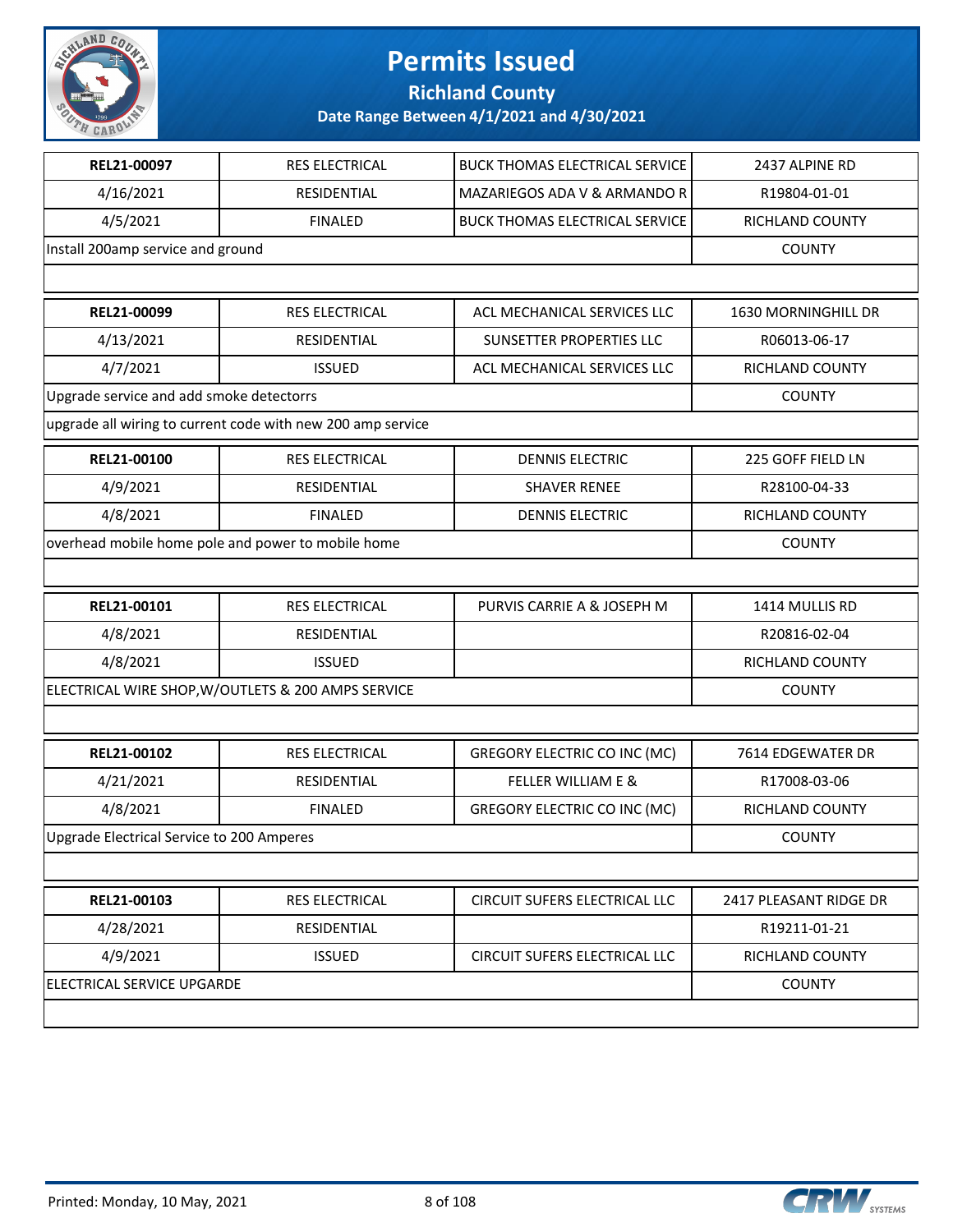# Permits Issued

## Richland County

### Date Range Between 4/1/2021 and 4/30/2021

| REL21-00097 | RES ELECTRICAL | BUCK THOMAS ELECTRICAL SERVICE | 2437 ALPINE RD |
|---|---|---|---|
| 4/16/2021 | RESIDENTIAL | MAZARIEGOS ADA V & ARMANDO R | R19804-01-01 |
| 4/5/2021 | FINALED | BUCK THOMAS ELECTRICAL SERVICE | RICHLAND COUNTY |
| Install 200amp service and ground | | | COUNTY |

| REL21-00099 | RES ELECTRICAL | ACL MECHANICAL SERVICES LLC | 1630 MORNINGHILL DR |
|---|---|---|---|
| 4/13/2021 | RESIDENTIAL | SUNSETTER PROPERTIES LLC | R06013-06-17 |
| 4/7/2021 | ISSUED | ACL MECHANICAL SERVICES LLC | RICHLAND COUNTY |
| Upgrade service and add smoke detectorrs | | | COUNTY |
| upgrade all wiring to current code with new 200 amp service | | | |

| REL21-00100 | RES ELECTRICAL | DENNIS ELECTRIC | 225 GOFF FIELD LN |
|---|---|---|---|
| 4/9/2021 | RESIDENTIAL | SHAVER RENEE | R28100-04-33 |
| 4/8/2021 | FINALED | DENNIS ELECTRIC | RICHLAND COUNTY |
| overhead mobile home pole and power to mobile home | | | COUNTY |

| REL21-00101 | RES ELECTRICAL | PURVIS CARRIE A & JOSEPH M | 1414 MULLIS RD |
|---|---|---|---|
| 4/8/2021 | RESIDENTIAL | | R20816-02-04 |
| 4/8/2021 | ISSUED | | RICHLAND COUNTY |
| ELECTRICAL WIRE SHOP,W/OUTLETS & 200 AMPS SERVICE | | | COUNTY |

| REL21-00102 | RES ELECTRICAL | GREGORY ELECTRIC CO INC (MC) | 7614 EDGEWATER DR |
|---|---|---|---|
| 4/21/2021 | RESIDENTIAL | FELLER WILLIAM E & | R17008-03-06 |
| 4/8/2021 | FINALED | GREGORY ELECTRIC CO INC (MC) | RICHLAND COUNTY |
| Upgrade Electrical Service to 200 Amperes | | | COUNTY |

| REL21-00103 | RES ELECTRICAL | CIRCUIT SUFERS ELECTRICAL LLC | 2417 PLEASANT RIDGE DR |
|---|---|---|---|
| 4/28/2021 | RESIDENTIAL | | R19211-01-21 |
| 4/9/2021 | ISSUED | CIRCUIT SUFERS ELECTRICAL LLC | RICHLAND COUNTY |
| ELECTRICAL SERVICE UPGARDE | | | COUNTY |

Printed: Monday, 10 May, 2021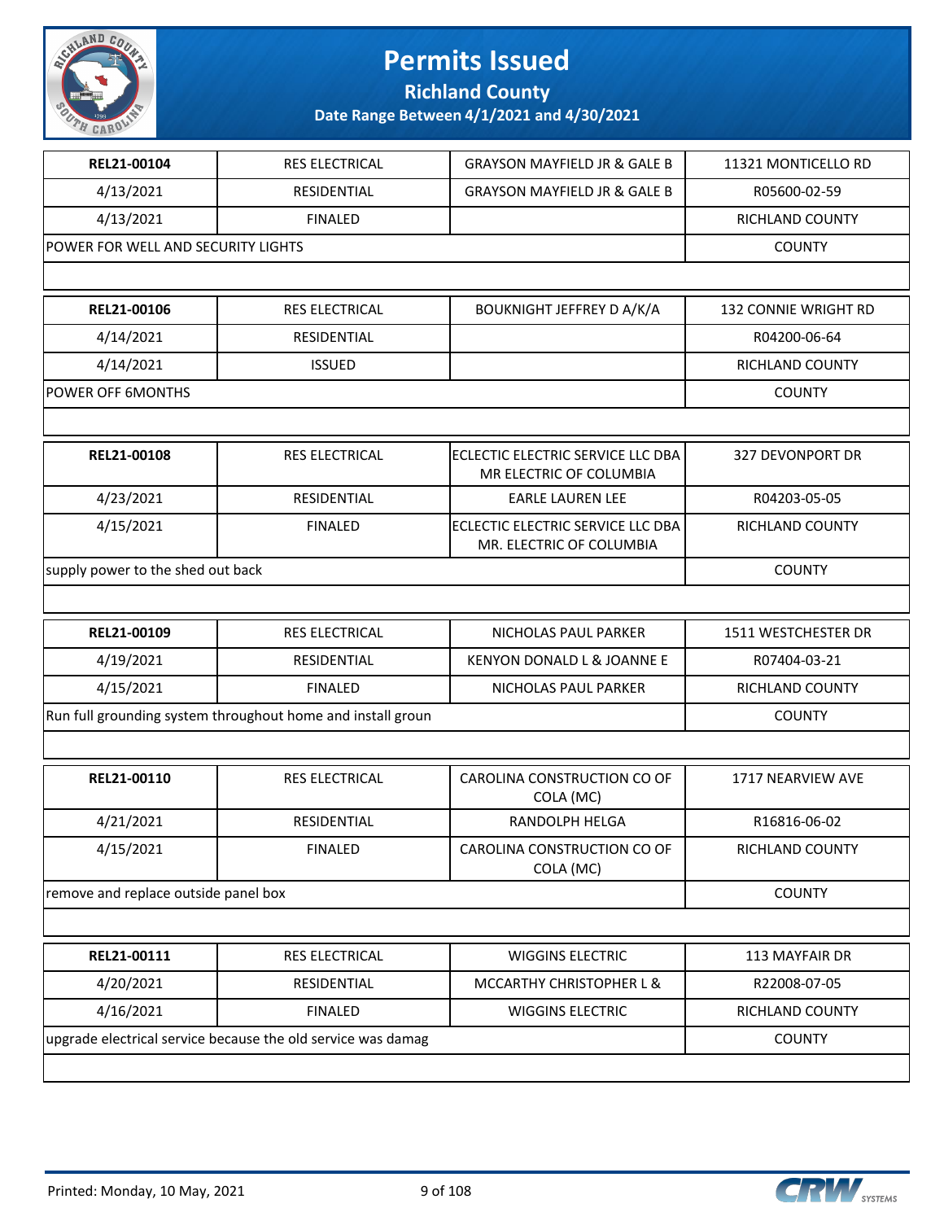# Permits Issued

## Richland County

### Date Range Between 4/1/2021 and 4/30/2021

| REL21-00104 | RES ELECTRICAL | GRAYSON MAYFIELD JR & GALE B | 11321 MONTICELLO RD |
|---|---|---|---|
| 4/13/2021 | RESIDENTIAL | GRAYSON MAYFIELD JR & GALE B | R05600-02-59 |
| 4/13/2021 | FINALED | | RICHLAND COUNTY |
| POWER FOR WELL AND SECURITY LIGHTS | | | COUNTY |

| REL21-00106 | RES ELECTRICAL | BOUKNIGHT JEFFREY D A/K/A | 132 CONNIE WRIGHT RD |
|---|---|---|---|
| 4/14/2021 | RESIDENTIAL | | R04200-06-64 |
| 4/14/2021 | ISSUED | | RICHLAND COUNTY |
| POWER OFF 6MONTHS | | | COUNTY |

| REL21-00108 | RES ELECTRICAL | ECLECTIC ELECTRIC SERVICE LLC DBA MR ELECTRIC OF COLUMBIA | 327 DEVONPORT DR |
|---|---|---|---|
| 4/23/2021 | RESIDENTIAL | EARLE LAUREN LEE | R04203-05-05 |
| 4/15/2021 | FINALED | ECLECTIC ELECTRIC SERVICE LLC DBA MR. ELECTRIC OF COLUMBIA | RICHLAND COUNTY |
| supply power to the shed out back | | | COUNTY |

| REL21-00109 | RES ELECTRICAL | NICHOLAS PAUL PARKER | 1511 WESTCHESTER DR |
|---|---|---|---|
| 4/19/2021 | RESIDENTIAL | KENYON DONALD L & JOANNE E | R07404-03-21 |
| 4/15/2021 | FINALED | NICHOLAS PAUL PARKER | RICHLAND COUNTY |
| Run full grounding system throughout home and install groun | | | COUNTY |

| REL21-00110 | RES ELECTRICAL | CAROLINA CONSTRUCTION CO OF COLA (MC) | 1717 NEARVIEW AVE |
|---|---|---|---|
| 4/21/2021 | RESIDENTIAL | RANDOLPH HELGA | R16816-06-02 |
| 4/15/2021 | FINALED | CAROLINA CONSTRUCTION CO OF COLA (MC) | RICHLAND COUNTY |
| remove and replace outside panel box | | | COUNTY |

| REL21-00111 | RES ELECTRICAL | WIGGINS ELECTRIC | 113 MAYFAIR DR |
|---|---|---|---|
| 4/20/2021 | RESIDENTIAL | MCCARTHY CHRISTOPHER L & | R22008-07-05 |
| 4/16/2021 | FINALED | WIGGINS ELECTRIC | RICHLAND COUNTY |
| upgrade electrical service because the old service was damag | | | COUNTY |

Printed: Monday, 10 May, 2021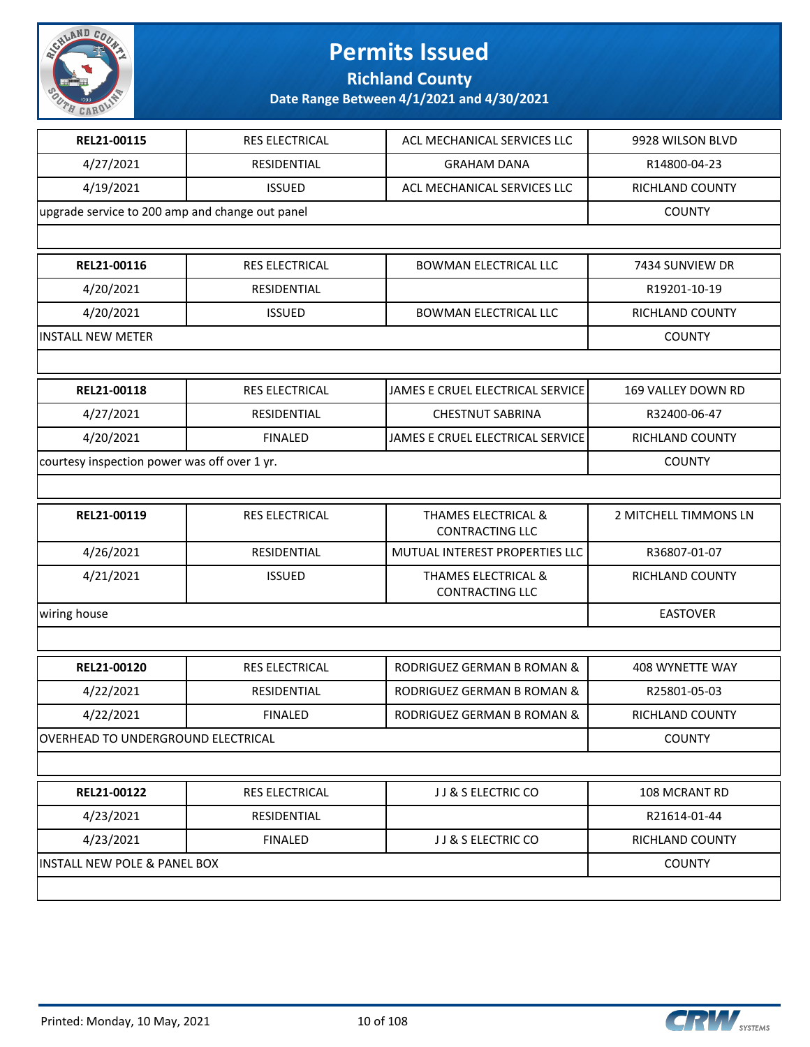# Permits Issued

**Richland County**

**Date Range Between 4/1/2021 and 4/30/2021**

| REL21-00115 | RES ELECTRICAL | ACL MECHANICAL SERVICES LLC | 9928 WILSON BLVD |
|---|---|---|---|
| 4/27/2021 | RESIDENTIAL | GRAHAM DANA | R14800-04-23 |
| 4/19/2021 | ISSUED | ACL MECHANICAL SERVICES LLC | RICHLAND COUNTY |
| upgrade service to 200 amp and change out panel | | | COUNTY |

| REL21-00116 | RES ELECTRICAL | BOWMAN ELECTRICAL LLC | 7434 SUNVIEW DR |
|---|---|---|---|
| 4/20/2021 | RESIDENTIAL | | R19201-10-19 |
| 4/20/2021 | ISSUED | BOWMAN ELECTRICAL LLC | RICHLAND COUNTY |
| INSTALL NEW METER | | | COUNTY |

| REL21-00118 | RES ELECTRICAL | JAMES E CRUEL ELECTRICAL SERVICE | 169 VALLEY DOWN RD |
|---|---|---|---|
| 4/27/2021 | RESIDENTIAL | CHESTNUT SABRINA | R32400-06-47 |
| 4/20/2021 | FINALED | JAMES E CRUEL ELECTRICAL SERVICE | RICHLAND COUNTY |
| courtesy inspection power was off over 1 yr. | | | COUNTY |

| REL21-00119 | RES ELECTRICAL | THAMES ELECTRICAL & CONTRACTING LLC | 2 MITCHELL TIMMONS LN |
|---|---|---|---|
| 4/26/2021 | RESIDENTIAL | MUTUAL INTEREST PROPERTIES LLC | R36807-01-07 |
| 4/21/2021 | ISSUED | THAMES ELECTRICAL & CONTRACTING LLC | RICHLAND COUNTY |
| wiring house | | | EASTOVER |

| REL21-00120 | RES ELECTRICAL | RODRIGUEZ GERMAN B ROMAN & | 408 WYNETTE WAY |
|---|---|---|---|
| 4/22/2021 | RESIDENTIAL | RODRIGUEZ GERMAN B ROMAN & | R25801-05-03 |
| 4/22/2021 | FINALED | RODRIGUEZ GERMAN B ROMAN & | RICHLAND COUNTY |
| OVERHEAD TO UNDERGROUND ELECTRICAL | | | COUNTY |

| REL21-00122 | RES ELECTRICAL | J J & S ELECTRIC CO | 108 MCRANT RD |
|---|---|---|---|
| 4/23/2021 | RESIDENTIAL | | R21614-01-44 |
| 4/23/2021 | FINALED | J J & S ELECTRIC CO | RICHLAND COUNTY |
| INSTALL NEW POLE & PANEL BOX | | | COUNTY |

Printed: Monday, 10 May, 2021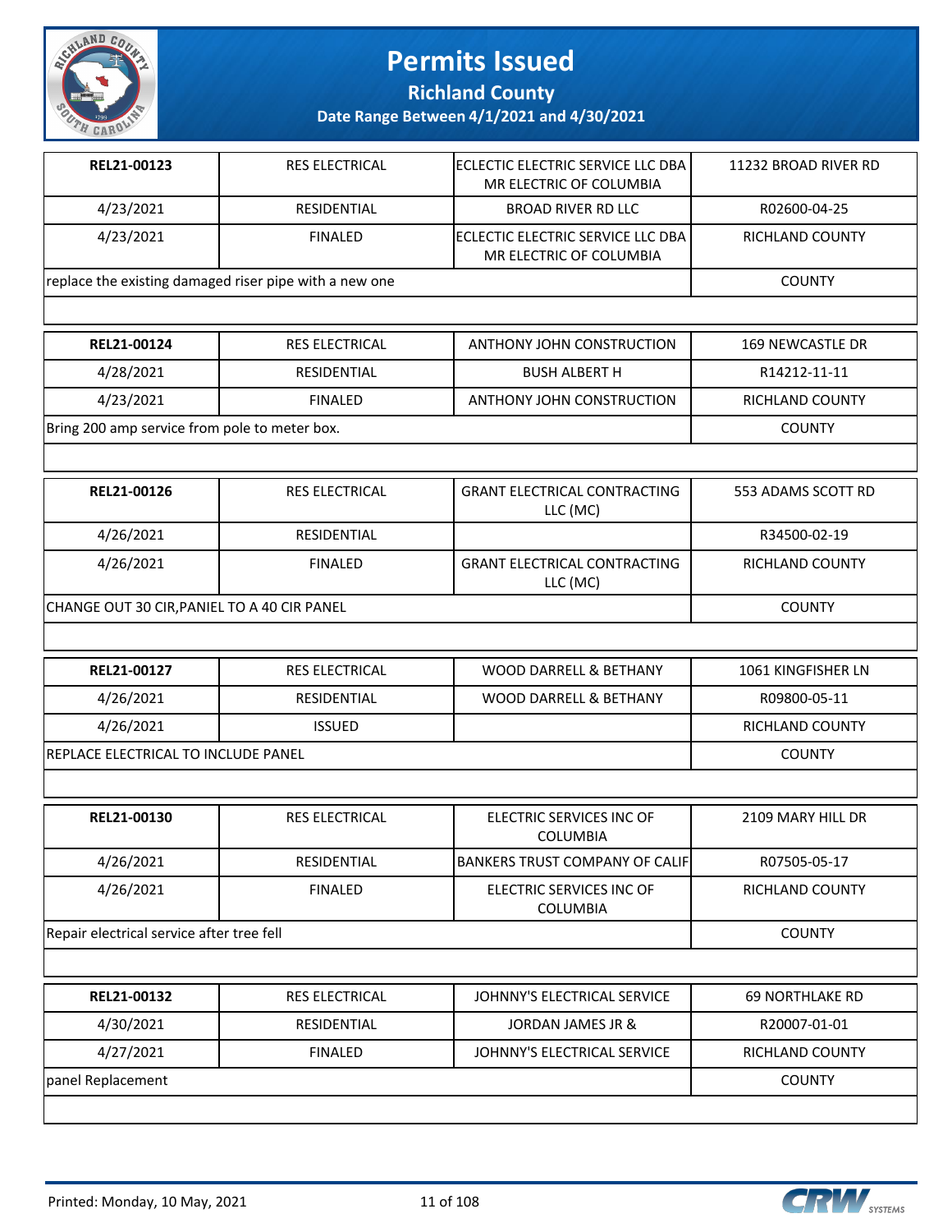# Permits Issued

## Richland County

### Date Range Between 4/1/2021 and 4/30/2021

| | | | |
|---|---|---|---|
| **REL21-00123** | RES ELECTRICAL | ECLECTIC ELECTRIC SERVICE LLC DBA MR ELECTRIC OF COLUMBIA | 11232 BROAD RIVER RD |
| 4/23/2021 | RESIDENTIAL | BROAD RIVER RD LLC | R02600-04-25 |
| 4/23/2021 | FINALED | ECLECTIC ELECTRIC SERVICE LLC DBA MR ELECTRIC OF COLUMBIA | RICHLAND COUNTY |
| replace the existing damaged riser pipe with a new one | | | COUNTY |

| | | | |
|---|---|---|---|
| **REL21-00124** | RES ELECTRICAL | ANTHONY JOHN CONSTRUCTION | 169 NEWCASTLE DR |
| 4/28/2021 | RESIDENTIAL | BUSH ALBERT H | R14212-11-11 |
| 4/23/2021 | FINALED | ANTHONY JOHN CONSTRUCTION | RICHLAND COUNTY |
| Bring 200 amp service from pole to meter box. | | | COUNTY |

| | | | |
|---|---|---|---|
| **REL21-00126** | RES ELECTRICAL | GRANT ELECTRICAL CONTRACTING LLC (MC) | 553 ADAMS SCOTT RD |
| 4/26/2021 | RESIDENTIAL | | R34500-02-19 |
| 4/26/2021 | FINALED | GRANT ELECTRICAL CONTRACTING LLC (MC) | RICHLAND COUNTY |
| CHANGE OUT 30 CIR,PANIEL TO A 40 CIR PANEL | | | COUNTY |

| | | | |
|---|---|---|---|
| **REL21-00127** | RES ELECTRICAL | WOOD DARRELL & BETHANY | 1061 KINGFISHER LN |
| 4/26/2021 | RESIDENTIAL | WOOD DARRELL & BETHANY | R09800-05-11 |
| 4/26/2021 | ISSUED | | RICHLAND COUNTY |
| REPLACE ELECTRICAL TO INCLUDE PANEL | | | COUNTY |

| | | | |
|---|---|---|---|
| **REL21-00130** | RES ELECTRICAL | ELECTRIC SERVICES INC OF COLUMBIA | 2109 MARY HILL DR |
| 4/26/2021 | RESIDENTIAL | BANKERS TRUST COMPANY OF CALIF | R07505-05-17 |
| 4/26/2021 | FINALED | ELECTRIC SERVICES INC OF COLUMBIA | RICHLAND COUNTY |
| Repair electrical service after tree fell | | | COUNTY |

| | | | |
|---|---|---|---|
| **REL21-00132** | RES ELECTRICAL | JOHNNY'S ELECTRICAL SERVICE | 69 NORTHLAKE RD |
| 4/30/2021 | RESIDENTIAL | JORDAN JAMES JR & | R20007-01-01 |
| 4/27/2021 | FINALED | JOHNNY'S ELECTRICAL SERVICE | RICHLAND COUNTY |
| panel Replacement | | | COUNTY |

Printed: Monday, 10 May, 2021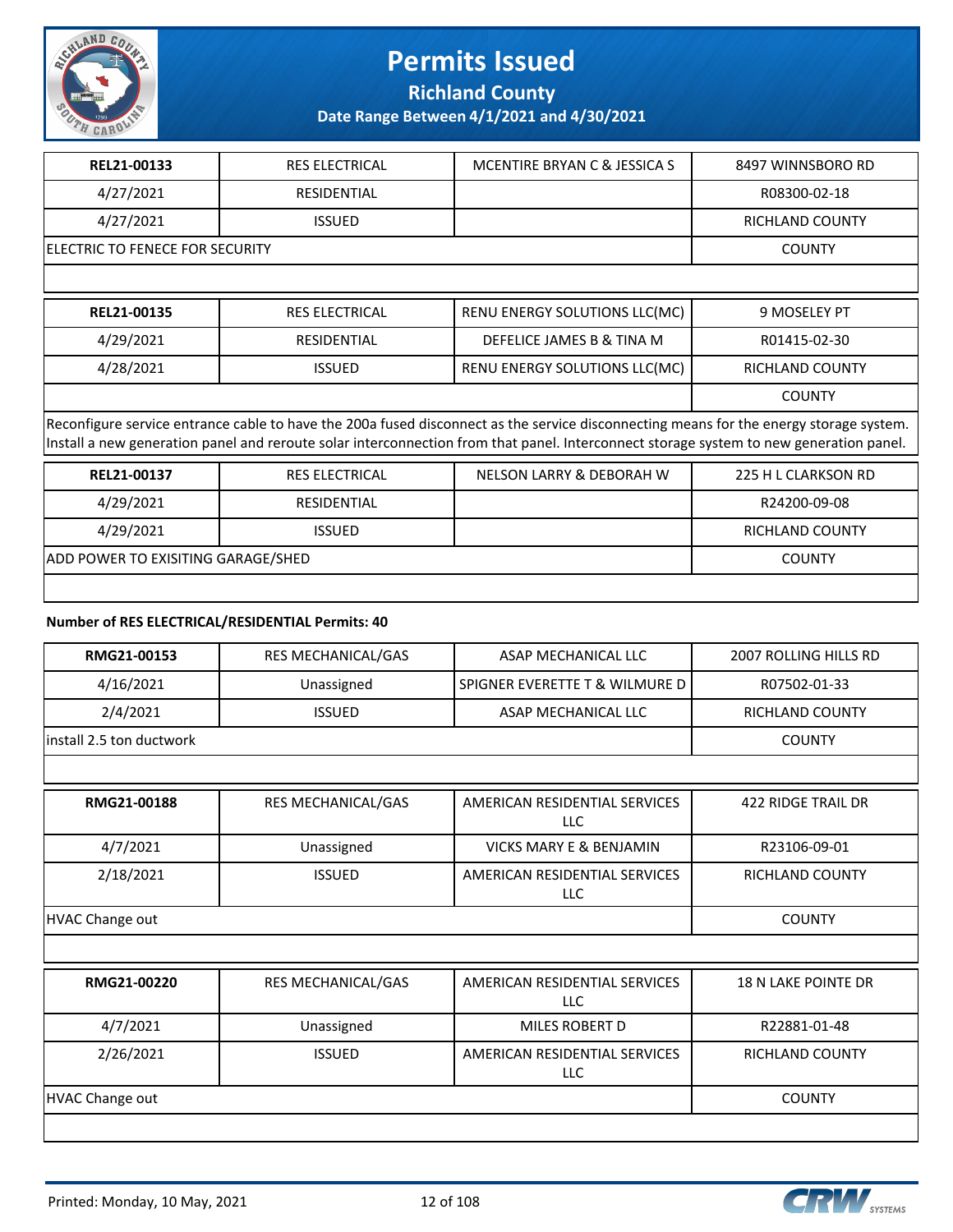| REL21-00133 | RES ELECTRICAL | MCENTIRE BRYAN C & JESSICA S | 8497 WINNSBORO RD |
|---|---|---|---|
| 4/27/2021 | RESIDENTIAL | | R08300-02-18 |
| 4/27/2021 | ISSUED | | RICHLAND COUNTY |
| ELECTRIC TO FENECE FOR SECURITY | | | COUNTY |

| REL21-00135 | RES ELECTRICAL | RENU ENERGY SOLUTIONS LLC(MC) | 9 MOSELEY PT |
|---|---|---|---|
| 4/29/2021 | RESIDENTIAL | DEFELICE JAMES B & TINA M | R01415-02-30 |
| 4/28/2021 | ISSUED | RENU ENERGY SOLUTIONS LLC(MC) | RICHLAND COUNTY |
| | | | COUNTY |

Reconfigure service entrance cable to have the 200a fused disconnect as the service disconnecting means for the energy storage system. Install a new generation panel and reroute solar interconnection from that panel. Interconnect storage system to new generation panel.

| REL21-00137 | RES ELECTRICAL | NELSON LARRY & DEBORAH W | 225 H L CLARKSON RD |
|---|---|---|---|
| 4/29/2021 | RESIDENTIAL | | R24200-09-08 |
| 4/29/2021 | ISSUED | | RICHLAND COUNTY |
| ADD POWER TO EXISITING GARAGE/SHED | | | COUNTY |

**Number of RES ELECTRICAL/RESIDENTIAL Permits: 40**

| RMG21-00153 | RES MECHANICAL/GAS | ASAP MECHANICAL LLC | 2007 ROLLING HILLS RD |
|---|---|---|---|
| 4/16/2021 | Unassigned | SPIGNER EVERETTE T & WILMURE D | R07502-01-33 |
| 2/4/2021 | ISSUED | ASAP MECHANICAL LLC | RICHLAND COUNTY |
| install 2.5 ton ductwork | | | COUNTY |

| RMG21-00188 | RES MECHANICAL/GAS | AMERICAN RESIDENTIAL SERVICES LLC | 422 RIDGE TRAIL DR |
|---|---|---|---|
| 4/7/2021 | Unassigned | VICKS MARY E & BENJAMIN | R23106-09-01 |
| 2/18/2021 | ISSUED | AMERICAN RESIDENTIAL SERVICES LLC | RICHLAND COUNTY |
| HVAC Change out | | | COUNTY |

| RMG21-00220 | RES MECHANICAL/GAS | AMERICAN RESIDENTIAL SERVICES LLC | 18 N LAKE POINTE DR |
|---|---|---|---|
| 4/7/2021 | Unassigned | MILES ROBERT D | R22881-01-48 |
| 2/26/2021 | ISSUED | AMERICAN RESIDENTIAL SERVICES LLC | RICHLAND COUNTY |
| HVAC Change out | | | COUNTY |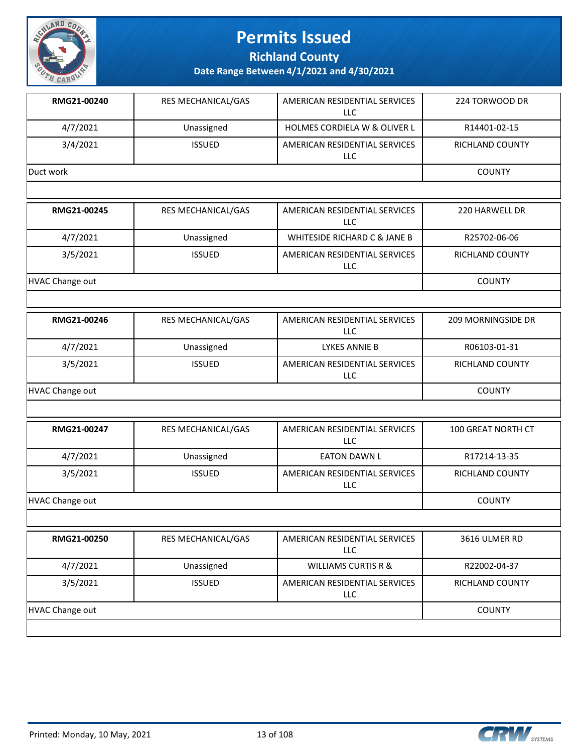# Permits Issued

## Richland County

### Date Range Between 4/1/2021 and 4/30/2021

| | | | |
|---|---|---|---|
| **RMG21-00240** | RES MECHANICAL/GAS | AMERICAN RESIDENTIAL SERVICES LLC | 224 TORWOOD DR |
| 4/7/2021 | Unassigned | HOLMES CORDIELA W & OLIVER L | R14401-02-15 |
| 3/4/2021 | ISSUED | AMERICAN RESIDENTIAL SERVICES LLC | RICHLAND COUNTY |
| Duct work | | | COUNTY |

| | | | |
|---|---|---|---|
| **RMG21-00245** | RES MECHANICAL/GAS | AMERICAN RESIDENTIAL SERVICES LLC | 220 HARWELL DR |
| 4/7/2021 | Unassigned | WHITESIDE RICHARD C & JANE B | R25702-06-06 |
| 3/5/2021 | ISSUED | AMERICAN RESIDENTIAL SERVICES LLC | RICHLAND COUNTY |
| HVAC Change out | | | COUNTY |

| | | | |
|---|---|---|---|
| **RMG21-00246** | RES MECHANICAL/GAS | AMERICAN RESIDENTIAL SERVICES LLC | 209 MORNINGSIDE DR |
| 4/7/2021 | Unassigned | LYKES ANNIE B | R06103-01-31 |
| 3/5/2021 | ISSUED | AMERICAN RESIDENTIAL SERVICES LLC | RICHLAND COUNTY |
| HVAC Change out | | | COUNTY |

| | | | |
|---|---|---|---|
| **RMG21-00247** | RES MECHANICAL/GAS | AMERICAN RESIDENTIAL SERVICES LLC | 100 GREAT NORTH CT |
| 4/7/2021 | Unassigned | EATON DAWN L | R17214-13-35 |
| 3/5/2021 | ISSUED | AMERICAN RESIDENTIAL SERVICES LLC | RICHLAND COUNTY |
| HVAC Change out | | | COUNTY |

| | | | |
|---|---|---|---|
| **RMG21-00250** | RES MECHANICAL/GAS | AMERICAN RESIDENTIAL SERVICES LLC | 3616 ULMER RD |
| 4/7/2021 | Unassigned | WILLIAMS CURTIS R & | R22002-04-37 |
| 3/5/2021 | ISSUED | AMERICAN RESIDENTIAL SERVICES LLC | RICHLAND COUNTY |
| HVAC Change out | | | COUNTY |

Printed: Monday, 10 May, 2021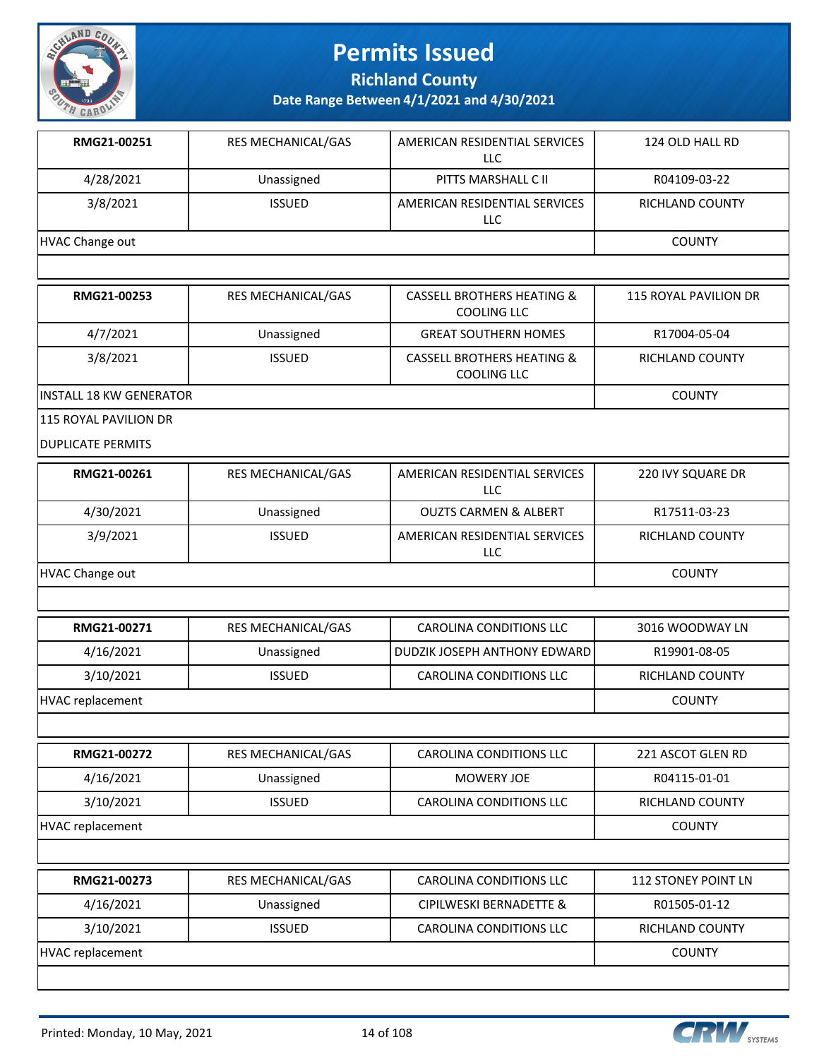# Permits Issued

## Richland County

### Date Range Between 4/1/2021 and 4/30/2021

| | | | |
|---|---|---|---|
| **RMG21-00251** | RES MECHANICAL/GAS | AMERICAN RESIDENTIAL SERVICES LLC | 124 OLD HALL RD |
| 4/28/2021 | Unassigned | PITTS MARSHALL C II | R04109-03-22 |
| 3/8/2021 | ISSUED | AMERICAN RESIDENTIAL SERVICES LLC | RICHLAND COUNTY |
| HVAC Change out | | | COUNTY |

| | | | |
|---|---|---|---|
| **RMG21-00253** | RES MECHANICAL/GAS | CASSELL BROTHERS HEATING & COOLING LLC | 115 ROYAL PAVILION DR |
| 4/7/2021 | Unassigned | GREAT SOUTHERN HOMES | R17004-05-04 |
| 3/8/2021 | ISSUED | CASSELL BROTHERS HEATING & COOLING LLC | RICHLAND COUNTY |
| INSTALL 18 KW GENERATOR | | | COUNTY |

115 ROYAL PAVILION DR

DUPLICATE PERMITS

| | | | |
|---|---|---|---|
| **RMG21-00261** | RES MECHANICAL/GAS | AMERICAN RESIDENTIAL SERVICES LLC | 220 IVY SQUARE DR |
| 4/30/2021 | Unassigned | OUZTS CARMEN & ALBERT | R17511-03-23 |
| 3/9/2021 | ISSUED | AMERICAN RESIDENTIAL SERVICES LLC | RICHLAND COUNTY |
| HVAC Change out | | | COUNTY |

| | | | |
|---|---|---|---|
| **RMG21-00271** | RES MECHANICAL/GAS | CAROLINA CONDITIONS LLC | 3016 WOODWAY LN |
| 4/16/2021 | Unassigned | DUDZIK JOSEPH ANTHONY EDWARD | R19901-08-05 |
| 3/10/2021 | ISSUED | CAROLINA CONDITIONS LLC | RICHLAND COUNTY |
| HVAC replacement | | | COUNTY |

| | | | |
|---|---|---|---|
| **RMG21-00272** | RES MECHANICAL/GAS | CAROLINA CONDITIONS LLC | 221 ASCOT GLEN RD |
| 4/16/2021 | Unassigned | MOWERY JOE | R04115-01-01 |
| 3/10/2021 | ISSUED | CAROLINA CONDITIONS LLC | RICHLAND COUNTY |
| HVAC replacement | | | COUNTY |

| | | | |
|---|---|---|---|
| **RMG21-00273** | RES MECHANICAL/GAS | CAROLINA CONDITIONS LLC | 112 STONEY POINT LN |
| 4/16/2021 | Unassigned | CIPILWESKI BERNADETTE & | R01505-01-12 |
| 3/10/2021 | ISSUED | CAROLINA CONDITIONS LLC | RICHLAND COUNTY |
| HVAC replacement | | | COUNTY |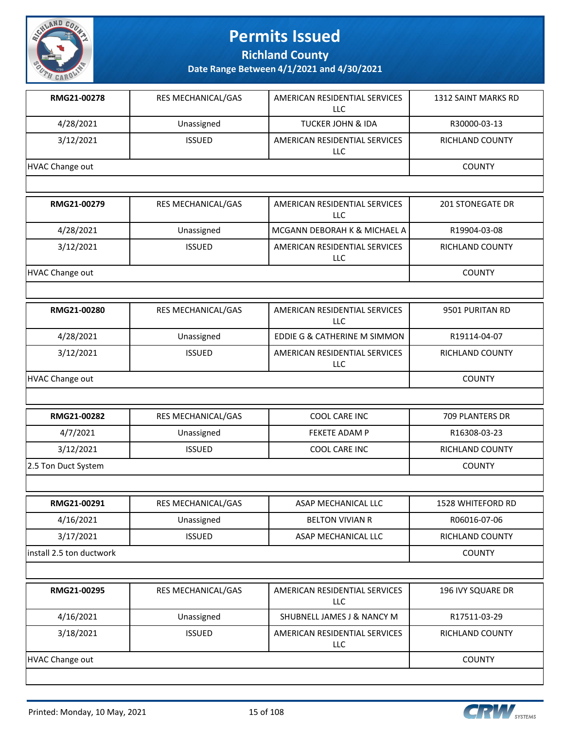# Permits Issued

## Richland County

### Date Range Between 4/1/2021 and 4/30/2021

| | | | |
|---|---|---|---|
| **RMG21-00278** | RES MECHANICAL/GAS | AMERICAN RESIDENTIAL SERVICES LLC | 1312 SAINT MARKS RD |
| 4/28/2021 | Unassigned | TUCKER JOHN & IDA | R30000-03-13 |
| 3/12/2021 | ISSUED | AMERICAN RESIDENTIAL SERVICES LLC | RICHLAND COUNTY |
| HVAC Change out | | | COUNTY |

| | | | |
|---|---|---|---|
| **RMG21-00279** | RES MECHANICAL/GAS | AMERICAN RESIDENTIAL SERVICES LLC | 201 STONEGATE DR |
| 4/28/2021 | Unassigned | MCGANN DEBORAH K & MICHAEL A | R19904-03-08 |
| 3/12/2021 | ISSUED | AMERICAN RESIDENTIAL SERVICES LLC | RICHLAND COUNTY |
| HVAC Change out | | | COUNTY |

| | | | |
|---|---|---|---|
| **RMG21-00280** | RES MECHANICAL/GAS | AMERICAN RESIDENTIAL SERVICES LLC | 9501 PURITAN RD |
| 4/28/2021 | Unassigned | EDDIE G & CATHERINE M SIMMON | R19114-04-07 |
| 3/12/2021 | ISSUED | AMERICAN RESIDENTIAL SERVICES LLC | RICHLAND COUNTY |
| HVAC Change out | | | COUNTY |

| | | | |
|---|---|---|---|
| **RMG21-00282** | RES MECHANICAL/GAS | COOL CARE INC | 709 PLANTERS DR |
| 4/7/2021 | Unassigned | FEKETE ADAM P | R16308-03-23 |
| 3/12/2021 | ISSUED | COOL CARE INC | RICHLAND COUNTY |
| 2.5 Ton Duct System | | | COUNTY |

| | | | |
|---|---|---|---|
| **RMG21-00291** | RES MECHANICAL/GAS | ASAP MECHANICAL LLC | 1528 WHITEFORD RD |
| 4/16/2021 | Unassigned | BELTON VIVIAN R | R06016-07-06 |
| 3/17/2021 | ISSUED | ASAP MECHANICAL LLC | RICHLAND COUNTY |
| install 2.5 ton ductwork | | | COUNTY |

| | | | |
|---|---|---|---|
| **RMG21-00295** | RES MECHANICAL/GAS | AMERICAN RESIDENTIAL SERVICES LLC | 196 IVY SQUARE DR |
| 4/16/2021 | Unassigned | SHUBNELL JAMES J & NANCY M | R17511-03-29 |
| 3/18/2021 | ISSUED | AMERICAN RESIDENTIAL SERVICES LLC | RICHLAND COUNTY |
| HVAC Change out | | | COUNTY |

Printed: Monday, 10 May, 2021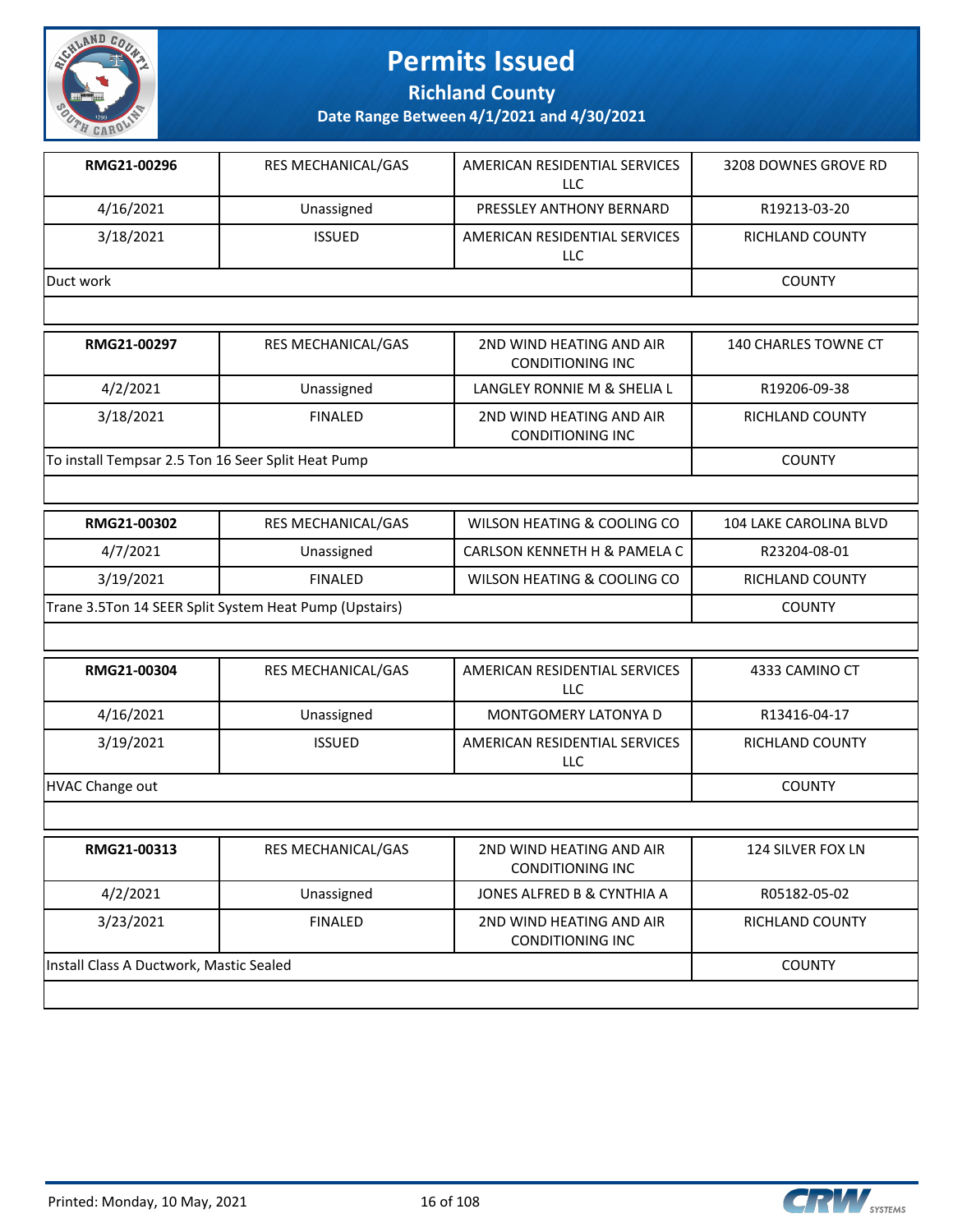# Permits Issued

## Richland County

### Date Range Between 4/1/2021 and 4/30/2021

| RMG21-00296 | RES MECHANICAL/GAS | AMERICAN RESIDENTIAL SERVICES LLC | 3208 DOWNES GROVE RD |
|---|---|---|---|
| 4/16/2021 | Unassigned | PRESSLEY ANTHONY BERNARD | R19213-03-20 |
| 3/18/2021 | ISSUED | AMERICAN RESIDENTIAL SERVICES LLC | RICHLAND COUNTY |
| Duct work | | | COUNTY |

| RMG21-00297 | RES MECHANICAL/GAS | 2ND WIND HEATING AND AIR CONDITIONING INC | 140 CHARLES TOWNE CT |
|---|---|---|---|
| 4/2/2021 | Unassigned | LANGLEY RONNIE M & SHELIA L | R19206-09-38 |
| 3/18/2021 | FINALED | 2ND WIND HEATING AND AIR CONDITIONING INC | RICHLAND COUNTY |
| To install Tempsar 2.5 Ton 16 Seer Split Heat Pump | | | COUNTY |

| RMG21-00302 | RES MECHANICAL/GAS | WILSON HEATING & COOLING CO | 104 LAKE CAROLINA BLVD |
|---|---|---|---|
| 4/7/2021 | Unassigned | CARLSON KENNETH H & PAMELA C | R23204-08-01 |
| 3/19/2021 | FINALED | WILSON HEATING & COOLING CO | RICHLAND COUNTY |
| Trane 3.5Ton 14 SEER Split System Heat Pump (Upstairs) | | | COUNTY |

| RMG21-00304 | RES MECHANICAL/GAS | AMERICAN RESIDENTIAL SERVICES LLC | 4333 CAMINO CT |
|---|---|---|---|
| 4/16/2021 | Unassigned | MONTGOMERY LATONYA D | R13416-04-17 |
| 3/19/2021 | ISSUED | AMERICAN RESIDENTIAL SERVICES LLC | RICHLAND COUNTY |
| HVAC Change out | | | COUNTY |

| RMG21-00313 | RES MECHANICAL/GAS | 2ND WIND HEATING AND AIR CONDITIONING INC | 124 SILVER FOX LN |
|---|---|---|---|
| 4/2/2021 | Unassigned | JONES ALFRED B & CYNTHIA A | R05182-05-02 |
| 3/23/2021 | FINALED | 2ND WIND HEATING AND AIR CONDITIONING INC | RICHLAND COUNTY |
| Install Class A Ductwork, Mastic Sealed | | | COUNTY |

Printed: Monday, 10 May, 2021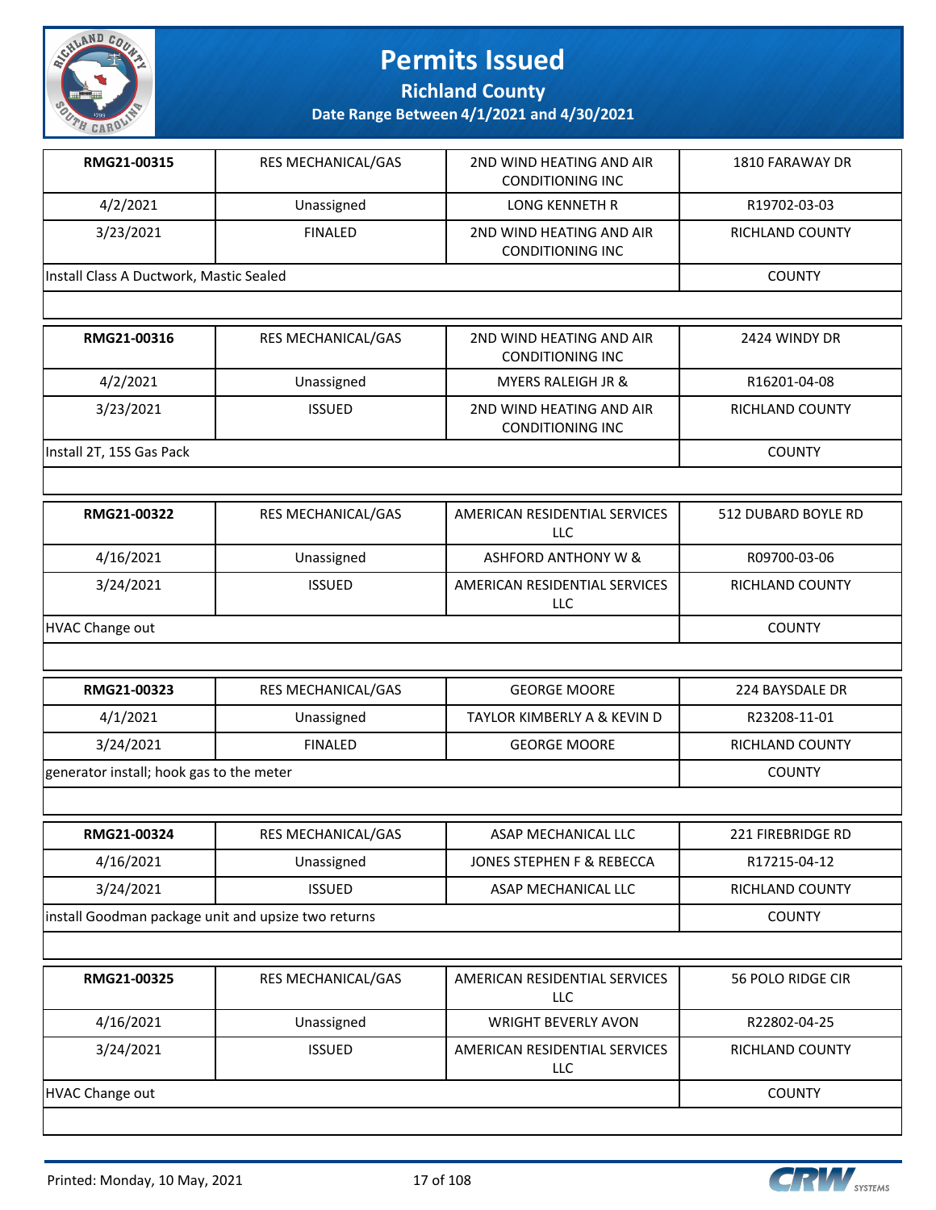# Permits Issued

## Richland County

### Date Range Between 4/1/2021 and 4/30/2021

| RMG21-00315 | RES MECHANICAL/GAS | 2ND WIND HEATING AND AIR CONDITIONING INC | 1810 FARAWAY DR |
|---|---|---|---|
| 4/2/2021 | Unassigned | LONG KENNETH R | R19702-03-03 |
| 3/23/2021 | FINALED | 2ND WIND HEATING AND AIR CONDITIONING INC | RICHLAND COUNTY |
| Install Class A Ductwork, Mastic Sealed | | | COUNTY |

| RMG21-00316 | RES MECHANICAL/GAS | 2ND WIND HEATING AND AIR CONDITIONING INC | 2424 WINDY DR |
|---|---|---|---|
| 4/2/2021 | Unassigned | MYERS RALEIGH JR & | R16201-04-08 |
| 3/23/2021 | ISSUED | 2ND WIND HEATING AND AIR CONDITIONING INC | RICHLAND COUNTY |
| Install 2T, 15S Gas Pack | | | COUNTY |

| RMG21-00322 | RES MECHANICAL/GAS | AMERICAN RESIDENTIAL SERVICES LLC | 512 DUBARD BOYLE RD |
|---|---|---|---|
| 4/16/2021 | Unassigned | ASHFORD ANTHONY W & | R09700-03-06 |
| 3/24/2021 | ISSUED | AMERICAN RESIDENTIAL SERVICES LLC | RICHLAND COUNTY |
| HVAC Change out | | | COUNTY |

| RMG21-00323 | RES MECHANICAL/GAS | GEORGE MOORE | 224 BAYSDALE DR |
|---|---|---|---|
| 4/1/2021 | Unassigned | TAYLOR KIMBERLY A & KEVIN D | R23208-11-01 |
| 3/24/2021 | FINALED | GEORGE MOORE | RICHLAND COUNTY |
| generator install; hook gas to the meter | | | COUNTY |

| RMG21-00324 | RES MECHANICAL/GAS | ASAP MECHANICAL LLC | 221 FIREBRIDGE RD |
|---|---|---|---|
| 4/16/2021 | Unassigned | JONES STEPHEN F & REBECCA | R17215-04-12 |
| 3/24/2021 | ISSUED | ASAP MECHANICAL LLC | RICHLAND COUNTY |
| install Goodman package unit and upsize two returns | | | COUNTY |

| RMG21-00325 | RES MECHANICAL/GAS | AMERICAN RESIDENTIAL SERVICES LLC | 56 POLO RIDGE CIR |
|---|---|---|---|
| 4/16/2021 | Unassigned | WRIGHT BEVERLY AVON | R22802-04-25 |
| 3/24/2021 | ISSUED | AMERICAN RESIDENTIAL SERVICES LLC | RICHLAND COUNTY |
| HVAC Change out | | | COUNTY |

Printed: Monday, 10 May, 2021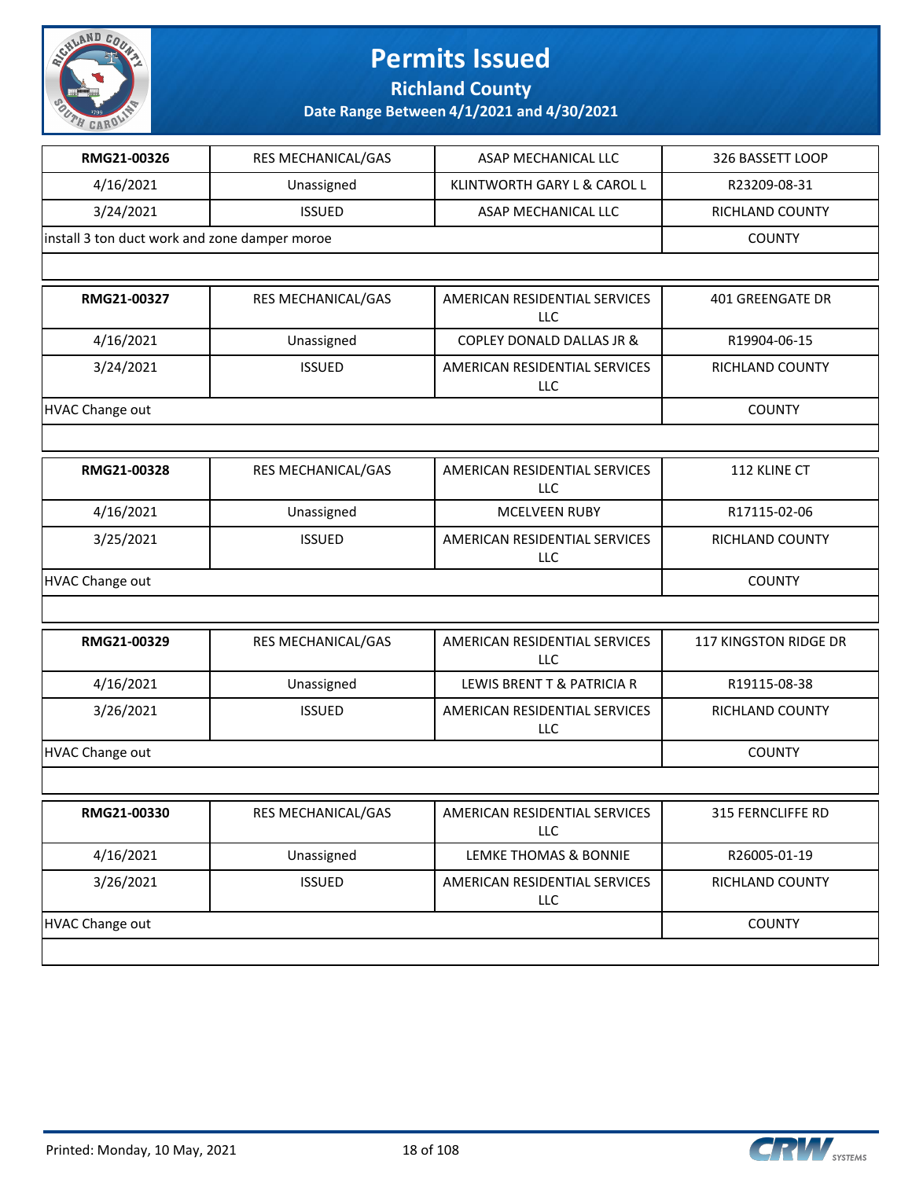# Permits Issued

## Richland County

### Date Range Between 4/1/2021 and 4/30/2021

| | | | |
|---|---|---|---|
| **RMG21-00326** | RES MECHANICAL/GAS | ASAP MECHANICAL LLC | 326 BASSETT LOOP |
| 4/16/2021 | Unassigned | KLINTWORTH GARY L & CAROL L | R23209-08-31 |
| 3/24/2021 | ISSUED | ASAP MECHANICAL LLC | RICHLAND COUNTY |
| install 3 ton duct work and zone damper moroe | | | COUNTY |

| | | | |
|---|---|---|---|
| **RMG21-00327** | RES MECHANICAL/GAS | AMERICAN RESIDENTIAL SERVICES LLC | 401 GREENGATE DR |
| 4/16/2021 | Unassigned | COPLEY DONALD DALLAS JR & | R19904-06-15 |
| 3/24/2021 | ISSUED | AMERICAN RESIDENTIAL SERVICES LLC | RICHLAND COUNTY |
| HVAC Change out | | | COUNTY |

| | | | |
|---|---|---|---|
| **RMG21-00328** | RES MECHANICAL/GAS | AMERICAN RESIDENTIAL SERVICES LLC | 112 KLINE CT |
| 4/16/2021 | Unassigned | MCELVEEN RUBY | R17115-02-06 |
| 3/25/2021 | ISSUED | AMERICAN RESIDENTIAL SERVICES LLC | RICHLAND COUNTY |
| HVAC Change out | | | COUNTY |

| | | | |
|---|---|---|---|
| **RMG21-00329** | RES MECHANICAL/GAS | AMERICAN RESIDENTIAL SERVICES LLC | 117 KINGSTON RIDGE DR |
| 4/16/2021 | Unassigned | LEWIS BRENT T & PATRICIA R | R19115-08-38 |
| 3/26/2021 | ISSUED | AMERICAN RESIDENTIAL SERVICES LLC | RICHLAND COUNTY |
| HVAC Change out | | | COUNTY |

| | | | |
|---|---|---|---|
| **RMG21-00330** | RES MECHANICAL/GAS | AMERICAN RESIDENTIAL SERVICES LLC | 315 FERNCLIFFE RD |
| 4/16/2021 | Unassigned | LEMKE THOMAS & BONNIE | R26005-01-19 |
| 3/26/2021 | ISSUED | AMERICAN RESIDENTIAL SERVICES LLC | RICHLAND COUNTY |
| HVAC Change out | | | COUNTY |

Printed: Monday, 10 May, 2021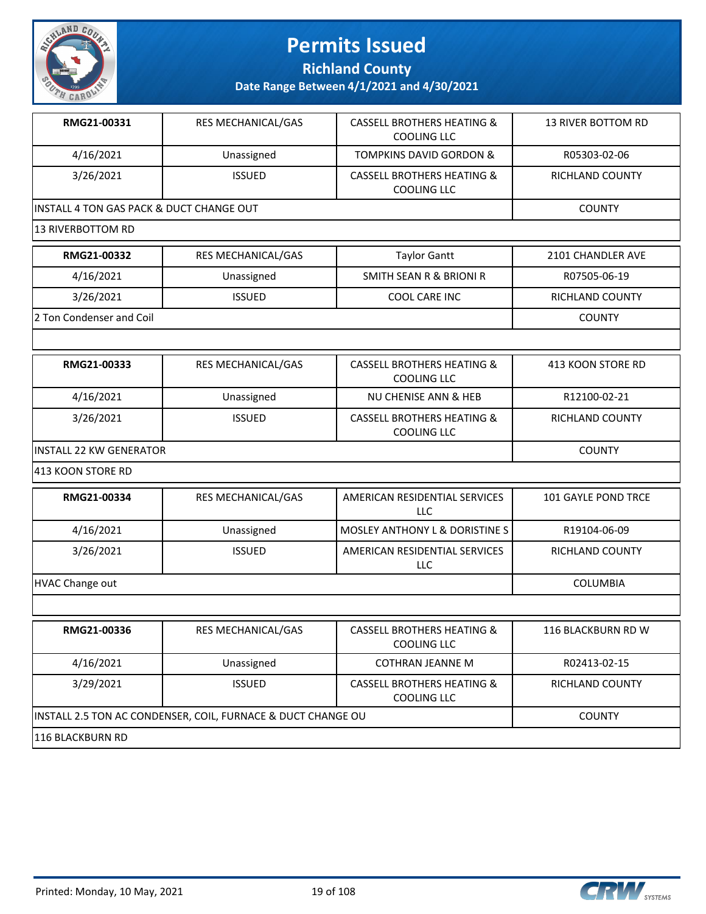# Permits Issued

## Richland County

### Date Range Between 4/1/2021 and 4/30/2021

| RMG21-00331 | RES MECHANICAL/GAS | CASSELL BROTHERS HEATING & COOLING LLC | 13 RIVER BOTTOM RD |
|---|---|---|---|
| 4/16/2021 | Unassigned | TOMPKINS DAVID GORDON & | R05303-02-06 |
| 3/26/2021 | ISSUED | CASSELL BROTHERS HEATING & COOLING LLC | RICHLAND COUNTY |
| INSTALL 4 TON GAS PACK & DUCT CHANGE OUT | | | COUNTY |
| 13 RIVERBOTTOM RD | | | |

| RMG21-00332 | RES MECHANICAL/GAS | Taylor Gantt | 2101 CHANDLER AVE |
|---|---|---|---|
| 4/16/2021 | Unassigned | SMITH SEAN R & BRIONI R | R07505-06-19 |
| 3/26/2021 | ISSUED | COOL CARE INC | RICHLAND COUNTY |
| 2 Ton Condenser and Coil | | | COUNTY |
| | | | |

| RMG21-00333 | RES MECHANICAL/GAS | CASSELL BROTHERS HEATING & COOLING LLC | 413 KOON STORE RD |
|---|---|---|---|
| 4/16/2021 | Unassigned | NU CHENISE ANN & HEB | R12100-02-21 |
| 3/26/2021 | ISSUED | CASSELL BROTHERS HEATING & COOLING LLC | RICHLAND COUNTY |
| INSTALL 22 KW GENERATOR | | | COUNTY |
| 413 KOON STORE RD | | | |

| RMG21-00334 | RES MECHANICAL/GAS | AMERICAN RESIDENTIAL SERVICES LLC | 101 GAYLE POND TRCE |
|---|---|---|---|
| 4/16/2021 | Unassigned | MOSLEY ANTHONY L & DORISTINE S | R19104-06-09 |
| 3/26/2021 | ISSUED | AMERICAN RESIDENTIAL SERVICES LLC | RICHLAND COUNTY |
| HVAC Change out | | | COLUMBIA |
| | | | |

| RMG21-00336 | RES MECHANICAL/GAS | CASSELL BROTHERS HEATING & COOLING LLC | 116 BLACKBURN RD W |
|---|---|---|---|
| 4/16/2021 | Unassigned | COTHRAN JEANNE M | R02413-02-15 |
| 3/29/2021 | ISSUED | CASSELL BROTHERS HEATING & COOLING LLC | RICHLAND COUNTY |
| INSTALL 2.5 TON AC CONDENSER, COIL, FURNACE & DUCT CHANGE OU | | | COUNTY |
| 116 BLACKBURN RD | | | |

Printed: Monday, 10 May, 2021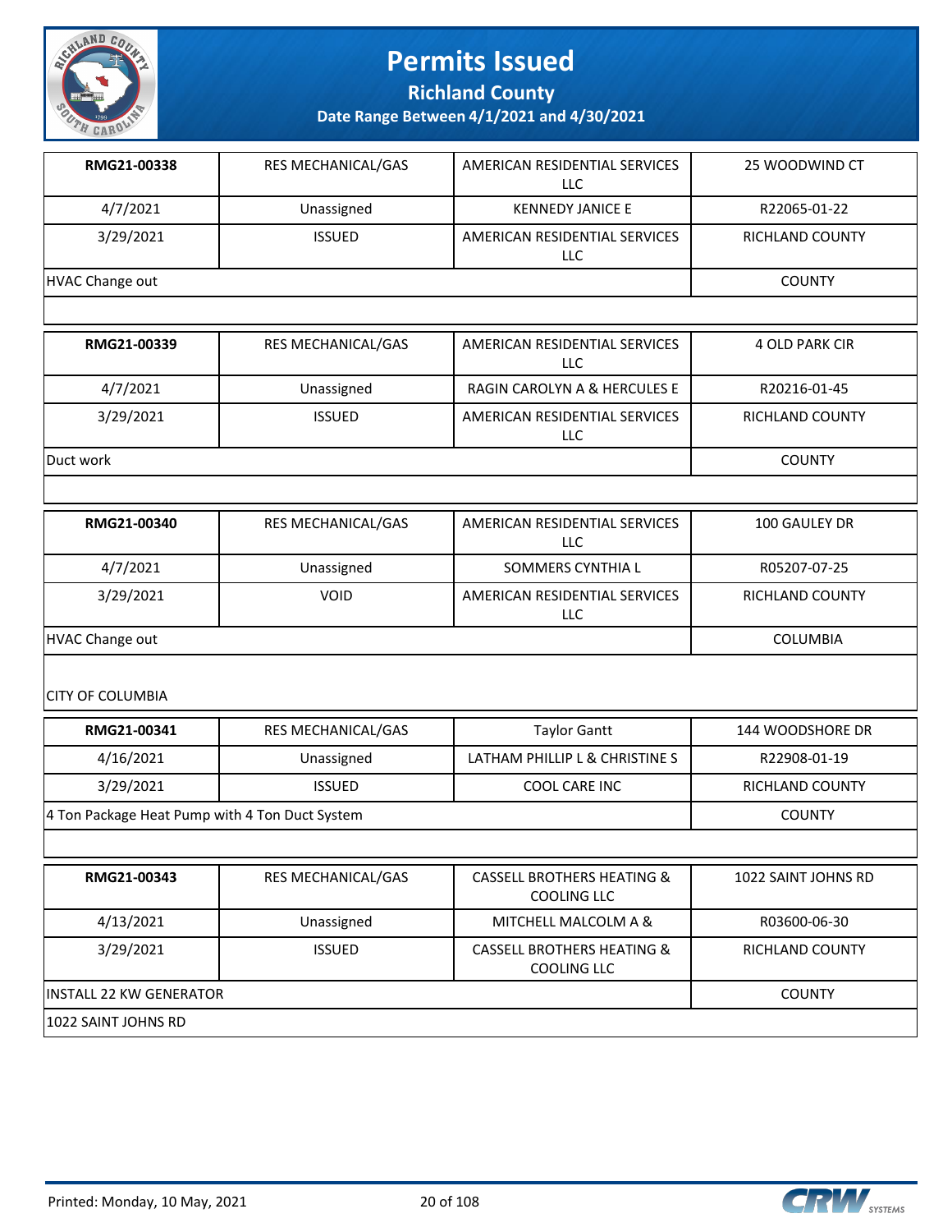# Permits Issued

## Richland County

### Date Range Between 4/1/2021 and 4/30/2021

| | | | |
|---|---|---|---|
| **RMG21-00338** | RES MECHANICAL/GAS | AMERICAN RESIDENTIAL SERVICES LLC | 25 WOODWIND CT |
| 4/7/2021 | Unassigned | KENNEDY JANICE E | R22065-01-22 |
| 3/29/2021 | ISSUED | AMERICAN RESIDENTIAL SERVICES LLC | RICHLAND COUNTY |
| HVAC Change out | | | COUNTY |

| | | | |
|---|---|---|---|
| **RMG21-00339** | RES MECHANICAL/GAS | AMERICAN RESIDENTIAL SERVICES LLC | 4 OLD PARK CIR |
| 4/7/2021 | Unassigned | RAGIN CAROLYN A & HERCULES E | R20216-01-45 |
| 3/29/2021 | ISSUED | AMERICAN RESIDENTIAL SERVICES LLC | RICHLAND COUNTY |
| Duct work | | | COUNTY |

| | | | |
|---|---|---|---|
| **RMG21-00340** | RES MECHANICAL/GAS | AMERICAN RESIDENTIAL SERVICES LLC | 100 GAULEY DR |
| 4/7/2021 | Unassigned | SOMMERS CYNTHIA L | R05207-07-25 |
| 3/29/2021 | VOID | AMERICAN RESIDENTIAL SERVICES LLC | RICHLAND COUNTY |
| HVAC Change out | | | COLUMBIA |
| CITY OF COLUMBIA | | | |

| | | | |
|---|---|---|---|
| **RMG21-00341** | RES MECHANICAL/GAS | Taylor Gantt | 144 WOODSHORE DR |
| 4/16/2021 | Unassigned | LATHAM PHILLIP L & CHRISTINE S | R22908-01-19 |
| 3/29/2021 | ISSUED | COOL CARE INC | RICHLAND COUNTY |
| 4 Ton Package Heat Pump with 4 Ton Duct System | | | COUNTY |

| | | | |
|---|---|---|---|
| **RMG21-00343** | RES MECHANICAL/GAS | CASSELL BROTHERS HEATING & COOLING LLC | 1022 SAINT JOHNS RD |
| 4/13/2021 | Unassigned | MITCHELL MALCOLM A & | R03600-06-30 |
| 3/29/2021 | ISSUED | CASSELL BROTHERS HEATING & COOLING LLC | RICHLAND COUNTY |
| INSTALL 22 KW GENERATOR | | | COUNTY |
| 1022 SAINT JOHNS RD | | | |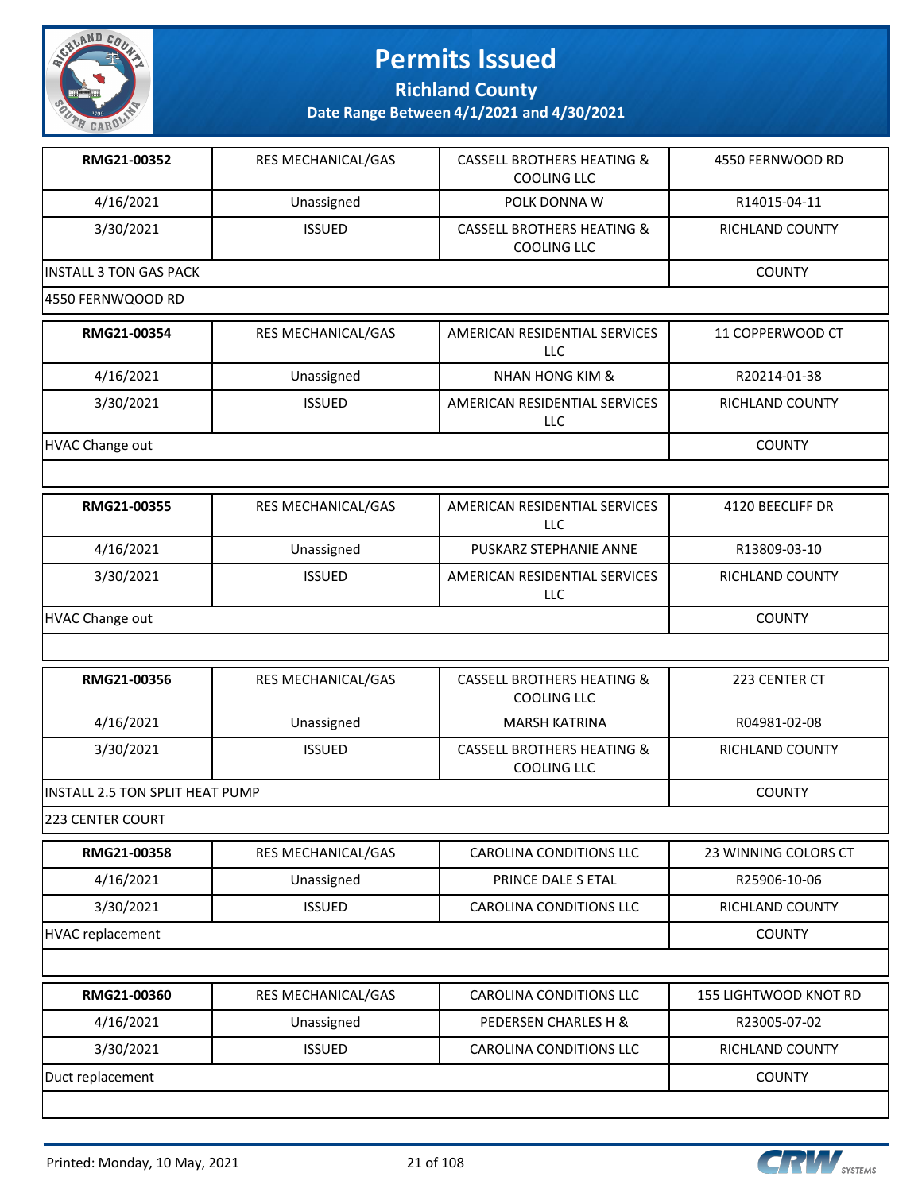# Permits Issued

## Richland County

### Date Range Between 4/1/2021 and 4/30/2021

| RMG21-00352 | RES MECHANICAL/GAS | CASSELL BROTHERS HEATING & COOLING LLC | 4550 FERNWOOD RD |
|---|---|---|---|
| 4/16/2021 | Unassigned | POLK DONNA W | R14015-04-11 |
| 3/30/2021 | ISSUED | CASSELL BROTHERS HEATING & COOLING LLC | RICHLAND COUNTY |
| INSTALL 3 TON GAS PACK | | | COUNTY |
| 4550 FERNWQOOD RD | | | |

| RMG21-00354 | RES MECHANICAL/GAS | AMERICAN RESIDENTIAL SERVICES LLC | 11 COPPERWOOD CT |
|---|---|---|---|
| 4/16/2021 | Unassigned | NHAN HONG KIM & | R20214-01-38 |
| 3/30/2021 | ISSUED | AMERICAN RESIDENTIAL SERVICES LLC | RICHLAND COUNTY |
| HVAC Change out | | | COUNTY |

| RMG21-00355 | RES MECHANICAL/GAS | AMERICAN RESIDENTIAL SERVICES LLC | 4120 BEECLIFF DR |
|---|---|---|---|
| 4/16/2021 | Unassigned | PUSKARZ STEPHANIE ANNE | R13809-03-10 |
| 3/30/2021 | ISSUED | AMERICAN RESIDENTIAL SERVICES LLC | RICHLAND COUNTY |
| HVAC Change out | | | COUNTY |

| RMG21-00356 | RES MECHANICAL/GAS | CASSELL BROTHERS HEATING & COOLING LLC | 223 CENTER CT |
|---|---|---|---|
| 4/16/2021 | Unassigned | MARSH KATRINA | R04981-02-08 |
| 3/30/2021 | ISSUED | CASSELL BROTHERS HEATING & COOLING LLC | RICHLAND COUNTY |
| INSTALL 2.5 TON SPLIT HEAT PUMP | | | COUNTY |
| 223 CENTER COURT | | | |

| RMG21-00358 | RES MECHANICAL/GAS | CAROLINA CONDITIONS LLC | 23 WINNING COLORS CT |
|---|---|---|---|
| 4/16/2021 | Unassigned | PRINCE DALE S ETAL | R25906-10-06 |
| 3/30/2021 | ISSUED | CAROLINA CONDITIONS LLC | RICHLAND COUNTY |
| HVAC replacement | | | COUNTY |

| RMG21-00360 | RES MECHANICAL/GAS | CAROLINA CONDITIONS LLC | 155 LIGHTWOOD KNOT RD |
|---|---|---|---|
| 4/16/2021 | Unassigned | PEDERSEN CHARLES H & | R23005-07-02 |
| 3/30/2021 | ISSUED | CAROLINA CONDITIONS LLC | RICHLAND COUNTY |
| Duct replacement | | | COUNTY |

Printed: Monday, 10 May, 2021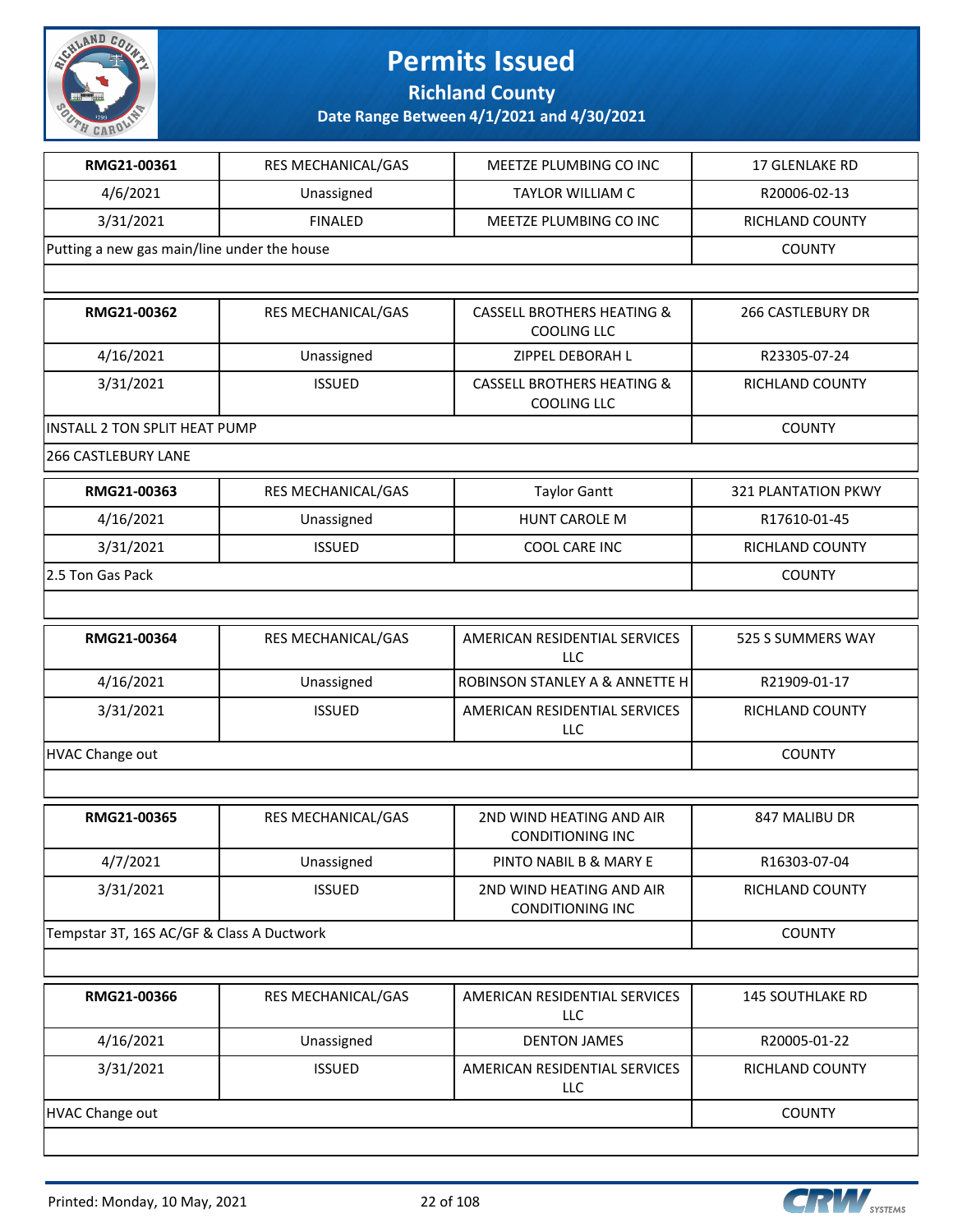# Permits Issued

## Richland County

### Date Range Between 4/1/2021 and 4/30/2021

| RMG21-00361 | RES MECHANICAL/GAS | MEETZE PLUMBING CO INC | 17 GLENLAKE RD |
|---|---|---|---|
| 4/6/2021 | Unassigned | TAYLOR WILLIAM C | R20006-02-13 |
| 3/31/2021 | FINALED | MEETZE PLUMBING CO INC | RICHLAND COUNTY |
| Putting a new gas main/line under the house | | | COUNTY |
| | | | |

| RMG21-00362 | RES MECHANICAL/GAS | CASSELL BROTHERS HEATING & COOLING LLC | 266 CASTLEBURY DR |
|---|---|---|---|
| 4/16/2021 | Unassigned | ZIPPEL DEBORAH L | R23305-07-24 |
| 3/31/2021 | ISSUED | CASSELL BROTHERS HEATING & COOLING LLC | RICHLAND COUNTY |
| INSTALL 2 TON SPLIT HEAT PUMP | | | COUNTY |
| 266 CASTLEBURY LANE | | | |

| RMG21-00363 | RES MECHANICAL/GAS | Taylor Gantt | 321 PLANTATION PKWY |
|---|---|---|---|
| 4/16/2021 | Unassigned | HUNT CAROLE M | R17610-01-45 |
| 3/31/2021 | ISSUED | COOL CARE INC | RICHLAND COUNTY |
| 2.5 Ton Gas Pack | | | COUNTY |
| | | | |

| RMG21-00364 | RES MECHANICAL/GAS | AMERICAN RESIDENTIAL SERVICES LLC | 525 S SUMMERS WAY |
|---|---|---|---|
| 4/16/2021 | Unassigned | ROBINSON STANLEY A & ANNETTE H | R21909-01-17 |
| 3/31/2021 | ISSUED | AMERICAN RESIDENTIAL SERVICES LLC | RICHLAND COUNTY |
| HVAC Change out | | | COUNTY |
| | | | |

| RMG21-00365 | RES MECHANICAL/GAS | 2ND WIND HEATING AND AIR CONDITIONING INC | 847 MALIBU DR |
|---|---|---|---|
| 4/7/2021 | Unassigned | PINTO NABIL B & MARY E | R16303-07-04 |
| 3/31/2021 | ISSUED | 2ND WIND HEATING AND AIR CONDITIONING INC | RICHLAND COUNTY |
| Tempstar 3T, 16S AC/GF & Class A Ductwork | | | COUNTY |
| | | | |

| RMG21-00366 | RES MECHANICAL/GAS | AMERICAN RESIDENTIAL SERVICES LLC | 145 SOUTHLAKE RD |
|---|---|---|---|
| 4/16/2021 | Unassigned | DENTON JAMES | R20005-01-22 |
| 3/31/2021 | ISSUED | AMERICAN RESIDENTIAL SERVICES LLC | RICHLAND COUNTY |
| HVAC Change out | | | COUNTY |
| | | | |

Printed: Monday, 10 May, 2021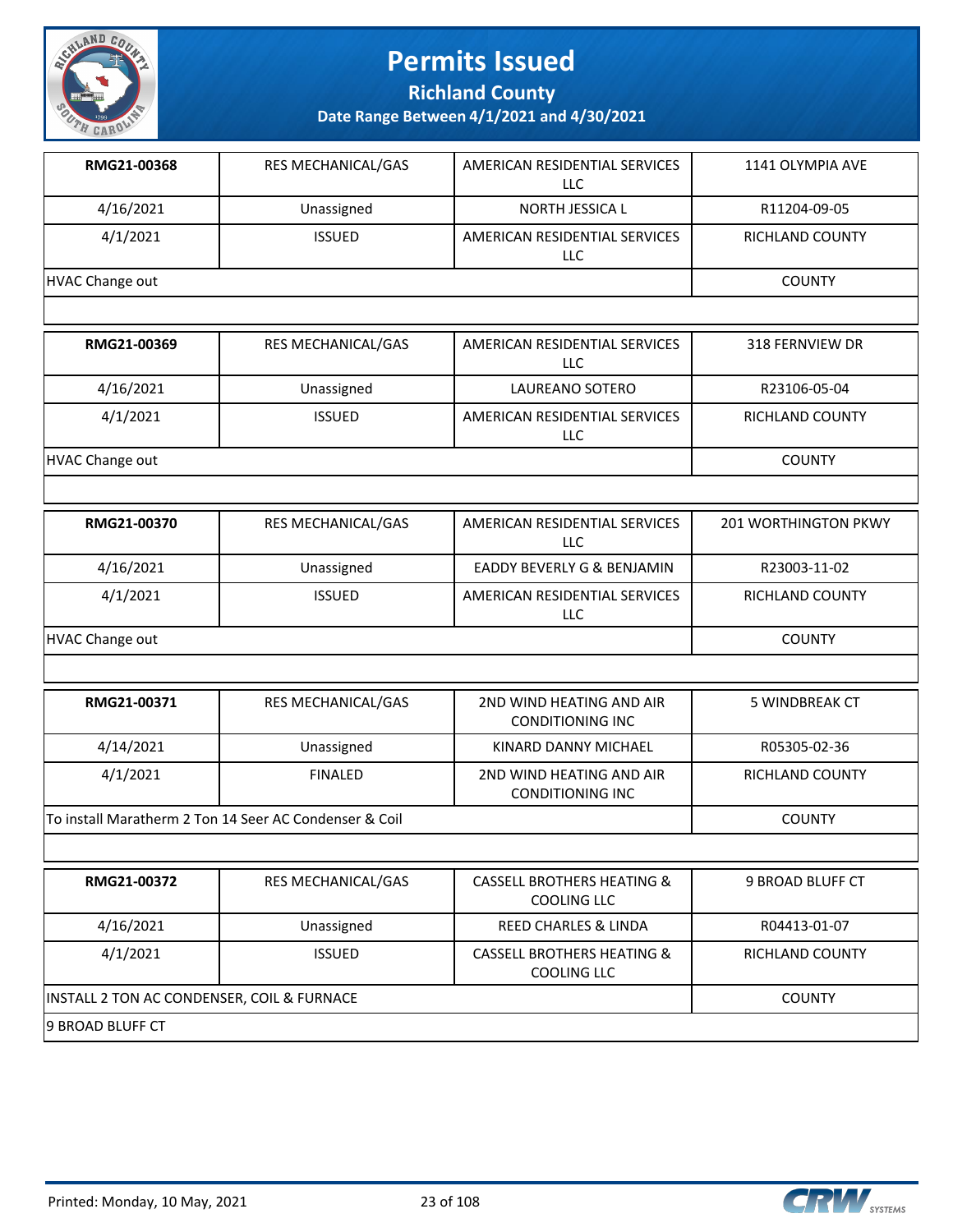# Permits Issued

## Richland County

### Date Range Between 4/1/2021 and 4/30/2021

| | | | |
|---|---|---|---|
| **RMG21-00368** | RES MECHANICAL/GAS | AMERICAN RESIDENTIAL SERVICES LLC | 1141 OLYMPIA AVE |
| 4/16/2021 | Unassigned | NORTH JESSICA L | R11204-09-05 |
| 4/1/2021 | ISSUED | AMERICAN RESIDENTIAL SERVICES LLC | RICHLAND COUNTY |
| HVAC Change out | | | COUNTY |

| | | | |
|---|---|---|---|
| **RMG21-00369** | RES MECHANICAL/GAS | AMERICAN RESIDENTIAL SERVICES LLC | 318 FERNVIEW DR |
| 4/16/2021 | Unassigned | LAUREANO SOTERO | R23106-05-04 |
| 4/1/2021 | ISSUED | AMERICAN RESIDENTIAL SERVICES LLC | RICHLAND COUNTY |
| HVAC Change out | | | COUNTY |

| | | | |
|---|---|---|---|
| **RMG21-00370** | RES MECHANICAL/GAS | AMERICAN RESIDENTIAL SERVICES LLC | 201 WORTHINGTON PKWY |
| 4/16/2021 | Unassigned | EADDY BEVERLY G & BENJAMIN | R23003-11-02 |
| 4/1/2021 | ISSUED | AMERICAN RESIDENTIAL SERVICES LLC | RICHLAND COUNTY |
| HVAC Change out | | | COUNTY |

| | | | |
|---|---|---|---|
| **RMG21-00371** | RES MECHANICAL/GAS | 2ND WIND HEATING AND AIR CONDITIONING INC | 5 WINDBREAK CT |
| 4/14/2021 | Unassigned | KINARD DANNY MICHAEL | R05305-02-36 |
| 4/1/2021 | FINALED | 2ND WIND HEATING AND AIR CONDITIONING INC | RICHLAND COUNTY |
| To install Maratherm 2 Ton 14 Seer AC Condenser & Coil | | | COUNTY |

| | | | |
|---|---|---|---|
| **RMG21-00372** | RES MECHANICAL/GAS | CASSELL BROTHERS HEATING & COOLING LLC | 9 BROAD BLUFF CT |
| 4/16/2021 | Unassigned | REED CHARLES & LINDA | R04413-01-07 |
| 4/1/2021 | ISSUED | CASSELL BROTHERS HEATING & COOLING LLC | RICHLAND COUNTY |
| INSTALL 2 TON AC CONDENSER, COIL & FURNACE | | | COUNTY |
| 9 BROAD BLUFF CT | | | |

Printed: Monday, 10 May, 2021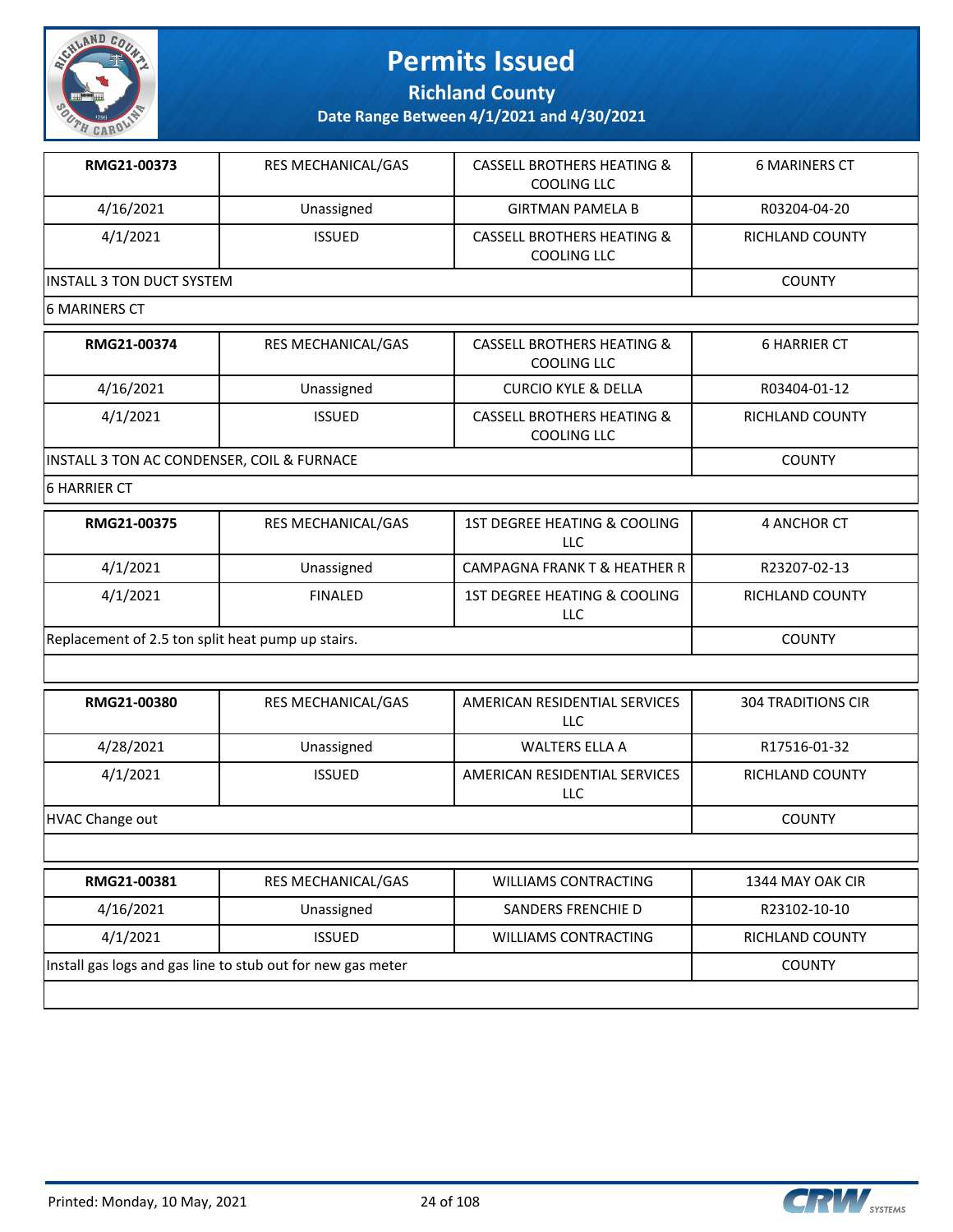# Permits Issued

## Richland County

### Date Range Between 4/1/2021 and 4/30/2021

| RMG21-00373 | RES MECHANICAL/GAS | CASSELL BROTHERS HEATING & COOLING LLC | 6 MARINERS CT |
|---|---|---|---|
| 4/16/2021 | Unassigned | GIRTMAN PAMELA B | R03204-04-20 |
| 4/1/2021 | ISSUED | CASSELL BROTHERS HEATING & COOLING LLC | RICHLAND COUNTY |
| INSTALL 3 TON DUCT SYSTEM | | | COUNTY |
| 6 MARINERS CT | | | |

| RMG21-00374 | RES MECHANICAL/GAS | CASSELL BROTHERS HEATING & COOLING LLC | 6 HARRIER CT |
|---|---|---|---|
| 4/16/2021 | Unassigned | CURCIO KYLE & DELLA | R03404-01-12 |
| 4/1/2021 | ISSUED | CASSELL BROTHERS HEATING & COOLING LLC | RICHLAND COUNTY |
| INSTALL 3 TON AC CONDENSER, COIL & FURNACE | | | COUNTY |
| 6 HARRIER CT | | | |

| RMG21-00375 | RES MECHANICAL/GAS | 1ST DEGREE HEATING & COOLING LLC | 4 ANCHOR CT |
|---|---|---|---|
| 4/1/2021 | Unassigned | CAMPAGNA FRANK T & HEATHER R | R23207-02-13 |
| 4/1/2021 | FINALED | 1ST DEGREE HEATING & COOLING LLC | RICHLAND COUNTY |
| Replacement of 2.5 ton split heat pump up stairs. | | | COUNTY |
| | | | |

| RMG21-00380 | RES MECHANICAL/GAS | AMERICAN RESIDENTIAL SERVICES LLC | 304 TRADITIONS CIR |
|---|---|---|---|
| 4/28/2021 | Unassigned | WALTERS ELLA A | R17516-01-32 |
| 4/1/2021 | ISSUED | AMERICAN RESIDENTIAL SERVICES LLC | RICHLAND COUNTY |
| HVAC Change out | | | COUNTY |
| | | | |

| RMG21-00381 | RES MECHANICAL/GAS | WILLIAMS CONTRACTING | 1344 MAY OAK CIR |
|---|---|---|---|
| 4/16/2021 | Unassigned | SANDERS FRENCHIE D | R23102-10-10 |
| 4/1/2021 | ISSUED | WILLIAMS CONTRACTING | RICHLAND COUNTY |
| Install gas logs and gas line to stub out for new gas meter | | | COUNTY |
| | | | |

Printed: Monday, 10 May, 2021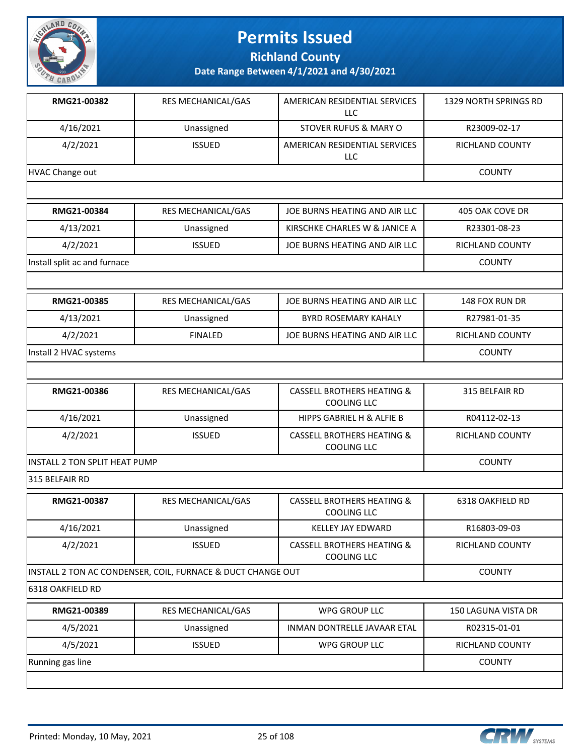# Permits Issued

## Richland County

### Date Range Between 4/1/2021 and 4/30/2021

| | | | |
|---|---|---|---|
| **RMG21-00382** | RES MECHANICAL/GAS | AMERICAN RESIDENTIAL SERVICES LLC | 1329 NORTH SPRINGS RD |
| 4/16/2021 | Unassigned | STOVER RUFUS & MARY O | R23009-02-17 |
| 4/2/2021 | ISSUED | AMERICAN RESIDENTIAL SERVICES LLC | RICHLAND COUNTY |
| HVAC Change out | | | COUNTY |
| | | | |

| | | | |
|---|---|---|---|
| **RMG21-00384** | RES MECHANICAL/GAS | JOE BURNS HEATING AND AIR LLC | 405 OAK COVE DR |
| 4/13/2021 | Unassigned | KIRSCHKE CHARLES W & JANICE A | R23301-08-23 |
| 4/2/2021 | ISSUED | JOE BURNS HEATING AND AIR LLC | RICHLAND COUNTY |
| Install split ac and furnace | | | COUNTY |
| | | | |

| | | | |
|---|---|---|---|
| **RMG21-00385** | RES MECHANICAL/GAS | JOE BURNS HEATING AND AIR LLC | 148 FOX RUN DR |
| 4/13/2021 | Unassigned | BYRD ROSEMARY KAHALY | R27981-01-35 |
| 4/2/2021 | FINALED | JOE BURNS HEATING AND AIR LLC | RICHLAND COUNTY |
| Install 2 HVAC systems | | | COUNTY |
| | | | |

| | | | |
|---|---|---|---|
| **RMG21-00386** | RES MECHANICAL/GAS | CASSELL BROTHERS HEATING & COOLING LLC | 315 BELFAIR RD |
| 4/16/2021 | Unassigned | HIPPS GABRIEL H & ALFIE B | R04112-02-13 |
| 4/2/2021 | ISSUED | CASSELL BROTHERS HEATING & COOLING LLC | RICHLAND COUNTY |
| INSTALL 2 TON SPLIT HEAT PUMP | | | COUNTY |
| 315 BELFAIR RD | | | |

| | | | |
|---|---|---|---|
| **RMG21-00387** | RES MECHANICAL/GAS | CASSELL BROTHERS HEATING & COOLING LLC | 6318 OAKFIELD RD |
| 4/16/2021 | Unassigned | KELLEY JAY EDWARD | R16803-09-03 |
| 4/2/2021 | ISSUED | CASSELL BROTHERS HEATING & COOLING LLC | RICHLAND COUNTY |
| INSTALL 2 TON AC CONDENSER, COIL, FURNACE & DUCT CHANGE OUT | | | COUNTY |
| 6318 OAKFIELD RD | | | |

| | | | |
|---|---|---|---|
| **RMG21-00389** | RES MECHANICAL/GAS | WPG GROUP LLC | 150 LAGUNA VISTA DR |
| 4/5/2021 | Unassigned | INMAN DONTRELLE JAVAAR ETAL | R02315-01-01 |
| 4/5/2021 | ISSUED | WPG GROUP LLC | RICHLAND COUNTY |
| Running gas line | | | COUNTY |
| | | | |

Printed: Monday, 10 May, 2021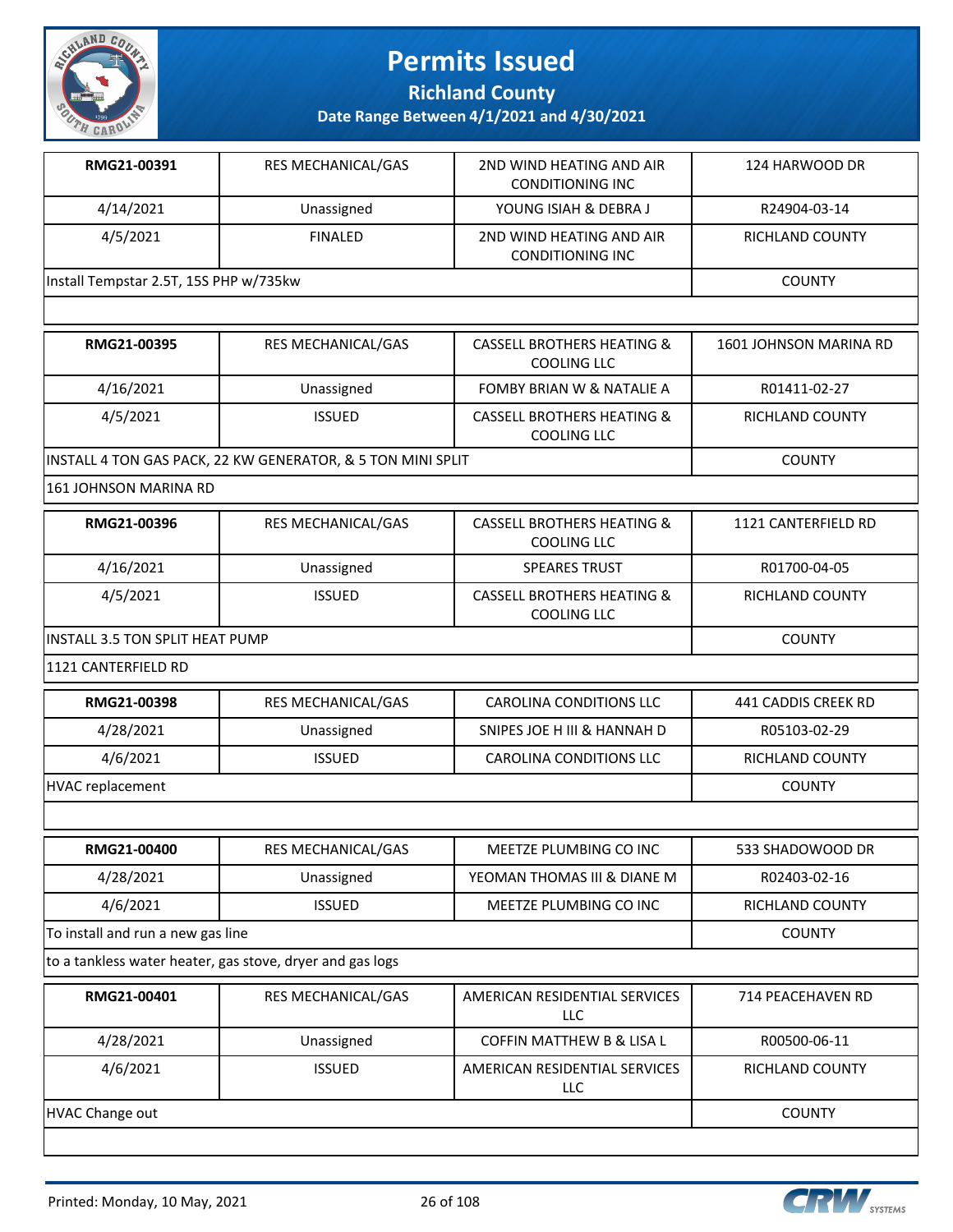# Permits Issued

## Richland County

### Date Range Between 4/1/2021 and 4/30/2021

| | | | |
|---|---|---|---|
| **RMG21-00391** | RES MECHANICAL/GAS | 2ND WIND HEATING AND AIR CONDITIONING INC | 124 HARWOOD DR |
| 4/14/2021 | Unassigned | YOUNG ISIAH & DEBRA J | R24904-03-14 |
| 4/5/2021 | FINALED | 2ND WIND HEATING AND AIR CONDITIONING INC | RICHLAND COUNTY |
| Install Tempstar 2.5T, 15S PHP w/735kw | | | COUNTY |
| | | | |

| | | | |
|---|---|---|---|
| **RMG21-00395** | RES MECHANICAL/GAS | CASSELL BROTHERS HEATING & COOLING LLC | 1601 JOHNSON MARINA RD |
| 4/16/2021 | Unassigned | FOMBY BRIAN W & NATALIE A | R01411-02-27 |
| 4/5/2021 | ISSUED | CASSELL BROTHERS HEATING & COOLING LLC | RICHLAND COUNTY |
| INSTALL 4 TON GAS PACK, 22 KW GENERATOR, & 5 TON MINI SPLIT | | | COUNTY |
| 161 JOHNSON MARINA RD | | | |

| | | | |
|---|---|---|---|
| **RMG21-00396** | RES MECHANICAL/GAS | CASSELL BROTHERS HEATING & COOLING LLC | 1121 CANTERFIELD RD |
| 4/16/2021 | Unassigned | SPEARES TRUST | R01700-04-05 |
| 4/5/2021 | ISSUED | CASSELL BROTHERS HEATING & COOLING LLC | RICHLAND COUNTY |
| INSTALL 3.5 TON SPLIT HEAT PUMP | | | COUNTY |
| 1121 CANTERFIELD RD | | | |

| | | | |
|---|---|---|---|
| **RMG21-00398** | RES MECHANICAL/GAS | CAROLINA CONDITIONS LLC | 441 CADDIS CREEK RD |
| 4/28/2021 | Unassigned | SNIPES JOE H III & HANNAH D | R05103-02-29 |
| 4/6/2021 | ISSUED | CAROLINA CONDITIONS LLC | RICHLAND COUNTY |
| HVAC replacement | | | COUNTY |
| | | | |

| | | | |
|---|---|---|---|
| **RMG21-00400** | RES MECHANICAL/GAS | MEETZE PLUMBING CO INC | 533 SHADOWOOD DR |
| 4/28/2021 | Unassigned | YEOMAN THOMAS III & DIANE M | R02403-02-16 |
| 4/6/2021 | ISSUED | MEETZE PLUMBING CO INC | RICHLAND COUNTY |
| To install and run a new gas line | | | COUNTY |
| to a tankless water heater, gas stove, dryer and gas logs | | | |

| | | | |
|---|---|---|---|
| **RMG21-00401** | RES MECHANICAL/GAS | AMERICAN RESIDENTIAL SERVICES LLC | 714 PEACEHAVEN RD |
| 4/28/2021 | Unassigned | COFFIN MATTHEW B & LISA L | R00500-06-11 |
| 4/6/2021 | ISSUED | AMERICAN RESIDENTIAL SERVICES LLC | RICHLAND COUNTY |
| HVAC Change out | | | COUNTY |
| | | | |

Printed: Monday, 10 May, 2021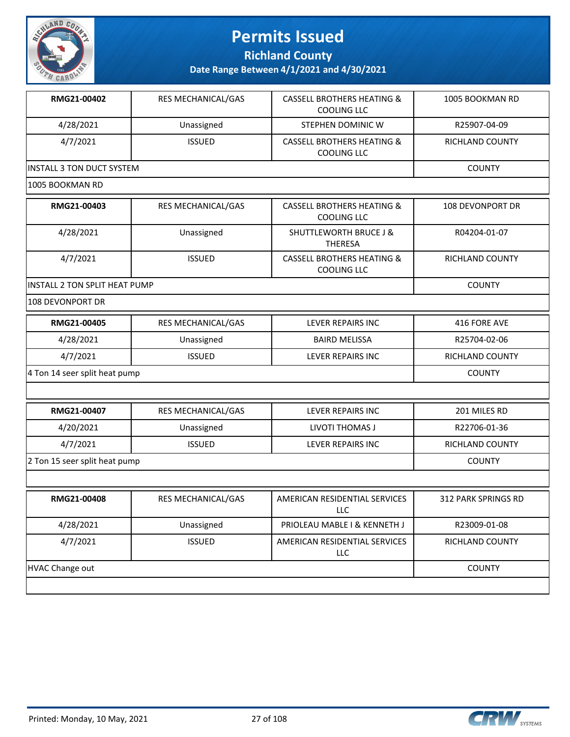# Permits Issued

## Richland County

### Date Range Between 4/1/2021 and 4/30/2021

| | | | |
|---|---|---|---|
| **RMG21-00402** | RES MECHANICAL/GAS | CASSELL BROTHERS HEATING & COOLING LLC | 1005 BOOKMAN RD |
| 4/28/2021 | Unassigned | STEPHEN DOMINIC W | R25907-04-09 |
| 4/7/2021 | ISSUED | CASSELL BROTHERS HEATING & COOLING LLC | RICHLAND COUNTY |
| INSTALL 3 TON DUCT SYSTEM | | | COUNTY |
| 1005 BOOKMAN RD | | | |

| | | | |
|---|---|---|---|
| **RMG21-00403** | RES MECHANICAL/GAS | CASSELL BROTHERS HEATING & COOLING LLC | 108 DEVONPORT DR |
| 4/28/2021 | Unassigned | SHUTTLEWORTH BRUCE J & THERESA | R04204-01-07 |
| 4/7/2021 | ISSUED | CASSELL BROTHERS HEATING & COOLING LLC | RICHLAND COUNTY |
| INSTALL 2 TON SPLIT HEAT PUMP | | | COUNTY |
| 108 DEVONPORT DR | | | |

| | | | |
|---|---|---|---|
| **RMG21-00405** | RES MECHANICAL/GAS | LEVER REPAIRS INC | 416 FORE AVE |
| 4/28/2021 | Unassigned | BAIRD MELISSA | R25704-02-06 |
| 4/7/2021 | ISSUED | LEVER REPAIRS INC | RICHLAND COUNTY |
| 4 Ton 14 seer split heat pump | | | COUNTY |
| | | | |

| | | | |
|---|---|---|---|
| **RMG21-00407** | RES MECHANICAL/GAS | LEVER REPAIRS INC | 201 MILES RD |
| 4/20/2021 | Unassigned | LIVOTI THOMAS J | R22706-01-36 |
| 4/7/2021 | ISSUED | LEVER REPAIRS INC | RICHLAND COUNTY |
| 2 Ton 15 seer split heat pump | | | COUNTY |
| | | | |

| | | | |
|---|---|---|---|
| **RMG21-00408** | RES MECHANICAL/GAS | AMERICAN RESIDENTIAL SERVICES LLC | 312 PARK SPRINGS RD |
| 4/28/2021 | Unassigned | PRIOLEAU MABLE I & KENNETH J | R23009-01-08 |
| 4/7/2021 | ISSUED | AMERICAN RESIDENTIAL SERVICES LLC | RICHLAND COUNTY |
| HVAC Change out | | | COUNTY |
| | | | |

Printed: Monday, 10 May, 2021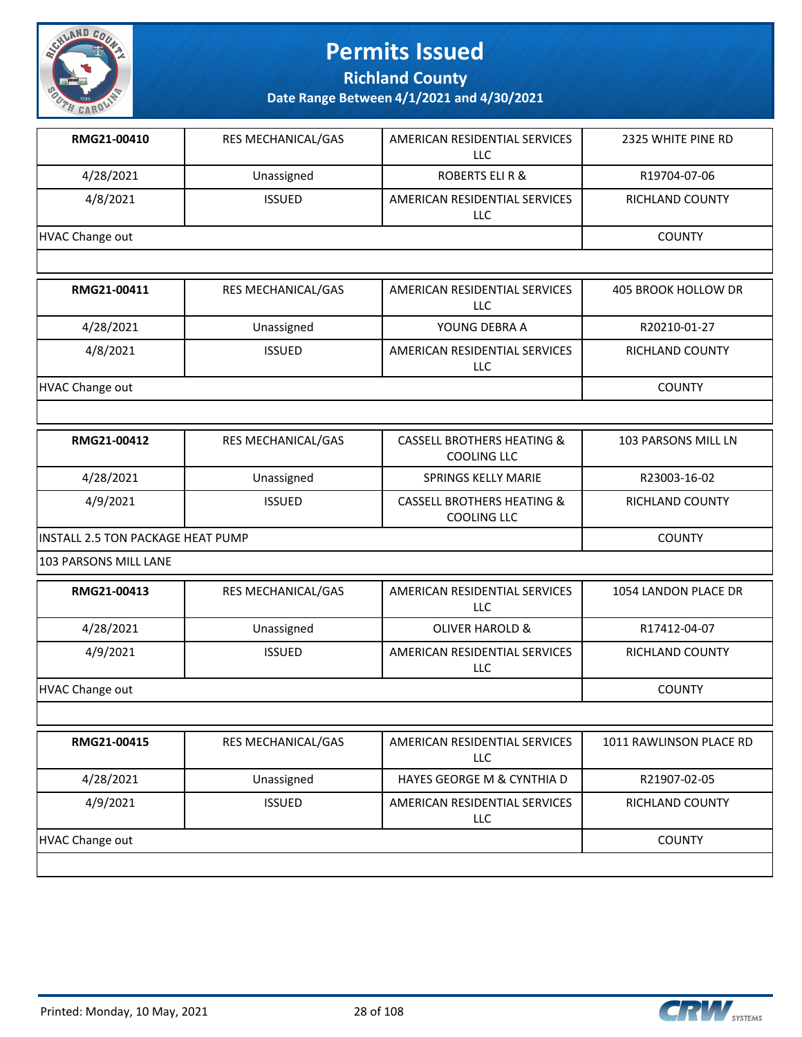# Permits Issued

## Richland County

### Date Range Between 4/1/2021 and 4/30/2021

| **RMG21-00410** | RES MECHANICAL/GAS | AMERICAN RESIDENTIAL SERVICES LLC | 2325 WHITE PINE RD |
|---|---|---|---|
| 4/28/2021 | Unassigned | ROBERTS ELI R & | R19704-07-06 |
| 4/8/2021 | ISSUED | AMERICAN RESIDENTIAL SERVICES LLC | RICHLAND COUNTY |
| HVAC Change out | | | COUNTY |
| | | | |

| **RMG21-00411** | RES MECHANICAL/GAS | AMERICAN RESIDENTIAL SERVICES LLC | 405 BROOK HOLLOW DR |
|---|---|---|---|
| 4/28/2021 | Unassigned | YOUNG DEBRA A | R20210-01-27 |
| 4/8/2021 | ISSUED | AMERICAN RESIDENTIAL SERVICES LLC | RICHLAND COUNTY |
| HVAC Change out | | | COUNTY |
| | | | |

| **RMG21-00412** | RES MECHANICAL/GAS | CASSELL BROTHERS HEATING & COOLING LLC | 103 PARSONS MILL LN |
|---|---|---|---|
| 4/28/2021 | Unassigned | SPRINGS KELLY MARIE | R23003-16-02 |
| 4/9/2021 | ISSUED | CASSELL BROTHERS HEATING & COOLING LLC | RICHLAND COUNTY |
| INSTALL 2.5 TON PACKAGE HEAT PUMP | | | COUNTY |
| 103 PARSONS MILL LANE | | | |

| **RMG21-00413** | RES MECHANICAL/GAS | AMERICAN RESIDENTIAL SERVICES LLC | 1054 LANDON PLACE DR |
|---|---|---|---|
| 4/28/2021 | Unassigned | OLIVER HAROLD & | R17412-04-07 |
| 4/9/2021 | ISSUED | AMERICAN RESIDENTIAL SERVICES LLC | RICHLAND COUNTY |
| HVAC Change out | | | COUNTY |
| | | | |

| **RMG21-00415** | RES MECHANICAL/GAS | AMERICAN RESIDENTIAL SERVICES LLC | 1011 RAWLINSON PLACE RD |
|---|---|---|---|
| 4/28/2021 | Unassigned | HAYES GEORGE M & CYNTHIA D | R21907-02-05 |
| 4/9/2021 | ISSUED | AMERICAN RESIDENTIAL SERVICES LLC | RICHLAND COUNTY |
| HVAC Change out | | | COUNTY |
| | | | |

Printed: Monday, 10 May, 2021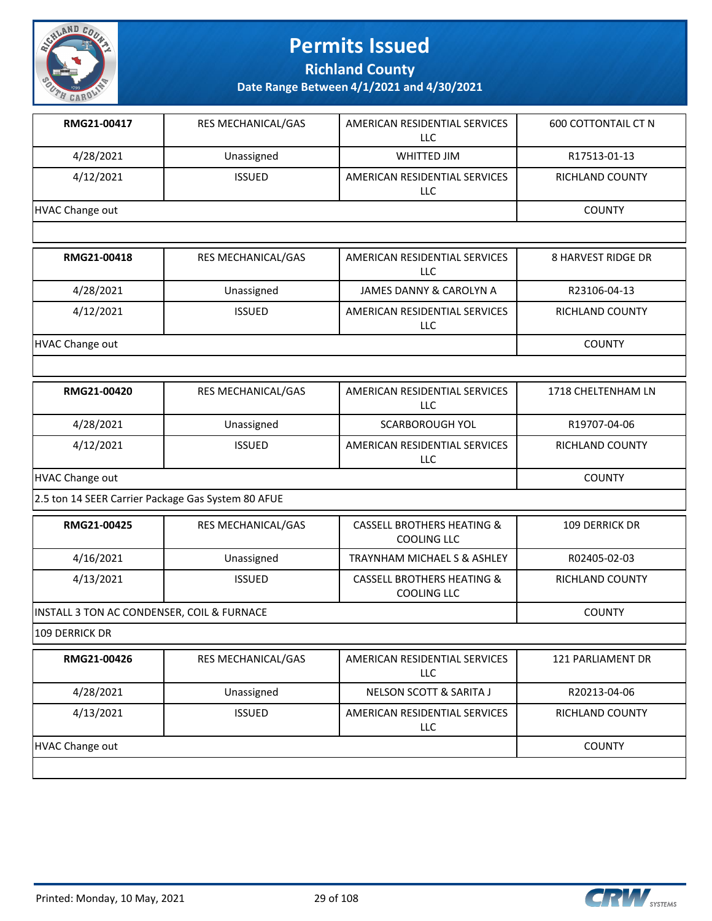# Permits Issued

**Richland County**

**Date Range Between 4/1/2021 and 4/30/2021**

| **RMG21-00417** | RES MECHANICAL/GAS | AMERICAN RESIDENTIAL SERVICES LLC | 600 COTTONTAIL CT N |
|---|---|---|---|
| 4/28/2021 | Unassigned | WHITTED JIM | R17513-01-13 |
| 4/12/2021 | ISSUED | AMERICAN RESIDENTIAL SERVICES LLC | RICHLAND COUNTY |
| HVAC Change out | | | COUNTY |
| | | | |

| **RMG21-00418** | RES MECHANICAL/GAS | AMERICAN RESIDENTIAL SERVICES LLC | 8 HARVEST RIDGE DR |
|---|---|---|---|
| 4/28/2021 | Unassigned | JAMES DANNY & CAROLYN A | R23106-04-13 |
| 4/12/2021 | ISSUED | AMERICAN RESIDENTIAL SERVICES LLC | RICHLAND COUNTY |
| HVAC Change out | | | COUNTY |
| | | | |

| **RMG21-00420** | RES MECHANICAL/GAS | AMERICAN RESIDENTIAL SERVICES LLC | 1718 CHELTENHAM LN |
|---|---|---|---|
| 4/28/2021 | Unassigned | SCARBOROUGH YOL | R19707-04-06 |
| 4/12/2021 | ISSUED | AMERICAN RESIDENTIAL SERVICES LLC | RICHLAND COUNTY |
| HVAC Change out | | | COUNTY |
| 2.5 ton 14 SEER Carrier Package Gas System 80 AFUE | | | |

| **RMG21-00425** | RES MECHANICAL/GAS | CASSELL BROTHERS HEATING & COOLING LLC | 109 DERRICK DR |
|---|---|---|---|
| 4/16/2021 | Unassigned | TRAYNHAM MICHAEL S & ASHLEY | R02405-02-03 |
| 4/13/2021 | ISSUED | CASSELL BROTHERS HEATING & COOLING LLC | RICHLAND COUNTY |
| INSTALL 3 TON AC CONDENSER, COIL & FURNACE | | | COUNTY |
| 109 DERRICK DR | | | |

| **RMG21-00426** | RES MECHANICAL/GAS | AMERICAN RESIDENTIAL SERVICES LLC | 121 PARLIAMENT DR |
|---|---|---|---|
| 4/28/2021 | Unassigned | NELSON SCOTT & SARITA J | R20213-04-06 |
| 4/13/2021 | ISSUED | AMERICAN RESIDENTIAL SERVICES LLC | RICHLAND COUNTY |
| HVAC Change out | | | COUNTY |
| | | | |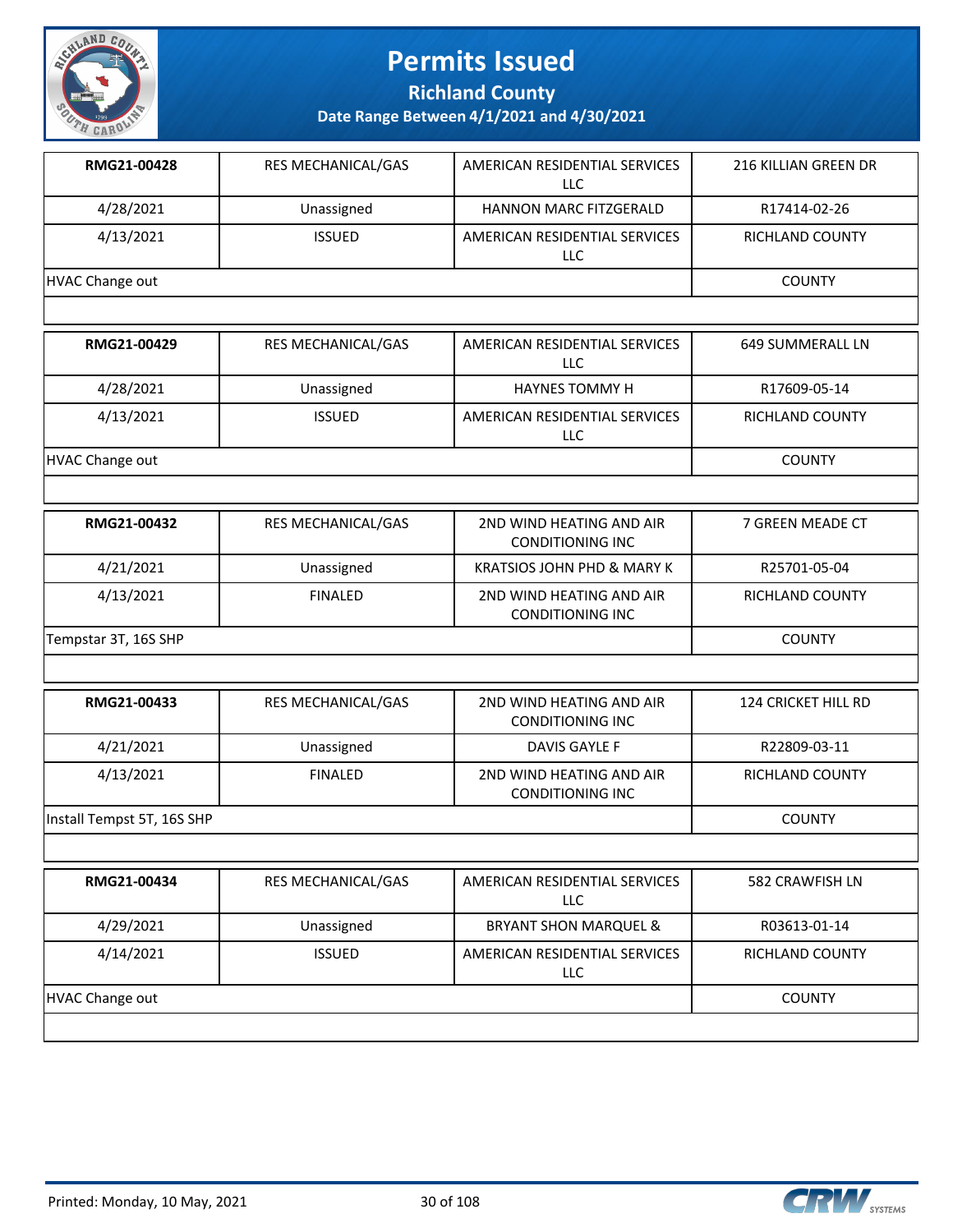# Permits Issued

**Richland County**

**Date Range Between 4/1/2021 and 4/30/2021**

| **RMG21-00428** | RES MECHANICAL/GAS | AMERICAN RESIDENTIAL SERVICES LLC | 216 KILLIAN GREEN DR |
|---|---|---|---|
| 4/28/2021 | Unassigned | HANNON MARC FITZGERALD | R17414-02-26 |
| 4/13/2021 | ISSUED | AMERICAN RESIDENTIAL SERVICES LLC | RICHLAND COUNTY |
| HVAC Change out | | | COUNTY |

| **RMG21-00429** | RES MECHANICAL/GAS | AMERICAN RESIDENTIAL SERVICES LLC | 649 SUMMERALL LN |
|---|---|---|---|
| 4/28/2021 | Unassigned | HAYNES TOMMY H | R17609-05-14 |
| 4/13/2021 | ISSUED | AMERICAN RESIDENTIAL SERVICES LLC | RICHLAND COUNTY |
| HVAC Change out | | | COUNTY |

| **RMG21-00432** | RES MECHANICAL/GAS | 2ND WIND HEATING AND AIR CONDITIONING INC | 7 GREEN MEADE CT |
|---|---|---|---|
| 4/21/2021 | Unassigned | KRATSIOS JOHN PHD & MARY K | R25701-05-04 |
| 4/13/2021 | FINALED | 2ND WIND HEATING AND AIR CONDITIONING INC | RICHLAND COUNTY |
| Tempstar 3T, 16S SHP | | | COUNTY |

| **RMG21-00433** | RES MECHANICAL/GAS | 2ND WIND HEATING AND AIR CONDITIONING INC | 124 CRICKET HILL RD |
|---|---|---|---|
| 4/21/2021 | Unassigned | DAVIS GAYLE F | R22809-03-11 |
| 4/13/2021 | FINALED | 2ND WIND HEATING AND AIR CONDITIONING INC | RICHLAND COUNTY |
| Install Tempst 5T, 16S SHP | | | COUNTY |

| **RMG21-00434** | RES MECHANICAL/GAS | AMERICAN RESIDENTIAL SERVICES LLC | 582 CRAWFISH LN |
|---|---|---|---|
| 4/29/2021 | Unassigned | BRYANT SHON MARQUEL & | R03613-01-14 |
| 4/14/2021 | ISSUED | AMERICAN RESIDENTIAL SERVICES LLC | RICHLAND COUNTY |
| HVAC Change out | | | COUNTY |

Printed: Monday, 10 May, 2021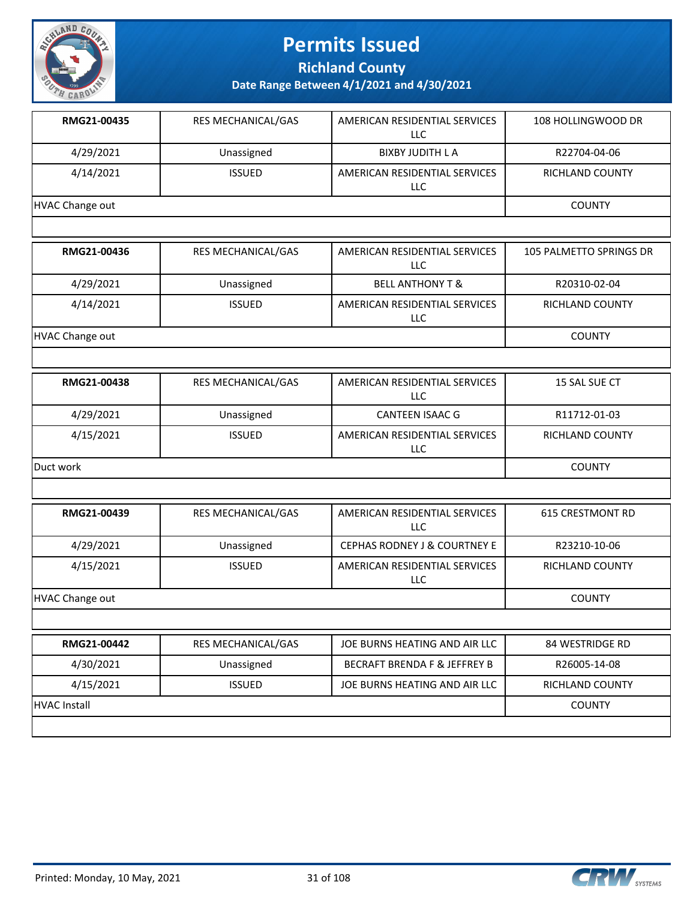# Permits Issued

## Richland County

### Date Range Between 4/1/2021 and 4/30/2021

| RMG21-00435 | RES MECHANICAL/GAS | AMERICAN RESIDENTIAL SERVICES LLC | 108 HOLLINGWOOD DR |
|---|---|---|---|
| 4/29/2021 | Unassigned | BIXBY JUDITH L A | R22704-04-06 |
| 4/14/2021 | ISSUED | AMERICAN RESIDENTIAL SERVICES LLC | RICHLAND COUNTY |
| HVAC Change out | | | COUNTY |

| RMG21-00436 | RES MECHANICAL/GAS | AMERICAN RESIDENTIAL SERVICES LLC | 105 PALMETTO SPRINGS DR |
|---|---|---|---|
| 4/29/2021 | Unassigned | BELL ANTHONY T & | R20310-02-04 |
| 4/14/2021 | ISSUED | AMERICAN RESIDENTIAL SERVICES LLC | RICHLAND COUNTY |
| HVAC Change out | | | COUNTY |

| RMG21-00438 | RES MECHANICAL/GAS | AMERICAN RESIDENTIAL SERVICES LLC | 15 SAL SUE CT |
|---|---|---|---|
| 4/29/2021 | Unassigned | CANTEEN ISAAC G | R11712-01-03 |
| 4/15/2021 | ISSUED | AMERICAN RESIDENTIAL SERVICES LLC | RICHLAND COUNTY |
| Duct work | | | COUNTY |

| RMG21-00439 | RES MECHANICAL/GAS | AMERICAN RESIDENTIAL SERVICES LLC | 615 CRESTMONT RD |
|---|---|---|---|
| 4/29/2021 | Unassigned | CEPHAS RODNEY J & COURTNEY E | R23210-10-06 |
| 4/15/2021 | ISSUED | AMERICAN RESIDENTIAL SERVICES LLC | RICHLAND COUNTY |
| HVAC Change out | | | COUNTY |

| RMG21-00442 | RES MECHANICAL/GAS | JOE BURNS HEATING AND AIR LLC | 84 WESTRIDGE RD |
|---|---|---|---|
| 4/30/2021 | Unassigned | BECRAFT BRENDA F & JEFFREY B | R26005-14-08 |
| 4/15/2021 | ISSUED | JOE BURNS HEATING AND AIR LLC | RICHLAND COUNTY |
| HVAC Install | | | COUNTY |

Printed: Monday, 10 May, 2021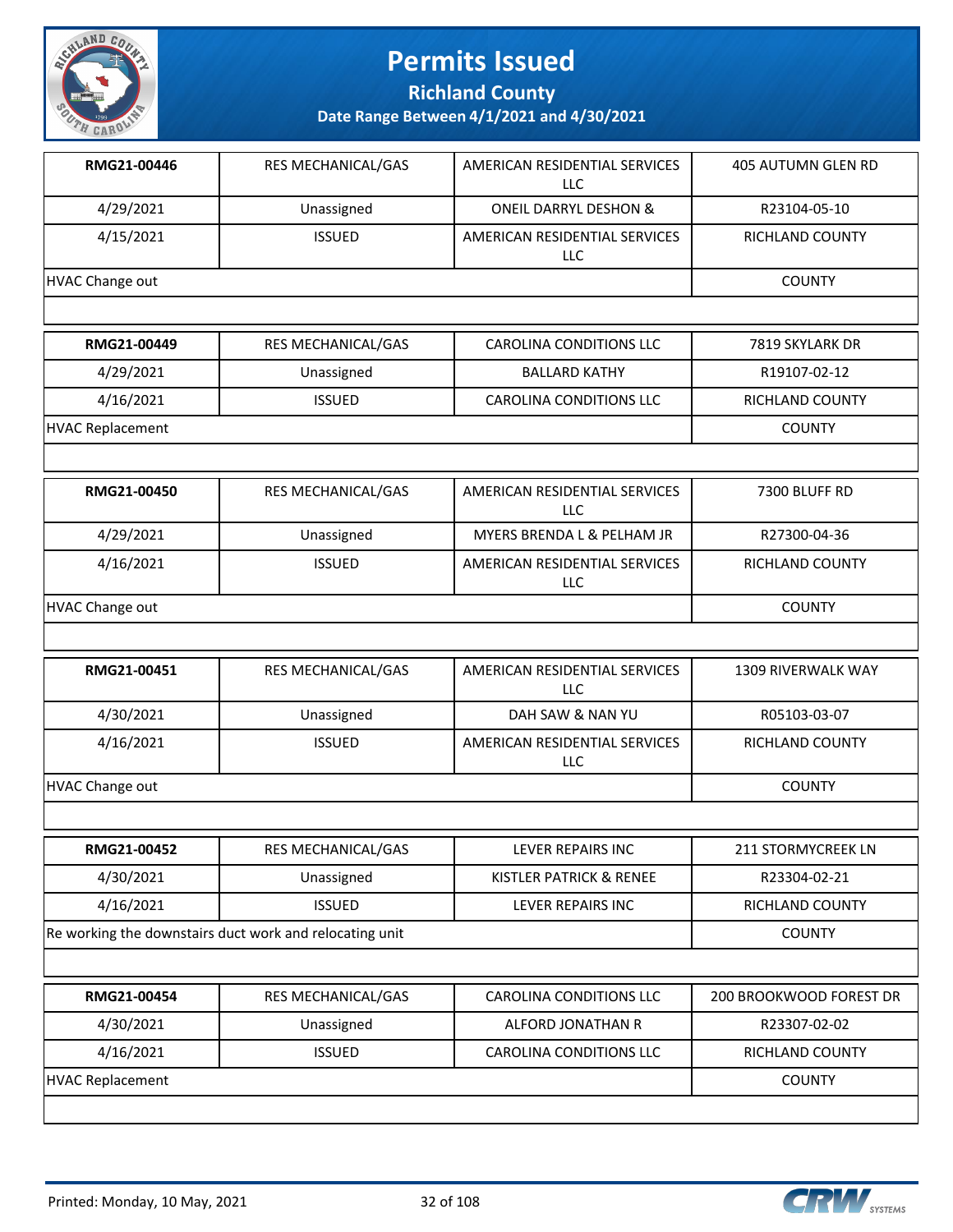# Permits Issued

**Richland County**

**Date Range Between 4/1/2021 and 4/30/2021**

| **RMG21-00446** | RES MECHANICAL/GAS | AMERICAN RESIDENTIAL SERVICES LLC | 405 AUTUMN GLEN RD |
|---|---|---|---|
| 4/29/2021 | Unassigned | ONEIL DARRYL DESHON & | R23104-05-10 |
| 4/15/2021 | ISSUED | AMERICAN RESIDENTIAL SERVICES LLC | RICHLAND COUNTY |
| HVAC Change out | | | COUNTY |

| **RMG21-00449** | RES MECHANICAL/GAS | CAROLINA CONDITIONS LLC | 7819 SKYLARK DR |
|---|---|---|---|
| 4/29/2021 | Unassigned | BALLARD KATHY | R19107-02-12 |
| 4/16/2021 | ISSUED | CAROLINA CONDITIONS LLC | RICHLAND COUNTY |
| HVAC Replacement | | | COUNTY |

| **RMG21-00450** | RES MECHANICAL/GAS | AMERICAN RESIDENTIAL SERVICES LLC | 7300 BLUFF RD |
|---|---|---|---|
| 4/29/2021 | Unassigned | MYERS BRENDA L & PELHAM JR | R27300-04-36 |
| 4/16/2021 | ISSUED | AMERICAN RESIDENTIAL SERVICES LLC | RICHLAND COUNTY |
| HVAC Change out | | | COUNTY |

| **RMG21-00451** | RES MECHANICAL/GAS | AMERICAN RESIDENTIAL SERVICES LLC | 1309 RIVERWALK WAY |
|---|---|---|---|
| 4/30/2021 | Unassigned | DAH SAW & NAN YU | R05103-03-07 |
| 4/16/2021 | ISSUED | AMERICAN RESIDENTIAL SERVICES LLC | RICHLAND COUNTY |
| HVAC Change out | | | COUNTY |

| **RMG21-00452** | RES MECHANICAL/GAS | LEVER REPAIRS INC | 211 STORMYCREEK LN |
|---|---|---|---|
| 4/30/2021 | Unassigned | KISTLER PATRICK & RENEE | R23304-02-21 |
| 4/16/2021 | ISSUED | LEVER REPAIRS INC | RICHLAND COUNTY |
| Re working the downstairs duct work and relocating unit | | | COUNTY |

| **RMG21-00454** | RES MECHANICAL/GAS | CAROLINA CONDITIONS LLC | 200 BROOKWOOD FOREST DR |
|---|---|---|---|
| 4/30/2021 | Unassigned | ALFORD JONATHAN R | R23307-02-02 |
| 4/16/2021 | ISSUED | CAROLINA CONDITIONS LLC | RICHLAND COUNTY |
| HVAC Replacement | | | COUNTY |

Printed: Monday, 10 May, 2021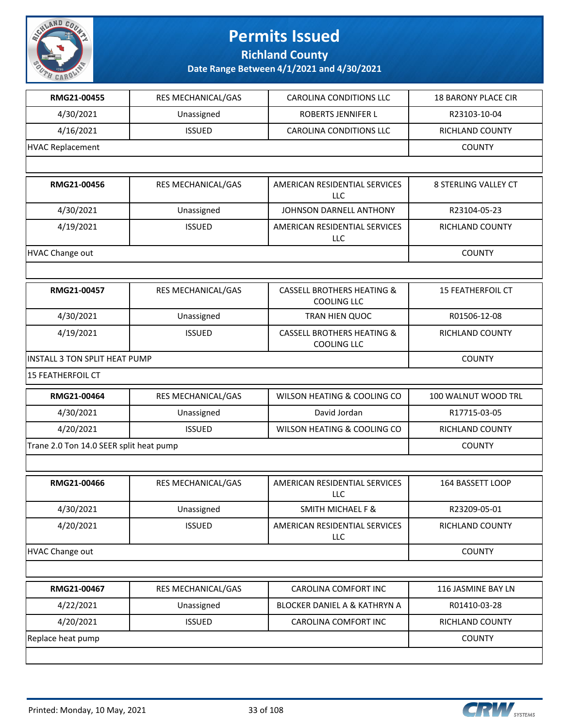# Permits Issued

## Richland County

### Date Range Between 4/1/2021 and 4/30/2021

| | | | |
|---|---|---|---|
| **RMG21-00455** | RES MECHANICAL/GAS | CAROLINA CONDITIONS LLC | 18 BARONY PLACE CIR |
| 4/30/2021 | Unassigned | ROBERTS JENNIFER L | R23103-10-04 |
| 4/16/2021 | ISSUED | CAROLINA CONDITIONS LLC | RICHLAND COUNTY |
| HVAC Replacement | | | COUNTY |

| | | | |
|---|---|---|---|
| **RMG21-00456** | RES MECHANICAL/GAS | AMERICAN RESIDENTIAL SERVICES LLC | 8 STERLING VALLEY CT |
| 4/30/2021 | Unassigned | JOHNSON DARNELL ANTHONY | R23104-05-23 |
| 4/19/2021 | ISSUED | AMERICAN RESIDENTIAL SERVICES LLC | RICHLAND COUNTY |
| HVAC Change out | | | COUNTY |

| | | | |
|---|---|---|---|
| **RMG21-00457** | RES MECHANICAL/GAS | CASSELL BROTHERS HEATING & COOLING LLC | 15 FEATHERFOIL CT |
| 4/30/2021 | Unassigned | TRAN HIEN QUOC | R01506-12-08 |
| 4/19/2021 | ISSUED | CASSELL BROTHERS HEATING & COOLING LLC | RICHLAND COUNTY |
| INSTALL 3 TON SPLIT HEAT PUMP | | | COUNTY |
| 15 FEATHERFOIL CT | | | |

| | | | |
|---|---|---|---|
| **RMG21-00464** | RES MECHANICAL/GAS | WILSON HEATING & COOLING CO | 100 WALNUT WOOD TRL |
| 4/30/2021 | Unassigned | David Jordan | R17715-03-05 |
| 4/20/2021 | ISSUED | WILSON HEATING & COOLING CO | RICHLAND COUNTY |
| Trane 2.0 Ton 14.0 SEER split heat pump | | | COUNTY |

| | | | |
|---|---|---|---|
| **RMG21-00466** | RES MECHANICAL/GAS | AMERICAN RESIDENTIAL SERVICES LLC | 164 BASSETT LOOP |
| 4/30/2021 | Unassigned | SMITH MICHAEL F & | R23209-05-01 |
| 4/20/2021 | ISSUED | AMERICAN RESIDENTIAL SERVICES LLC | RICHLAND COUNTY |
| HVAC Change out | | | COUNTY |

| | | | |
|---|---|---|---|
| **RMG21-00467** | RES MECHANICAL/GAS | CAROLINA COMFORT INC | 116 JASMINE BAY LN |
| 4/22/2021 | Unassigned | BLOCKER DANIEL A & KATHRYN A | R01410-03-28 |
| 4/20/2021 | ISSUED | CAROLINA COMFORT INC | RICHLAND COUNTY |
| Replace heat pump | | | COUNTY |

Printed: Monday, 10 May, 2021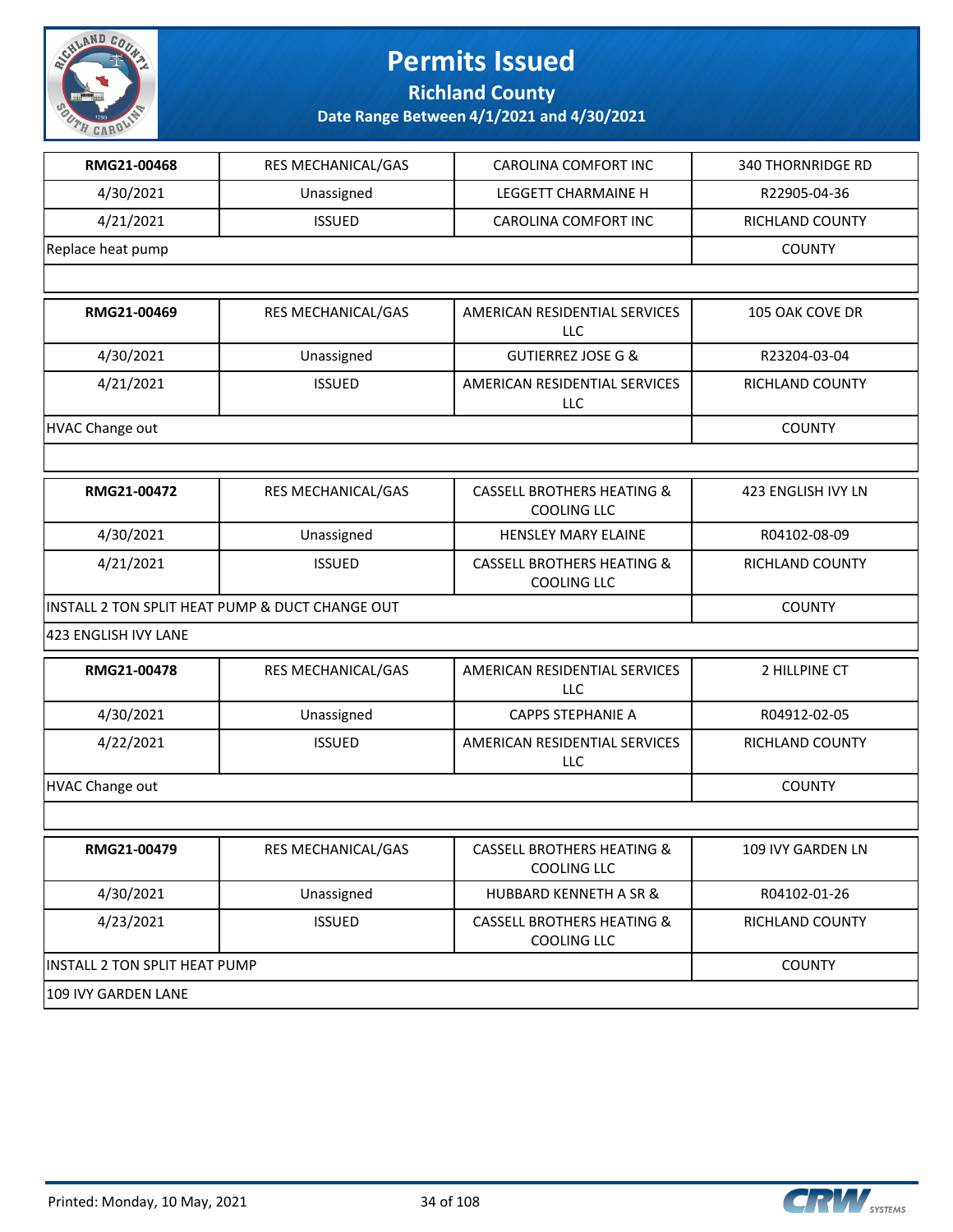# Permits Issued

**Richland County**

**Date Range Between 4/1/2021 and 4/30/2021**

| **RMG21-00468** | RES MECHANICAL/GAS | CAROLINA COMFORT INC | 340 THORNRIDGE RD |
|---|---|---|---|
| 4/30/2021 | Unassigned | LEGGETT CHARMAINE H | R22905-04-36 |
| 4/21/2021 | ISSUED | CAROLINA COMFORT INC | RICHLAND COUNTY |
| Replace heat pump | | | COUNTY |

| **RMG21-00469** | RES MECHANICAL/GAS | AMERICAN RESIDENTIAL SERVICES LLC | 105 OAK COVE DR |
|---|---|---|---|
| 4/30/2021 | Unassigned | GUTIERREZ JOSE G & | R23204-03-04 |
| 4/21/2021 | ISSUED | AMERICAN RESIDENTIAL SERVICES LLC | RICHLAND COUNTY |
| HVAC Change out | | | COUNTY |

| **RMG21-00472** | RES MECHANICAL/GAS | CASSELL BROTHERS HEATING & COOLING LLC | 423 ENGLISH IVY LN |
|---|---|---|---|
| 4/30/2021 | Unassigned | HENSLEY MARY ELAINE | R04102-08-09 |
| 4/21/2021 | ISSUED | CASSELL BROTHERS HEATING & COOLING LLC | RICHLAND COUNTY |
| INSTALL 2 TON SPLIT HEAT PUMP & DUCT CHANGE OUT | | | COUNTY |
| 423 ENGLISH IVY LANE | | | |

| **RMG21-00478** | RES MECHANICAL/GAS | AMERICAN RESIDENTIAL SERVICES LLC | 2 HILLPINE CT |
|---|---|---|---|
| 4/30/2021 | Unassigned | CAPPS STEPHANIE A | R04912-02-05 |
| 4/22/2021 | ISSUED | AMERICAN RESIDENTIAL SERVICES LLC | RICHLAND COUNTY |
| HVAC Change out | | | COUNTY |

| **RMG21-00479** | RES MECHANICAL/GAS | CASSELL BROTHERS HEATING & COOLING LLC | 109 IVY GARDEN LN |
|---|---|---|---|
| 4/30/2021 | Unassigned | HUBBARD KENNETH A SR & | R04102-01-26 |
| 4/23/2021 | ISSUED | CASSELL BROTHERS HEATING & COOLING LLC | RICHLAND COUNTY |
| INSTALL 2 TON SPLIT HEAT PUMP | | | COUNTY |
| 109 IVY GARDEN LANE | | | |

Printed: Monday, 10 May, 2021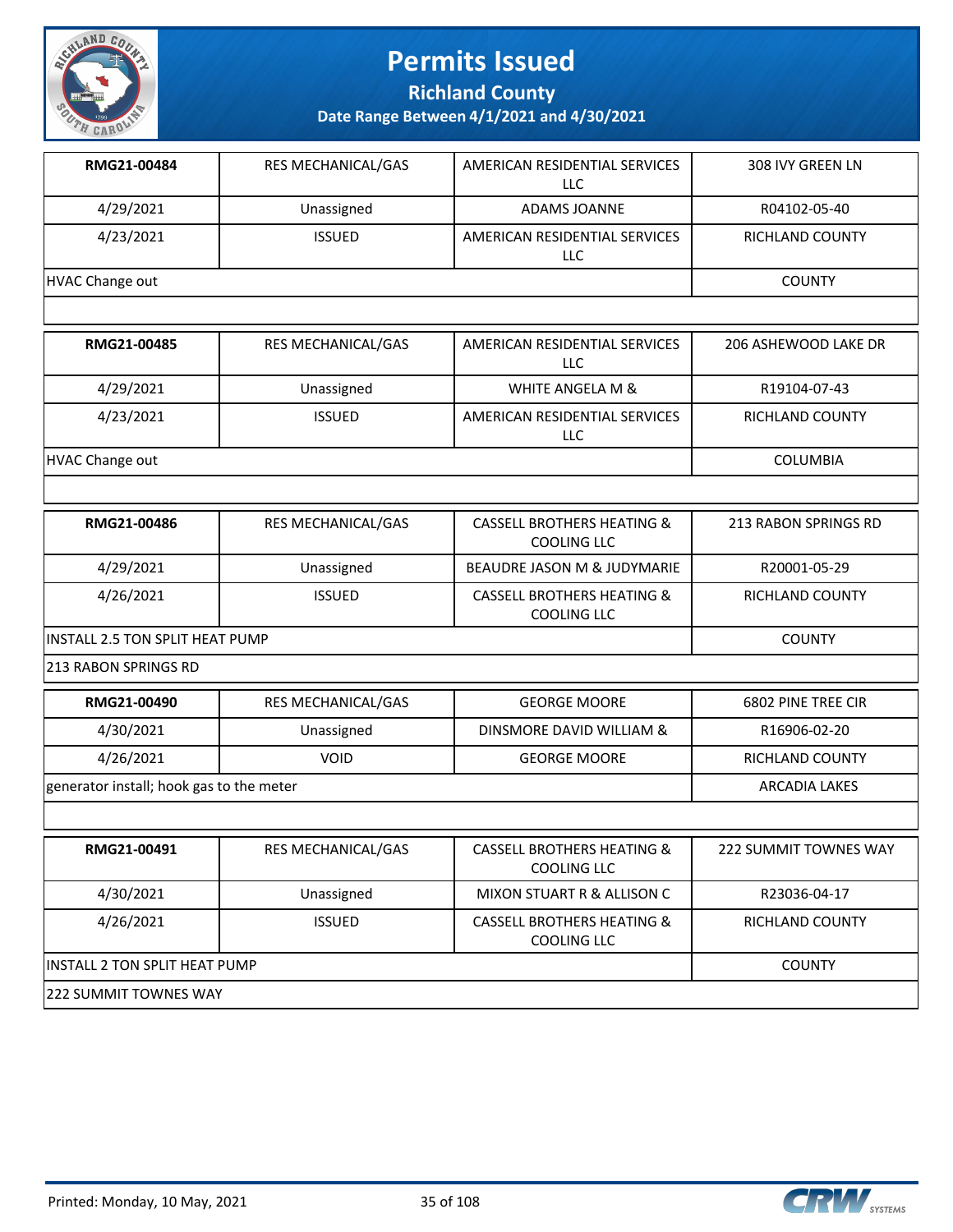# Permits Issued

**Richland County**

**Date Range Between 4/1/2021 and 4/30/2021**

| **RMG21-00484** | RES MECHANICAL/GAS | AMERICAN RESIDENTIAL SERVICES LLC | 308 IVY GREEN LN |
|---|---|---|---|
| 4/29/2021 | Unassigned | ADAMS JOANNE | R04102-05-40 |
| 4/23/2021 | ISSUED | AMERICAN RESIDENTIAL SERVICES LLC | RICHLAND COUNTY |
| HVAC Change out | | | COUNTY |

| **RMG21-00485** | RES MECHANICAL/GAS | AMERICAN RESIDENTIAL SERVICES LLC | 206 ASHEWOOD LAKE DR |
|---|---|---|---|
| 4/29/2021 | Unassigned | WHITE ANGELA M & | R19104-07-43 |
| 4/23/2021 | ISSUED | AMERICAN RESIDENTIAL SERVICES LLC | RICHLAND COUNTY |
| HVAC Change out | | | COLUMBIA |

| **RMG21-00486** | RES MECHANICAL/GAS | CASSELL BROTHERS HEATING & COOLING LLC | 213 RABON SPRINGS RD |
|---|---|---|---|
| 4/29/2021 | Unassigned | BEAUDRE JASON M & JUDYMARIE | R20001-05-29 |
| 4/26/2021 | ISSUED | CASSELL BROTHERS HEATING & COOLING LLC | RICHLAND COUNTY |
| INSTALL 2.5 TON SPLIT HEAT PUMP | | | COUNTY |
| 213 RABON SPRINGS RD | | | |

| **RMG21-00490** | RES MECHANICAL/GAS | GEORGE MOORE | 6802 PINE TREE CIR |
|---|---|---|---|
| 4/30/2021 | Unassigned | DINSMORE DAVID WILLIAM & | R16906-02-20 |
| 4/26/2021 | VOID | GEORGE MOORE | RICHLAND COUNTY |
| generator install; hook gas to the meter | | | ARCADIA LAKES |

| **RMG21-00491** | RES MECHANICAL/GAS | CASSELL BROTHERS HEATING & COOLING LLC | 222 SUMMIT TOWNES WAY |
|---|---|---|---|
| 4/30/2021 | Unassigned | MIXON STUART R & ALLISON C | R23036-04-17 |
| 4/26/2021 | ISSUED | CASSELL BROTHERS HEATING & COOLING LLC | RICHLAND COUNTY |
| INSTALL 2 TON SPLIT HEAT PUMP | | | COUNTY |
| 222 SUMMIT TOWNES WAY | | | |

Printed: Monday, 10 May, 2021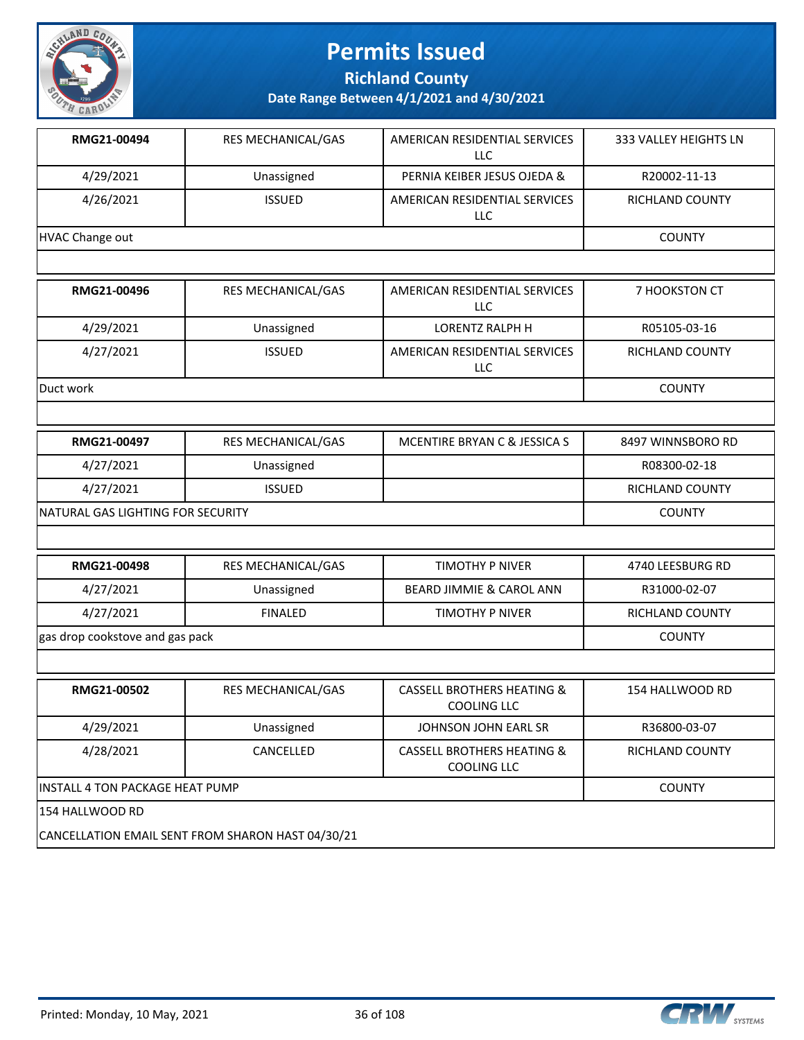# Permits Issued

## Richland County

### Date Range Between 4/1/2021 and 4/30/2021

| | | | |
|---|---|---|---|
| **RMG21-00494** | RES MECHANICAL/GAS | AMERICAN RESIDENTIAL SERVICES LLC | 333 VALLEY HEIGHTS LN |
| 4/29/2021 | Unassigned | PERNIA KEIBER JESUS OJEDA & | R20002-11-13 |
| 4/26/2021 | ISSUED | AMERICAN RESIDENTIAL SERVICES LLC | RICHLAND COUNTY |
| HVAC Change out | | | COUNTY |

| | | | |
|---|---|---|---|
| **RMG21-00496** | RES MECHANICAL/GAS | AMERICAN RESIDENTIAL SERVICES LLC | 7 HOOKSTON CT |
| 4/29/2021 | Unassigned | LORENTZ RALPH H | R05105-03-16 |
| 4/27/2021 | ISSUED | AMERICAN RESIDENTIAL SERVICES LLC | RICHLAND COUNTY |
| Duct work | | | COUNTY |

| | | | |
|---|---|---|---|
| **RMG21-00497** | RES MECHANICAL/GAS | MCENTIRE BRYAN C & JESSICA S | 8497 WINNSBORO RD |
| 4/27/2021 | Unassigned | | R08300-02-18 |
| 4/27/2021 | ISSUED | | RICHLAND COUNTY |
| NATURAL GAS LIGHTING FOR SECURITY | | | COUNTY |

| | | | |
|---|---|---|---|
| **RMG21-00498** | RES MECHANICAL/GAS | TIMOTHY P NIVER | 4740 LEESBURG RD |
| 4/27/2021 | Unassigned | BEARD JIMMIE & CAROL ANN | R31000-02-07 |
| 4/27/2021 | FINALED | TIMOTHY P NIVER | RICHLAND COUNTY |
| gas drop cookstove and gas pack | | | COUNTY |

| | | | |
|---|---|---|---|
| **RMG21-00502** | RES MECHANICAL/GAS | CASSELL BROTHERS HEATING & COOLING LLC | 154 HALLWOOD RD |
| 4/29/2021 | Unassigned | JOHNSON JOHN EARL SR | R36800-03-07 |
| 4/28/2021 | CANCELLED | CASSELL BROTHERS HEATING & COOLING LLC | RICHLAND COUNTY |
| INSTALL 4 TON PACKAGE HEAT PUMP | | | COUNTY |

154 HALLWOOD RD

CANCELLATION EMAIL SENT FROM SHARON HAST 04/30/21

Printed: Monday, 10 May, 2021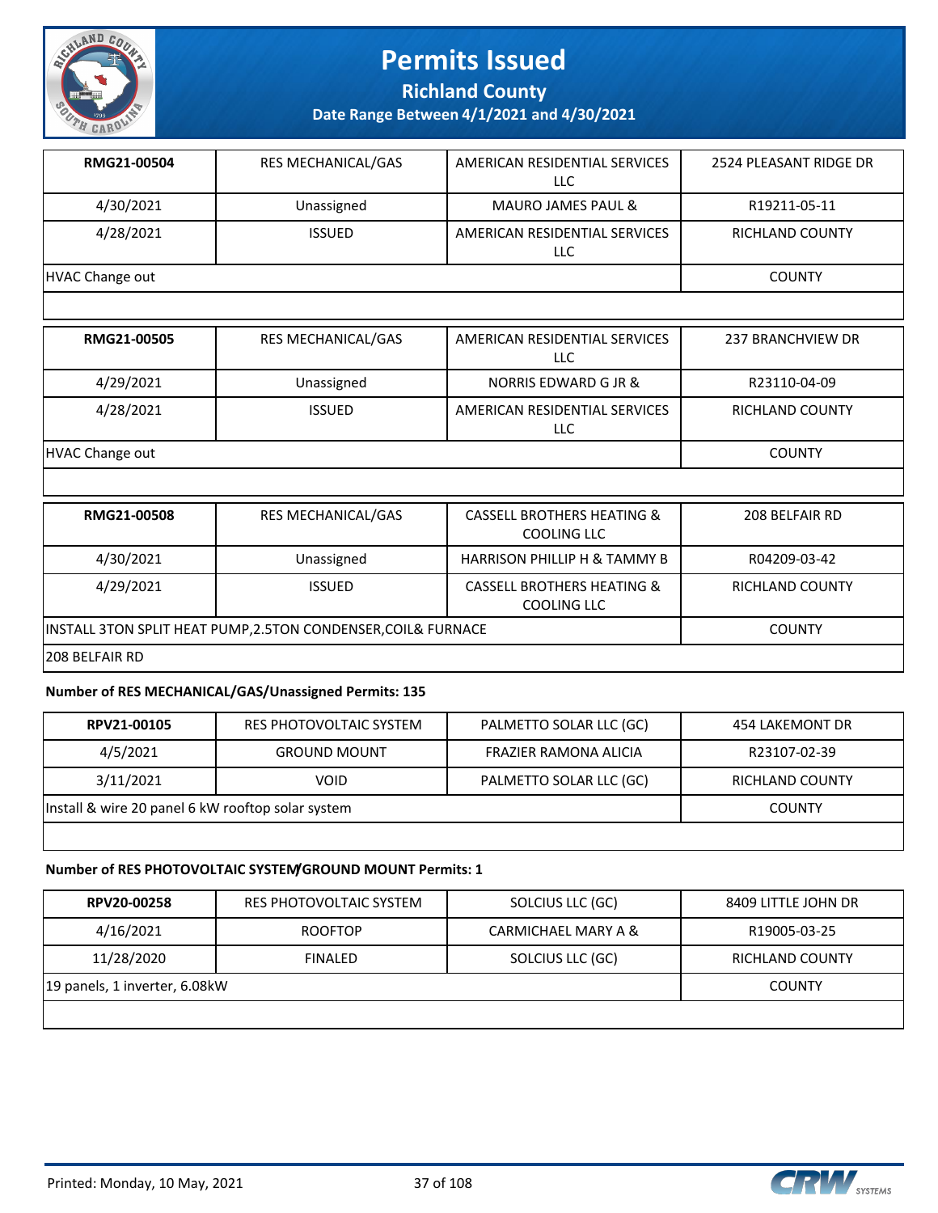# Permits Issued

## Richland County

### Date Range Between 4/1/2021 and 4/30/2021

| RMG21-00504 | RES MECHANICAL/GAS | AMERICAN RESIDENTIAL SERVICES LLC | 2524 PLEASANT RIDGE DR |
|---|---|---|---|
| 4/30/2021 | Unassigned | MAURO JAMES PAUL & | R19211-05-11 |
| 4/28/2021 | ISSUED | AMERICAN RESIDENTIAL SERVICES LLC | RICHLAND COUNTY |
| HVAC Change out | | | COUNTY |
| | | | |

| RMG21-00505 | RES MECHANICAL/GAS | AMERICAN RESIDENTIAL SERVICES LLC | 237 BRANCHVIEW DR |
|---|---|---|---|
| 4/29/2021 | Unassigned | NORRIS EDWARD G JR & | R23110-04-09 |
| 4/28/2021 | ISSUED | AMERICAN RESIDENTIAL SERVICES LLC | RICHLAND COUNTY |
| HVAC Change out | | | COUNTY |
| | | | |

| RMG21-00508 | RES MECHANICAL/GAS | CASSELL BROTHERS HEATING & COOLING LLC | 208 BELFAIR RD |
|---|---|---|---|
| 4/30/2021 | Unassigned | HARRISON PHILLIP H & TAMMY B | R04209-03-42 |
| 4/29/2021 | ISSUED | CASSELL BROTHERS HEATING & COOLING LLC | RICHLAND COUNTY |
| INSTALL 3TON SPLIT HEAT PUMP,2.5TON CONDENSER,COIL& FURNACE | | | COUNTY |
| 208 BELFAIR RD | | | |

**Number of RES MECHANICAL/GAS/Unassigned Permits: 135**

| RPV21-00105 | RES PHOTOVOLTAIC SYSTEM | PALMETTO SOLAR LLC (GC) | 454 LAKEMONT DR |
|---|---|---|---|
| 4/5/2021 | GROUND MOUNT | FRAZIER RAMONA ALICIA | R23107-02-39 |
| 3/11/2021 | VOID | PALMETTO SOLAR LLC (GC) | RICHLAND COUNTY |
| Install & wire 20 panel 6 kW rooftop solar system | | | COUNTY |
| | | | |

**Number of RES PHOTOVOLTAIC SYSTEM/GROUND MOUNT Permits: 1**

| RPV20-00258 | RES PHOTOVOLTAIC SYSTEM | SOLCIUS LLC (GC) | 8409 LITTLE JOHN DR |
|---|---|---|---|
| 4/16/2021 | ROOFTOP | CARMICHAEL MARY A & | R19005-03-25 |
| 11/28/2020 | FINALED | SOLCIUS LLC (GC) | RICHLAND COUNTY |
| 19 panels, 1 inverter, 6.08kW | | | COUNTY |
| | | | |

Printed: Monday, 10 May, 2021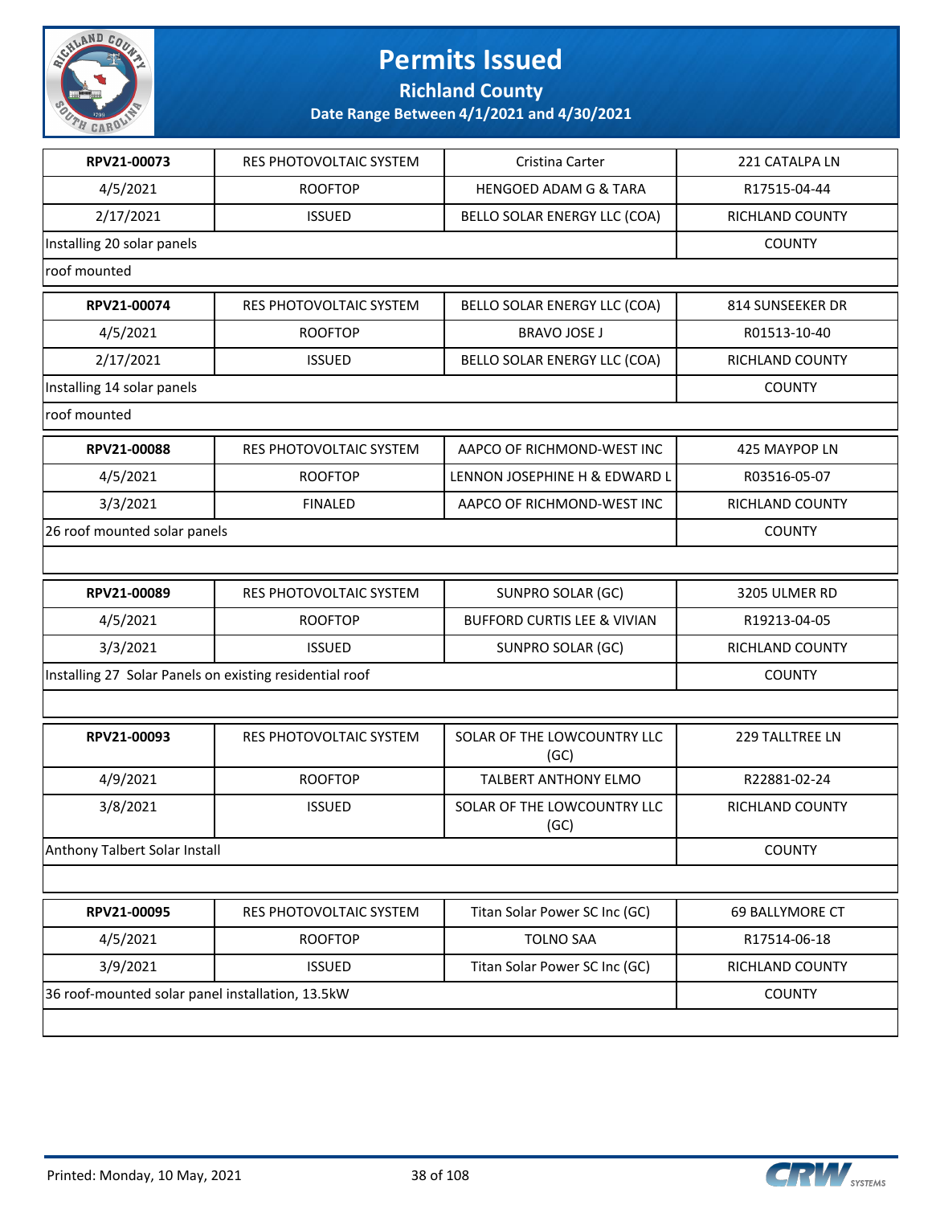# Permits Issued

## Richland County

### Date Range Between 4/1/2021 and 4/30/2021

| | | | |
|---|---|---|---|
| **RPV21-00073** | RES PHOTOVOLTAIC SYSTEM | Cristina Carter | 221 CATALPA LN |
| 4/5/2021 | ROOFTOP | HENGOED ADAM G & TARA | R17515-04-44 |
| 2/17/2021 | ISSUED | BELLO SOLAR ENERGY LLC (COA) | RICHLAND COUNTY |
| Installing 20 solar panels | | | COUNTY |
| roof mounted | | | |

| | | | |
|---|---|---|---|
| **RPV21-00074** | RES PHOTOVOLTAIC SYSTEM | BELLO SOLAR ENERGY LLC (COA) | 814 SUNSEEKER DR |
| 4/5/2021 | ROOFTOP | BRAVO JOSE J | R01513-10-40 |
| 2/17/2021 | ISSUED | BELLO SOLAR ENERGY LLC (COA) | RICHLAND COUNTY |
| Installing 14 solar panels | | | COUNTY |
| roof mounted | | | |

| | | | |
|---|---|---|---|
| **RPV21-00088** | RES PHOTOVOLTAIC SYSTEM | AAPCO OF RICHMOND-WEST INC | 425 MAYPOP LN |
| 4/5/2021 | ROOFTOP | LENNON JOSEPHINE H & EDWARD L | R03516-05-07 |
| 3/3/2021 | FINALED | AAPCO OF RICHMOND-WEST INC | RICHLAND COUNTY |
| 26 roof mounted solar panels | | | COUNTY |

| | | | |
|---|---|---|---|
| **RPV21-00089** | RES PHOTOVOLTAIC SYSTEM | SUNPRO SOLAR (GC) | 3205 ULMER RD |
| 4/5/2021 | ROOFTOP | BUFFORD CURTIS LEE & VIVIAN | R19213-04-05 |
| 3/3/2021 | ISSUED | SUNPRO SOLAR (GC) | RICHLAND COUNTY |
| Installing 27 Solar Panels on existing residential roof | | | COUNTY |

| | | | |
|---|---|---|---|
| **RPV21-00093** | RES PHOTOVOLTAIC SYSTEM | SOLAR OF THE LOWCOUNTRY LLC (GC) | 229 TALLTREE LN |
| 4/9/2021 | ROOFTOP | TALBERT ANTHONY ELMO | R22881-02-24 |
| 3/8/2021 | ISSUED | SOLAR OF THE LOWCOUNTRY LLC (GC) | RICHLAND COUNTY |
| Anthony Talbert Solar Install | | | COUNTY |

| | | | |
|---|---|---|---|
| **RPV21-00095** | RES PHOTOVOLTAIC SYSTEM | Titan Solar Power SC Inc (GC) | 69 BALLYMORE CT |
| 4/5/2021 | ROOFTOP | TOLNO SAA | R17514-06-18 |
| 3/9/2021 | ISSUED | Titan Solar Power SC Inc (GC) | RICHLAND COUNTY |
| 36 roof-mounted solar panel installation, 13.5kW | | | COUNTY |

Printed: Monday, 10 May, 2021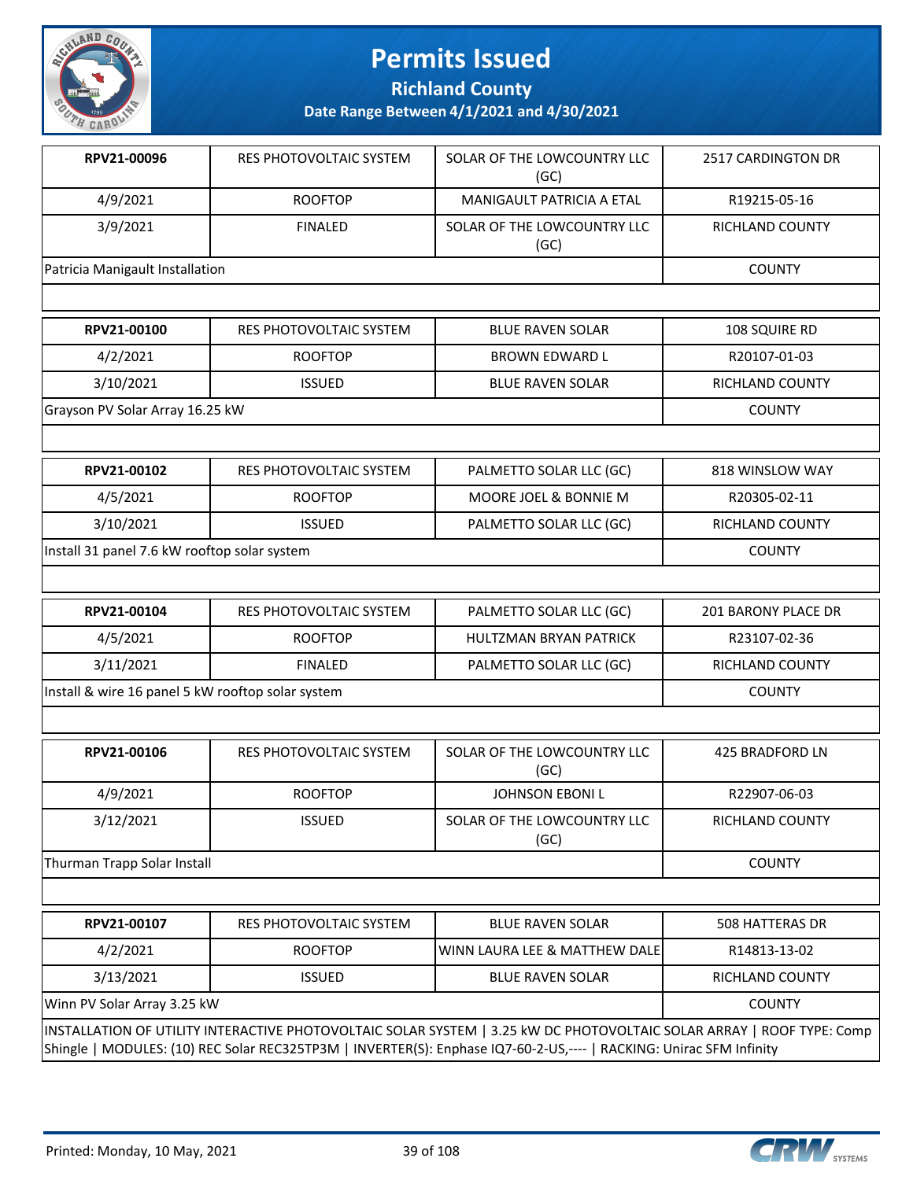# Permits Issued

**Richland County**

**Date Range Between 4/1/2021 and 4/30/2021**

| RPV21-00096 | RES PHOTOVOLTAIC SYSTEM | SOLAR OF THE LOWCOUNTRY LLC (GC) | 2517 CARDINGTON DR |
|---|---|---|---|
| 4/9/2021 | ROOFTOP | MANIGAULT PATRICIA A ETAL | R19215-05-16 |
| 3/9/2021 | FINALED | SOLAR OF THE LOWCOUNTRY LLC (GC) | RICHLAND COUNTY |
| Patricia Manigault Installation | | | COUNTY |

| RPV21-00100 | RES PHOTOVOLTAIC SYSTEM | BLUE RAVEN SOLAR | 108 SQUIRE RD |
|---|---|---|---|
| 4/2/2021 | ROOFTOP | BROWN EDWARD L | R20107-01-03 |
| 3/10/2021 | ISSUED | BLUE RAVEN SOLAR | RICHLAND COUNTY |
| Grayson PV Solar Array 16.25 kW | | | COUNTY |

| RPV21-00102 | RES PHOTOVOLTAIC SYSTEM | PALMETTO SOLAR LLC (GC) | 818 WINSLOW WAY |
|---|---|---|---|
| 4/5/2021 | ROOFTOP | MOORE JOEL & BONNIE M | R20305-02-11 |
| 3/10/2021 | ISSUED | PALMETTO SOLAR LLC (GC) | RICHLAND COUNTY |
| Install 31 panel 7.6 kW rooftop solar system | | | COUNTY |

| RPV21-00104 | RES PHOTOVOLTAIC SYSTEM | PALMETTO SOLAR LLC (GC) | 201 BARONY PLACE DR |
|---|---|---|---|
| 4/5/2021 | ROOFTOP | HULTZMAN BRYAN PATRICK | R23107-02-36 |
| 3/11/2021 | FINALED | PALMETTO SOLAR LLC (GC) | RICHLAND COUNTY |
| Install & wire 16 panel 5 kW rooftop solar system | | | COUNTY |

| RPV21-00106 | RES PHOTOVOLTAIC SYSTEM | SOLAR OF THE LOWCOUNTRY LLC (GC) | 425 BRADFORD LN |
|---|---|---|---|
| 4/9/2021 | ROOFTOP | JOHNSON EBONI L | R22907-06-03 |
| 3/12/2021 | ISSUED | SOLAR OF THE LOWCOUNTRY LLC (GC) | RICHLAND COUNTY |
| Thurman Trapp Solar Install | | | COUNTY |

| RPV21-00107 | RES PHOTOVOLTAIC SYSTEM | BLUE RAVEN SOLAR | 508 HATTERAS DR |
|---|---|---|---|
| 4/2/2021 | ROOFTOP | WINN LAURA LEE & MATTHEW DALE | R14813-13-02 |
| 3/13/2021 | ISSUED | BLUE RAVEN SOLAR | RICHLAND COUNTY |
| Winn PV Solar Array 3.25 kW | | | COUNTY |
| INSTALLATION OF UTILITY INTERACTIVE PHOTOVOLTAIC SOLAR SYSTEM \| 3.25 kW DC PHOTOVOLTAIC SOLAR ARRAY \| ROOF TYPE: Comp Shingle \| MODULES: (10) REC Solar REC325TP3M \| INVERTER(S): Enphase IQ7-60-2-US,---- \| RACKING: Unirac SFM Infinity | | | |

Printed: Monday, 10 May, 2021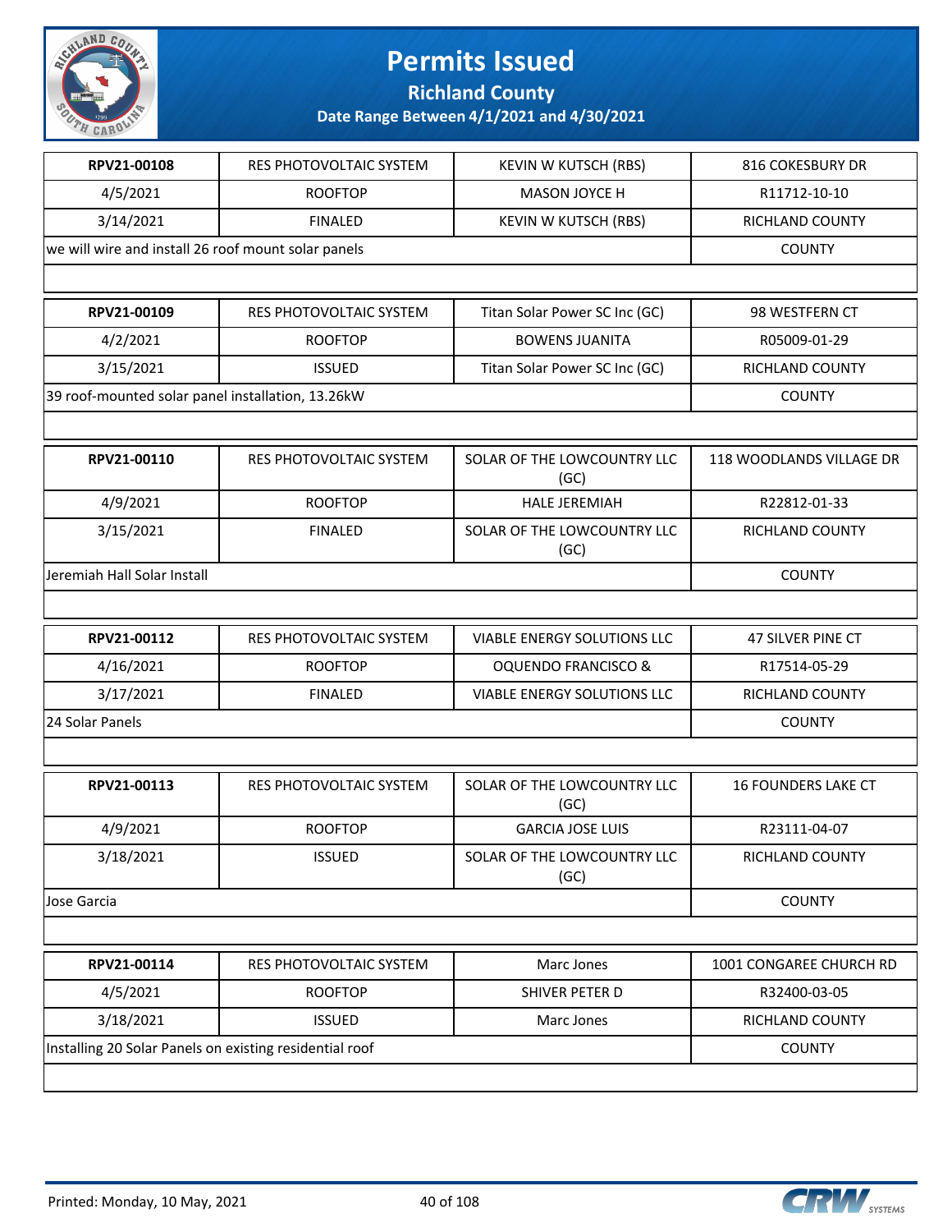# Permits Issued

## Richland County

### Date Range Between 4/1/2021 and 4/30/2021

| RPV21-00108 | RES PHOTOVOLTAIC SYSTEM | KEVIN W KUTSCH (RBS) | 816 COKESBURY DR |
|---|---|---|---|
| 4/5/2021 | ROOFTOP | MASON JOYCE H | R11712-10-10 |
| 3/14/2021 | FINALED | KEVIN W KUTSCH (RBS) | RICHLAND COUNTY |
| we will wire and install 26 roof mount solar panels | | | COUNTY |

| RPV21-00109 | RES PHOTOVOLTAIC SYSTEM | Titan Solar Power SC Inc (GC) | 98 WESTFERN CT |
|---|---|---|---|
| 4/2/2021 | ROOFTOP | BOWENS JUANITA | R05009-01-29 |
| 3/15/2021 | ISSUED | Titan Solar Power SC Inc (GC) | RICHLAND COUNTY |
| 39 roof-mounted solar panel installation, 13.26kW | | | COUNTY |

| RPV21-00110 | RES PHOTOVOLTAIC SYSTEM | SOLAR OF THE LOWCOUNTRY LLC (GC) | 118 WOODLANDS VILLAGE DR |
|---|---|---|---|
| 4/9/2021 | ROOFTOP | HALE JEREMIAH | R22812-01-33 |
| 3/15/2021 | FINALED | SOLAR OF THE LOWCOUNTRY LLC (GC) | RICHLAND COUNTY |
| Jeremiah Hall Solar Install | | | COUNTY |

| RPV21-00112 | RES PHOTOVOLTAIC SYSTEM | VIABLE ENERGY SOLUTIONS LLC | 47 SILVER PINE CT |
|---|---|---|---|
| 4/16/2021 | ROOFTOP | OQUENDO FRANCISCO & | R17514-05-29 |
| 3/17/2021 | FINALED | VIABLE ENERGY SOLUTIONS LLC | RICHLAND COUNTY |
| 24 Solar Panels | | | COUNTY |

| RPV21-00113 | RES PHOTOVOLTAIC SYSTEM | SOLAR OF THE LOWCOUNTRY LLC (GC) | 16 FOUNDERS LAKE CT |
|---|---|---|---|
| 4/9/2021 | ROOFTOP | GARCIA JOSE LUIS | R23111-04-07 |
| 3/18/2021 | ISSUED | SOLAR OF THE LOWCOUNTRY LLC (GC) | RICHLAND COUNTY |
| Jose Garcia | | | COUNTY |

| RPV21-00114 | RES PHOTOVOLTAIC SYSTEM | Marc Jones | 1001 CONGAREE CHURCH RD |
|---|---|---|---|
| 4/5/2021 | ROOFTOP | SHIVER PETER D | R32400-03-05 |
| 3/18/2021 | ISSUED | Marc Jones | RICHLAND COUNTY |
| Installing 20 Solar Panels on existing residential roof | | | COUNTY |

Printed: Monday, 10 May, 2021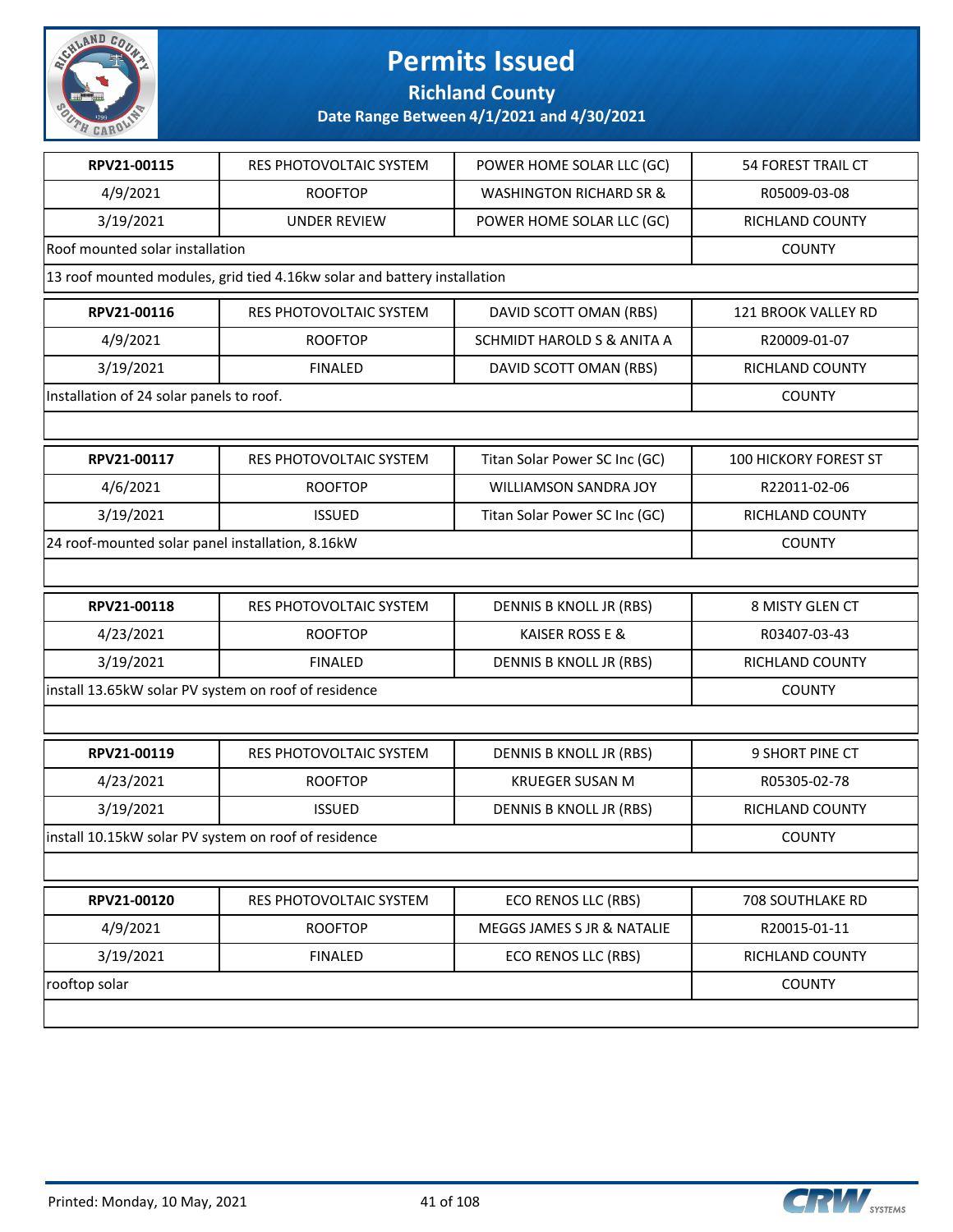# Permits Issued

## Richland County

### Date Range Between 4/1/2021 and 4/30/2021

| | | | |
|---|---|---|---|
| **RPV21-00115** | RES PHOTOVOLTAIC SYSTEM | POWER HOME SOLAR LLC (GC) | 54 FOREST TRAIL CT |
| 4/9/2021 | ROOFTOP | WASHINGTON RICHARD SR & | R05009-03-08 |
| 3/19/2021 | UNDER REVIEW | POWER HOME SOLAR LLC (GC) | RICHLAND COUNTY |
| Roof mounted solar installation | | | COUNTY |
| 13 roof mounted modules, grid tied 4.16kw solar and battery installation | | | |

| | | | |
|---|---|---|---|
| **RPV21-00116** | RES PHOTOVOLTAIC SYSTEM | DAVID SCOTT OMAN (RBS) | 121 BROOK VALLEY RD |
| 4/9/2021 | ROOFTOP | SCHMIDT HAROLD S & ANITA A | R20009-01-07 |
| 3/19/2021 | FINALED | DAVID SCOTT OMAN (RBS) | RICHLAND COUNTY |
| Installation of 24 solar panels to roof. | | | COUNTY |

| | | | |
|---|---|---|---|
| **RPV21-00117** | RES PHOTOVOLTAIC SYSTEM | Titan Solar Power SC Inc (GC) | 100 HICKORY FOREST ST |
| 4/6/2021 | ROOFTOP | WILLIAMSON SANDRA JOY | R22011-02-06 |
| 3/19/2021 | ISSUED | Titan Solar Power SC Inc (GC) | RICHLAND COUNTY |
| 24 roof-mounted solar panel installation, 8.16kW | | | COUNTY |

| | | | |
|---|---|---|---|
| **RPV21-00118** | RES PHOTOVOLTAIC SYSTEM | DENNIS B KNOLL JR (RBS) | 8 MISTY GLEN CT |
| 4/23/2021 | ROOFTOP | KAISER ROSS E & | R03407-03-43 |
| 3/19/2021 | FINALED | DENNIS B KNOLL JR (RBS) | RICHLAND COUNTY |
| install 13.65kW solar PV system on roof of residence | | | COUNTY |

| | | | |
|---|---|---|---|
| **RPV21-00119** | RES PHOTOVOLTAIC SYSTEM | DENNIS B KNOLL JR (RBS) | 9 SHORT PINE CT |
| 4/23/2021 | ROOFTOP | KRUEGER SUSAN M | R05305-02-78 |
| 3/19/2021 | ISSUED | DENNIS B KNOLL JR (RBS) | RICHLAND COUNTY |
| install 10.15kW solar PV system on roof of residence | | | COUNTY |

| | | | |
|---|---|---|---|
| **RPV21-00120** | RES PHOTOVOLTAIC SYSTEM | ECO RENOS LLC (RBS) | 708 SOUTHLAKE RD |
| 4/9/2021 | ROOFTOP | MEGGS JAMES S JR & NATALIE | R20015-01-11 |
| 3/19/2021 | FINALED | ECO RENOS LLC (RBS) | RICHLAND COUNTY |
| rooftop solar | | | COUNTY |

Printed: Monday, 10 May, 2021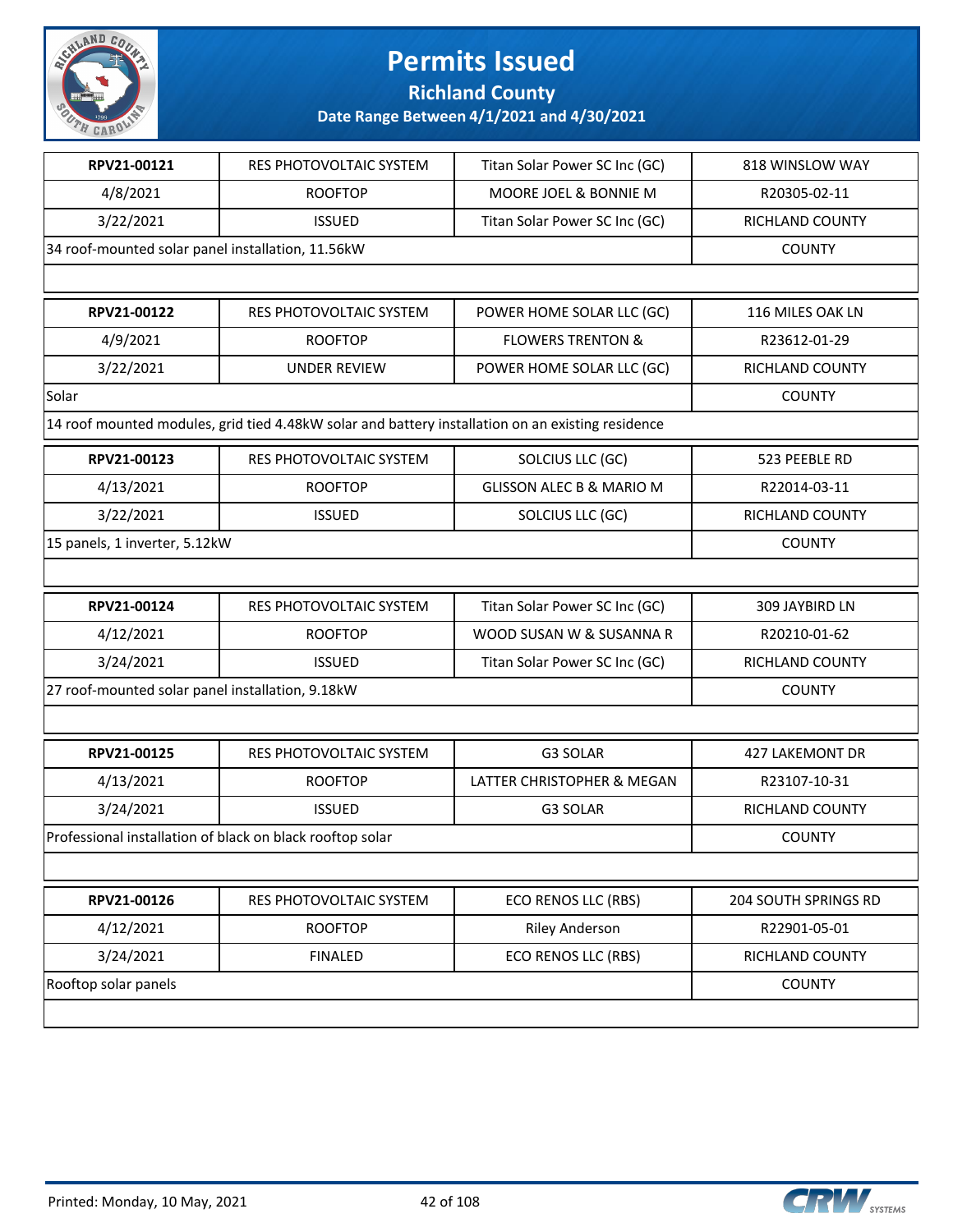# Permits Issued

## Richland County

### Date Range Between 4/1/2021 and 4/30/2021

| | | | |
|---|---|---|---|
| **RPV21-00121** | RES PHOTOVOLTAIC SYSTEM | Titan Solar Power SC Inc (GC) | 818 WINSLOW WAY |
| 4/8/2021 | ROOFTOP | MOORE JOEL & BONNIE M | R20305-02-11 |
| 3/22/2021 | ISSUED | Titan Solar Power SC Inc (GC) | RICHLAND COUNTY |
| 34 roof-mounted solar panel installation, 11.56kW | | | COUNTY |

| | | | |
|---|---|---|---|
| **RPV21-00122** | RES PHOTOVOLTAIC SYSTEM | POWER HOME SOLAR LLC (GC) | 116 MILES OAK LN |
| 4/9/2021 | ROOFTOP | FLOWERS TRENTON & | R23612-01-29 |
| 3/22/2021 | UNDER REVIEW | POWER HOME SOLAR LLC (GC) | RICHLAND COUNTY |
| Solar | | | COUNTY |
| 14 roof mounted modules, grid tied 4.48kW solar and battery installation on an existing residence | | | |

| | | | |
|---|---|---|---|
| **RPV21-00123** | RES PHOTOVOLTAIC SYSTEM | SOLCIUS LLC (GC) | 523 PEEBLE RD |
| 4/13/2021 | ROOFTOP | GLISSON ALEC B & MARIO M | R22014-03-11 |
| 3/22/2021 | ISSUED | SOLCIUS LLC (GC) | RICHLAND COUNTY |
| 15 panels, 1 inverter, 5.12kW | | | COUNTY |

| | | | |
|---|---|---|---|
| **RPV21-00124** | RES PHOTOVOLTAIC SYSTEM | Titan Solar Power SC Inc (GC) | 309 JAYBIRD LN |
| 4/12/2021 | ROOFTOP | WOOD SUSAN W & SUSANNA R | R20210-01-62 |
| 3/24/2021 | ISSUED | Titan Solar Power SC Inc (GC) | RICHLAND COUNTY |
| 27 roof-mounted solar panel installation, 9.18kW | | | COUNTY |

| | | | |
|---|---|---|---|
| **RPV21-00125** | RES PHOTOVOLTAIC SYSTEM | G3 SOLAR | 427 LAKEMONT DR |
| 4/13/2021 | ROOFTOP | LATTER CHRISTOPHER & MEGAN | R23107-10-31 |
| 3/24/2021 | ISSUED | G3 SOLAR | RICHLAND COUNTY |
| Professional installation of black on black rooftop solar | | | COUNTY |

| | | | |
|---|---|---|---|
| **RPV21-00126** | RES PHOTOVOLTAIC SYSTEM | ECO RENOS LLC (RBS) | 204 SOUTH SPRINGS RD |
| 4/12/2021 | ROOFTOP | Riley Anderson | R22901-05-01 |
| 3/24/2021 | FINALED | ECO RENOS LLC (RBS) | RICHLAND COUNTY |
| Rooftop solar panels | | | COUNTY |

Printed: Monday, 10 May, 2021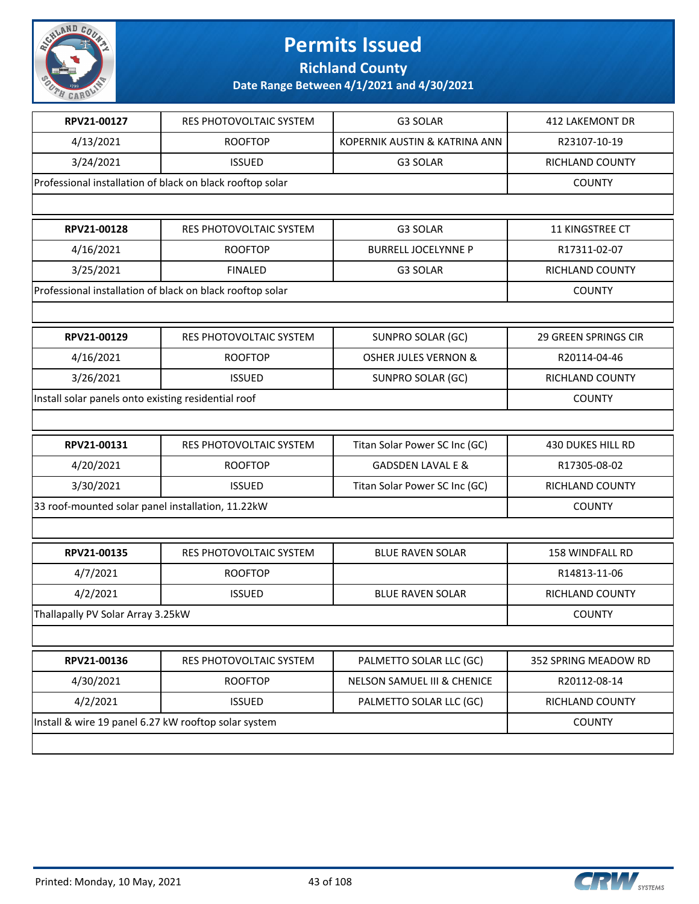# Permits Issued

## Richland County

### Date Range Between 4/1/2021 and 4/30/2021

| | | | |
|---|---|---|---|
| **RPV21-00127** | RES PHOTOVOLTAIC SYSTEM | G3 SOLAR | 412 LAKEMONT DR |
| 4/13/2021 | ROOFTOP | KOPERNIK AUSTIN & KATRINA ANN | R23107-10-19 |
| 3/24/2021 | ISSUED | G3 SOLAR | RICHLAND COUNTY |
| Professional installation of black on black rooftop solar | | | COUNTY |

| | | | |
|---|---|---|---|
| **RPV21-00128** | RES PHOTOVOLTAIC SYSTEM | G3 SOLAR | 11 KINGSTREE CT |
| 4/16/2021 | ROOFTOP | BURRELL JOCELYNNE P | R17311-02-07 |
| 3/25/2021 | FINALED | G3 SOLAR | RICHLAND COUNTY |
| Professional installation of black on black rooftop solar | | | COUNTY |

| | | | |
|---|---|---|---|
| **RPV21-00129** | RES PHOTOVOLTAIC SYSTEM | SUNPRO SOLAR (GC) | 29 GREEN SPRINGS CIR |
| 4/16/2021 | ROOFTOP | OSHER JULES VERNON & | R20114-04-46 |
| 3/26/2021 | ISSUED | SUNPRO SOLAR (GC) | RICHLAND COUNTY |
| Install solar panels onto existing residential roof | | | COUNTY |

| | | | |
|---|---|---|---|
| **RPV21-00131** | RES PHOTOVOLTAIC SYSTEM | Titan Solar Power SC Inc (GC) | 430 DUKES HILL RD |
| 4/20/2021 | ROOFTOP | GADSDEN LAVAL E & | R17305-08-02 |
| 3/30/2021 | ISSUED | Titan Solar Power SC Inc (GC) | RICHLAND COUNTY |
| 33 roof-mounted solar panel installation, 11.22kW | | | COUNTY |

| | | | |
|---|---|---|---|
| **RPV21-00135** | RES PHOTOVOLTAIC SYSTEM | BLUE RAVEN SOLAR | 158 WINDFALL RD |
| 4/7/2021 | ROOFTOP | | R14813-11-06 |
| 4/2/2021 | ISSUED | BLUE RAVEN SOLAR | RICHLAND COUNTY |
| Thallapally PV Solar Array 3.25kW | | | COUNTY |

| | | | |
|---|---|---|---|
| **RPV21-00136** | RES PHOTOVOLTAIC SYSTEM | PALMETTO SOLAR LLC (GC) | 352 SPRING MEADOW RD |
| 4/30/2021 | ROOFTOP | NELSON SAMUEL III & CHENICE | R20112-08-14 |
| 4/2/2021 | ISSUED | PALMETTO SOLAR LLC (GC) | RICHLAND COUNTY |
| Install & wire 19 panel 6.27 kW rooftop solar system | | | COUNTY |

Printed: Monday, 10 May, 2021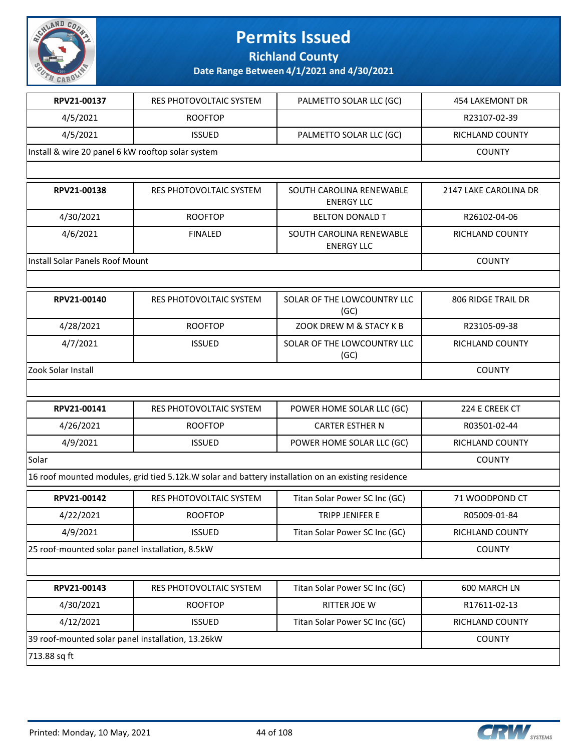# Permits Issued

## Richland County

### Date Range Between 4/1/2021 and 4/30/2021

| RPV21-00137 | RES PHOTOVOLTAIC SYSTEM | PALMETTO SOLAR LLC (GC) | 454 LAKEMONT DR |
|---|---|---|---|
| 4/5/2021 | ROOFTOP | | R23107-02-39 |
| 4/5/2021 | ISSUED | PALMETTO SOLAR LLC (GC) | RICHLAND COUNTY |
| Install & wire 20 panel 6 kW rooftop solar system | | | COUNTY |

| RPV21-00138 | RES PHOTOVOLTAIC SYSTEM | SOUTH CAROLINA RENEWABLE ENERGY LLC | 2147 LAKE CAROLINA DR |
|---|---|---|---|
| 4/30/2021 | ROOFTOP | BELTON DONALD T | R26102-04-06 |
| 4/6/2021 | FINALED | SOUTH CAROLINA RENEWABLE ENERGY LLC | RICHLAND COUNTY |
| Install Solar Panels Roof Mount | | | COUNTY |

| RPV21-00140 | RES PHOTOVOLTAIC SYSTEM | SOLAR OF THE LOWCOUNTRY LLC (GC) | 806 RIDGE TRAIL DR |
|---|---|---|---|
| 4/28/2021 | ROOFTOP | ZOOK DREW M & STACY K B | R23105-09-38 |
| 4/7/2021 | ISSUED | SOLAR OF THE LOWCOUNTRY LLC (GC) | RICHLAND COUNTY |
| Zook Solar Install | | | COUNTY |

| RPV21-00141 | RES PHOTOVOLTAIC SYSTEM | POWER HOME SOLAR LLC (GC) | 224 E CREEK CT |
|---|---|---|---|
| 4/26/2021 | ROOFTOP | CARTER ESTHER N | R03501-02-44 |
| 4/9/2021 | ISSUED | POWER HOME SOLAR LLC (GC) | RICHLAND COUNTY |
| Solar | | | COUNTY |
| 16 roof mounted modules, grid tied 5.12k.W solar and battery installation on an existing residence | | | |

| RPV21-00142 | RES PHOTOVOLTAIC SYSTEM | Titan Solar Power SC Inc (GC) | 71 WOODPOND CT |
|---|---|---|---|
| 4/22/2021 | ROOFTOP | TRIPP JENIFER E | R05009-01-84 |
| 4/9/2021 | ISSUED | Titan Solar Power SC Inc (GC) | RICHLAND COUNTY |
| 25 roof-mounted solar panel installation, 8.5kW | | | COUNTY |

| RPV21-00143 | RES PHOTOVOLTAIC SYSTEM | Titan Solar Power SC Inc (GC) | 600 MARCH LN |
|---|---|---|---|
| 4/30/2021 | ROOFTOP | RITTER JOE W | R17611-02-13 |
| 4/12/2021 | ISSUED | Titan Solar Power SC Inc (GC) | RICHLAND COUNTY |
| 39 roof-mounted solar panel installation, 13.26kW | | | COUNTY |
| 713.88 sq ft | | | |

Printed: Monday, 10 May, 2021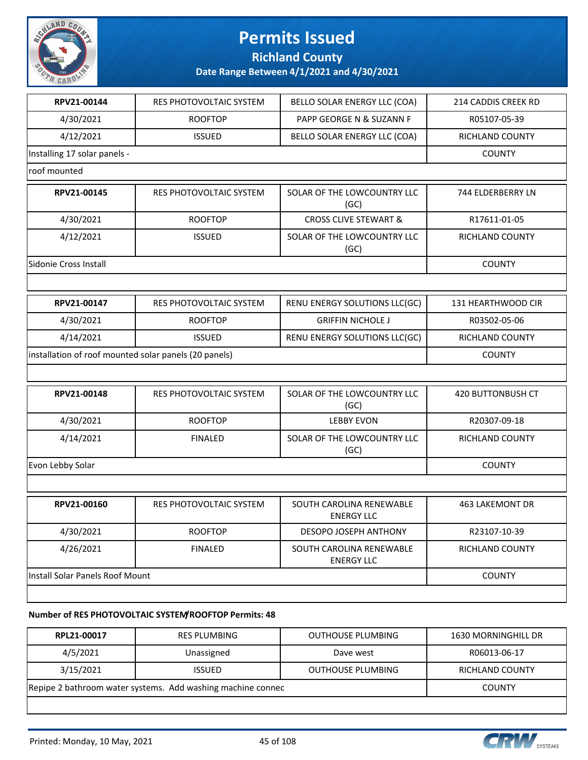# Permits Issued

**Richland County**

**Date Range Between 4/1/2021 and 4/30/2021**

| **RPV21-00144** | RES PHOTOVOLTAIC SYSTEM | BELLO SOLAR ENERGY LLC (COA) | 214 CADDIS CREEK RD |
|---|---|---|---|
| 4/30/2021 | ROOFTOP | PAPP GEORGE N & SUZANN F | R05107-05-39 |
| 4/12/2021 | ISSUED | BELLO SOLAR ENERGY LLC (COA) | RICHLAND COUNTY |
| Installing 17 solar panels - | | | COUNTY |
| roof mounted | | | |

| **RPV21-00145** | RES PHOTOVOLTAIC SYSTEM | SOLAR OF THE LOWCOUNTRY LLC (GC) | 744 ELDERBERRY LN |
|---|---|---|---|
| 4/30/2021 | ROOFTOP | CROSS CLIVE STEWART & | R17611-01-05 |
| 4/12/2021 | ISSUED | SOLAR OF THE LOWCOUNTRY LLC (GC) | RICHLAND COUNTY |
| Sidonie Cross Install | | | COUNTY |

| **RPV21-00147** | RES PHOTOVOLTAIC SYSTEM | RENU ENERGY SOLUTIONS LLC(GC) | 131 HEARTHWOOD CIR |
|---|---|---|---|
| 4/30/2021 | ROOFTOP | GRIFFIN NICHOLE J | R03502-05-06 |
| 4/14/2021 | ISSUED | RENU ENERGY SOLUTIONS LLC(GC) | RICHLAND COUNTY |
| installation of roof mounted solar panels (20 panels) | | | COUNTY |

| **RPV21-00148** | RES PHOTOVOLTAIC SYSTEM | SOLAR OF THE LOWCOUNTRY LLC (GC) | 420 BUTTONBUSH CT |
|---|---|---|---|
| 4/30/2021 | ROOFTOP | LEBBY EVON | R20307-09-18 |
| 4/14/2021 | FINALED | SOLAR OF THE LOWCOUNTRY LLC (GC) | RICHLAND COUNTY |
| Evon Lebby Solar | | | COUNTY |

| **RPV21-00160** | RES PHOTOVOLTAIC SYSTEM | SOUTH CAROLINA RENEWABLE ENERGY LLC | 463 LAKEMONT DR |
|---|---|---|---|
| 4/30/2021 | ROOFTOP | DESOPO JOSEPH ANTHONY | R23107-10-39 |
| 4/26/2021 | FINALED | SOUTH CAROLINA RENEWABLE ENERGY LLC | RICHLAND COUNTY |
| Install Solar Panels Roof Mount | | | COUNTY |

**Number of RES PHOTOVOLTAIC SYSTEM/ROOFTOP Permits: 48**

| **RPL21-00017** | RES PLUMBING | OUTHOUSE PLUMBING | 1630 MORNINGHILL DR |
|---|---|---|---|
| 4/5/2021 | Unassigned | Dave west | R06013-06-17 |
| 3/15/2021 | ISSUED | OUTHOUSE PLUMBING | RICHLAND COUNTY |
| Repipe 2 bathroom water systems. Add washing machine connec | | | COUNTY |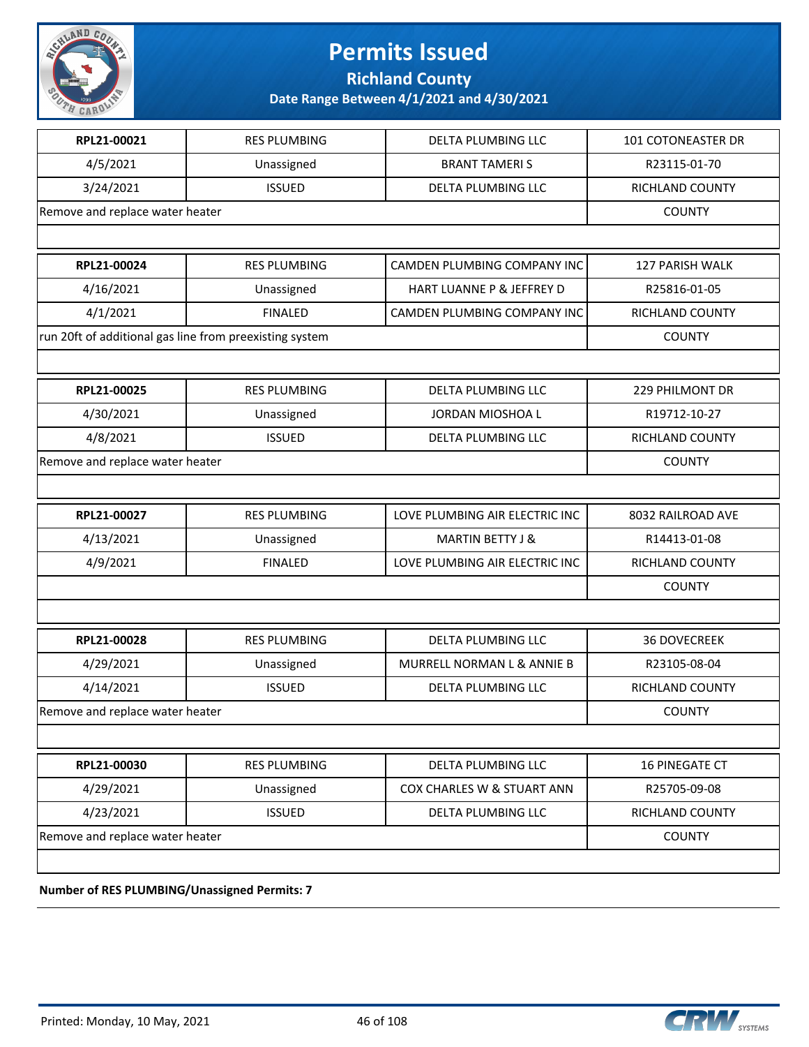# Permits Issued

## Richland County

### Date Range Between 4/1/2021 and 4/30/2021

| | | | |
|---|---|---|---|
| **RPL21-00021** | RES PLUMBING | DELTA PLUMBING LLC | 101 COTONEASTER DR |
| 4/5/2021 | Unassigned | BRANT TAMERI S | R23115-01-70 |
| 3/24/2021 | ISSUED | DELTA PLUMBING LLC | RICHLAND COUNTY |
| Remove and replace water heater | | | COUNTY |

| | | | |
|---|---|---|---|
| **RPL21-00024** | RES PLUMBING | CAMDEN PLUMBING COMPANY INC | 127 PARISH WALK |
| 4/16/2021 | Unassigned | HART LUANNE P & JEFFREY D | R25816-01-05 |
| 4/1/2021 | FINALED | CAMDEN PLUMBING COMPANY INC | RICHLAND COUNTY |
| run 20ft of additional gas line from preexisting system | | | COUNTY |

| | | | |
|---|---|---|---|
| **RPL21-00025** | RES PLUMBING | DELTA PLUMBING LLC | 229 PHILMONT DR |
| 4/30/2021 | Unassigned | JORDAN MIOSHOA L | R19712-10-27 |
| 4/8/2021 | ISSUED | DELTA PLUMBING LLC | RICHLAND COUNTY |
| Remove and replace water heater | | | COUNTY |

| | | | |
|---|---|---|---|
| **RPL21-00027** | RES PLUMBING | LOVE PLUMBING AIR ELECTRIC INC | 8032 RAILROAD AVE |
| 4/13/2021 | Unassigned | MARTIN BETTY J & | R14413-01-08 |
| 4/9/2021 | FINALED | LOVE PLUMBING AIR ELECTRIC INC | RICHLAND COUNTY |
| | | | COUNTY |

| | | | |
|---|---|---|---|
| **RPL21-00028** | RES PLUMBING | DELTA PLUMBING LLC | 36 DOVECREEK |
| 4/29/2021 | Unassigned | MURRELL NORMAN L & ANNIE B | R23105-08-04 |
| 4/14/2021 | ISSUED | DELTA PLUMBING LLC | RICHLAND COUNTY |
| Remove and replace water heater | | | COUNTY |

| | | | |
|---|---|---|---|
| **RPL21-00030** | RES PLUMBING | DELTA PLUMBING LLC | 16 PINEGATE CT |
| 4/29/2021 | Unassigned | COX CHARLES W & STUART ANN | R25705-09-08 |
| 4/23/2021 | ISSUED | DELTA PLUMBING LLC | RICHLAND COUNTY |
| Remove and replace water heater | | | COUNTY |

**Number of RES PLUMBING/Unassigned Permits: 7**

Printed: Monday, 10 May, 2021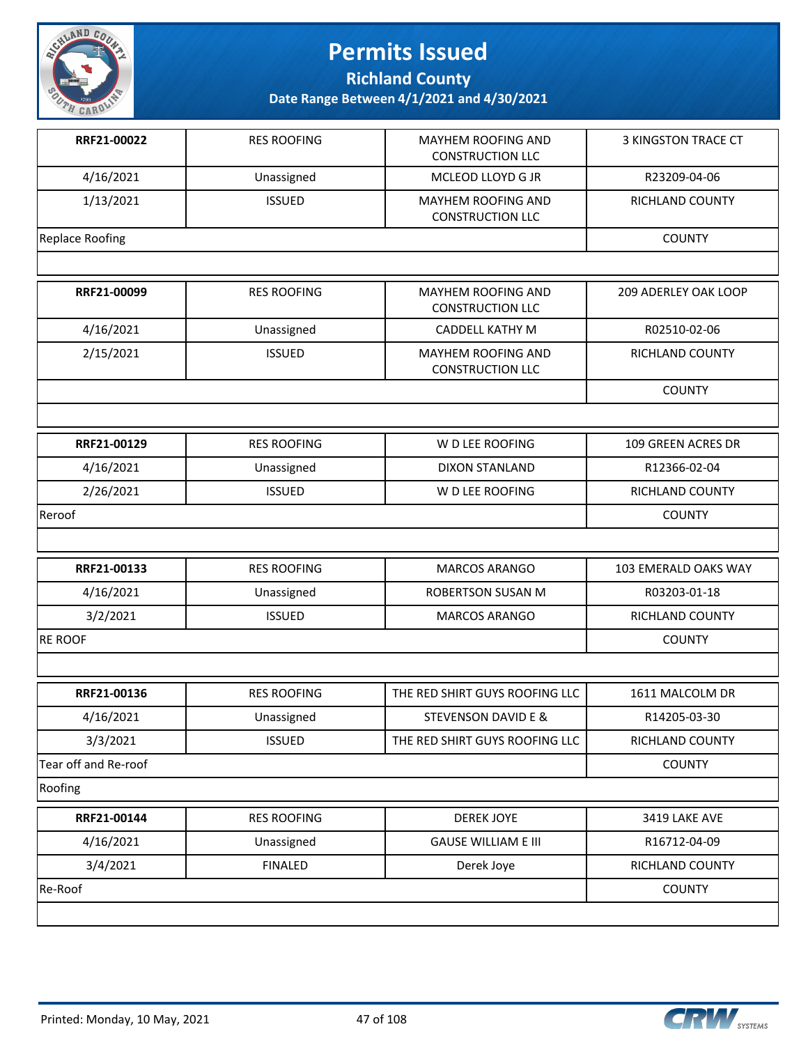# Permits Issued

## Richland County

### Date Range Between 4/1/2021 and 4/30/2021

| | | | |
|---|---|---|---|
| **RRF21-00022** | RES ROOFING | MAYHEM ROOFING AND CONSTRUCTION LLC | 3 KINGSTON TRACE CT |
| 4/16/2021 | Unassigned | MCLEOD LLOYD G JR | R23209-04-06 |
| 1/13/2021 | ISSUED | MAYHEM ROOFING AND CONSTRUCTION LLC | RICHLAND COUNTY |
| Replace Roofing | | | COUNTY |

| | | | |
|---|---|---|---|
| **RRF21-00099** | RES ROOFING | MAYHEM ROOFING AND CONSTRUCTION LLC | 209 ADERLEY OAK LOOP |
| 4/16/2021 | Unassigned | CADDELL KATHY M | R02510-02-06 |
| 2/15/2021 | ISSUED | MAYHEM ROOFING AND CONSTRUCTION LLC | RICHLAND COUNTY |
| | | | COUNTY |

| | | | |
|---|---|---|---|
| **RRF21-00129** | RES ROOFING | W D LEE ROOFING | 109 GREEN ACRES DR |
| 4/16/2021 | Unassigned | DIXON STANLAND | R12366-02-04 |
| 2/26/2021 | ISSUED | W D LEE ROOFING | RICHLAND COUNTY |
| Reroof | | | COUNTY |

| | | | |
|---|---|---|---|
| **RRF21-00133** | RES ROOFING | MARCOS ARANGO | 103 EMERALD OAKS WAY |
| 4/16/2021 | Unassigned | ROBERTSON SUSAN M | R03203-01-18 |
| 3/2/2021 | ISSUED | MARCOS ARANGO | RICHLAND COUNTY |
| RE ROOF | | | COUNTY |

| | | | |
|---|---|---|---|
| **RRF21-00136** | RES ROOFING | THE RED SHIRT GUYS ROOFING LLC | 1611 MALCOLM DR |
| 4/16/2021 | Unassigned | STEVENSON DAVID E & | R14205-03-30 |
| 3/3/2021 | ISSUED | THE RED SHIRT GUYS ROOFING LLC | RICHLAND COUNTY |
| Tear off and Re-roof | | | COUNTY |
| Roofing | | | |

| | | | |
|---|---|---|---|
| **RRF21-00144** | RES ROOFING | DEREK JOYE | 3419 LAKE AVE |
| 4/16/2021 | Unassigned | GAUSE WILLIAM E III | R16712-04-09 |
| 3/4/2021 | FINALED | Derek Joye | RICHLAND COUNTY |
| Re-Roof | | | COUNTY |

Printed: Monday, 10 May, 2021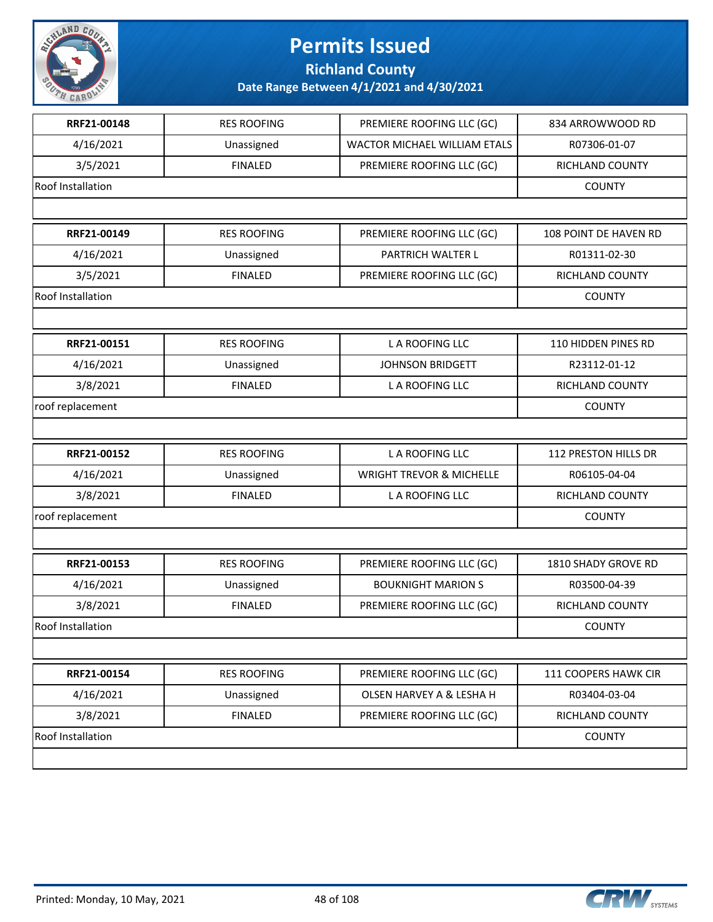# Permits Issued

## Richland County

### Date Range Between 4/1/2021 and 4/30/2021

| | | | |
|---|---|---|---|
| **RRF21-00148** | RES ROOFING | PREMIERE ROOFING LLC (GC) | 834 ARROWWOOD RD |
| 4/16/2021 | Unassigned | WACTOR MICHAEL WILLIAM ETALS | R07306-01-07 |
| 3/5/2021 | FINALED | PREMIERE ROOFING LLC (GC) | RICHLAND COUNTY |
| Roof Installation | | | COUNTY |

| | | | |
|---|---|---|---|
| **RRF21-00149** | RES ROOFING | PREMIERE ROOFING LLC (GC) | 108 POINT DE HAVEN RD |
| 4/16/2021 | Unassigned | PARTRICH WALTER L | R01311-02-30 |
| 3/5/2021 | FINALED | PREMIERE ROOFING LLC (GC) | RICHLAND COUNTY |
| Roof Installation | | | COUNTY |

| | | | |
|---|---|---|---|
| **RRF21-00151** | RES ROOFING | L A ROOFING LLC | 110 HIDDEN PINES RD |
| 4/16/2021 | Unassigned | JOHNSON BRIDGETT | R23112-01-12 |
| 3/8/2021 | FINALED | L A ROOFING LLC | RICHLAND COUNTY |
| roof replacement | | | COUNTY |

| | | | |
|---|---|---|---|
| **RRF21-00152** | RES ROOFING | L A ROOFING LLC | 112 PRESTON HILLS DR |
| 4/16/2021 | Unassigned | WRIGHT TREVOR & MICHELLE | R06105-04-04 |
| 3/8/2021 | FINALED | L A ROOFING LLC | RICHLAND COUNTY |
| roof replacement | | | COUNTY |

| | | | |
|---|---|---|---|
| **RRF21-00153** | RES ROOFING | PREMIERE ROOFING LLC (GC) | 1810 SHADY GROVE RD |
| 4/16/2021 | Unassigned | BOUKNIGHT MARION S | R03500-04-39 |
| 3/8/2021 | FINALED | PREMIERE ROOFING LLC (GC) | RICHLAND COUNTY |
| Roof Installation | | | COUNTY |

| | | | |
|---|---|---|---|
| **RRF21-00154** | RES ROOFING | PREMIERE ROOFING LLC (GC) | 111 COOPERS HAWK CIR |
| 4/16/2021 | Unassigned | OLSEN HARVEY A & LESHA H | R03404-03-04 |
| 3/8/2021 | FINALED | PREMIERE ROOFING LLC (GC) | RICHLAND COUNTY |
| Roof Installation | | | COUNTY |

Printed: Monday, 10 May, 2021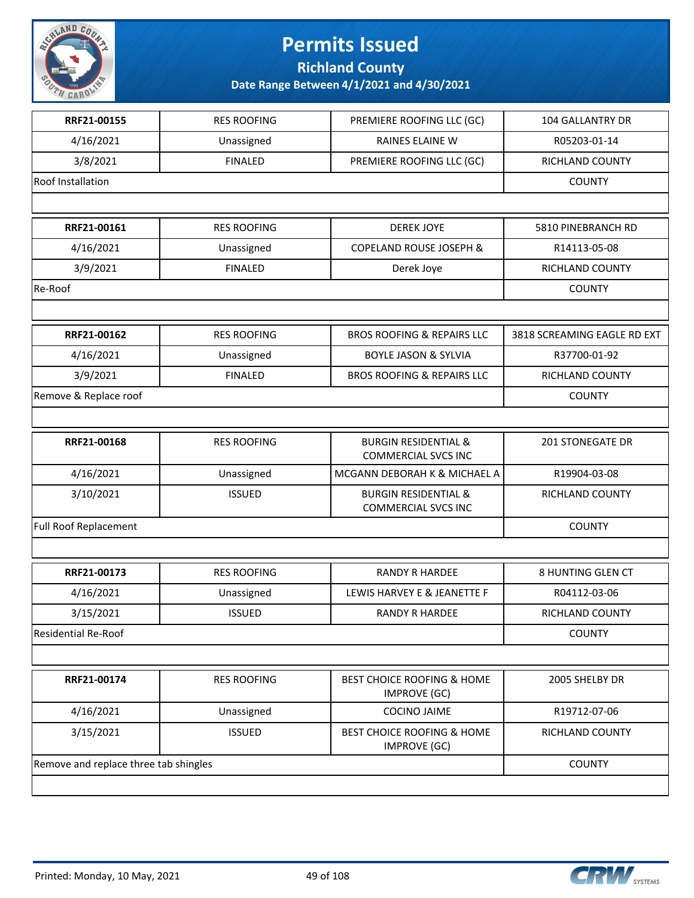# Permits Issued

## Richland County

### Date Range Between 4/1/2021 and 4/30/2021

| | | | |
|---|---|---|---|
| **RRF21-00155** | RES ROOFING | PREMIERE ROOFING LLC (GC) | 104 GALLANTRY DR |
| 4/16/2021 | Unassigned | RAINES ELAINE W | R05203-01-14 |
| 3/8/2021 | FINALED | PREMIERE ROOFING LLC (GC) | RICHLAND COUNTY |
| Roof Installation | | | COUNTY |

| | | | |
|---|---|---|---|
| **RRF21-00161** | RES ROOFING | DEREK JOYE | 5810 PINEBRANCH RD |
| 4/16/2021 | Unassigned | COPELAND ROUSE JOSEPH & | R14113-05-08 |
| 3/9/2021 | FINALED | Derek Joye | RICHLAND COUNTY |
| Re-Roof | | | COUNTY |

| | | | |
|---|---|---|---|
| **RRF21-00162** | RES ROOFING | BROS ROOFING & REPAIRS LLC | 3818 SCREAMING EAGLE RD EXT |
| 4/16/2021 | Unassigned | BOYLE JASON & SYLVIA | R37700-01-92 |
| 3/9/2021 | FINALED | BROS ROOFING & REPAIRS LLC | RICHLAND COUNTY |
| Remove & Replace roof | | | COUNTY |

| | | | |
|---|---|---|---|
| **RRF21-00168** | RES ROOFING | BURGIN RESIDENTIAL & COMMERCIAL SVCS INC | 201 STONEGATE DR |
| 4/16/2021 | Unassigned | MCGANN DEBORAH K & MICHAEL A | R19904-03-08 |
| 3/10/2021 | ISSUED | BURGIN RESIDENTIAL & COMMERCIAL SVCS INC | RICHLAND COUNTY |
| Full Roof Replacement | | | COUNTY |

| | | | |
|---|---|---|---|
| **RRF21-00173** | RES ROOFING | RANDY R HARDEE | 8 HUNTING GLEN CT |
| 4/16/2021 | Unassigned | LEWIS HARVEY E & JEANETTE F | R04112-03-06 |
| 3/15/2021 | ISSUED | RANDY R HARDEE | RICHLAND COUNTY |
| Residential Re-Roof | | | COUNTY |

| | | | |
|---|---|---|---|
| **RRF21-00174** | RES ROOFING | BEST CHOICE ROOFING & HOME IMPROVE (GC) | 2005 SHELBY DR |
| 4/16/2021 | Unassigned | COCINO JAIME | R19712-07-06 |
| 3/15/2021 | ISSUED | BEST CHOICE ROOFING & HOME IMPROVE (GC) | RICHLAND COUNTY |
| Remove and replace three tab shingles | | | COUNTY |

Printed: Monday, 10 May, 2021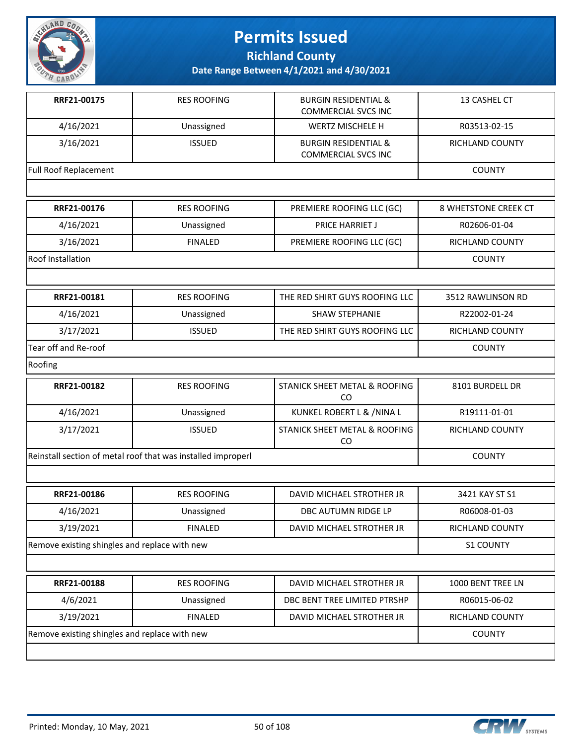# Permits Issued

## Richland County

### Date Range Between 4/1/2021 and 4/30/2021

| | | | |
|---|---|---|---|
| **RRF21-00175** | RES ROOFING | BURGIN RESIDENTIAL & COMMERCIAL SVCS INC | 13 CASHEL CT |
| 4/16/2021 | Unassigned | WERTZ MISCHELE H | R03513-02-15 |
| 3/16/2021 | ISSUED | BURGIN RESIDENTIAL & COMMERCIAL SVCS INC | RICHLAND COUNTY |
| Full Roof Replacement | | | COUNTY |

| | | | |
|---|---|---|---|
| **RRF21-00176** | RES ROOFING | PREMIERE ROOFING LLC (GC) | 8 WHETSTONE CREEK CT |
| 4/16/2021 | Unassigned | PRICE HARRIET J | R02606-01-04 |
| 3/16/2021 | FINALED | PREMIERE ROOFING LLC (GC) | RICHLAND COUNTY |
| Roof Installation | | | COUNTY |

| | | | |
|---|---|---|---|
| **RRF21-00181** | RES ROOFING | THE RED SHIRT GUYS ROOFING LLC | 3512 RAWLINSON RD |
| 4/16/2021 | Unassigned | SHAW STEPHANIE | R22002-01-24 |
| 3/17/2021 | ISSUED | THE RED SHIRT GUYS ROOFING LLC | RICHLAND COUNTY |
| Tear off and Re-roof | | | COUNTY |
| Roofing | | | |

| | | | |
|---|---|---|---|
| **RRF21-00182** | RES ROOFING | STANICK SHEET METAL & ROOFING CO | 8101 BURDELL DR |
| 4/16/2021 | Unassigned | KUNKEL ROBERT L & /NINA L | R19111-01-01 |
| 3/17/2021 | ISSUED | STANICK SHEET METAL & ROOFING CO | RICHLAND COUNTY |
| Reinstall section of metal roof that was installed improperl | | | COUNTY |

| | | | |
|---|---|---|---|
| **RRF21-00186** | RES ROOFING | DAVID MICHAEL STROTHER JR | 3421 KAY ST S1 |
| 4/16/2021 | Unassigned | DBC AUTUMN RIDGE LP | R06008-01-03 |
| 3/19/2021 | FINALED | DAVID MICHAEL STROTHER JR | RICHLAND COUNTY |
| Remove existing shingles and replace with new | | | S1 COUNTY |

| | | | |
|---|---|---|---|
| **RRF21-00188** | RES ROOFING | DAVID MICHAEL STROTHER JR | 1000 BENT TREE LN |
| 4/6/2021 | Unassigned | DBC BENT TREE LIMITED PTRSHP | R06015-06-02 |
| 3/19/2021 | FINALED | DAVID MICHAEL STROTHER JR | RICHLAND COUNTY |
| Remove existing shingles and replace with new | | | COUNTY |

Printed: Monday, 10 May, 2021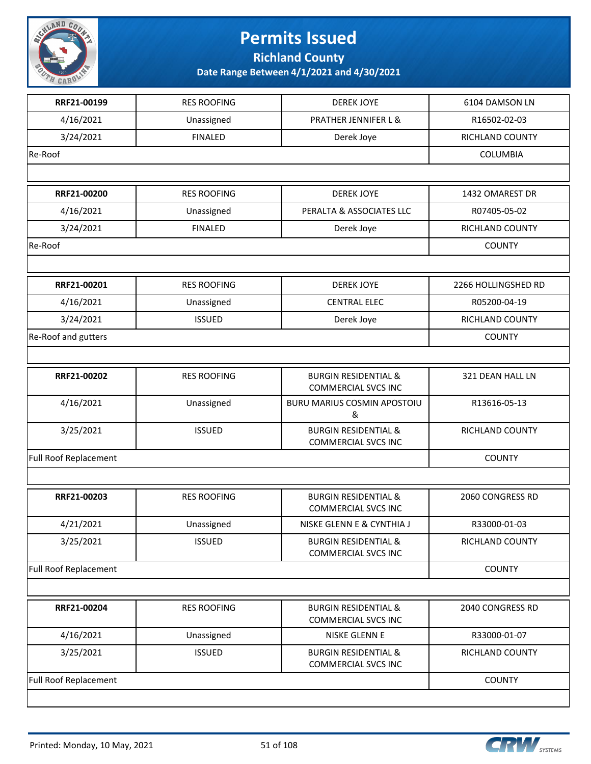# Permits Issued

## Richland County

### Date Range Between 4/1/2021 and 4/30/2021

| | | | |
|---|---|---|---|
| **RRF21-00199** | RES ROOFING | DEREK JOYE | 6104 DAMSON LN |
| 4/16/2021 | Unassigned | PRATHER JENNIFER L & | R16502-02-03 |
| 3/24/2021 | FINALED | Derek Joye | RICHLAND COUNTY |
| Re-Roof | | | COLUMBIA |

| | | | |
|---|---|---|---|
| **RRF21-00200** | RES ROOFING | DEREK JOYE | 1432 OMAREST DR |
| 4/16/2021 | Unassigned | PERALTA & ASSOCIATES LLC | R07405-05-02 |
| 3/24/2021 | FINALED | Derek Joye | RICHLAND COUNTY |
| Re-Roof | | | COUNTY |

| | | | |
|---|---|---|---|
| **RRF21-00201** | RES ROOFING | DEREK JOYE | 2266 HOLLINGSHED RD |
| 4/16/2021 | Unassigned | CENTRAL ELEC | R05200-04-19 |
| 3/24/2021 | ISSUED | Derek Joye | RICHLAND COUNTY |
| Re-Roof and gutters | | | COUNTY |

| | | | |
|---|---|---|---|
| **RRF21-00202** | RES ROOFING | BURGIN RESIDENTIAL & COMMERCIAL SVCS INC | 321 DEAN HALL LN |
| 4/16/2021 | Unassigned | BURU MARIUS COSMIN APOSTOIU & | R13616-05-13 |
| 3/25/2021 | ISSUED | BURGIN RESIDENTIAL & COMMERCIAL SVCS INC | RICHLAND COUNTY |
| Full Roof Replacement | | | COUNTY |

| | | | |
|---|---|---|---|
| **RRF21-00203** | RES ROOFING | BURGIN RESIDENTIAL & COMMERCIAL SVCS INC | 2060 CONGRESS RD |
| 4/21/2021 | Unassigned | NISKE GLENN E & CYNTHIA J | R33000-01-03 |
| 3/25/2021 | ISSUED | BURGIN RESIDENTIAL & COMMERCIAL SVCS INC | RICHLAND COUNTY |
| Full Roof Replacement | | | COUNTY |

| | | | |
|---|---|---|---|
| **RRF21-00204** | RES ROOFING | BURGIN RESIDENTIAL & COMMERCIAL SVCS INC | 2040 CONGRESS RD |
| 4/16/2021 | Unassigned | NISKE GLENN E | R33000-01-07 |
| 3/25/2021 | ISSUED | BURGIN RESIDENTIAL & COMMERCIAL SVCS INC | RICHLAND COUNTY |
| Full Roof Replacement | | | COUNTY |

Printed: Monday, 10 May, 2021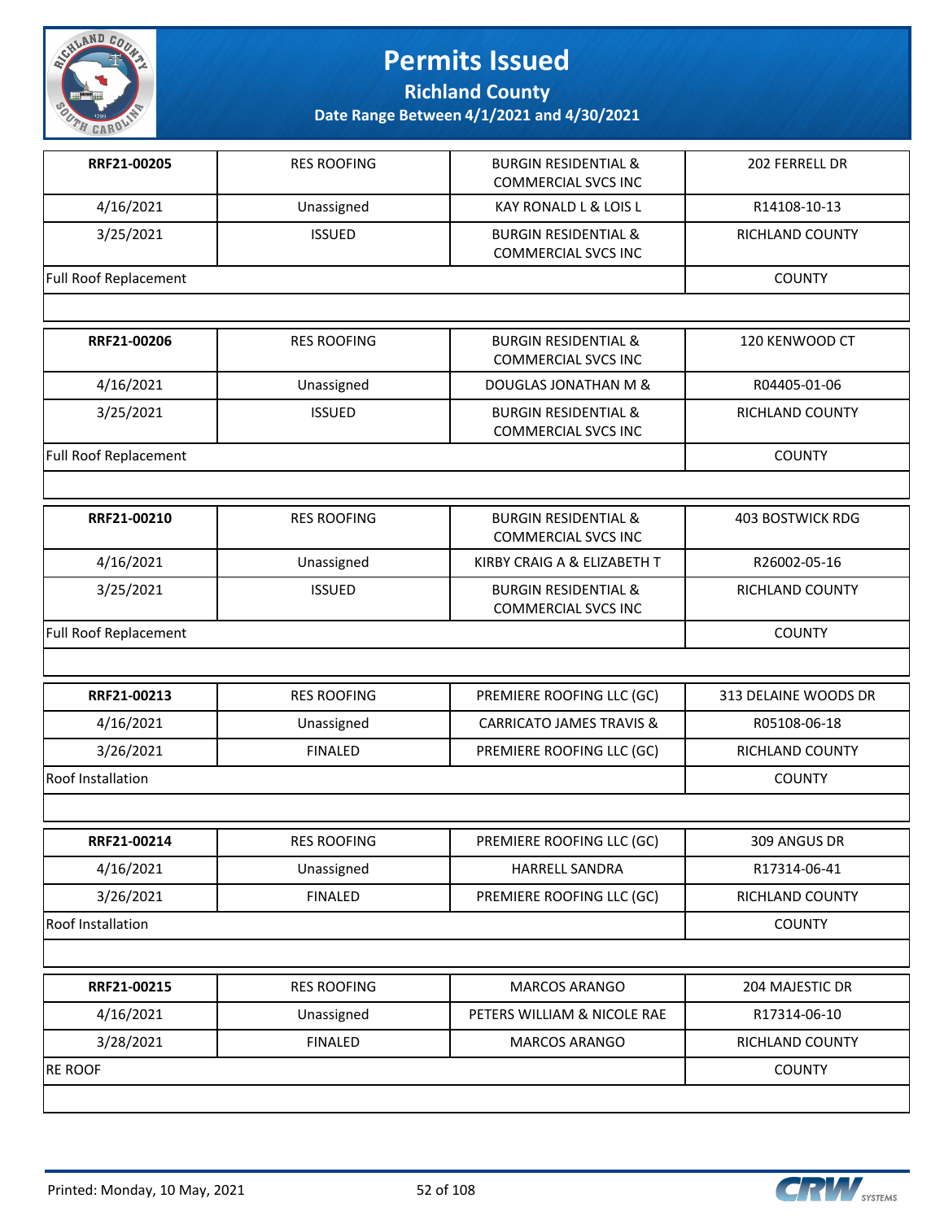# Permits Issued

## Richland County

### Date Range Between 4/1/2021 and 4/30/2021

| | | | |
|---|---|---|---|
| **RRF21-00205** | RES ROOFING | BURGIN RESIDENTIAL & COMMERCIAL SVCS INC | 202 FERRELL DR |
| 4/16/2021 | Unassigned | KAY RONALD L & LOIS L | R14108-10-13 |
| 3/25/2021 | ISSUED | BURGIN RESIDENTIAL & COMMERCIAL SVCS INC | RICHLAND COUNTY |
| Full Roof Replacement | | | COUNTY |

| | | | |
|---|---|---|---|
| **RRF21-00206** | RES ROOFING | BURGIN RESIDENTIAL & COMMERCIAL SVCS INC | 120 KENWOOD CT |
| 4/16/2021 | Unassigned | DOUGLAS JONATHAN M & | R04405-01-06 |
| 3/25/2021 | ISSUED | BURGIN RESIDENTIAL & COMMERCIAL SVCS INC | RICHLAND COUNTY |
| Full Roof Replacement | | | COUNTY |

| | | | |
|---|---|---|---|
| **RRF21-00210** | RES ROOFING | BURGIN RESIDENTIAL & COMMERCIAL SVCS INC | 403 BOSTWICK RDG |
| 4/16/2021 | Unassigned | KIRBY CRAIG A & ELIZABETH T | R26002-05-16 |
| 3/25/2021 | ISSUED | BURGIN RESIDENTIAL & COMMERCIAL SVCS INC | RICHLAND COUNTY |
| Full Roof Replacement | | | COUNTY |

| | | | |
|---|---|---|---|
| **RRF21-00213** | RES ROOFING | PREMIERE ROOFING LLC (GC) | 313 DELAINE WOODS DR |
| 4/16/2021 | Unassigned | CARRICATO JAMES TRAVIS & | R05108-06-18 |
| 3/26/2021 | FINALED | PREMIERE ROOFING LLC (GC) | RICHLAND COUNTY |
| Roof Installation | | | COUNTY |

| | | | |
|---|---|---|---|
| **RRF21-00214** | RES ROOFING | PREMIERE ROOFING LLC (GC) | 309 ANGUS DR |
| 4/16/2021 | Unassigned | HARRELL SANDRA | R17314-06-41 |
| 3/26/2021 | FINALED | PREMIERE ROOFING LLC (GC) | RICHLAND COUNTY |
| Roof Installation | | | COUNTY |

| | | | |
|---|---|---|---|
| **RRF21-00215** | RES ROOFING | MARCOS ARANGO | 204 MAJESTIC DR |
| 4/16/2021 | Unassigned | PETERS WILLIAM & NICOLE RAE | R17314-06-10 |
| 3/28/2021 | FINALED | MARCOS ARANGO | RICHLAND COUNTY |
| RE ROOF | | | COUNTY |

Printed: Monday, 10 May, 2021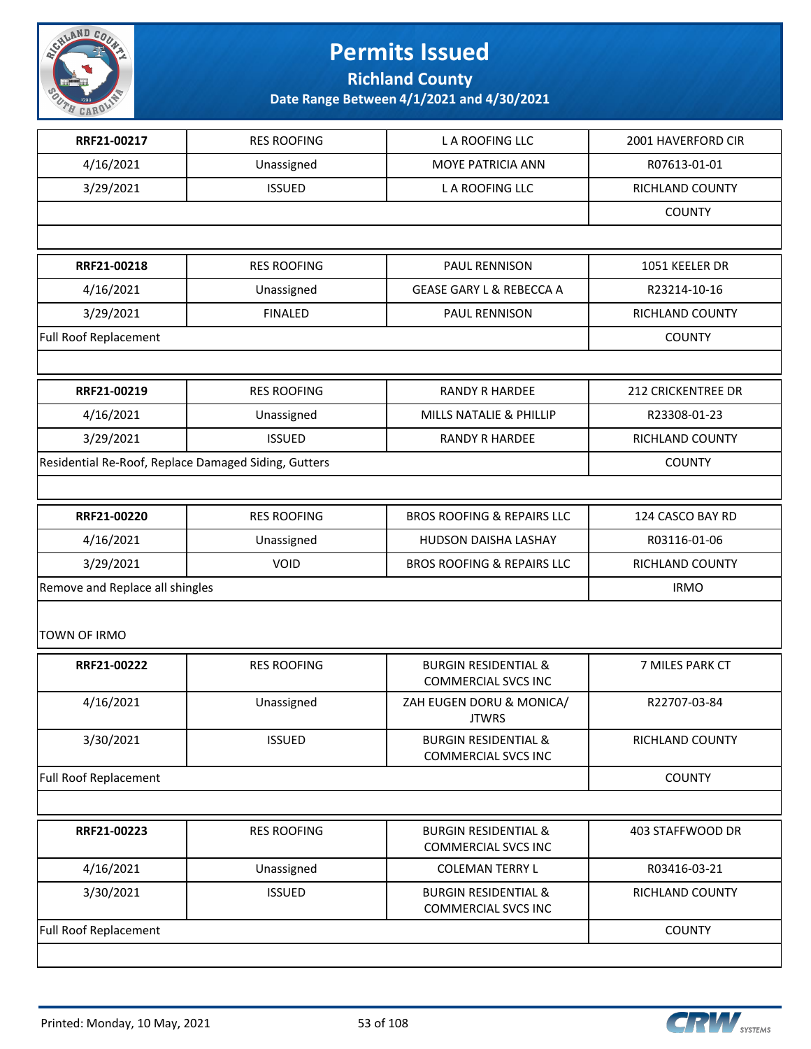# Permits Issued

## Richland County

### Date Range Between 4/1/2021 and 4/30/2021

| | | | |
|---|---|---|---|
| **RRF21-00217** | RES ROOFING | L A ROOFING LLC | 2001 HAVERFORD CIR |
| 4/16/2021 | Unassigned | MOYE PATRICIA ANN | R07613-01-01 |
| 3/29/2021 | ISSUED | L A ROOFING LLC | RICHLAND COUNTY |
| | | | COUNTY |

| | | | |
|---|---|---|---|
| **RRF21-00218** | RES ROOFING | PAUL RENNISON | 1051 KEELER DR |
| 4/16/2021 | Unassigned | GEASE GARY L & REBECCA A | R23214-10-16 |
| 3/29/2021 | FINALED | PAUL RENNISON | RICHLAND COUNTY |
| Full Roof Replacement | | | COUNTY |

| | | | |
|---|---|---|---|
| **RRF21-00219** | RES ROOFING | RANDY R HARDEE | 212 CRICKENTREE DR |
| 4/16/2021 | Unassigned | MILLS NATALIE & PHILLIP | R23308-01-23 |
| 3/29/2021 | ISSUED | RANDY R HARDEE | RICHLAND COUNTY |
| Residential Re-Roof, Replace Damaged Siding, Gutters | | | COUNTY |

| | | | |
|---|---|---|---|
| **RRF21-00220** | RES ROOFING | BROS ROOFING & REPAIRS LLC | 124 CASCO BAY RD |
| 4/16/2021 | Unassigned | HUDSON DAISHA LASHAY | R03116-01-06 |
| 3/29/2021 | VOID | BROS ROOFING & REPAIRS LLC | RICHLAND COUNTY |
| Remove and Replace all shingles | | | IRMO |

TOWN OF IRMO

| | | | |
|---|---|---|---|
| **RRF21-00222** | RES ROOFING | BURGIN RESIDENTIAL & COMMERCIAL SVCS INC | 7 MILES PARK CT |
| 4/16/2021 | Unassigned | ZAH EUGEN DORU & MONICA/ JTWRS | R22707-03-84 |
| 3/30/2021 | ISSUED | BURGIN RESIDENTIAL & COMMERCIAL SVCS INC | RICHLAND COUNTY |
| Full Roof Replacement | | | COUNTY |

| | | | |
|---|---|---|---|
| **RRF21-00223** | RES ROOFING | BURGIN RESIDENTIAL & COMMERCIAL SVCS INC | 403 STAFFWOOD DR |
| 4/16/2021 | Unassigned | COLEMAN TERRY L | R03416-03-21 |
| 3/30/2021 | ISSUED | BURGIN RESIDENTIAL & COMMERCIAL SVCS INC | RICHLAND COUNTY |
| Full Roof Replacement | | | COUNTY |

Printed: Monday, 10 May, 2021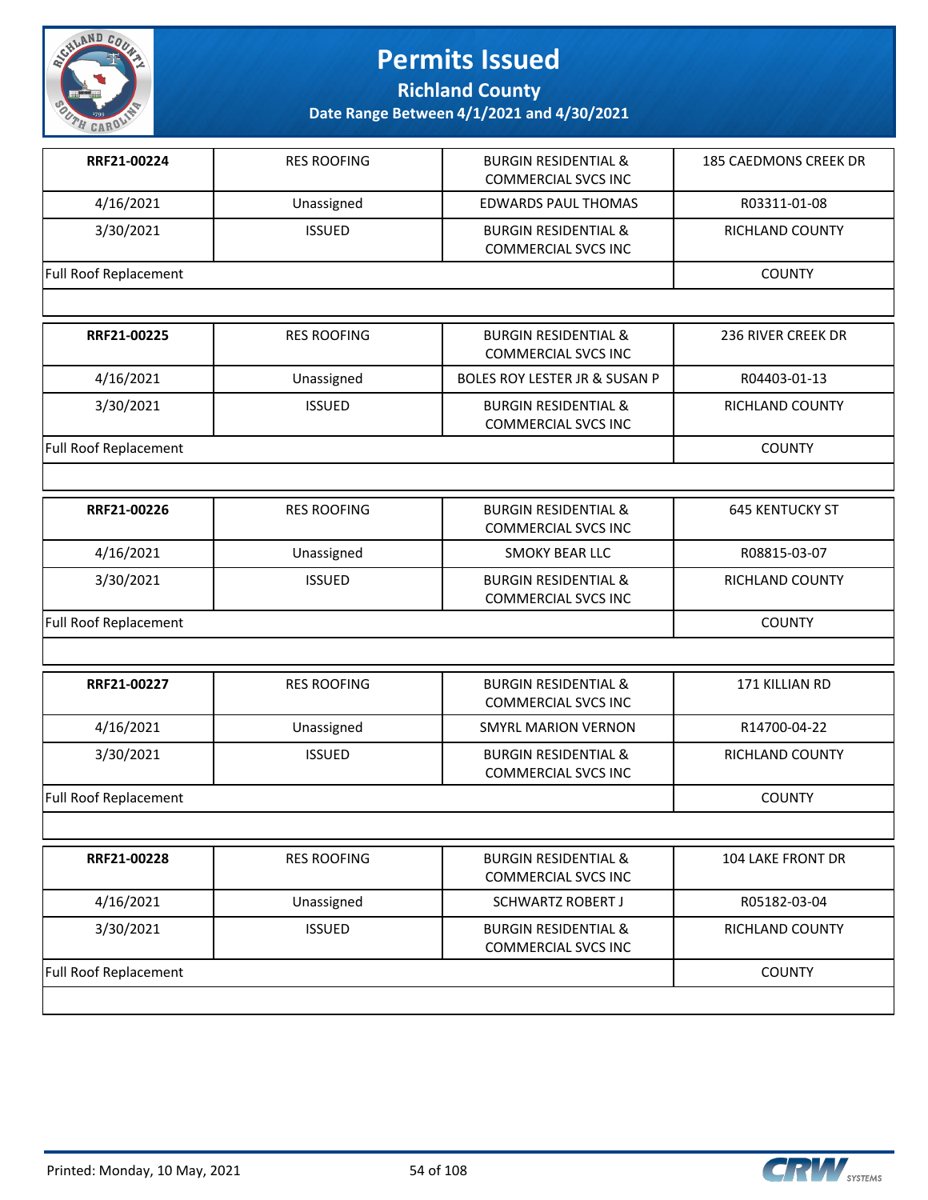# Permits Issued

## Richland County

### Date Range Between 4/1/2021 and 4/30/2021

| | | | |
|---|---|---|---|
| **RRF21-00224** | RES ROOFING | BURGIN RESIDENTIAL & COMMERCIAL SVCS INC | 185 CAEDMONS CREEK DR |
| 4/16/2021 | Unassigned | EDWARDS PAUL THOMAS | R03311-01-08 |
| 3/30/2021 | ISSUED | BURGIN RESIDENTIAL & COMMERCIAL SVCS INC | RICHLAND COUNTY |
| Full Roof Replacement | | | COUNTY |

| | | | |
|---|---|---|---|
| **RRF21-00225** | RES ROOFING | BURGIN RESIDENTIAL & COMMERCIAL SVCS INC | 236 RIVER CREEK DR |
| 4/16/2021 | Unassigned | BOLES ROY LESTER JR & SUSAN P | R04403-01-13 |
| 3/30/2021 | ISSUED | BURGIN RESIDENTIAL & COMMERCIAL SVCS INC | RICHLAND COUNTY |
| Full Roof Replacement | | | COUNTY |

| | | | |
|---|---|---|---|
| **RRF21-00226** | RES ROOFING | BURGIN RESIDENTIAL & COMMERCIAL SVCS INC | 645 KENTUCKY ST |
| 4/16/2021 | Unassigned | SMOKY BEAR LLC | R08815-03-07 |
| 3/30/2021 | ISSUED | BURGIN RESIDENTIAL & COMMERCIAL SVCS INC | RICHLAND COUNTY |
| Full Roof Replacement | | | COUNTY |

| | | | |
|---|---|---|---|
| **RRF21-00227** | RES ROOFING | BURGIN RESIDENTIAL & COMMERCIAL SVCS INC | 171 KILLIAN RD |
| 4/16/2021 | Unassigned | SMYRL MARION VERNON | R14700-04-22 |
| 3/30/2021 | ISSUED | BURGIN RESIDENTIAL & COMMERCIAL SVCS INC | RICHLAND COUNTY |
| Full Roof Replacement | | | COUNTY |

| | | | |
|---|---|---|---|
| **RRF21-00228** | RES ROOFING | BURGIN RESIDENTIAL & COMMERCIAL SVCS INC | 104 LAKE FRONT DR |
| 4/16/2021 | Unassigned | SCHWARTZ ROBERT J | R05182-03-04 |
| 3/30/2021 | ISSUED | BURGIN RESIDENTIAL & COMMERCIAL SVCS INC | RICHLAND COUNTY |
| Full Roof Replacement | | | COUNTY |

Printed: Monday, 10 May, 2021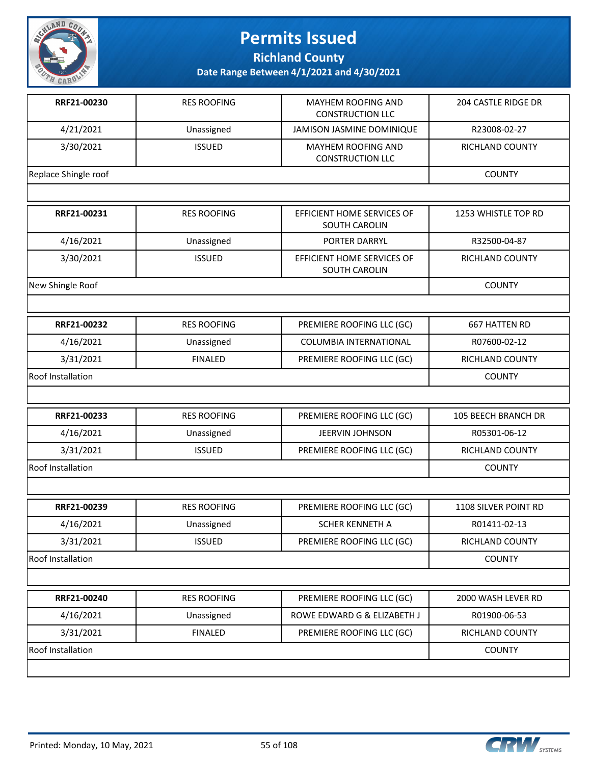# Permits Issued

## Richland County

### Date Range Between 4/1/2021 and 4/30/2021

| | | | |
|---|---|---|---|
| **RRF21-00230** | RES ROOFING | MAYHEM ROOFING AND CONSTRUCTION LLC | 204 CASTLE RIDGE DR |
| 4/21/2021 | Unassigned | JAMISON JASMINE DOMINIQUE | R23008-02-27 |
| 3/30/2021 | ISSUED | MAYHEM ROOFING AND CONSTRUCTION LLC | RICHLAND COUNTY |
| Replace Shingle roof | | | COUNTY |

| | | | |
|---|---|---|---|
| **RRF21-00231** | RES ROOFING | EFFICIENT HOME SERVICES OF SOUTH CAROLIN | 1253 WHISTLE TOP RD |
| 4/16/2021 | Unassigned | PORTER DARRYL | R32500-04-87 |
| 3/30/2021 | ISSUED | EFFICIENT HOME SERVICES OF SOUTH CAROLIN | RICHLAND COUNTY |
| New Shingle Roof | | | COUNTY |

| | | | |
|---|---|---|---|
| **RRF21-00232** | RES ROOFING | PREMIERE ROOFING LLC (GC) | 667 HATTEN RD |
| 4/16/2021 | Unassigned | COLUMBIA INTERNATIONAL | R07600-02-12 |
| 3/31/2021 | FINALED | PREMIERE ROOFING LLC (GC) | RICHLAND COUNTY |
| Roof Installation | | | COUNTY |

| | | | |
|---|---|---|---|
| **RRF21-00233** | RES ROOFING | PREMIERE ROOFING LLC (GC) | 105 BEECH BRANCH DR |
| 4/16/2021 | Unassigned | JEERVIN JOHNSON | R05301-06-12 |
| 3/31/2021 | ISSUED | PREMIERE ROOFING LLC (GC) | RICHLAND COUNTY |
| Roof Installation | | | COUNTY |

| | | | |
|---|---|---|---|
| **RRF21-00239** | RES ROOFING | PREMIERE ROOFING LLC (GC) | 1108 SILVER POINT RD |
| 4/16/2021 | Unassigned | SCHER KENNETH A | R01411-02-13 |
| 3/31/2021 | ISSUED | PREMIERE ROOFING LLC (GC) | RICHLAND COUNTY |
| Roof Installation | | | COUNTY |

| | | | |
|---|---|---|---|
| **RRF21-00240** | RES ROOFING | PREMIERE ROOFING LLC (GC) | 2000 WASH LEVER RD |
| 4/16/2021 | Unassigned | ROWE EDWARD G & ELIZABETH J | R01900-06-53 |
| 3/31/2021 | FINALED | PREMIERE ROOFING LLC (GC) | RICHLAND COUNTY |
| Roof Installation | | | COUNTY |

Printed: Monday, 10 May, 2021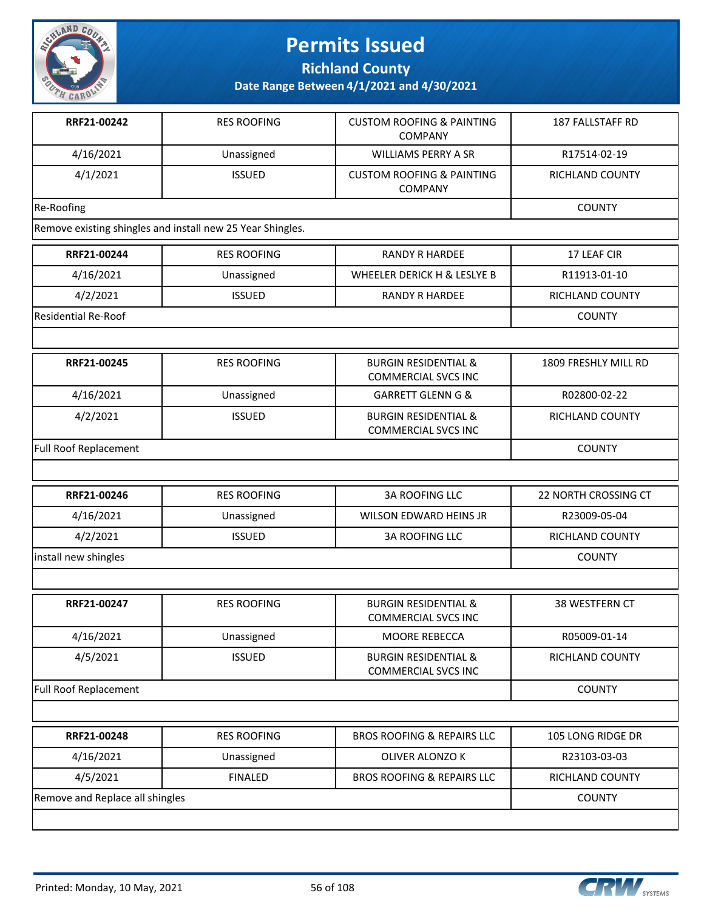# Permits Issued

## Richland County

### Date Range Between 4/1/2021 and 4/30/2021

| | | | |
|---|---|---|---|
| **RRF21-00242** | RES ROOFING | CUSTOM ROOFING & PAINTING COMPANY | 187 FALLSTAFF RD |
| 4/16/2021 | Unassigned | WILLIAMS PERRY A SR | R17514-02-19 |
| 4/1/2021 | ISSUED | CUSTOM ROOFING & PAINTING COMPANY | RICHLAND COUNTY |
| Re-Roofing | | | COUNTY |
| Remove existing shingles and install new 25 Year Shingles. | | | |

| | | | |
|---|---|---|---|
| **RRF21-00244** | RES ROOFING | RANDY R HARDEE | 17 LEAF CIR |
| 4/16/2021 | Unassigned | WHEELER DERICK H & LESLYE B | R11913-01-10 |
| 4/2/2021 | ISSUED | RANDY R HARDEE | RICHLAND COUNTY |
| Residential Re-Roof | | | COUNTY |

| | | | |
|---|---|---|---|
| **RRF21-00245** | RES ROOFING | BURGIN RESIDENTIAL & COMMERCIAL SVCS INC | 1809 FRESHLY MILL RD |
| 4/16/2021 | Unassigned | GARRETT GLENN G & | R02800-02-22 |
| 4/2/2021 | ISSUED | BURGIN RESIDENTIAL & COMMERCIAL SVCS INC | RICHLAND COUNTY |
| Full Roof Replacement | | | COUNTY |

| | | | |
|---|---|---|---|
| **RRF21-00246** | RES ROOFING | 3A ROOFING LLC | 22 NORTH CROSSING CT |
| 4/16/2021 | Unassigned | WILSON EDWARD HEINS JR | R23009-05-04 |
| 4/2/2021 | ISSUED | 3A ROOFING LLC | RICHLAND COUNTY |
| install new shingles | | | COUNTY |

| | | | |
|---|---|---|---|
| **RRF21-00247** | RES ROOFING | BURGIN RESIDENTIAL & COMMERCIAL SVCS INC | 38 WESTFERN CT |
| 4/16/2021 | Unassigned | MOORE REBECCA | R05009-01-14 |
| 4/5/2021 | ISSUED | BURGIN RESIDENTIAL & COMMERCIAL SVCS INC | RICHLAND COUNTY |
| Full Roof Replacement | | | COUNTY |

| | | | |
|---|---|---|---|
| **RRF21-00248** | RES ROOFING | BROS ROOFING & REPAIRS LLC | 105 LONG RIDGE DR |
| 4/16/2021 | Unassigned | OLIVER ALONZO K | R23103-03-03 |
| 4/5/2021 | FINALED | BROS ROOFING & REPAIRS LLC | RICHLAND COUNTY |
| Remove and Replace all shingles | | | COUNTY |

Printed: Monday, 10 May, 2021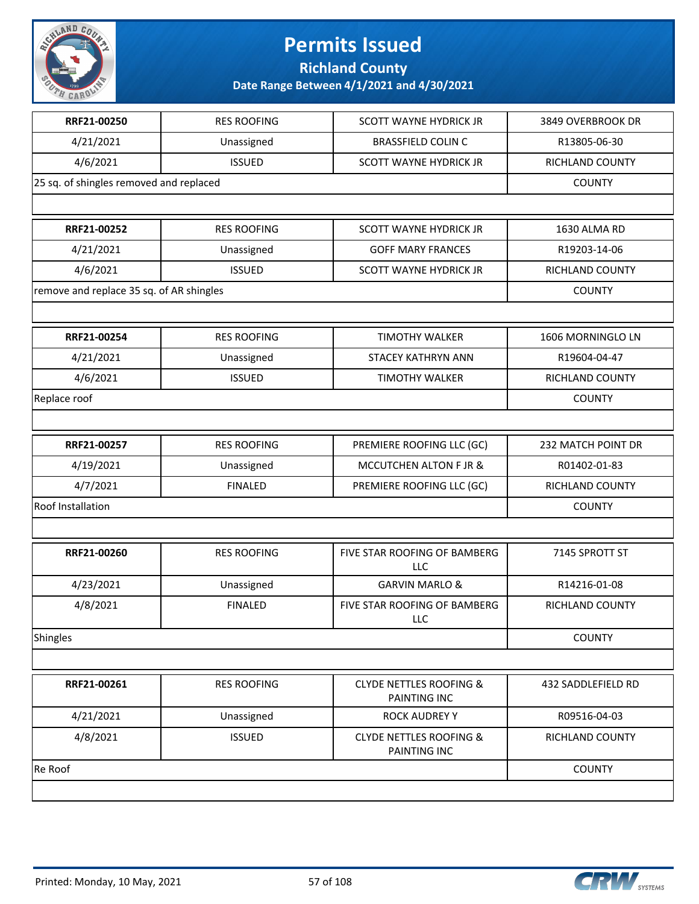# Permits Issued

## Richland County

### Date Range Between 4/1/2021 and 4/30/2021

| RRF21-00250 | RES ROOFING | SCOTT WAYNE HYDRICK JR | 3849 OVERBROOK DR |
|---|---|---|---|
| 4/21/2021 | Unassigned | BRASSFIELD COLIN C | R13805-06-30 |
| 4/6/2021 | ISSUED | SCOTT WAYNE HYDRICK JR | RICHLAND COUNTY |
| 25 sq. of shingles removed and replaced | | | COUNTY |

| RRF21-00252 | RES ROOFING | SCOTT WAYNE HYDRICK JR | 1630 ALMA RD |
|---|---|---|---|
| 4/21/2021 | Unassigned | GOFF MARY FRANCES | R19203-14-06 |
| 4/6/2021 | ISSUED | SCOTT WAYNE HYDRICK JR | RICHLAND COUNTY |
| remove and replace 35 sq. of AR shingles | | | COUNTY |

| RRF21-00254 | RES ROOFING | TIMOTHY WALKER | 1606 MORNINGLO LN |
|---|---|---|---|
| 4/21/2021 | Unassigned | STACEY KATHRYN ANN | R19604-04-47 |
| 4/6/2021 | ISSUED | TIMOTHY WALKER | RICHLAND COUNTY |
| Replace roof | | | COUNTY |

| RRF21-00257 | RES ROOFING | PREMIERE ROOFING LLC (GC) | 232 MATCH POINT DR |
|---|---|---|---|
| 4/19/2021 | Unassigned | MCCUTCHEN ALTON F JR & | R01402-01-83 |
| 4/7/2021 | FINALED | PREMIERE ROOFING LLC (GC) | RICHLAND COUNTY |
| Roof Installation | | | COUNTY |

| RRF21-00260 | RES ROOFING | FIVE STAR ROOFING OF BAMBERG LLC | 7145 SPROTT ST |
|---|---|---|---|
| 4/23/2021 | Unassigned | GARVIN MARLO & | R14216-01-08 |
| 4/8/2021 | FINALED | FIVE STAR ROOFING OF BAMBERG LLC | RICHLAND COUNTY |
| Shingles | | | COUNTY |

| RRF21-00261 | RES ROOFING | CLYDE NETTLES ROOFING & PAINTING INC | 432 SADDLEFIELD RD |
|---|---|---|---|
| 4/21/2021 | Unassigned | ROCK AUDREY Y | R09516-04-03 |
| 4/8/2021 | ISSUED | CLYDE NETTLES ROOFING & PAINTING INC | RICHLAND COUNTY |
| Re Roof | | | COUNTY |

Printed: Monday, 10 May, 2021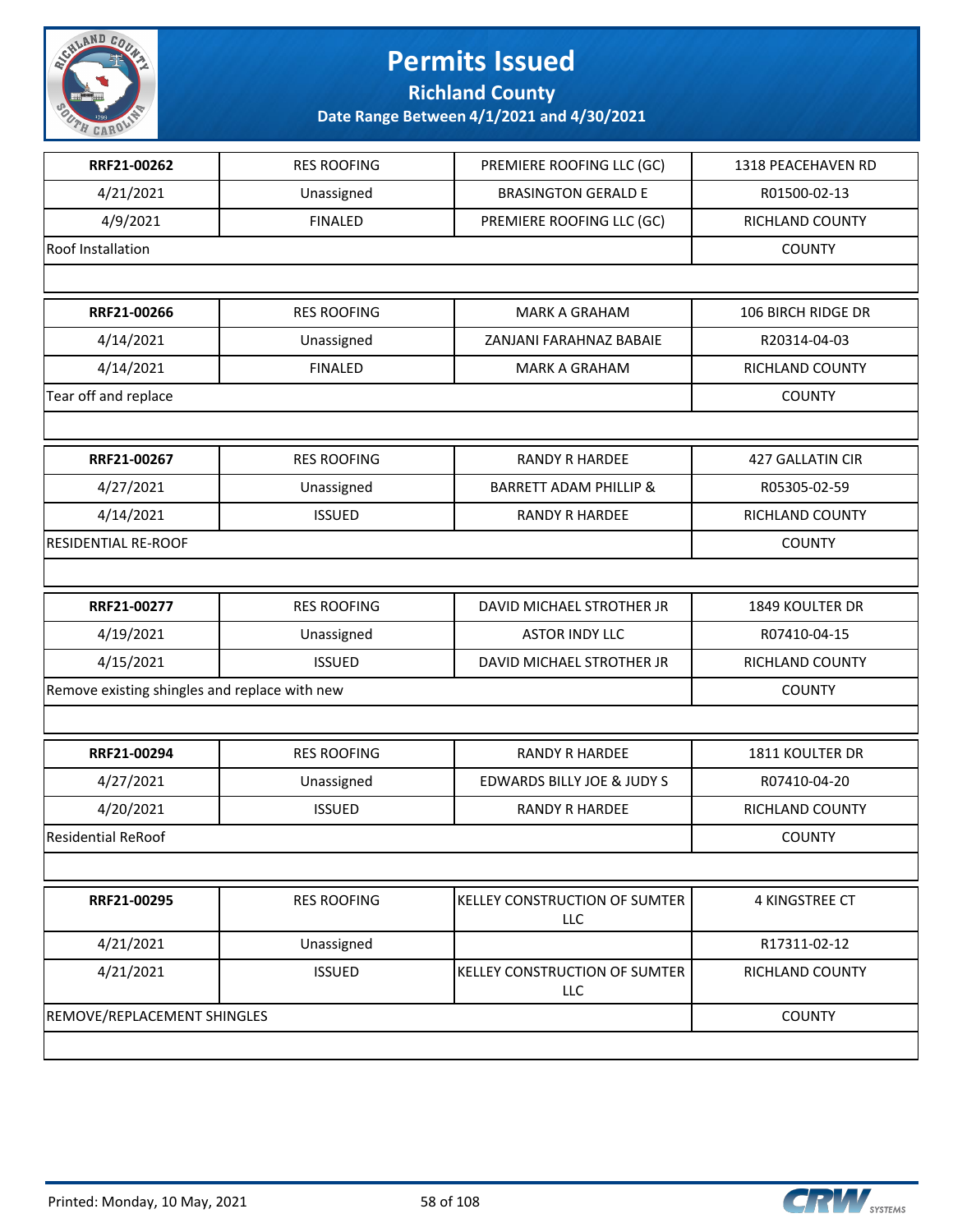# Permits Issued

## Richland County

### Date Range Between 4/1/2021 and 4/30/2021

| RRF21-00262 | RES ROOFING | PREMIERE ROOFING LLC (GC) | 1318 PEACEHAVEN RD |
|---|---|---|---|
| 4/21/2021 | Unassigned | BRASINGTON GERALD E | R01500-02-13 |
| 4/9/2021 | FINALED | PREMIERE ROOFING LLC (GC) | RICHLAND COUNTY |
| Roof Installation | | | COUNTY |

| RRF21-00266 | RES ROOFING | MARK A GRAHAM | 106 BIRCH RIDGE DR |
|---|---|---|---|
| 4/14/2021 | Unassigned | ZANJANI FARAHNAZ BABAIE | R20314-04-03 |
| 4/14/2021 | FINALED | MARK A GRAHAM | RICHLAND COUNTY |
| Tear off and replace | | | COUNTY |

| RRF21-00267 | RES ROOFING | RANDY R HARDEE | 427 GALLATIN CIR |
|---|---|---|---|
| 4/27/2021 | Unassigned | BARRETT ADAM PHILLIP & | R05305-02-59 |
| 4/14/2021 | ISSUED | RANDY R HARDEE | RICHLAND COUNTY |
| RESIDENTIAL RE-ROOF | | | COUNTY |

| RRF21-00277 | RES ROOFING | DAVID MICHAEL STROTHER JR | 1849 KOULTER DR |
|---|---|---|---|
| 4/19/2021 | Unassigned | ASTOR INDY LLC | R07410-04-15 |
| 4/15/2021 | ISSUED | DAVID MICHAEL STROTHER JR | RICHLAND COUNTY |
| Remove existing shingles and replace with new | | | COUNTY |

| RRF21-00294 | RES ROOFING | RANDY R HARDEE | 1811 KOULTER DR |
|---|---|---|---|
| 4/27/2021 | Unassigned | EDWARDS BILLY JOE & JUDY S | R07410-04-20 |
| 4/20/2021 | ISSUED | RANDY R HARDEE | RICHLAND COUNTY |
| Residential ReRoof | | | COUNTY |

| RRF21-00295 | RES ROOFING | KELLEY CONSTRUCTION OF SUMTER LLC | 4 KINGSTREE CT |
|---|---|---|---|
| 4/21/2021 | Unassigned | | R17311-02-12 |
| 4/21/2021 | ISSUED | KELLEY CONSTRUCTION OF SUMTER LLC | RICHLAND COUNTY |
| REMOVE/REPLACEMENT SHINGLES | | | COUNTY |

Printed: Monday, 10 May, 2021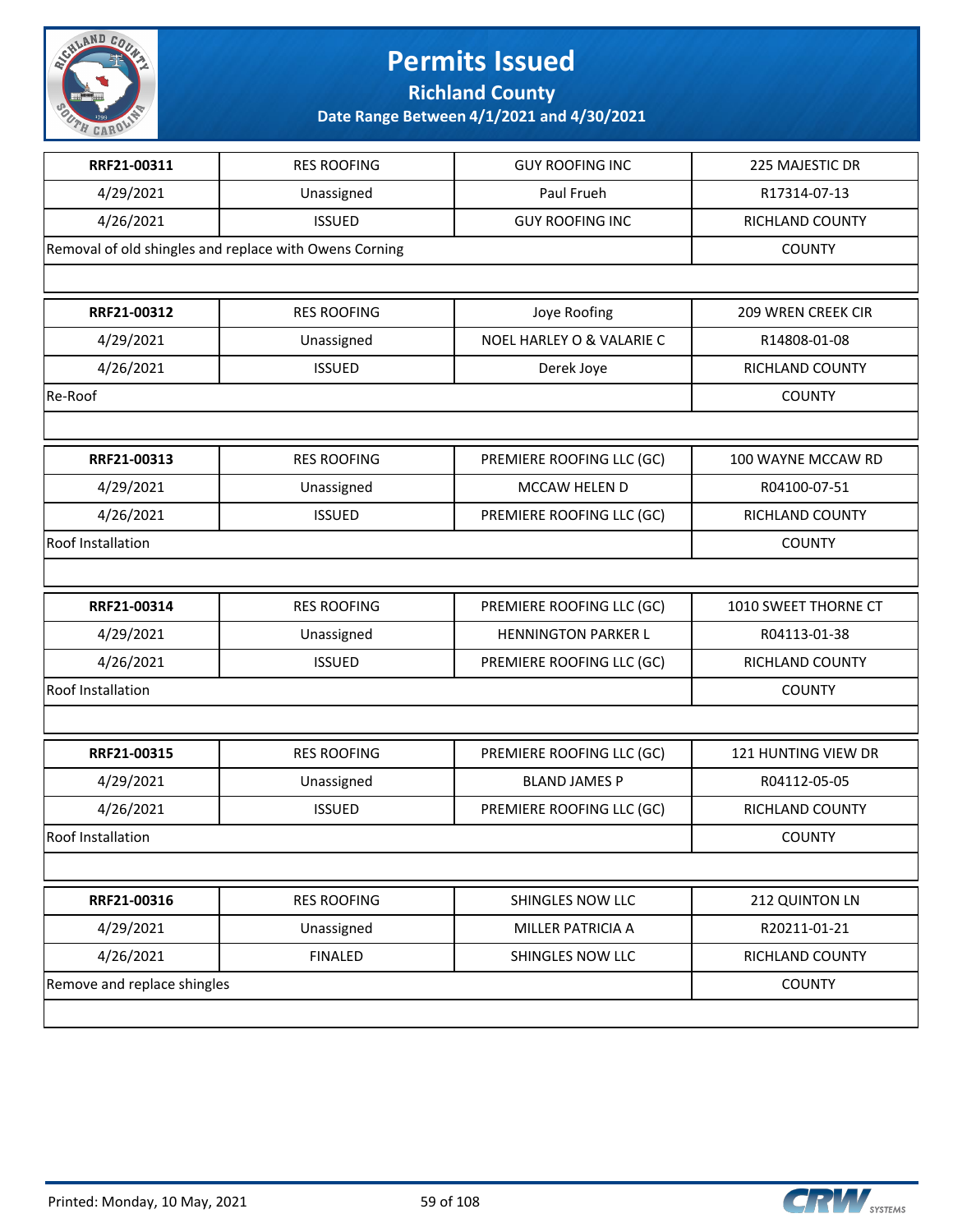# Permits Issued

## Richland County

**Date Range Between 4/1/2021 and 4/30/2021**

| | | | |
|---|---|---|---|
| **RRF21-00311** | RES ROOFING | GUY ROOFING INC | 225 MAJESTIC DR |
| 4/29/2021 | Unassigned | Paul Frueh | R17314-07-13 |
| 4/26/2021 | ISSUED | GUY ROOFING INC | RICHLAND COUNTY |
| Removal of old shingles and replace with Owens Corning | | | COUNTY |

| | | | |
|---|---|---|---|
| **RRF21-00312** | RES ROOFING | Joye Roofing | 209 WREN CREEK CIR |
| 4/29/2021 | Unassigned | NOEL HARLEY O & VALARIE C | R14808-01-08 |
| 4/26/2021 | ISSUED | Derek Joye | RICHLAND COUNTY |
| Re-Roof | | | COUNTY |

| | | | |
|---|---|---|---|
| **RRF21-00313** | RES ROOFING | PREMIERE ROOFING LLC (GC) | 100 WAYNE MCCAW RD |
| 4/29/2021 | Unassigned | MCCAW HELEN D | R04100-07-51 |
| 4/26/2021 | ISSUED | PREMIERE ROOFING LLC (GC) | RICHLAND COUNTY |
| Roof Installation | | | COUNTY |

| | | | |
|---|---|---|---|
| **RRF21-00314** | RES ROOFING | PREMIERE ROOFING LLC (GC) | 1010 SWEET THORNE CT |
| 4/29/2021 | Unassigned | HENNINGTON PARKER L | R04113-01-38 |
| 4/26/2021 | ISSUED | PREMIERE ROOFING LLC (GC) | RICHLAND COUNTY |
| Roof Installation | | | COUNTY |

| | | | |
|---|---|---|---|
| **RRF21-00315** | RES ROOFING | PREMIERE ROOFING LLC (GC) | 121 HUNTING VIEW DR |
| 4/29/2021 | Unassigned | BLAND JAMES P | R04112-05-05 |
| 4/26/2021 | ISSUED | PREMIERE ROOFING LLC (GC) | RICHLAND COUNTY |
| Roof Installation | | | COUNTY |

| | | | |
|---|---|---|---|
| **RRF21-00316** | RES ROOFING | SHINGLES NOW LLC | 212 QUINTON LN |
| 4/29/2021 | Unassigned | MILLER PATRICIA A | R20211-01-21 |
| 4/26/2021 | FINALED | SHINGLES NOW LLC | RICHLAND COUNTY |
| Remove and replace shingles | | | COUNTY |

Printed: Monday, 10 May, 2021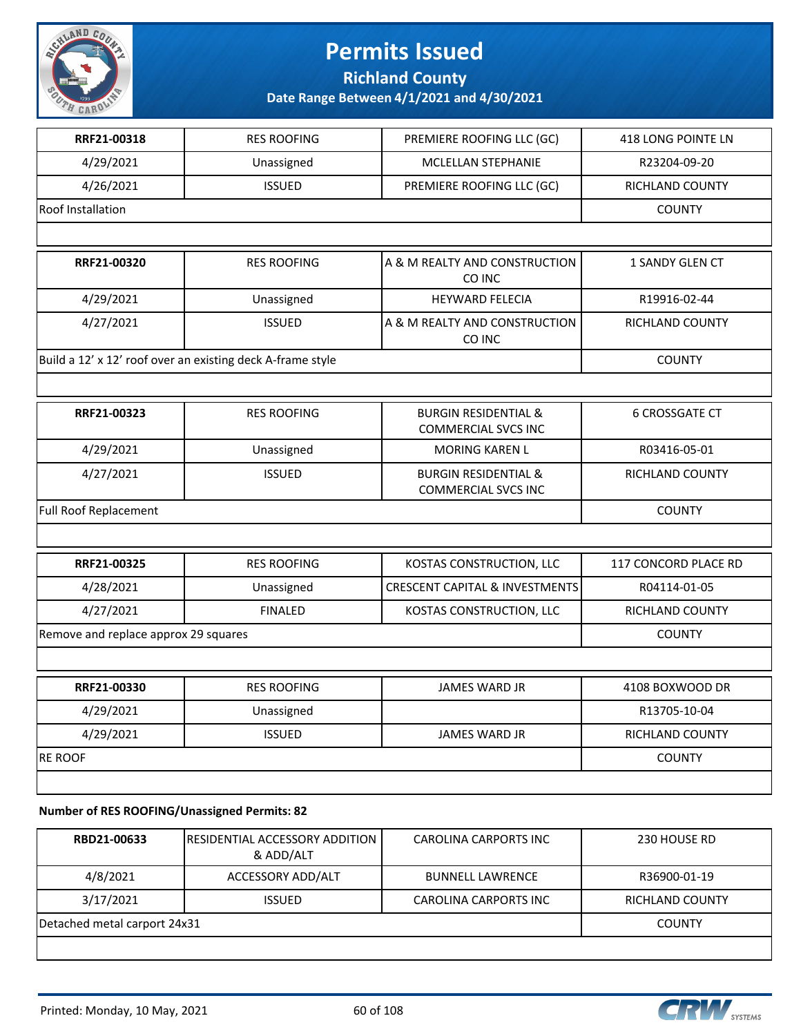# Permits Issued

## Richland County

### Date Range Between 4/1/2021 and 4/30/2021

| RRF21-00318 | RES ROOFING | PREMIERE ROOFING LLC (GC) | 418 LONG POINTE LN |
|---|---|---|---|
| 4/29/2021 | Unassigned | MCLELLAN STEPHANIE | R23204-09-20 |
| 4/26/2021 | ISSUED | PREMIERE ROOFING LLC (GC) | RICHLAND COUNTY |
| Roof Installation | | | COUNTY |

| RRF21-00320 | RES ROOFING | A & M REALTY AND CONSTRUCTION CO INC | 1 SANDY GLEN CT |
|---|---|---|---|
| 4/29/2021 | Unassigned | HEYWARD FELECIA | R19916-02-44 |
| 4/27/2021 | ISSUED | A & M REALTY AND CONSTRUCTION CO INC | RICHLAND COUNTY |
| Build a 12' x 12' roof over an existing deck A-frame style | | | COUNTY |

| RRF21-00323 | RES ROOFING | BURGIN RESIDENTIAL & COMMERCIAL SVCS INC | 6 CROSSGATE CT |
|---|---|---|---|
| 4/29/2021 | Unassigned | MORING KAREN L | R03416-05-01 |
| 4/27/2021 | ISSUED | BURGIN RESIDENTIAL & COMMERCIAL SVCS INC | RICHLAND COUNTY |
| Full Roof Replacement | | | COUNTY |

| RRF21-00325 | RES ROOFING | KOSTAS CONSTRUCTION, LLC | 117 CONCORD PLACE RD |
|---|---|---|---|
| 4/28/2021 | Unassigned | CRESCENT CAPITAL & INVESTMENTS | R04114-01-05 |
| 4/27/2021 | FINALED | KOSTAS CONSTRUCTION, LLC | RICHLAND COUNTY |
| Remove and replace approx 29 squares | | | COUNTY |

| RRF21-00330 | RES ROOFING | JAMES WARD JR | 4108 BOXWOOD DR |
|---|---|---|---|
| 4/29/2021 | Unassigned | | R13705-10-04 |
| 4/29/2021 | ISSUED | JAMES WARD JR | RICHLAND COUNTY |
| RE ROOF | | | COUNTY |

**Number of RES ROOFING/Unassigned Permits: 82**

| RBD21-00633 | RESIDENTIAL ACCESSORY ADDITION & ADD/ALT | CAROLINA CARPORTS INC | 230 HOUSE RD |
|---|---|---|---|
| 4/8/2021 | ACCESSORY ADD/ALT | BUNNELL LAWRENCE | R36900-01-19 |
| 3/17/2021 | ISSUED | CAROLINA CARPORTS INC | RICHLAND COUNTY |
| Detached metal carport 24x31 | | | COUNTY |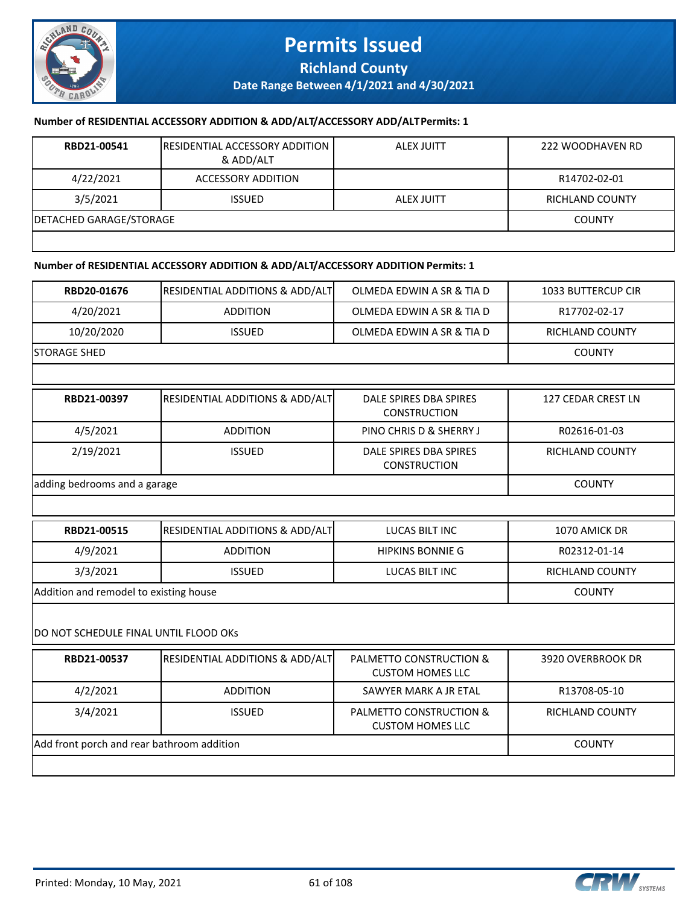# Permits Issued

## Richland County

### Date Range Between 4/1/2021 and 4/30/2021

**Number of RESIDENTIAL ACCESSORY ADDITION & ADD/ALT/ACCESSORY ADD/ALT Permits: 1**

| RBD21-00541 | RESIDENTIAL ACCESSORY ADDITION & ADD/ALT | ALEX JUITT | 222 WOODHAVEN RD |
|---|---|---|---|
| 4/22/2021 | ACCESSORY ADDITION | | R14702-02-01 |
| 3/5/2021 | ISSUED | ALEX JUITT | RICHLAND COUNTY |
| DETACHED GARAGE/STORAGE | | | COUNTY |

**Number of RESIDENTIAL ACCESSORY ADDITION & ADD/ALT/ACCESSORY ADDITION Permits: 1**

| RBD20-01676 | RESIDENTIAL ADDITIONS & ADD/ALT | OLMEDA EDWIN A SR & TIA D | 1033 BUTTERCUP CIR |
|---|---|---|---|
| 4/20/2021 | ADDITION | OLMEDA EDWIN A SR & TIA D | R17702-02-17 |
| 10/20/2020 | ISSUED | OLMEDA EDWIN A SR & TIA D | RICHLAND COUNTY |
| STORAGE SHED | | | COUNTY |

| RBD21-00397 | RESIDENTIAL ADDITIONS & ADD/ALT | DALE SPIRES DBA SPIRES CONSTRUCTION | 127 CEDAR CREST LN |
|---|---|---|---|
| 4/5/2021 | ADDITION | PINO CHRIS D & SHERRY J | R02616-01-03 |
| 2/19/2021 | ISSUED | DALE SPIRES DBA SPIRES CONSTRUCTION | RICHLAND COUNTY |
| adding bedrooms and a garage | | | COUNTY |

| RBD21-00515 | RESIDENTIAL ADDITIONS & ADD/ALT | LUCAS BILT INC | 1070 AMICK DR |
|---|---|---|---|
| 4/9/2021 | ADDITION | HIPKINS BONNIE G | R02312-01-14 |
| 3/3/2021 | ISSUED | LUCAS BILT INC | RICHLAND COUNTY |
| Addition and remodel to existing house | | | COUNTY |

DO NOT SCHEDULE FINAL UNTIL FLOOD OKs

| RBD21-00537 | RESIDENTIAL ADDITIONS & ADD/ALT | PALMETTO CONSTRUCTION & CUSTOM HOMES LLC | 3920 OVERBROOK DR |
|---|---|---|---|
| 4/2/2021 | ADDITION | SAWYER MARK A JR ETAL | R13708-05-10 |
| 3/4/2021 | ISSUED | PALMETTO CONSTRUCTION & CUSTOM HOMES LLC | RICHLAND COUNTY |
| Add front porch and rear bathroom addition | | | COUNTY |

Printed: Monday, 10 May, 2021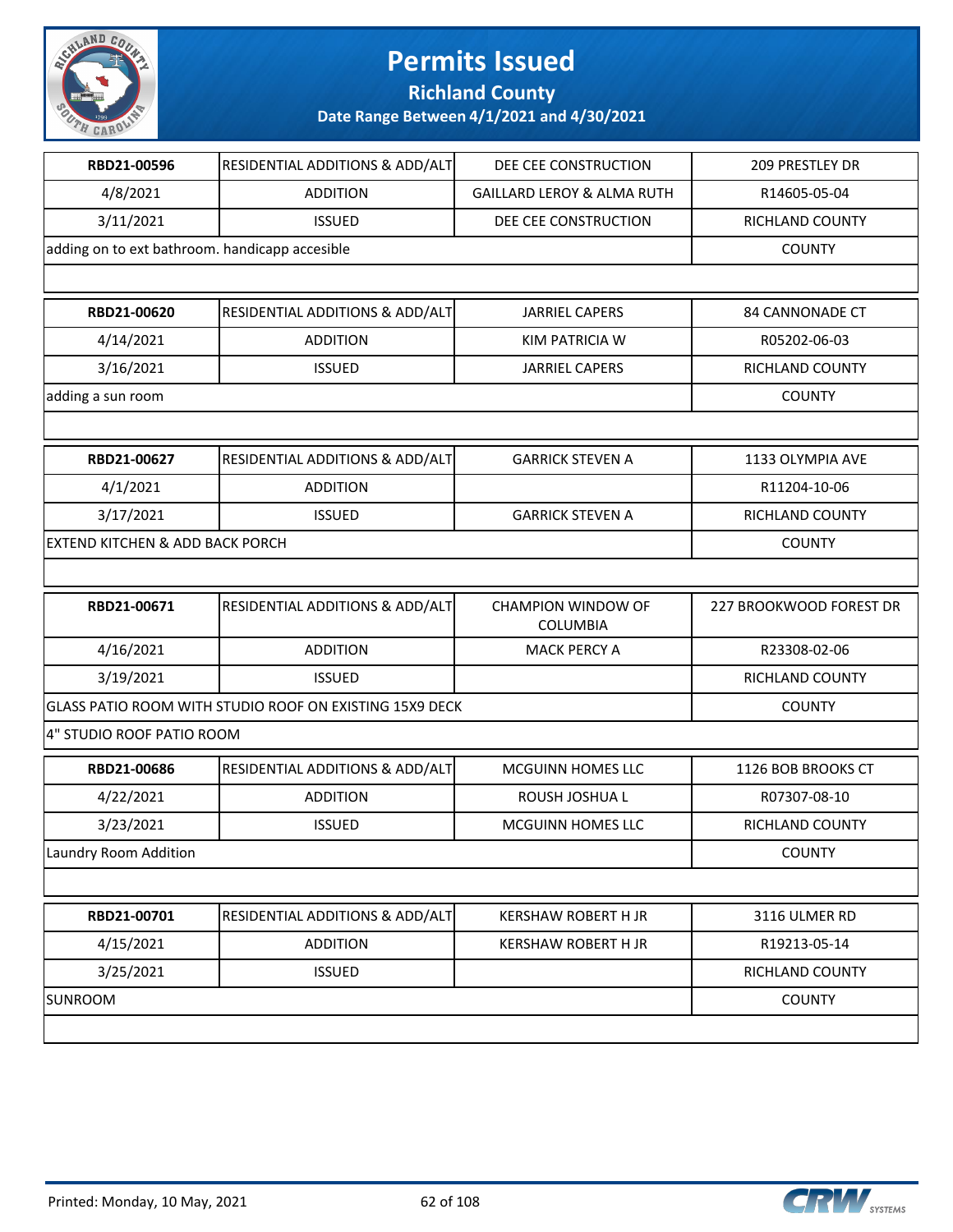# Permits Issued

## Richland County

### Date Range Between 4/1/2021 and 4/30/2021

| | | | |
|---|---|---|---|
| **RBD21-00596** | RESIDENTIAL ADDITIONS & ADD/ALT | DEE CEE CONSTRUCTION | 209 PRESTLEY DR |
| 4/8/2021 | ADDITION | GAILLARD LEROY & ALMA RUTH | R14605-05-04 |
| 3/11/2021 | ISSUED | DEE CEE CONSTRUCTION | RICHLAND COUNTY |
| adding on to ext bathroom. handicapp accesible | | | COUNTY |
| | | | |
| **RBD21-00620** | RESIDENTIAL ADDITIONS & ADD/ALT | JARRIEL CAPERS | 84 CANNONADE CT |
| 4/14/2021 | ADDITION | KIM PATRICIA W | R05202-06-03 |
| 3/16/2021 | ISSUED | JARRIEL CAPERS | RICHLAND COUNTY |
| adding a sun room | | | COUNTY |
| | | | |
| **RBD21-00627** | RESIDENTIAL ADDITIONS & ADD/ALT | GARRICK STEVEN A | 1133 OLYMPIA AVE |
| 4/1/2021 | ADDITION | | R11204-10-06 |
| 3/17/2021 | ISSUED | GARRICK STEVEN A | RICHLAND COUNTY |
| EXTEND KITCHEN & ADD BACK PORCH | | | COUNTY |
| | | | |
| **RBD21-00671** | RESIDENTIAL ADDITIONS & ADD/ALT | CHAMPION WINDOW OF COLUMBIA | 227 BROOKWOOD FOREST DR |
| 4/16/2021 | ADDITION | MACK PERCY A | R23308-02-06 |
| 3/19/2021 | ISSUED | | RICHLAND COUNTY |
| GLASS PATIO ROOM WITH STUDIO ROOF ON EXISTING 15X9 DECK | | | COUNTY |
| 4" STUDIO ROOF PATIO ROOM | | | |
| **RBD21-00686** | RESIDENTIAL ADDITIONS & ADD/ALT | MCGUINN HOMES LLC | 1126 BOB BROOKS CT |
| 4/22/2021 | ADDITION | ROUSH JOSHUA L | R07307-08-10 |
| 3/23/2021 | ISSUED | MCGUINN HOMES LLC | RICHLAND COUNTY |
| Laundry Room Addition | | | COUNTY |
| | | | |
| **RBD21-00701** | RESIDENTIAL ADDITIONS & ADD/ALT | KERSHAW ROBERT H JR | 3116 ULMER RD |
| 4/15/2021 | ADDITION | KERSHAW ROBERT H JR | R19213-05-14 |
| 3/25/2021 | ISSUED | | RICHLAND COUNTY |
| SUNROOM | | | COUNTY |
| | | | |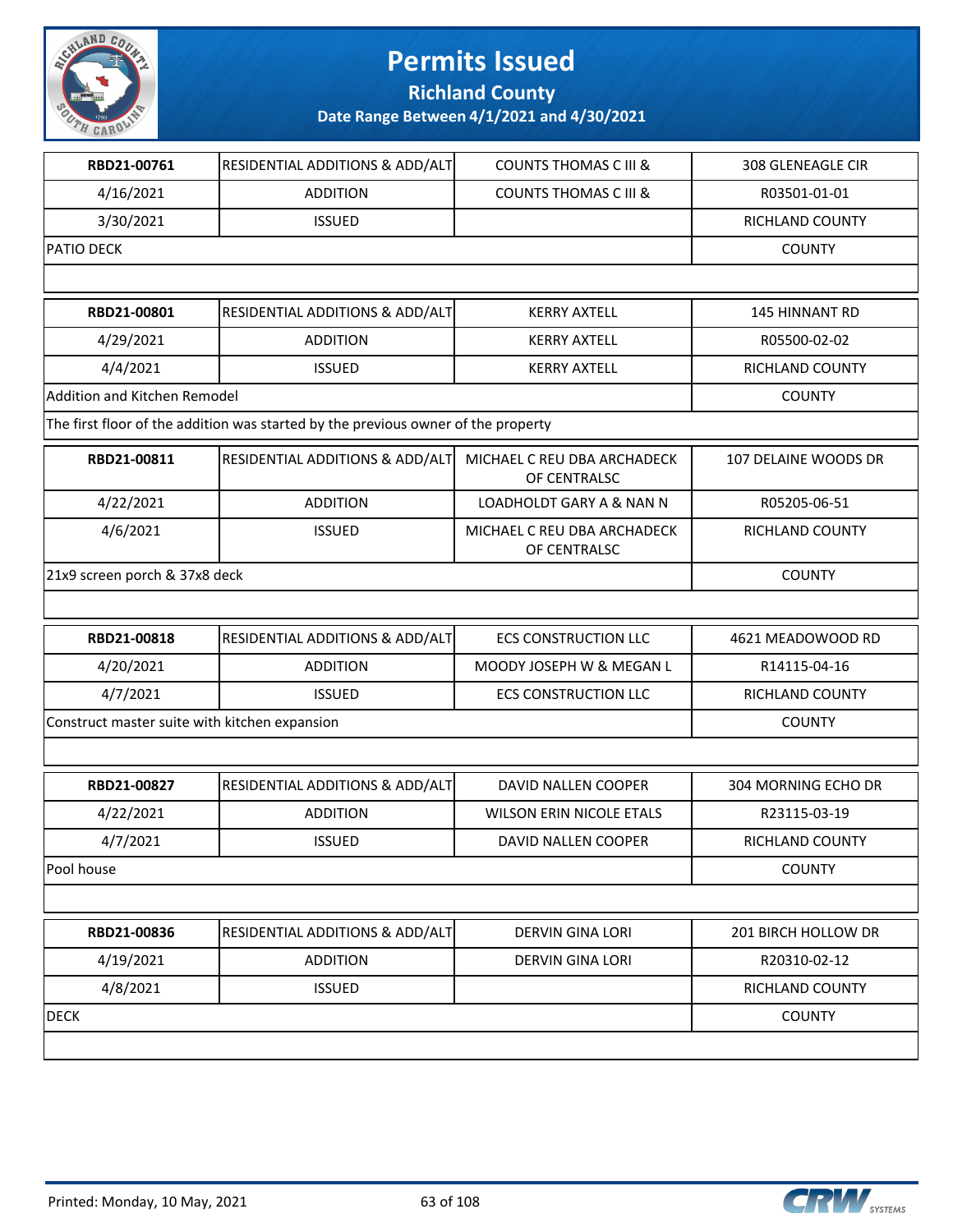# Permits Issued

## Richland County

### Date Range Between 4/1/2021 and 4/30/2021

| | | | |
|---|---|---|---|
| **RBD21-00761** | RESIDENTIAL ADDITIONS & ADD/ALT | COUNTS THOMAS C III & | 308 GLENEAGLE CIR |
| 4/16/2021 | ADDITION | COUNTS THOMAS C III & | R03501-01-01 |
| 3/30/2021 | ISSUED | | RICHLAND COUNTY |
| PATIO DECK | | | COUNTY |
| | | | |

| | | | |
|---|---|---|---|
| **RBD21-00801** | RESIDENTIAL ADDITIONS & ADD/ALT | KERRY AXTELL | 145 HINNANT RD |
| 4/29/2021 | ADDITION | KERRY AXTELL | R05500-02-02 |
| 4/4/2021 | ISSUED | KERRY AXTELL | RICHLAND COUNTY |
| Addition and Kitchen Remodel | | | COUNTY |
| The first floor of the addition was started by the previous owner of the property | | | |

| | | | |
|---|---|---|---|
| **RBD21-00811** | RESIDENTIAL ADDITIONS & ADD/ALT | MICHAEL C REU DBA ARCHADECK OF CENTRALSC | 107 DELAINE WOODS DR |
| 4/22/2021 | ADDITION | LOADHOLDT GARY A & NAN N | R05205-06-51 |
| 4/6/2021 | ISSUED | MICHAEL C REU DBA ARCHADECK OF CENTRALSC | RICHLAND COUNTY |
| 21x9 screen porch & 37x8 deck | | | COUNTY |
| | | | |

| | | | |
|---|---|---|---|
| **RBD21-00818** | RESIDENTIAL ADDITIONS & ADD/ALT | ECS CONSTRUCTION LLC | 4621 MEADOWOOD RD |
| 4/20/2021 | ADDITION | MOODY JOSEPH W & MEGAN L | R14115-04-16 |
| 4/7/2021 | ISSUED | ECS CONSTRUCTION LLC | RICHLAND COUNTY |
| Construct master suite with kitchen expansion | | | COUNTY |
| | | | |

| | | | |
|---|---|---|---|
| **RBD21-00827** | RESIDENTIAL ADDITIONS & ADD/ALT | DAVID NALLEN COOPER | 304 MORNING ECHO DR |
| 4/22/2021 | ADDITION | WILSON ERIN NICOLE ETALS | R23115-03-19 |
| 4/7/2021 | ISSUED | DAVID NALLEN COOPER | RICHLAND COUNTY |
| Pool house | | | COUNTY |
| | | | |

| | | | |
|---|---|---|---|
| **RBD21-00836** | RESIDENTIAL ADDITIONS & ADD/ALT | DERVIN GINA LORI | 201 BIRCH HOLLOW DR |
| 4/19/2021 | ADDITION | DERVIN GINA LORI | R20310-02-12 |
| 4/8/2021 | ISSUED | | RICHLAND COUNTY |
| DECK | | | COUNTY |
| | | | |

Printed: Monday, 10 May, 2021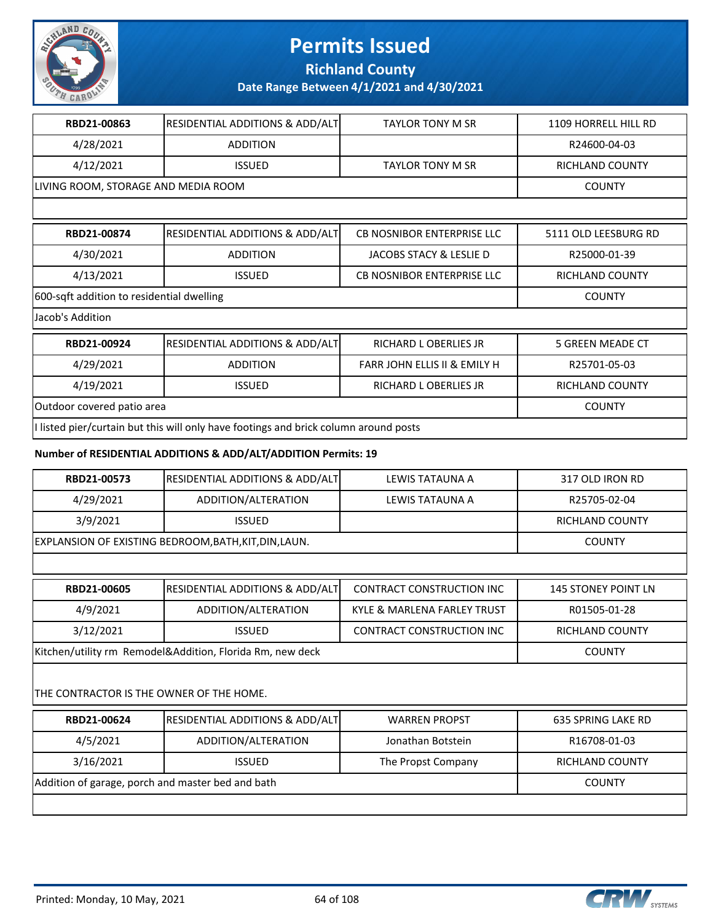# Permits Issued

## Richland County

**Date Range Between 4/1/2021 and 4/30/2021**

| RBD21-00863 | RESIDENTIAL ADDITIONS & ADD/ALT | TAYLOR TONY M SR | 1109 HORRELL HILL RD |
|---|---|---|---|
| 4/28/2021 | ADDITION | | R24600-04-03 |
| 4/12/2021 | ISSUED | TAYLOR TONY M SR | RICHLAND COUNTY |
| LIVING ROOM, STORAGE AND MEDIA ROOM | | | COUNTY |

| RBD21-00874 | RESIDENTIAL ADDITIONS & ADD/ALT | CB NOSNIBOR ENTERPRISE LLC | 5111 OLD LEESBURG RD |
|---|---|---|---|
| 4/30/2021 | ADDITION | JACOBS STACY & LESLIE D | R25000-01-39 |
| 4/13/2021 | ISSUED | CB NOSNIBOR ENTERPRISE LLC | RICHLAND COUNTY |
| 600-sqft addition to residential dwelling | | | COUNTY |
| Jacob's Addition | | | |

| RBD21-00924 | RESIDENTIAL ADDITIONS & ADD/ALT | RICHARD L OBERLIES JR | 5 GREEN MEADE CT |
|---|---|---|---|
| 4/29/2021 | ADDITION | FARR JOHN ELLIS II & EMILY H | R25701-05-03 |
| 4/19/2021 | ISSUED | RICHARD L OBERLIES JR | RICHLAND COUNTY |
| Outdoor covered patio area | | | COUNTY |
| I listed pier/curtain but this will only have footings and brick column around posts | | | |

**Number of RESIDENTIAL ADDITIONS & ADD/ALT/ADDITION Permits: 19**

| RBD21-00573 | RESIDENTIAL ADDITIONS & ADD/ALT | LEWIS TATAUNA A | 317 OLD IRON RD |
|---|---|---|---|
| 4/29/2021 | ADDITION/ALTERATION | LEWIS TATAUNA A | R25705-02-04 |
| 3/9/2021 | ISSUED | | RICHLAND COUNTY |
| EXPLANSION OF EXISTING BEDROOM,BATH,KIT,DIN,LAUN. | | | COUNTY |

| RBD21-00605 | RESIDENTIAL ADDITIONS & ADD/ALT | CONTRACT CONSTRUCTION INC | 145 STONEY POINT LN |
|---|---|---|---|
| 4/9/2021 | ADDITION/ALTERATION | KYLE & MARLENA FARLEY TRUST | R01505-01-28 |
| 3/12/2021 | ISSUED | CONTRACT CONSTRUCTION INC | RICHLAND COUNTY |
| Kitchen/utility rm Remodel&Addition, Florida Rm, new deck | | | COUNTY |
| THE CONTRACTOR IS THE OWNER OF THE HOME. | | | |

| RBD21-00624 | RESIDENTIAL ADDITIONS & ADD/ALT | WARREN PROPST | 635 SPRING LAKE RD |
|---|---|---|---|
| 4/5/2021 | ADDITION/ALTERATION | Jonathan Botstein | R16708-01-03 |
| 3/16/2021 | ISSUED | The Propst Company | RICHLAND COUNTY |
| Addition of garage, porch and master bed and bath | | | COUNTY |

Printed: Monday, 10 May, 2021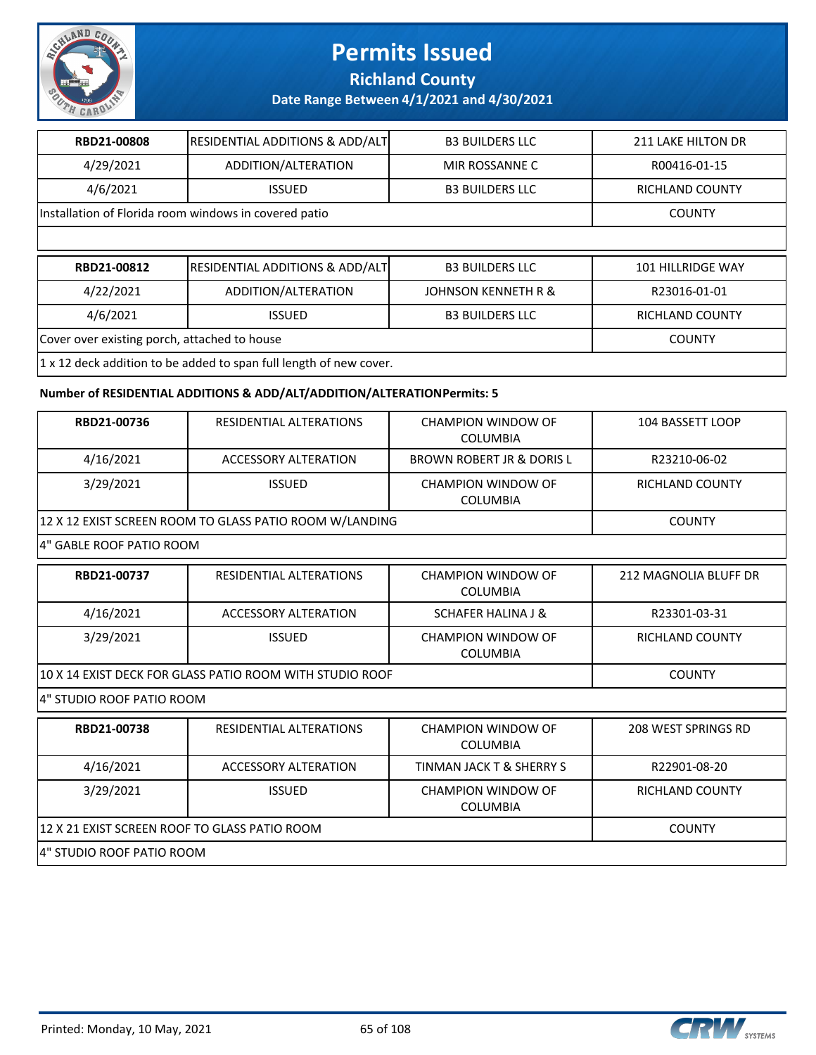# Permits Issued

**Richland County**

**Date Range Between 4/1/2021 and 4/30/2021**

| RBD21-00808 | RESIDENTIAL ADDITIONS & ADD/ALT | B3 BUILDERS LLC | 211 LAKE HILTON DR |
|---|---|---|---|
| 4/29/2021 | ADDITION/ALTERATION | MIR ROSSANNE C | R00416-01-15 |
| 4/6/2021 | ISSUED | B3 BUILDERS LLC | RICHLAND COUNTY |
| Installation of Florida room windows in covered patio | | | COUNTY |

| RBD21-00812 | RESIDENTIAL ADDITIONS & ADD/ALT | B3 BUILDERS LLC | 101 HILLRIDGE WAY |
|---|---|---|---|
| 4/22/2021 | ADDITION/ALTERATION | JOHNSON KENNETH R & | R23016-01-01 |
| 4/6/2021 | ISSUED | B3 BUILDERS LLC | RICHLAND COUNTY |
| Cover over existing porch, attached to house | | | COUNTY |
| 1 x 12 deck addition to be added to span full length of new cover. | | | |

**Number of RESIDENTIAL ADDITIONS & ADD/ALT/ADDITION/ALTERATIONPermits: 5**

| RBD21-00736 | RESIDENTIAL ALTERATIONS | CHAMPION WINDOW OF COLUMBIA | 104 BASSETT LOOP |
|---|---|---|---|
| 4/16/2021 | ACCESSORY ALTERATION | BROWN ROBERT JR & DORIS L | R23210-06-02 |
| 3/29/2021 | ISSUED | CHAMPION WINDOW OF COLUMBIA | RICHLAND COUNTY |
| 12 X 12 EXIST SCREEN ROOM TO GLASS PATIO ROOM W/LANDING | | | COUNTY |
| 4" GABLE ROOF PATIO ROOM | | | |

| RBD21-00737 | RESIDENTIAL ALTERATIONS | CHAMPION WINDOW OF COLUMBIA | 212 MAGNOLIA BLUFF DR |
|---|---|---|---|
| 4/16/2021 | ACCESSORY ALTERATION | SCHAFER HALINA J & | R23301-03-31 |
| 3/29/2021 | ISSUED | CHAMPION WINDOW OF COLUMBIA | RICHLAND COUNTY |
| 10 X 14 EXIST DECK FOR GLASS PATIO ROOM WITH STUDIO ROOF | | | COUNTY |
| 4" STUDIO ROOF PATIO ROOM | | | |

| RBD21-00738 | RESIDENTIAL ALTERATIONS | CHAMPION WINDOW OF COLUMBIA | 208 WEST SPRINGS RD |
|---|---|---|---|
| 4/16/2021 | ACCESSORY ALTERATION | TINMAN JACK T & SHERRY S | R22901-08-20 |
| 3/29/2021 | ISSUED | CHAMPION WINDOW OF COLUMBIA | RICHLAND COUNTY |
| 12 X 21 EXIST SCREEN ROOF TO GLASS PATIO ROOM | | | COUNTY |
| 4" STUDIO ROOF PATIO ROOM | | | |

Printed: Monday, 10 May, 2021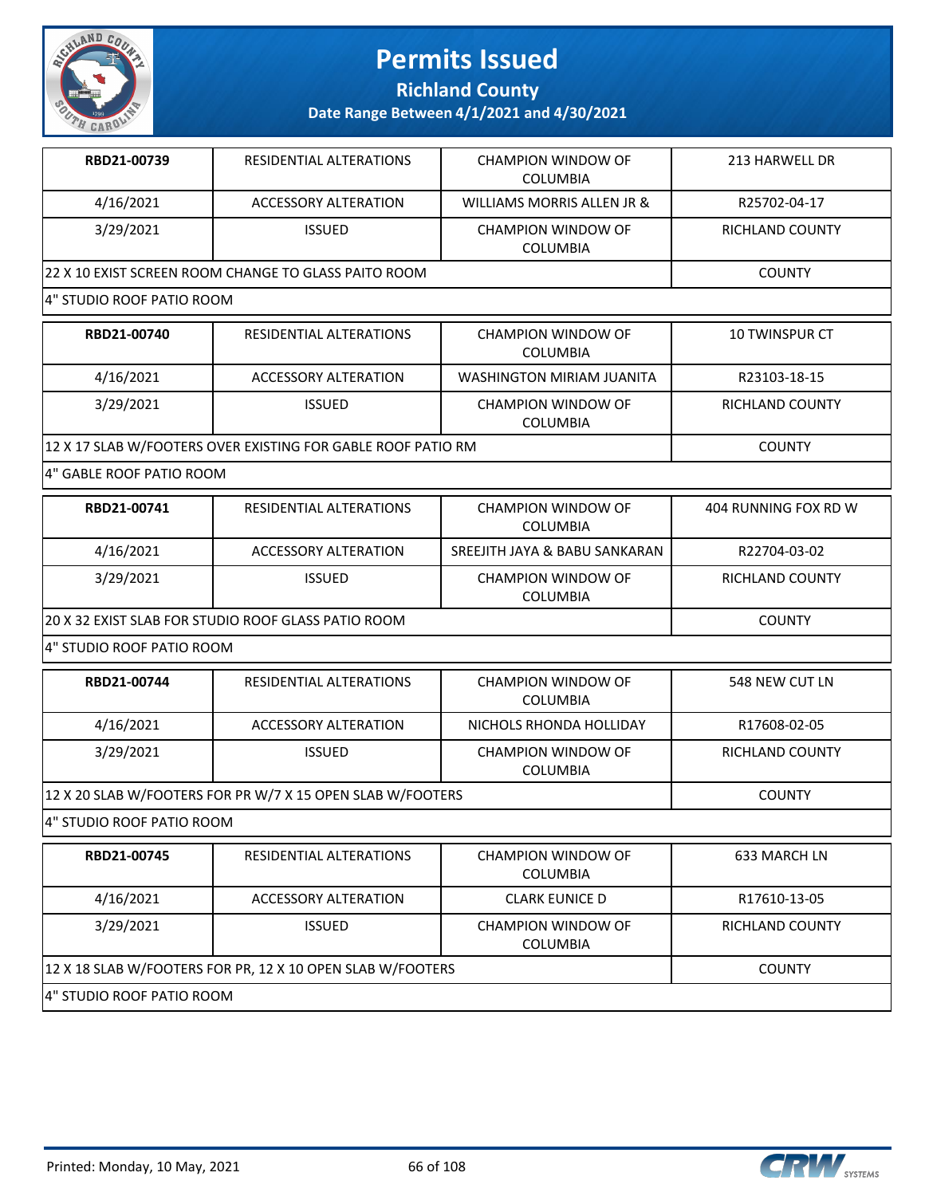# Permits Issued

**Richland County**

**Date Range Between 4/1/2021 and 4/30/2021**

| **RBD21-00739** | RESIDENTIAL ALTERATIONS | CHAMPION WINDOW OF COLUMBIA | 213 HARWELL DR |
|---|---|---|---|
| 4/16/2021 | ACCESSORY ALTERATION | WILLIAMS MORRIS ALLEN JR & | R25702-04-17 |
| 3/29/2021 | ISSUED | CHAMPION WINDOW OF COLUMBIA | RICHLAND COUNTY |
| 22 X 10 EXIST SCREEN ROOM CHANGE TO GLASS PAITO ROOM | | | COUNTY |
| 4" STUDIO ROOF PATIO ROOM | | | |

| **RBD21-00740** | RESIDENTIAL ALTERATIONS | CHAMPION WINDOW OF COLUMBIA | 10 TWINSPUR CT |
|---|---|---|---|
| 4/16/2021 | ACCESSORY ALTERATION | WASHINGTON MIRIAM JUANITA | R23103-18-15 |
| 3/29/2021 | ISSUED | CHAMPION WINDOW OF COLUMBIA | RICHLAND COUNTY |
| 12 X 17 SLAB W/FOOTERS OVER EXISTING FOR GABLE ROOF PATIO RM | | | COUNTY |
| 4" GABLE ROOF PATIO ROOM | | | |

| **RBD21-00741** | RESIDENTIAL ALTERATIONS | CHAMPION WINDOW OF COLUMBIA | 404 RUNNING FOX RD W |
|---|---|---|---|
| 4/16/2021 | ACCESSORY ALTERATION | SREEJITH JAYA & BABU SANKARAN | R22704-03-02 |
| 3/29/2021 | ISSUED | CHAMPION WINDOW OF COLUMBIA | RICHLAND COUNTY |
| 20 X 32 EXIST SLAB FOR STUDIO ROOF GLASS PATIO ROOM | | | COUNTY |
| 4" STUDIO ROOF PATIO ROOM | | | |

| **RBD21-00744** | RESIDENTIAL ALTERATIONS | CHAMPION WINDOW OF COLUMBIA | 548 NEW CUT LN |
|---|---|---|---|
| 4/16/2021 | ACCESSORY ALTERATION | NICHOLS RHONDA HOLLIDAY | R17608-02-05 |
| 3/29/2021 | ISSUED | CHAMPION WINDOW OF COLUMBIA | RICHLAND COUNTY |
| 12 X 20 SLAB W/FOOTERS FOR PR W/7 X 15 OPEN SLAB W/FOOTERS | | | COUNTY |
| 4" STUDIO ROOF PATIO ROOM | | | |

| **RBD21-00745** | RESIDENTIAL ALTERATIONS | CHAMPION WINDOW OF COLUMBIA | 633 MARCH LN |
|---|---|---|---|
| 4/16/2021 | ACCESSORY ALTERATION | CLARK EUNICE D | R17610-13-05 |
| 3/29/2021 | ISSUED | CHAMPION WINDOW OF COLUMBIA | RICHLAND COUNTY |
| 12 X 18 SLAB W/FOOTERS FOR PR, 12 X 10 OPEN SLAB W/FOOTERS | | | COUNTY |
| 4" STUDIO ROOF PATIO ROOM | | | |

Printed: Monday, 10 May, 2021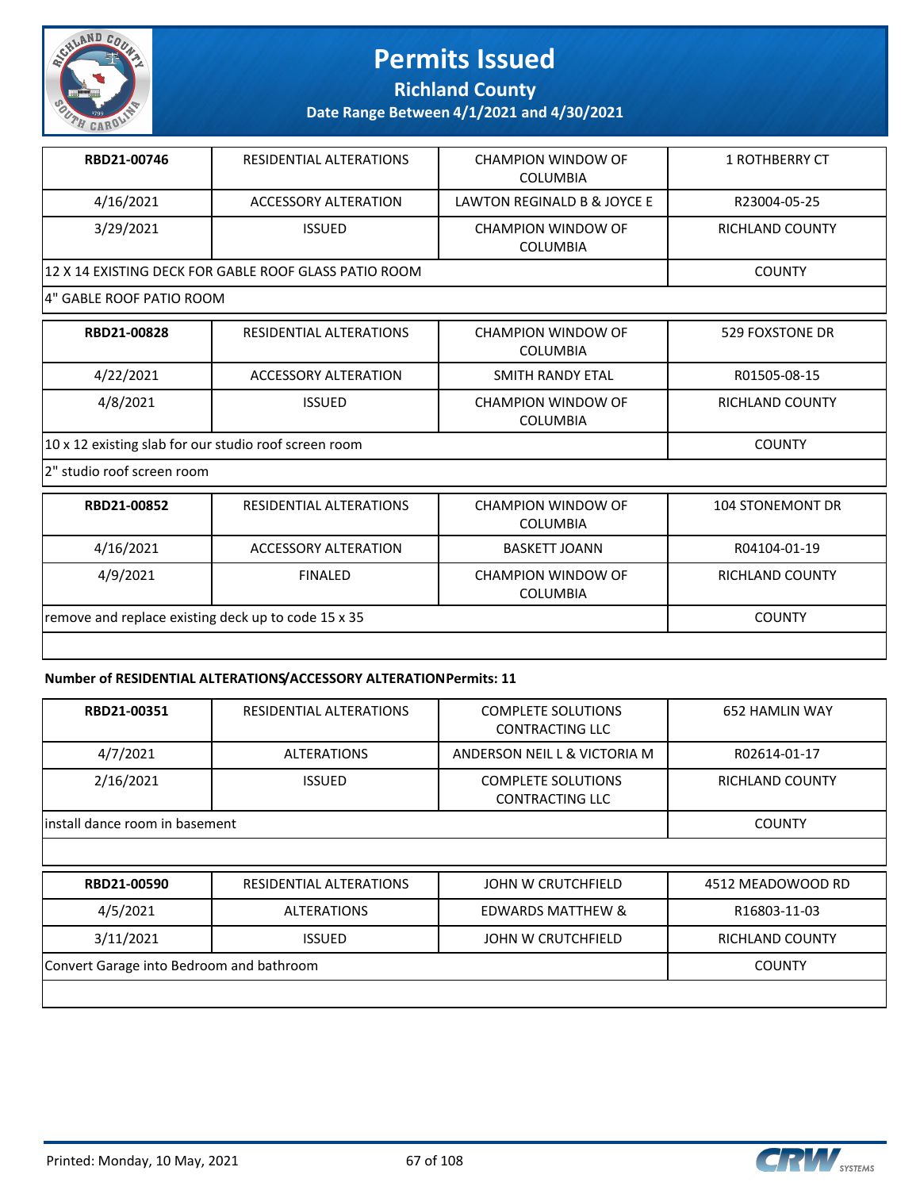# Permits Issued

**Richland County**

**Date Range Between 4/1/2021 and 4/30/2021**

| **RBD21-00746** | RESIDENTIAL ALTERATIONS | CHAMPION WINDOW OF COLUMBIA | 1 ROTHBERRY CT |
|---|---|---|---|
| 4/16/2021 | ACCESSORY ALTERATION | LAWTON REGINALD B & JOYCE E | R23004-05-25 |
| 3/29/2021 | ISSUED | CHAMPION WINDOW OF COLUMBIA | RICHLAND COUNTY |
| 12 X 14 EXISTING DECK FOR GABLE ROOF GLASS PATIO ROOM | | | COUNTY |
| 4" GABLE ROOF PATIO ROOM | | | |

| **RBD21-00828** | RESIDENTIAL ALTERATIONS | CHAMPION WINDOW OF COLUMBIA | 529 FOXSTONE DR |
|---|---|---|---|
| 4/22/2021 | ACCESSORY ALTERATION | SMITH RANDY ETAL | R01505-08-15 |
| 4/8/2021 | ISSUED | CHAMPION WINDOW OF COLUMBIA | RICHLAND COUNTY |
| 10 x 12 existing slab for our studio roof screen room | | | COUNTY |
| 2" studio roof screen room | | | |

| **RBD21-00852** | RESIDENTIAL ALTERATIONS | CHAMPION WINDOW OF COLUMBIA | 104 STONEMONT DR |
|---|---|---|---|
| 4/16/2021 | ACCESSORY ALTERATION | BASKETT JOANN | R04104-01-19 |
| 4/9/2021 | FINALED | CHAMPION WINDOW OF COLUMBIA | RICHLAND COUNTY |
| remove and replace existing deck up to code 15 x 35 | | | COUNTY |

**Number of RESIDENTIAL ALTERATIONS/ACCESSORY ALTERATION Permits: 11**

| **RBD21-00351** | RESIDENTIAL ALTERATIONS | COMPLETE SOLUTIONS CONTRACTING LLC | 652 HAMLIN WAY |
|---|---|---|---|
| 4/7/2021 | ALTERATIONS | ANDERSON NEIL L & VICTORIA M | R02614-01-17 |
| 2/16/2021 | ISSUED | COMPLETE SOLUTIONS CONTRACTING LLC | RICHLAND COUNTY |
| install dance room in basement | | | COUNTY |

| **RBD21-00590** | RESIDENTIAL ALTERATIONS | JOHN W CRUTCHFIELD | 4512 MEADOWOOD RD |
|---|---|---|---|
| 4/5/2021 | ALTERATIONS | EDWARDS MATTHEW & | R16803-11-03 |
| 3/11/2021 | ISSUED | JOHN W CRUTCHFIELD | RICHLAND COUNTY |
| Convert Garage into Bedroom and bathroom | | | COUNTY |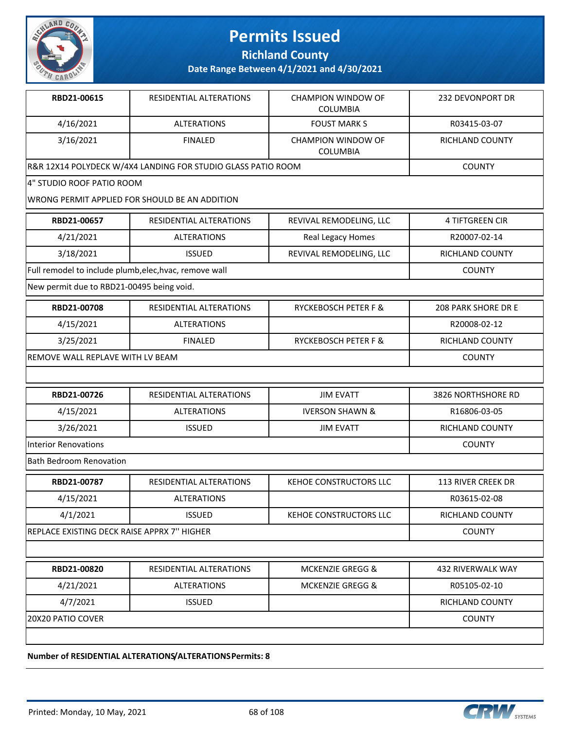# Permits Issued

**Richland County**

**Date Range Between 4/1/2021 and 4/30/2021**

| | | | |
|---|---|---|---|
| **RBD21-00615** | RESIDENTIAL ALTERATIONS | CHAMPION WINDOW OF COLUMBIA | 232 DEVONPORT DR |
| 4/16/2021 | ALTERATIONS | FOUST MARK S | R03415-03-07 |
| 3/16/2021 | FINALED | CHAMPION WINDOW OF COLUMBIA | RICHLAND COUNTY |
| R&R 12X14 POLYDECK W/4X4 LANDING FOR STUDIO GLASS PATIO ROOM | | | COUNTY |
| 4" STUDIO ROOF PATIO ROOM<br>WRONG PERMIT APPLIED FOR SHOULD BE AN ADDITION | | | |

| | | | |
|---|---|---|---|
| **RBD21-00657** | RESIDENTIAL ALTERATIONS | REVIVAL REMODELING, LLC | 4 TIFTGREEN CIR |
| 4/21/2021 | ALTERATIONS | Real Legacy Homes | R20007-02-14 |
| 3/18/2021 | ISSUED | REVIVAL REMODELING, LLC | RICHLAND COUNTY |
| Full remodel to include plumb,elec,hvac, remove wall | | | COUNTY |
| New permit due to RBD21-00495 being void. | | | |

| | | | |
|---|---|---|---|
| **RBD21-00708** | RESIDENTIAL ALTERATIONS | RYCKEBOSCH PETER F & | 208 PARK SHORE DR E |
| 4/15/2021 | ALTERATIONS | | R20008-02-12 |
| 3/25/2021 | FINALED | RYCKEBOSCH PETER F & | RICHLAND COUNTY |
| REMOVE WALL REPLAVE WITH LV BEAM | | | COUNTY |

| | | | |
|---|---|---|---|
| **RBD21-00726** | RESIDENTIAL ALTERATIONS | JIM EVATT | 3826 NORTHSHORE RD |
| 4/15/2021 | ALTERATIONS | IVERSON SHAWN & | R16806-03-05 |
| 3/26/2021 | ISSUED | JIM EVATT | RICHLAND COUNTY |
| Interior Renovations | | | COUNTY |
| Bath Bedroom Renovation | | | |

| | | | |
|---|---|---|---|
| **RBD21-00787** | RESIDENTIAL ALTERATIONS | KEHOE CONSTRUCTORS LLC | 113 RIVER CREEK DR |
| 4/15/2021 | ALTERATIONS | | R03615-02-08 |
| 4/1/2021 | ISSUED | KEHOE CONSTRUCTORS LLC | RICHLAND COUNTY |
| REPLACE EXISTING DECK RAISE APPRX 7'' HIGHER | | | COUNTY |

| | | | |
|---|---|---|---|
| **RBD21-00820** | RESIDENTIAL ALTERATIONS | MCKENZIE GREGG & | 432 RIVERWALK WAY |
| 4/21/2021 | ALTERATIONS | MCKENZIE GREGG & | R05105-02-10 |
| 4/7/2021 | ISSUED | | RICHLAND COUNTY |
| 20X20 PATIO COVER | | | COUNTY |

**Number of RESIDENTIAL ALTERATIONS/ALTERATIONS Permits: 8**

Printed: Monday, 10 May, 2021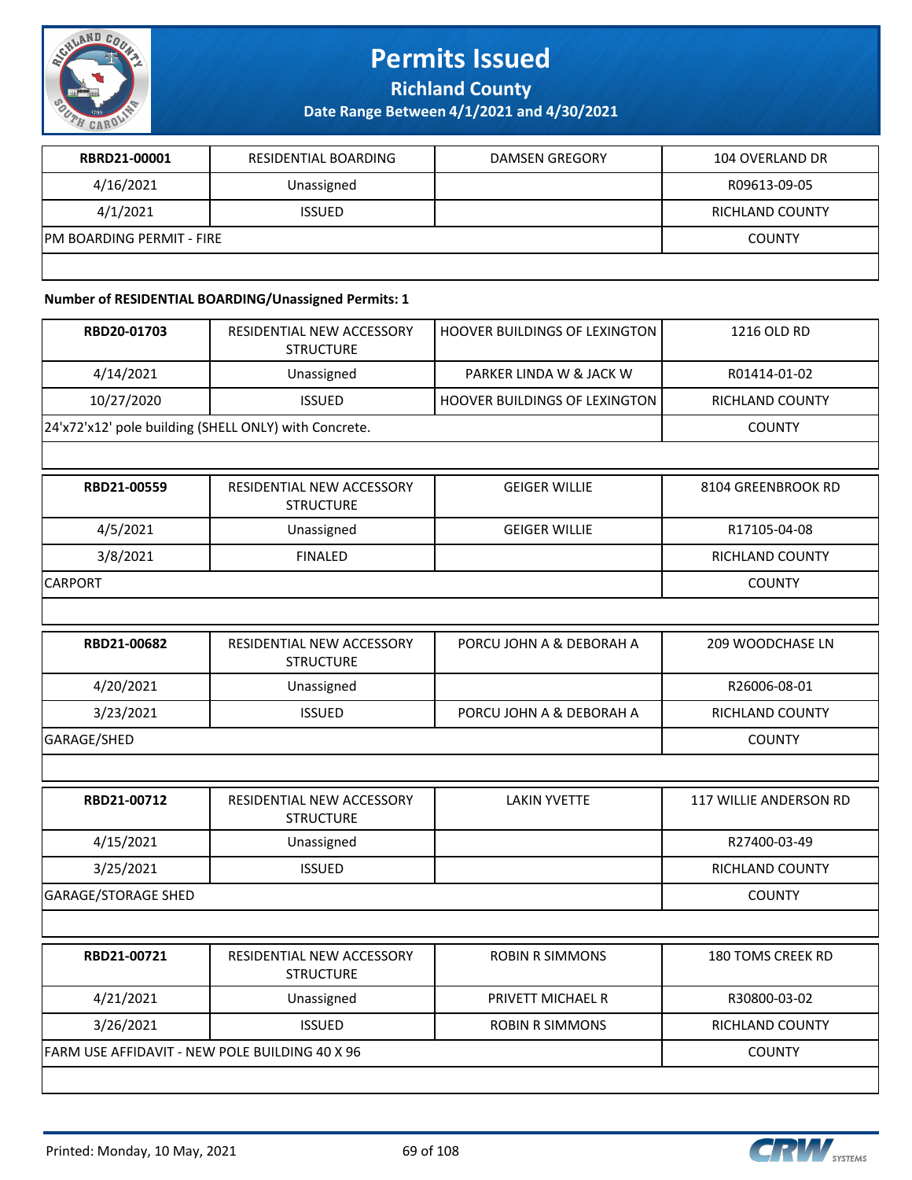# Permits Issued

**Richland County**

**Date Range Between 4/1/2021 and 4/30/2021**

| RBRD21-00001 | RESIDENTIAL BOARDING | DAMSEN GREGORY | 104 OVERLAND DR |
|---|---|---|---|
| 4/16/2021 | Unassigned | | R09613-09-05 |
| 4/1/2021 | ISSUED | | RICHLAND COUNTY |
| PM BOARDING PERMIT - FIRE | | | COUNTY |

**Number of RESIDENTIAL BOARDING/Unassigned Permits: 1**

| RBD20-01703 | RESIDENTIAL NEW ACCESSORY STRUCTURE | HOOVER BUILDINGS OF LEXINGTON | 1216 OLD RD |
|---|---|---|---|
| 4/14/2021 | Unassigned | PARKER LINDA W & JACK W | R01414-01-02 |
| 10/27/2020 | ISSUED | HOOVER BUILDINGS OF LEXINGTON | RICHLAND COUNTY |
| 24'x72'x12' pole building (SHELL ONLY) with Concrete. | | | COUNTY |

| RBD21-00559 | RESIDENTIAL NEW ACCESSORY STRUCTURE | GEIGER WILLIE | 8104 GREENBROOK RD |
|---|---|---|---|
| 4/5/2021 | Unassigned | GEIGER WILLIE | R17105-04-08 |
| 3/8/2021 | FINALED | | RICHLAND COUNTY |
| CARPORT | | | COUNTY |

| RBD21-00682 | RESIDENTIAL NEW ACCESSORY STRUCTURE | PORCU JOHN A & DEBORAH A | 209 WOODCHASE LN |
|---|---|---|---|
| 4/20/2021 | Unassigned | | R26006-08-01 |
| 3/23/2021 | ISSUED | PORCU JOHN A & DEBORAH A | RICHLAND COUNTY |
| GARAGE/SHED | | | COUNTY |

| RBD21-00712 | RESIDENTIAL NEW ACCESSORY STRUCTURE | LAKIN YVETTE | 117 WILLIE ANDERSON RD |
|---|---|---|---|
| 4/15/2021 | Unassigned | | R27400-03-49 |
| 3/25/2021 | ISSUED | | RICHLAND COUNTY |
| GARAGE/STORAGE SHED | | | COUNTY |

| RBD21-00721 | RESIDENTIAL NEW ACCESSORY STRUCTURE | ROBIN R SIMMONS | 180 TOMS CREEK RD |
|---|---|---|---|
| 4/21/2021 | Unassigned | PRIVETT MICHAEL R | R30800-03-02 |
| 3/26/2021 | ISSUED | ROBIN R SIMMONS | RICHLAND COUNTY |
| FARM USE AFFIDAVIT - NEW POLE BUILDING 40 X 96 | | | COUNTY |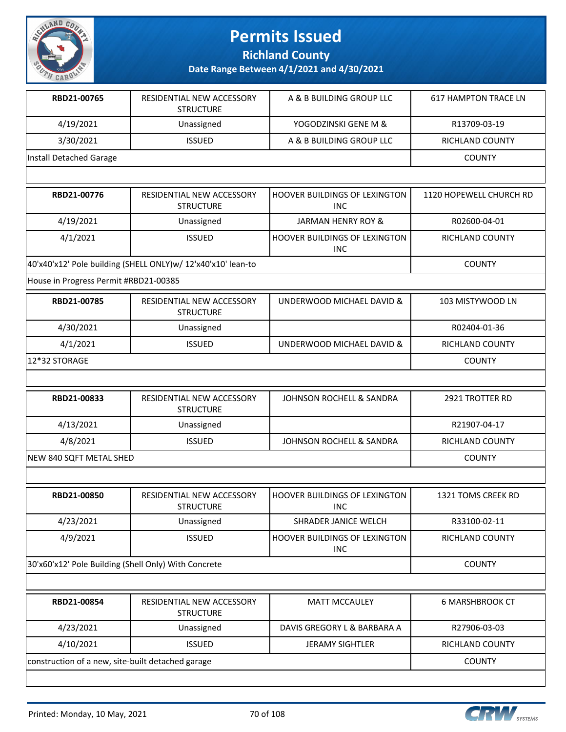# Permits Issued

## Richland County

### Date Range Between 4/1/2021 and 4/30/2021

| RBD21-00765 | RESIDENTIAL NEW ACCESSORY STRUCTURE | A & B BUILDING GROUP LLC | 617 HAMPTON TRACE LN |
|---|---|---|---|
| 4/19/2021 | Unassigned | YOGODZINSKI GENE M & | R13709-03-19 |
| 3/30/2021 | ISSUED | A & B BUILDING GROUP LLC | RICHLAND COUNTY |
| Install Detached Garage | | | COUNTY |

| RBD21-00776 | RESIDENTIAL NEW ACCESSORY STRUCTURE | HOOVER BUILDINGS OF LEXINGTON INC | 1120 HOPEWELL CHURCH RD |
|---|---|---|---|
| 4/19/2021 | Unassigned | JARMAN HENRY ROY & | R02600-04-01 |
| 4/1/2021 | ISSUED | HOOVER BUILDINGS OF LEXINGTON INC | RICHLAND COUNTY |
| 40'x40'x12' Pole building (SHELL ONLY)w/ 12'x40'x10' lean-to | | | COUNTY |
| House in Progress Permit #RBD21-00385 | | | |

| RBD21-00785 | RESIDENTIAL NEW ACCESSORY STRUCTURE | UNDERWOOD MICHAEL DAVID & | 103 MISTYWOOD LN |
|---|---|---|---|
| 4/30/2021 | Unassigned | | R02404-01-36 |
| 4/1/2021 | ISSUED | UNDERWOOD MICHAEL DAVID & | RICHLAND COUNTY |
| 12*32 STORAGE | | | COUNTY |

| RBD21-00833 | RESIDENTIAL NEW ACCESSORY STRUCTURE | JOHNSON ROCHELL & SANDRA | 2921 TROTTER RD |
|---|---|---|---|
| 4/13/2021 | Unassigned | | R21907-04-17 |
| 4/8/2021 | ISSUED | JOHNSON ROCHELL & SANDRA | RICHLAND COUNTY |
| NEW 840 SQFT METAL SHED | | | COUNTY |

| RBD21-00850 | RESIDENTIAL NEW ACCESSORY STRUCTURE | HOOVER BUILDINGS OF LEXINGTON INC | 1321 TOMS CREEK RD |
|---|---|---|---|
| 4/23/2021 | Unassigned | SHRADER JANICE WELCH | R33100-02-11 |
| 4/9/2021 | ISSUED | HOOVER BUILDINGS OF LEXINGTON INC | RICHLAND COUNTY |
| 30'x60'x12' Pole Building (Shell Only) With Concrete | | | COUNTY |

| RBD21-00854 | RESIDENTIAL NEW ACCESSORY STRUCTURE | MATT MCCAULEY | 6 MARSHBROOK CT |
|---|---|---|---|
| 4/23/2021 | Unassigned | DAVIS GREGORY L & BARBARA A | R27906-03-03 |
| 4/10/2021 | ISSUED | JERAMY SIGHTLER | RICHLAND COUNTY |
| construction of a new, site-built detached garage | | | COUNTY |

Printed: Monday, 10 May, 2021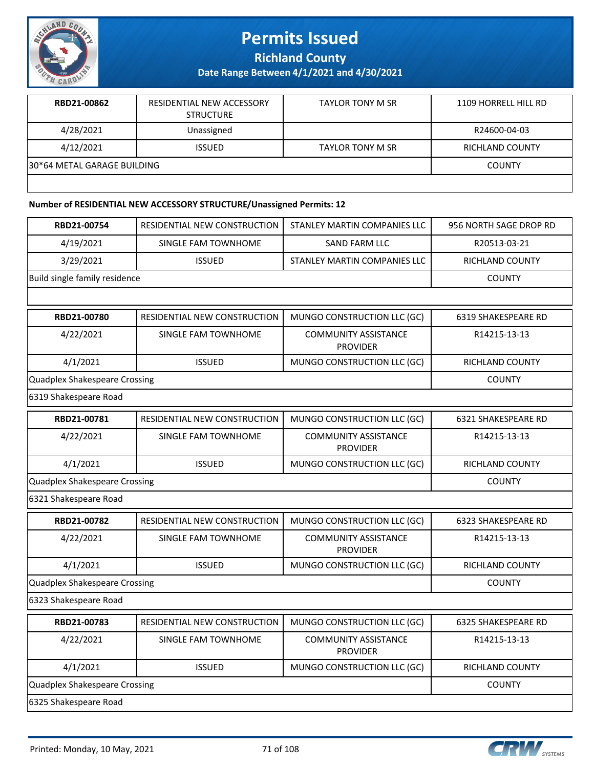| RBD21-00862 | RESIDENTIAL NEW ACCESSORY STRUCTURE | TAYLOR TONY M SR | 1109 HORRELL HILL RD |
|---|---|---|---|
| 4/28/2021 | Unassigned | | R24600-04-03 |
| 4/12/2021 | ISSUED | TAYLOR TONY M SR | RICHLAND COUNTY |
| 30*64 METAL GARAGE BUILDING | | | COUNTY |

**Number of RESIDENTIAL NEW ACCESSORY STRUCTURE/Unassigned Permits: 12**

| RBD21-00754 | RESIDENTIAL NEW CONSTRUCTION | STANLEY MARTIN COMPANIES LLC | 956 NORTH SAGE DROP RD |
|---|---|---|---|
| 4/19/2021 | SINGLE FAM TOWNHOME | SAND FARM LLC | R20513-03-21 |
| 3/29/2021 | ISSUED | STANLEY MARTIN COMPANIES LLC | RICHLAND COUNTY |
| Build single family residence | | | COUNTY |

| RBD21-00780 | RESIDENTIAL NEW CONSTRUCTION | MUNGO CONSTRUCTION LLC (GC) | 6319 SHAKESPEARE RD |
|---|---|---|---|
| 4/22/2021 | SINGLE FAM TOWNHOME | COMMUNITY ASSISTANCE PROVIDER | R14215-13-13 |
| 4/1/2021 | ISSUED | MUNGO CONSTRUCTION LLC (GC) | RICHLAND COUNTY |
| Quadplex Shakespeare Crossing | | | COUNTY |
| 6319 Shakespeare Road | | | |

| RBD21-00781 | RESIDENTIAL NEW CONSTRUCTION | MUNGO CONSTRUCTION LLC (GC) | 6321 SHAKESPEARE RD |
|---|---|---|---|
| 4/22/2021 | SINGLE FAM TOWNHOME | COMMUNITY ASSISTANCE PROVIDER | R14215-13-13 |
| 4/1/2021 | ISSUED | MUNGO CONSTRUCTION LLC (GC) | RICHLAND COUNTY |
| Quadplex Shakespeare Crossing | | | COUNTY |
| 6321 Shakespeare Road | | | |

| RBD21-00782 | RESIDENTIAL NEW CONSTRUCTION | MUNGO CONSTRUCTION LLC (GC) | 6323 SHAKESPEARE RD |
|---|---|---|---|
| 4/22/2021 | SINGLE FAM TOWNHOME | COMMUNITY ASSISTANCE PROVIDER | R14215-13-13 |
| 4/1/2021 | ISSUED | MUNGO CONSTRUCTION LLC (GC) | RICHLAND COUNTY |
| Quadplex Shakespeare Crossing | | | COUNTY |
| 6323 Shakespeare Road | | | |

| RBD21-00783 | RESIDENTIAL NEW CONSTRUCTION | MUNGO CONSTRUCTION LLC (GC) | 6325 SHAKESPEARE RD |
|---|---|---|---|
| 4/22/2021 | SINGLE FAM TOWNHOME | COMMUNITY ASSISTANCE PROVIDER | R14215-13-13 |
| 4/1/2021 | ISSUED | MUNGO CONSTRUCTION LLC (GC) | RICHLAND COUNTY |
| Quadplex Shakespeare Crossing | | | COUNTY |
| 6325 Shakespeare Road | | | |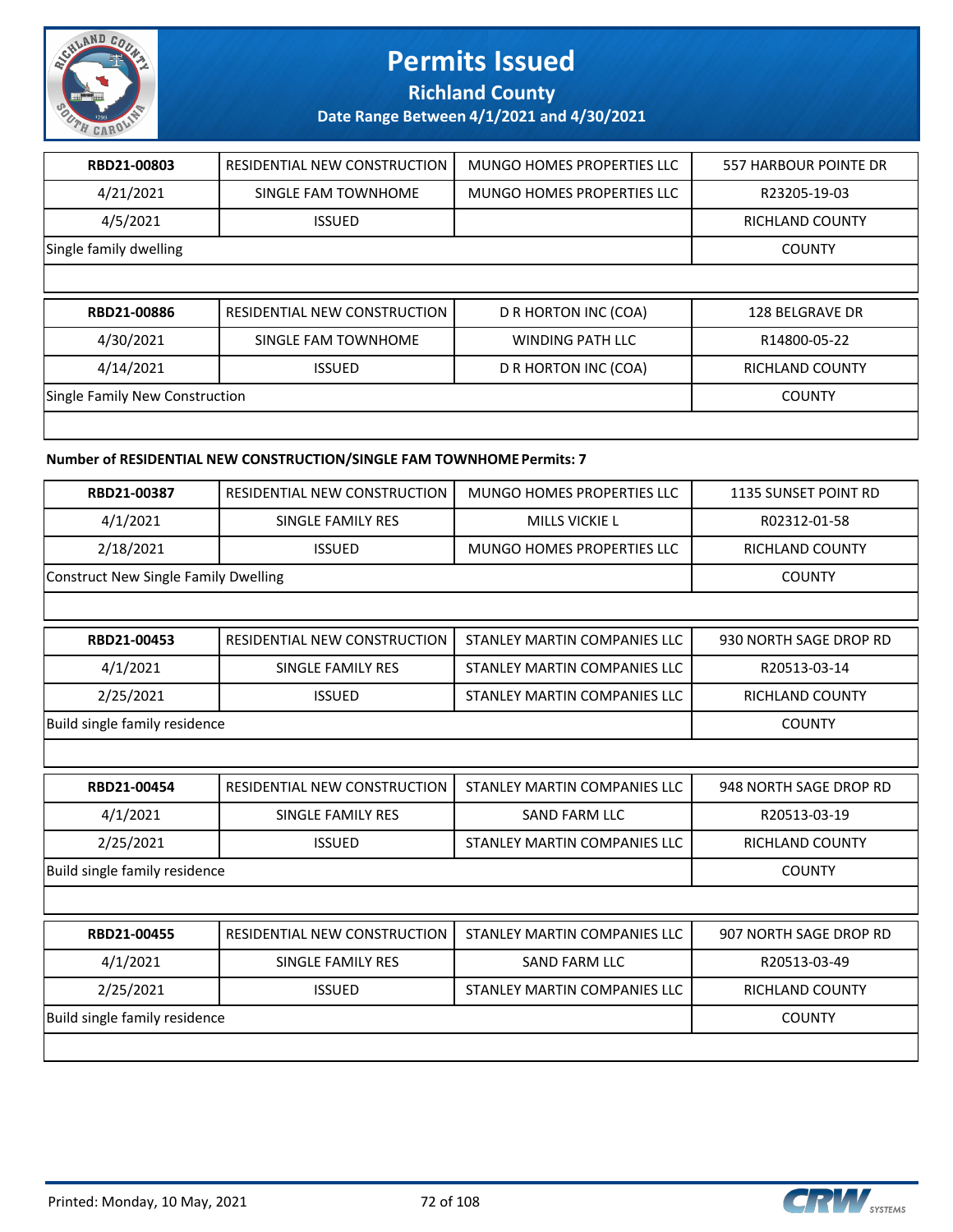| RBD21-00803 | RESIDENTIAL NEW CONSTRUCTION | MUNGO HOMES PROPERTIES LLC | 557 HARBOUR POINTE DR |
|---|---|---|---|
| 4/21/2021 | SINGLE FAM TOWNHOME | MUNGO HOMES PROPERTIES LLC | R23205-19-03 |
| 4/5/2021 | ISSUED | | RICHLAND COUNTY |
| Single family dwelling | | | COUNTY |

| RBD21-00886 | RESIDENTIAL NEW CONSTRUCTION | D R HORTON INC (COA) | 128 BELGRAVE DR |
|---|---|---|---|
| 4/30/2021 | SINGLE FAM TOWNHOME | WINDING PATH LLC | R14800-05-22 |
| 4/14/2021 | ISSUED | D R HORTON INC (COA) | RICHLAND COUNTY |
| Single Family New Construction | | | COUNTY |

**Number of RESIDENTIAL NEW CONSTRUCTION/SINGLE FAM TOWNHOME Permits: 7**

| RBD21-00387 | RESIDENTIAL NEW CONSTRUCTION | MUNGO HOMES PROPERTIES LLC | 1135 SUNSET POINT RD |
|---|---|---|---|
| 4/1/2021 | SINGLE FAMILY RES | MILLS VICKIE L | R02312-01-58 |
| 2/18/2021 | ISSUED | MUNGO HOMES PROPERTIES LLC | RICHLAND COUNTY |
| Construct New Single Family Dwelling | | | COUNTY |

| RBD21-00453 | RESIDENTIAL NEW CONSTRUCTION | STANLEY MARTIN COMPANIES LLC | 930 NORTH SAGE DROP RD |
|---|---|---|---|
| 4/1/2021 | SINGLE FAMILY RES | STANLEY MARTIN COMPANIES LLC | R20513-03-14 |
| 2/25/2021 | ISSUED | STANLEY MARTIN COMPANIES LLC | RICHLAND COUNTY |
| Build single family residence | | | COUNTY |

| RBD21-00454 | RESIDENTIAL NEW CONSTRUCTION | STANLEY MARTIN COMPANIES LLC | 948 NORTH SAGE DROP RD |
|---|---|---|---|
| 4/1/2021 | SINGLE FAMILY RES | SAND FARM LLC | R20513-03-19 |
| 2/25/2021 | ISSUED | STANLEY MARTIN COMPANIES LLC | RICHLAND COUNTY |
| Build single family residence | | | COUNTY |

| RBD21-00455 | RESIDENTIAL NEW CONSTRUCTION | STANLEY MARTIN COMPANIES LLC | 907 NORTH SAGE DROP RD |
|---|---|---|---|
| 4/1/2021 | SINGLE FAMILY RES | SAND FARM LLC | R20513-03-49 |
| 2/25/2021 | ISSUED | STANLEY MARTIN COMPANIES LLC | RICHLAND COUNTY |
| Build single family residence | | | COUNTY |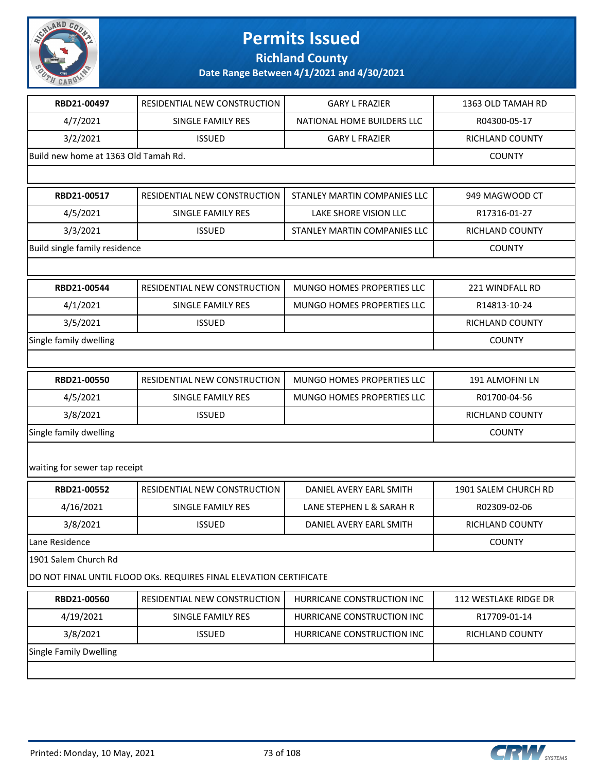# Permits Issued

## Richland County

### Date Range Between 4/1/2021 and 4/30/2021

| RBD21-00497 | RESIDENTIAL NEW CONSTRUCTION | GARY L FRAZIER | 1363 OLD TAMAH RD |
|---|---|---|---|
| 4/7/2021 | SINGLE FAMILY RES | NATIONAL HOME BUILDERS LLC | R04300-05-17 |
| 3/2/2021 | ISSUED | GARY L FRAZIER | RICHLAND COUNTY |
| Build new home at 1363 Old Tamah Rd. | | | COUNTY |

| RBD21-00517 | RESIDENTIAL NEW CONSTRUCTION | STANLEY MARTIN COMPANIES LLC | 949 MAGWOOD CT |
|---|---|---|---|
| 4/5/2021 | SINGLE FAMILY RES | LAKE SHORE VISION LLC | R17316-01-27 |
| 3/3/2021 | ISSUED | STANLEY MARTIN COMPANIES LLC | RICHLAND COUNTY |
| Build single family residence | | | COUNTY |

| RBD21-00544 | RESIDENTIAL NEW CONSTRUCTION | MUNGO HOMES PROPERTIES LLC | 221 WINDFALL RD |
|---|---|---|---|
| 4/1/2021 | SINGLE FAMILY RES | MUNGO HOMES PROPERTIES LLC | R14813-10-24 |
| 3/5/2021 | ISSUED | | RICHLAND COUNTY |
| Single family dwelling | | | COUNTY |

| RBD21-00550 | RESIDENTIAL NEW CONSTRUCTION | MUNGO HOMES PROPERTIES LLC | 191 ALMOFINI LN |
|---|---|---|---|
| 4/5/2021 | SINGLE FAMILY RES | MUNGO HOMES PROPERTIES LLC | R01700-04-56 |
| 3/8/2021 | ISSUED | | RICHLAND COUNTY |
| Single family dwelling | | | COUNTY |

waiting for sewer tap receipt

| RBD21-00552 | RESIDENTIAL NEW CONSTRUCTION | DANIEL AVERY EARL SMITH | 1901 SALEM CHURCH RD |
|---|---|---|---|
| 4/16/2021 | SINGLE FAMILY RES | LANE STEPHEN L & SARAH R | R02309-02-06 |
| 3/8/2021 | ISSUED | DANIEL AVERY EARL SMITH | RICHLAND COUNTY |
| Lane Residence | | | COUNTY |

1901 Salem Church Rd

DO NOT FINAL UNTIL FLOOD OKs. REQUIRES FINAL ELEVATION CERTIFICATE

| RBD21-00560 | RESIDENTIAL NEW CONSTRUCTION | HURRICANE CONSTRUCTION INC | 112 WESTLAKE RIDGE DR |
|---|---|---|---|
| 4/19/2021 | SINGLE FAMILY RES | HURRICANE CONSTRUCTION INC | R17709-01-14 |
| 3/8/2021 | ISSUED | HURRICANE CONSTRUCTION INC | RICHLAND COUNTY |
| Single Family Dwelling | | | |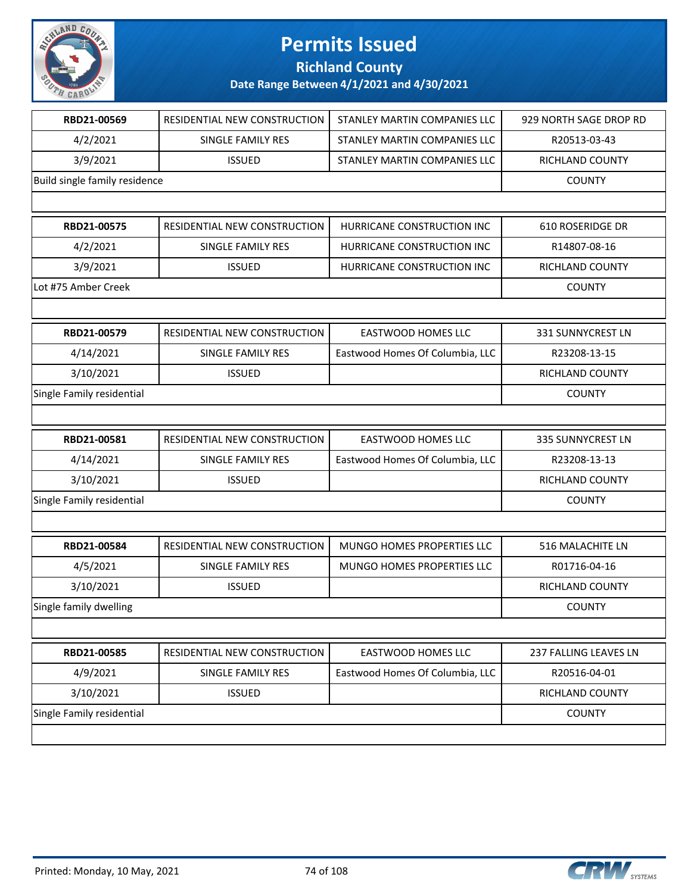# Permits Issued

## Richland County

### Date Range Between 4/1/2021 and 4/30/2021

| RBD21-00569 | RESIDENTIAL NEW CONSTRUCTION | STANLEY MARTIN COMPANIES LLC | 929 NORTH SAGE DROP RD |
|---|---|---|---|
| 4/2/2021 | SINGLE FAMILY RES | STANLEY MARTIN COMPANIES LLC | R20513-03-43 |
| 3/9/2021 | ISSUED | STANLEY MARTIN COMPANIES LLC | RICHLAND COUNTY |
| Build single family residence | | | COUNTY |

| RBD21-00575 | RESIDENTIAL NEW CONSTRUCTION | HURRICANE CONSTRUCTION INC | 610 ROSERIDGE DR |
|---|---|---|---|
| 4/2/2021 | SINGLE FAMILY RES | HURRICANE CONSTRUCTION INC | R14807-08-16 |
| 3/9/2021 | ISSUED | HURRICANE CONSTRUCTION INC | RICHLAND COUNTY |
| Lot #75 Amber Creek | | | COUNTY |

| RBD21-00579 | RESIDENTIAL NEW CONSTRUCTION | EASTWOOD HOMES LLC | 331 SUNNYCREST LN |
|---|---|---|---|
| 4/14/2021 | SINGLE FAMILY RES | Eastwood Homes Of Columbia, LLC | R23208-13-15 |
| 3/10/2021 | ISSUED | | RICHLAND COUNTY |
| Single Family residential | | | COUNTY |

| RBD21-00581 | RESIDENTIAL NEW CONSTRUCTION | EASTWOOD HOMES LLC | 335 SUNNYCREST LN |
|---|---|---|---|
| 4/14/2021 | SINGLE FAMILY RES | Eastwood Homes Of Columbia, LLC | R23208-13-13 |
| 3/10/2021 | ISSUED | | RICHLAND COUNTY |
| Single Family residential | | | COUNTY |

| RBD21-00584 | RESIDENTIAL NEW CONSTRUCTION | MUNGO HOMES PROPERTIES LLC | 516 MALACHITE LN |
|---|---|---|---|
| 4/5/2021 | SINGLE FAMILY RES | MUNGO HOMES PROPERTIES LLC | R01716-04-16 |
| 3/10/2021 | ISSUED | | RICHLAND COUNTY |
| Single family dwelling | | | COUNTY |

| RBD21-00585 | RESIDENTIAL NEW CONSTRUCTION | EASTWOOD HOMES LLC | 237 FALLING LEAVES LN |
|---|---|---|---|
| 4/9/2021 | SINGLE FAMILY RES | Eastwood Homes Of Columbia, LLC | R20516-04-01 |
| 3/10/2021 | ISSUED | | RICHLAND COUNTY |
| Single Family residential | | | COUNTY |

Printed: Monday, 10 May, 2021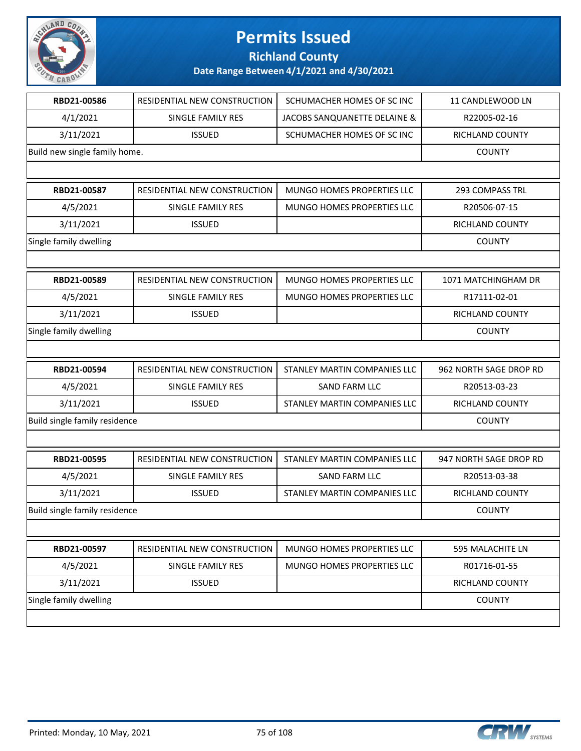# Permits Issued

## Richland County

### Date Range Between 4/1/2021 and 4/30/2021

| | | | |
|---|---|---|---|
| **RBD21-00586** | RESIDENTIAL NEW CONSTRUCTION | SCHUMACHER HOMES OF SC INC | 11 CANDLEWOOD LN |
| 4/1/2021 | SINGLE FAMILY RES | JACOBS SANQUANETTE DELAINE & | R22005-02-16 |
| 3/11/2021 | ISSUED | SCHUMACHER HOMES OF SC INC | RICHLAND COUNTY |
| Build new single family home. | | | COUNTY |

| | | | |
|---|---|---|---|
| **RBD21-00587** | RESIDENTIAL NEW CONSTRUCTION | MUNGO HOMES PROPERTIES LLC | 293 COMPASS TRL |
| 4/5/2021 | SINGLE FAMILY RES | MUNGO HOMES PROPERTIES LLC | R20506-07-15 |
| 3/11/2021 | ISSUED | | RICHLAND COUNTY |
| Single family dwelling | | | COUNTY |

| | | | |
|---|---|---|---|
| **RBD21-00589** | RESIDENTIAL NEW CONSTRUCTION | MUNGO HOMES PROPERTIES LLC | 1071 MATCHINGHAM DR |
| 4/5/2021 | SINGLE FAMILY RES | MUNGO HOMES PROPERTIES LLC | R17111-02-01 |
| 3/11/2021 | ISSUED | | RICHLAND COUNTY |
| Single family dwelling | | | COUNTY |

| | | | |
|---|---|---|---|
| **RBD21-00594** | RESIDENTIAL NEW CONSTRUCTION | STANLEY MARTIN COMPANIES LLC | 962 NORTH SAGE DROP RD |
| 4/5/2021 | SINGLE FAMILY RES | SAND FARM LLC | R20513-03-23 |
| 3/11/2021 | ISSUED | STANLEY MARTIN COMPANIES LLC | RICHLAND COUNTY |
| Build single family residence | | | COUNTY |

| | | | |
|---|---|---|---|
| **RBD21-00595** | RESIDENTIAL NEW CONSTRUCTION | STANLEY MARTIN COMPANIES LLC | 947 NORTH SAGE DROP RD |
| 4/5/2021 | SINGLE FAMILY RES | SAND FARM LLC | R20513-03-38 |
| 3/11/2021 | ISSUED | STANLEY MARTIN COMPANIES LLC | RICHLAND COUNTY |
| Build single family residence | | | COUNTY |

| | | | |
|---|---|---|---|
| **RBD21-00597** | RESIDENTIAL NEW CONSTRUCTION | MUNGO HOMES PROPERTIES LLC | 595 MALACHITE LN |
| 4/5/2021 | SINGLE FAMILY RES | MUNGO HOMES PROPERTIES LLC | R01716-01-55 |
| 3/11/2021 | ISSUED | | RICHLAND COUNTY |
| Single family dwelling | | | COUNTY |

Printed: Monday, 10 May, 2021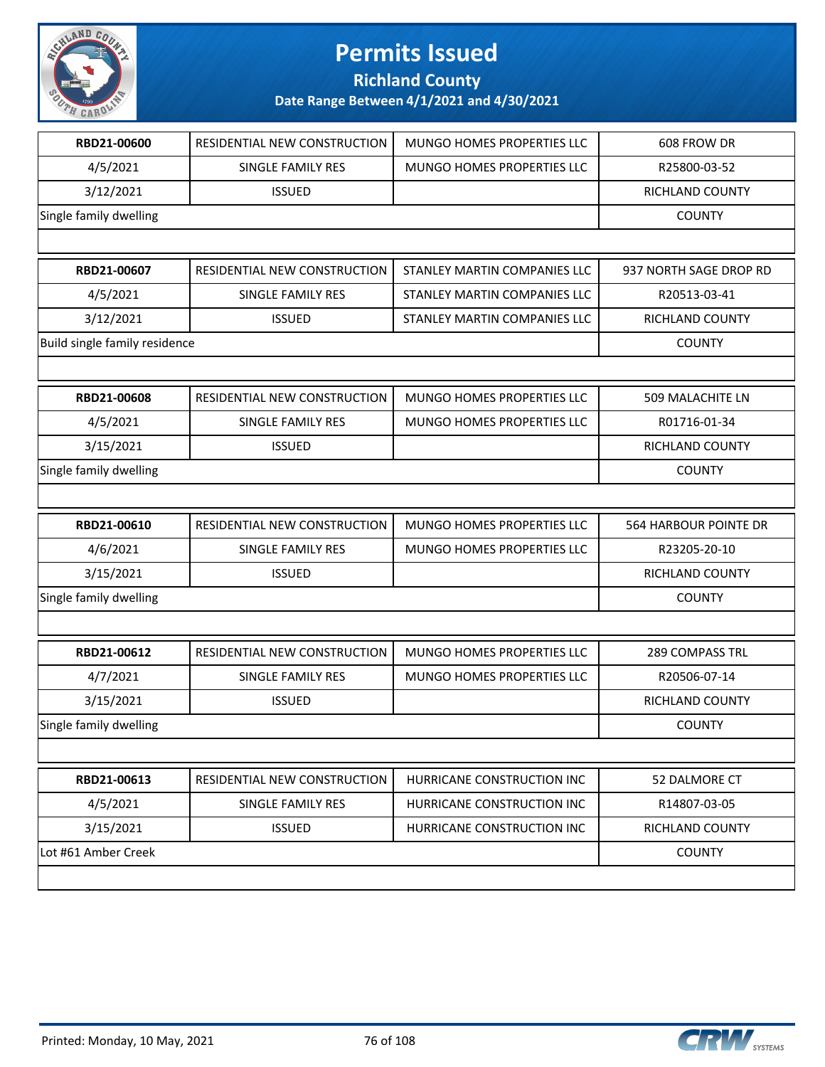# Permits Issued

## Richland County

### Date Range Between 4/1/2021 and 4/30/2021

| RBD21-00600 | RESIDENTIAL NEW CONSTRUCTION | MUNGO HOMES PROPERTIES LLC | 608 FROW DR |
|---|---|---|---|
| 4/5/2021 | SINGLE FAMILY RES | MUNGO HOMES PROPERTIES LLC | R25800-03-52 |
| 3/12/2021 | ISSUED | | RICHLAND COUNTY |
| Single family dwelling | | | COUNTY |

| RBD21-00607 | RESIDENTIAL NEW CONSTRUCTION | STANLEY MARTIN COMPANIES LLC | 937 NORTH SAGE DROP RD |
|---|---|---|---|
| 4/5/2021 | SINGLE FAMILY RES | STANLEY MARTIN COMPANIES LLC | R20513-03-41 |
| 3/12/2021 | ISSUED | STANLEY MARTIN COMPANIES LLC | RICHLAND COUNTY |
| Build single family residence | | | COUNTY |

| RBD21-00608 | RESIDENTIAL NEW CONSTRUCTION | MUNGO HOMES PROPERTIES LLC | 509 MALACHITE LN |
|---|---|---|---|
| 4/5/2021 | SINGLE FAMILY RES | MUNGO HOMES PROPERTIES LLC | R01716-01-34 |
| 3/15/2021 | ISSUED | | RICHLAND COUNTY |
| Single family dwelling | | | COUNTY |

| RBD21-00610 | RESIDENTIAL NEW CONSTRUCTION | MUNGO HOMES PROPERTIES LLC | 564 HARBOUR POINTE DR |
|---|---|---|---|
| 4/6/2021 | SINGLE FAMILY RES | MUNGO HOMES PROPERTIES LLC | R23205-20-10 |
| 3/15/2021 | ISSUED | | RICHLAND COUNTY |
| Single family dwelling | | | COUNTY |

| RBD21-00612 | RESIDENTIAL NEW CONSTRUCTION | MUNGO HOMES PROPERTIES LLC | 289 COMPASS TRL |
|---|---|---|---|
| 4/7/2021 | SINGLE FAMILY RES | MUNGO HOMES PROPERTIES LLC | R20506-07-14 |
| 3/15/2021 | ISSUED | | RICHLAND COUNTY |
| Single family dwelling | | | COUNTY |

| RBD21-00613 | RESIDENTIAL NEW CONSTRUCTION | HURRICANE CONSTRUCTION INC | 52 DALMORE CT |
|---|---|---|---|
| 4/5/2021 | SINGLE FAMILY RES | HURRICANE CONSTRUCTION INC | R14807-03-05 |
| 3/15/2021 | ISSUED | HURRICANE CONSTRUCTION INC | RICHLAND COUNTY |
| Lot #61 Amber Creek | | | COUNTY |

Printed: Monday, 10 May, 2021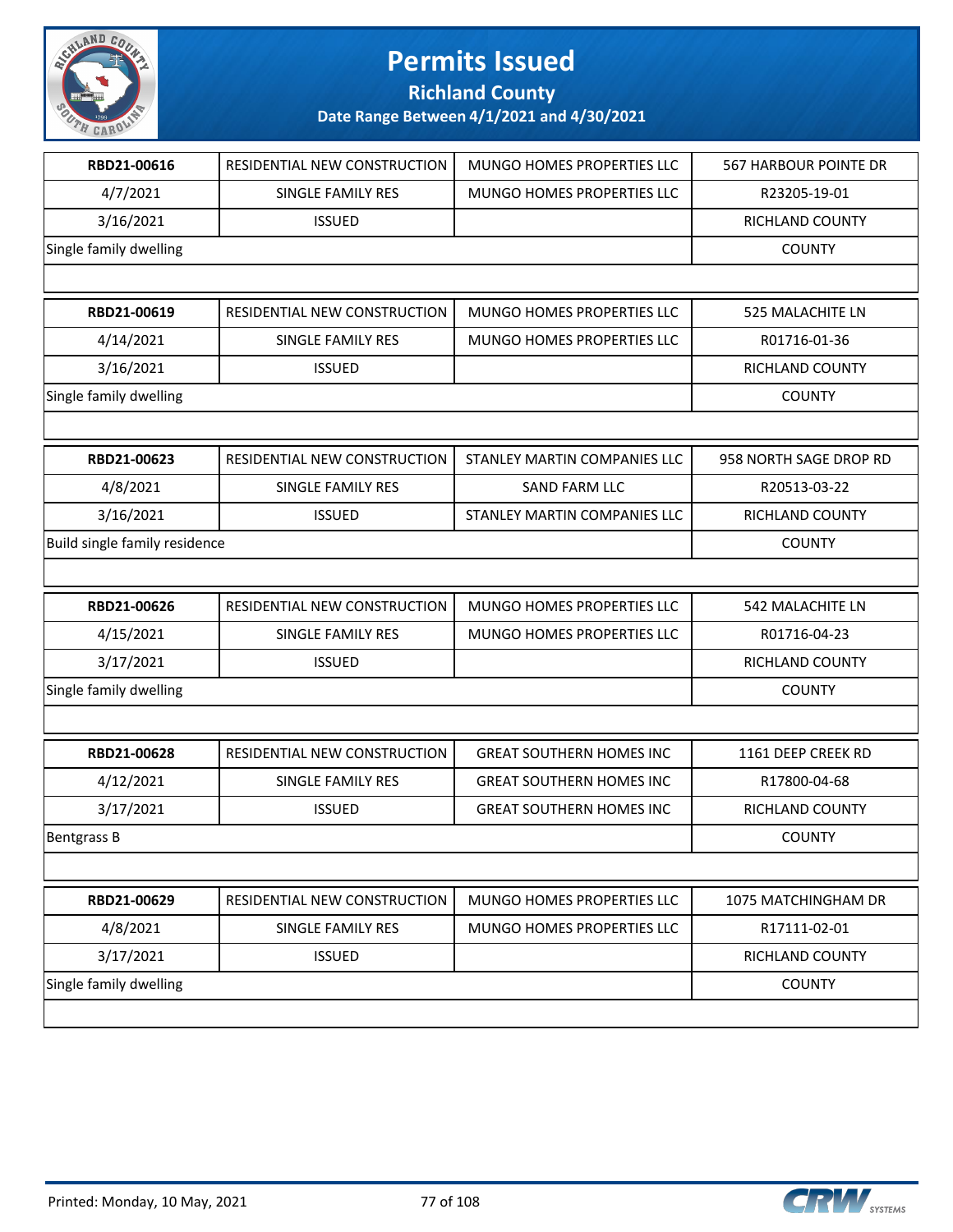# Permits Issued

## Richland County

### Date Range Between 4/1/2021 and 4/30/2021

| RBD21-00616 | RESIDENTIAL NEW CONSTRUCTION | MUNGO HOMES PROPERTIES LLC | 567 HARBOUR POINTE DR |
|---|---|---|---|
| 4/7/2021 | SINGLE FAMILY RES | MUNGO HOMES PROPERTIES LLC | R23205-19-01 |
| 3/16/2021 | ISSUED | | RICHLAND COUNTY |
| Single family dwelling | | | COUNTY |

| RBD21-00619 | RESIDENTIAL NEW CONSTRUCTION | MUNGO HOMES PROPERTIES LLC | 525 MALACHITE LN |
|---|---|---|---|
| 4/14/2021 | SINGLE FAMILY RES | MUNGO HOMES PROPERTIES LLC | R01716-01-36 |
| 3/16/2021 | ISSUED | | RICHLAND COUNTY |
| Single family dwelling | | | COUNTY |

| RBD21-00623 | RESIDENTIAL NEW CONSTRUCTION | STANLEY MARTIN COMPANIES LLC | 958 NORTH SAGE DROP RD |
|---|---|---|---|
| 4/8/2021 | SINGLE FAMILY RES | SAND FARM LLC | R20513-03-22 |
| 3/16/2021 | ISSUED | STANLEY MARTIN COMPANIES LLC | RICHLAND COUNTY |
| Build single family residence | | | COUNTY |

| RBD21-00626 | RESIDENTIAL NEW CONSTRUCTION | MUNGO HOMES PROPERTIES LLC | 542 MALACHITE LN |
|---|---|---|---|
| 4/15/2021 | SINGLE FAMILY RES | MUNGO HOMES PROPERTIES LLC | R01716-04-23 |
| 3/17/2021 | ISSUED | | RICHLAND COUNTY |
| Single family dwelling | | | COUNTY |

| RBD21-00628 | RESIDENTIAL NEW CONSTRUCTION | GREAT SOUTHERN HOMES INC | 1161 DEEP CREEK RD |
|---|---|---|---|
| 4/12/2021 | SINGLE FAMILY RES | GREAT SOUTHERN HOMES INC | R17800-04-68 |
| 3/17/2021 | ISSUED | GREAT SOUTHERN HOMES INC | RICHLAND COUNTY |
| Bentgrass B | | | COUNTY |

| RBD21-00629 | RESIDENTIAL NEW CONSTRUCTION | MUNGO HOMES PROPERTIES LLC | 1075 MATCHINGHAM DR |
|---|---|---|---|
| 4/8/2021 | SINGLE FAMILY RES | MUNGO HOMES PROPERTIES LLC | R17111-02-01 |
| 3/17/2021 | ISSUED | | RICHLAND COUNTY |
| Single family dwelling | | | COUNTY |

Printed: Monday, 10 May, 2021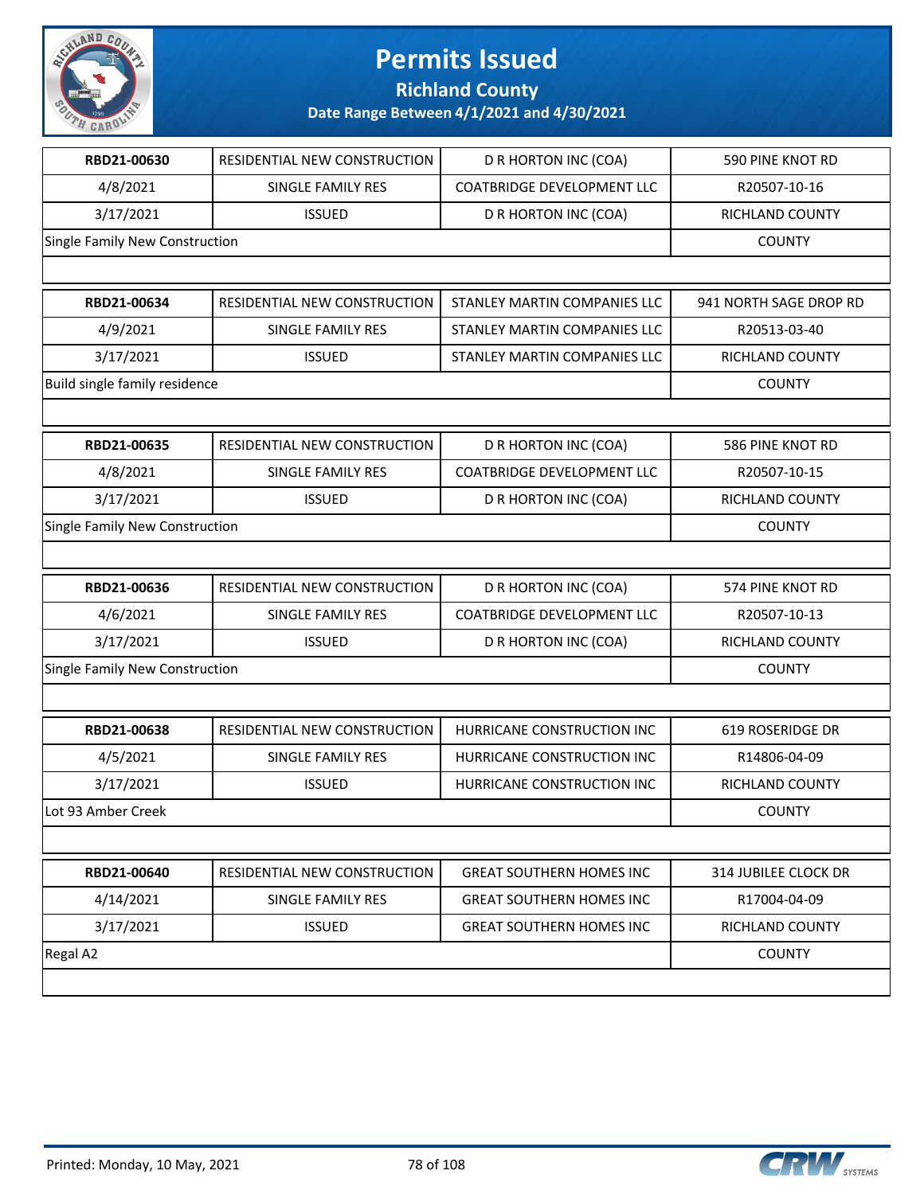# Permits Issued

## Richland County

### Date Range Between 4/1/2021 and 4/30/2021

| | | | |
|---|---|---|---|
| **RBD21-00630** | RESIDENTIAL NEW CONSTRUCTION | D R HORTON INC (COA) | 590 PINE KNOT RD |
| 4/8/2021 | SINGLE FAMILY RES | COATBRIDGE DEVELOPMENT LLC | R20507-10-16 |
| 3/17/2021 | ISSUED | D R HORTON INC (COA) | RICHLAND COUNTY |
| Single Family New Construction | | | COUNTY |

| | | | |
|---|---|---|---|
| **RBD21-00634** | RESIDENTIAL NEW CONSTRUCTION | STANLEY MARTIN COMPANIES LLC | 941 NORTH SAGE DROP RD |
| 4/9/2021 | SINGLE FAMILY RES | STANLEY MARTIN COMPANIES LLC | R20513-03-40 |
| 3/17/2021 | ISSUED | STANLEY MARTIN COMPANIES LLC | RICHLAND COUNTY |
| Build single family residence | | | COUNTY |

| | | | |
|---|---|---|---|
| **RBD21-00635** | RESIDENTIAL NEW CONSTRUCTION | D R HORTON INC (COA) | 586 PINE KNOT RD |
| 4/8/2021 | SINGLE FAMILY RES | COATBRIDGE DEVELOPMENT LLC | R20507-10-15 |
| 3/17/2021 | ISSUED | D R HORTON INC (COA) | RICHLAND COUNTY |
| Single Family New Construction | | | COUNTY |

| | | | |
|---|---|---|---|
| **RBD21-00636** | RESIDENTIAL NEW CONSTRUCTION | D R HORTON INC (COA) | 574 PINE KNOT RD |
| 4/6/2021 | SINGLE FAMILY RES | COATBRIDGE DEVELOPMENT LLC | R20507-10-13 |
| 3/17/2021 | ISSUED | D R HORTON INC (COA) | RICHLAND COUNTY |
| Single Family New Construction | | | COUNTY |

| | | | |
|---|---|---|---|
| **RBD21-00638** | RESIDENTIAL NEW CONSTRUCTION | HURRICANE CONSTRUCTION INC | 619 ROSERIDGE DR |
| 4/5/2021 | SINGLE FAMILY RES | HURRICANE CONSTRUCTION INC | R14806-04-09 |
| 3/17/2021 | ISSUED | HURRICANE CONSTRUCTION INC | RICHLAND COUNTY |
| Lot 93 Amber Creek | | | COUNTY |

| | | | |
|---|---|---|---|
| **RBD21-00640** | RESIDENTIAL NEW CONSTRUCTION | GREAT SOUTHERN HOMES INC | 314 JUBILEE CLOCK DR |
| 4/14/2021 | SINGLE FAMILY RES | GREAT SOUTHERN HOMES INC | R17004-04-09 |
| 3/17/2021 | ISSUED | GREAT SOUTHERN HOMES INC | RICHLAND COUNTY |
| Regal A2 | | | COUNTY |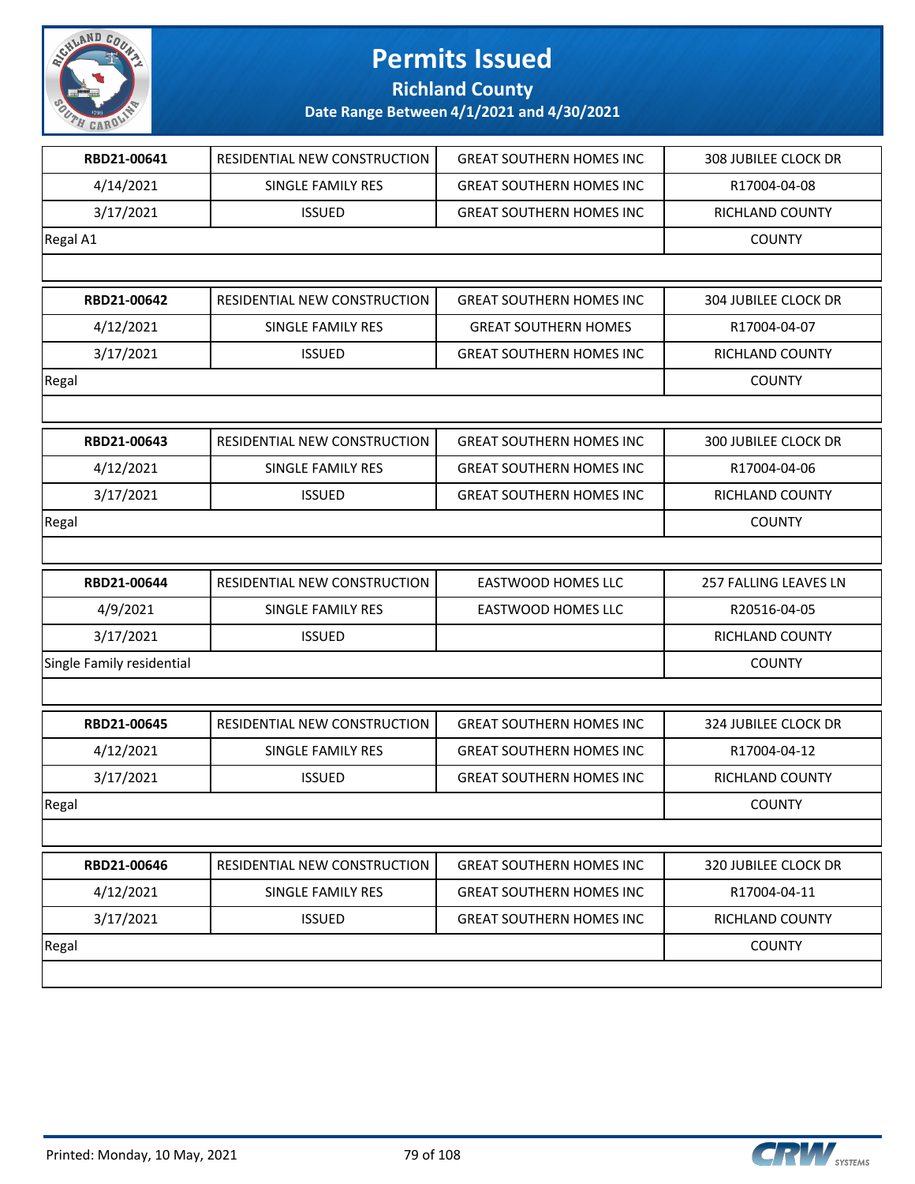# Permits Issued

## Richland County

### Date Range Between 4/1/2021 and 4/30/2021

| | | | |
|---|---|---|---|
| **RBD21-00641** | RESIDENTIAL NEW CONSTRUCTION | GREAT SOUTHERN HOMES INC | 308 JUBILEE CLOCK DR |
| 4/14/2021 | SINGLE FAMILY RES | GREAT SOUTHERN HOMES INC | R17004-04-08 |
| 3/17/2021 | ISSUED | GREAT SOUTHERN HOMES INC | RICHLAND COUNTY |
| Regal A1 | | | COUNTY |

| | | | |
|---|---|---|---|
| **RBD21-00642** | RESIDENTIAL NEW CONSTRUCTION | GREAT SOUTHERN HOMES INC | 304 JUBILEE CLOCK DR |
| 4/12/2021 | SINGLE FAMILY RES | GREAT SOUTHERN HOMES | R17004-04-07 |
| 3/17/2021 | ISSUED | GREAT SOUTHERN HOMES INC | RICHLAND COUNTY |
| Regal | | | COUNTY |

| | | | |
|---|---|---|---|
| **RBD21-00643** | RESIDENTIAL NEW CONSTRUCTION | GREAT SOUTHERN HOMES INC | 300 JUBILEE CLOCK DR |
| 4/12/2021 | SINGLE FAMILY RES | GREAT SOUTHERN HOMES INC | R17004-04-06 |
| 3/17/2021 | ISSUED | GREAT SOUTHERN HOMES INC | RICHLAND COUNTY |
| Regal | | | COUNTY |

| | | | |
|---|---|---|---|
| **RBD21-00644** | RESIDENTIAL NEW CONSTRUCTION | EASTWOOD HOMES LLC | 257 FALLING LEAVES LN |
| 4/9/2021 | SINGLE FAMILY RES | EASTWOOD HOMES LLC | R20516-04-05 |
| 3/17/2021 | ISSUED | | RICHLAND COUNTY |
| Single Family residential | | | COUNTY |

| | | | |
|---|---|---|---|
| **RBD21-00645** | RESIDENTIAL NEW CONSTRUCTION | GREAT SOUTHERN HOMES INC | 324 JUBILEE CLOCK DR |
| 4/12/2021 | SINGLE FAMILY RES | GREAT SOUTHERN HOMES INC | R17004-04-12 |
| 3/17/2021 | ISSUED | GREAT SOUTHERN HOMES INC | RICHLAND COUNTY |
| Regal | | | COUNTY |

| | | | |
|---|---|---|---|
| **RBD21-00646** | RESIDENTIAL NEW CONSTRUCTION | GREAT SOUTHERN HOMES INC | 320 JUBILEE CLOCK DR |
| 4/12/2021 | SINGLE FAMILY RES | GREAT SOUTHERN HOMES INC | R17004-04-11 |
| 3/17/2021 | ISSUED | GREAT SOUTHERN HOMES INC | RICHLAND COUNTY |
| Regal | | | COUNTY |

Printed: Monday, 10 May, 2021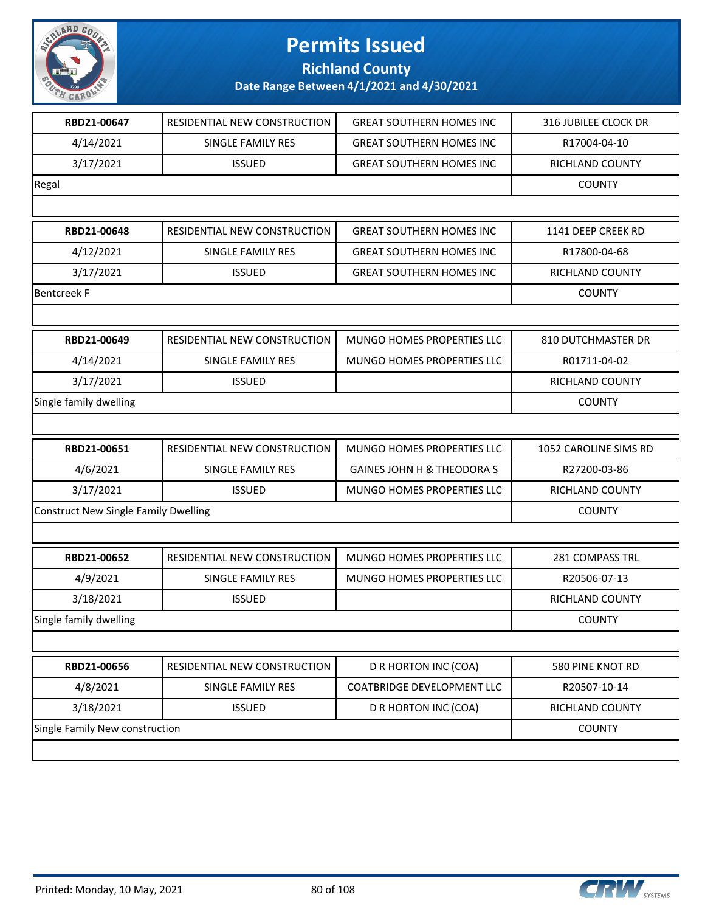# Permits Issued

## Richland County

### Date Range Between 4/1/2021 and 4/30/2021

| | | | |
|---|---|---|---|
| **RBD21-00647** | RESIDENTIAL NEW CONSTRUCTION | GREAT SOUTHERN HOMES INC | 316 JUBILEE CLOCK DR |
| 4/14/2021 | SINGLE FAMILY RES | GREAT SOUTHERN HOMES INC | R17004-04-10 |
| 3/17/2021 | ISSUED | GREAT SOUTHERN HOMES INC | RICHLAND COUNTY |
| Regal | | | COUNTY |

| | | | |
|---|---|---|---|
| **RBD21-00648** | RESIDENTIAL NEW CONSTRUCTION | GREAT SOUTHERN HOMES INC | 1141 DEEP CREEK RD |
| 4/12/2021 | SINGLE FAMILY RES | GREAT SOUTHERN HOMES INC | R17800-04-68 |
| 3/17/2021 | ISSUED | GREAT SOUTHERN HOMES INC | RICHLAND COUNTY |
| Bentcreek F | | | COUNTY |

| | | | |
|---|---|---|---|
| **RBD21-00649** | RESIDENTIAL NEW CONSTRUCTION | MUNGO HOMES PROPERTIES LLC | 810 DUTCHMASTER DR |
| 4/14/2021 | SINGLE FAMILY RES | MUNGO HOMES PROPERTIES LLC | R01711-04-02 |
| 3/17/2021 | ISSUED | | RICHLAND COUNTY |
| Single family dwelling | | | COUNTY |

| | | | |
|---|---|---|---|
| **RBD21-00651** | RESIDENTIAL NEW CONSTRUCTION | MUNGO HOMES PROPERTIES LLC | 1052 CAROLINE SIMS RD |
| 4/6/2021 | SINGLE FAMILY RES | GAINES JOHN H & THEODORA S | R27200-03-86 |
| 3/17/2021 | ISSUED | MUNGO HOMES PROPERTIES LLC | RICHLAND COUNTY |
| Construct New Single Family Dwelling | | | COUNTY |

| | | | |
|---|---|---|---|
| **RBD21-00652** | RESIDENTIAL NEW CONSTRUCTION | MUNGO HOMES PROPERTIES LLC | 281 COMPASS TRL |
| 4/9/2021 | SINGLE FAMILY RES | MUNGO HOMES PROPERTIES LLC | R20506-07-13 |
| 3/18/2021 | ISSUED | | RICHLAND COUNTY |
| Single family dwelling | | | COUNTY |

| | | | |
|---|---|---|---|
| **RBD21-00656** | RESIDENTIAL NEW CONSTRUCTION | D R HORTON INC (COA) | 580 PINE KNOT RD |
| 4/8/2021 | SINGLE FAMILY RES | COATBRIDGE DEVELOPMENT LLC | R20507-10-14 |
| 3/18/2021 | ISSUED | D R HORTON INC (COA) | RICHLAND COUNTY |
| Single Family New construction | | | COUNTY |

Printed: Monday, 10 May, 2021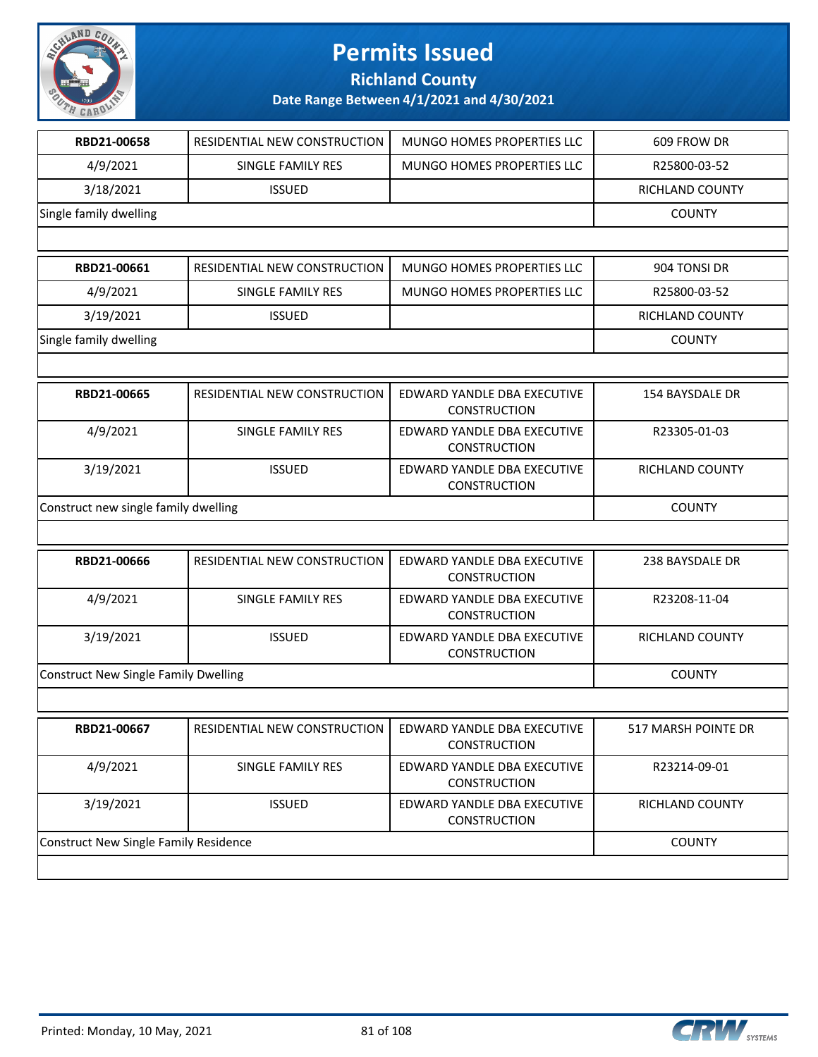# Permits Issued

## Richland County

### Date Range Between 4/1/2021 and 4/30/2021

| RBD21-00658 | RESIDENTIAL NEW CONSTRUCTION | MUNGO HOMES PROPERTIES LLC | 609 FROW DR |
|---|---|---|---|
| 4/9/2021 | SINGLE FAMILY RES | MUNGO HOMES PROPERTIES LLC | R25800-03-52 |
| 3/18/2021 | ISSUED | | RICHLAND COUNTY |
| Single family dwelling | | | COUNTY |

| RBD21-00661 | RESIDENTIAL NEW CONSTRUCTION | MUNGO HOMES PROPERTIES LLC | 904 TONSI DR |
|---|---|---|---|
| 4/9/2021 | SINGLE FAMILY RES | MUNGO HOMES PROPERTIES LLC | R25800-03-52 |
| 3/19/2021 | ISSUED | | RICHLAND COUNTY |
| Single family dwelling | | | COUNTY |

| RBD21-00665 | RESIDENTIAL NEW CONSTRUCTION | EDWARD YANDLE DBA EXECUTIVE CONSTRUCTION | 154 BAYSDALE DR |
|---|---|---|---|
| 4/9/2021 | SINGLE FAMILY RES | EDWARD YANDLE DBA EXECUTIVE CONSTRUCTION | R23305-01-03 |
| 3/19/2021 | ISSUED | EDWARD YANDLE DBA EXECUTIVE CONSTRUCTION | RICHLAND COUNTY |
| Construct new single family dwelling | | | COUNTY |

| RBD21-00666 | RESIDENTIAL NEW CONSTRUCTION | EDWARD YANDLE DBA EXECUTIVE CONSTRUCTION | 238 BAYSDALE DR |
|---|---|---|---|
| 4/9/2021 | SINGLE FAMILY RES | EDWARD YANDLE DBA EXECUTIVE CONSTRUCTION | R23208-11-04 |
| 3/19/2021 | ISSUED | EDWARD YANDLE DBA EXECUTIVE CONSTRUCTION | RICHLAND COUNTY |
| Construct New Single Family Dwelling | | | COUNTY |

| RBD21-00667 | RESIDENTIAL NEW CONSTRUCTION | EDWARD YANDLE DBA EXECUTIVE CONSTRUCTION | 517 MARSH POINTE DR |
|---|---|---|---|
| 4/9/2021 | SINGLE FAMILY RES | EDWARD YANDLE DBA EXECUTIVE CONSTRUCTION | R23214-09-01 |
| 3/19/2021 | ISSUED | EDWARD YANDLE DBA EXECUTIVE CONSTRUCTION | RICHLAND COUNTY |
| Construct New Single Family Residence | | | COUNTY |

Printed: Monday, 10 May, 2021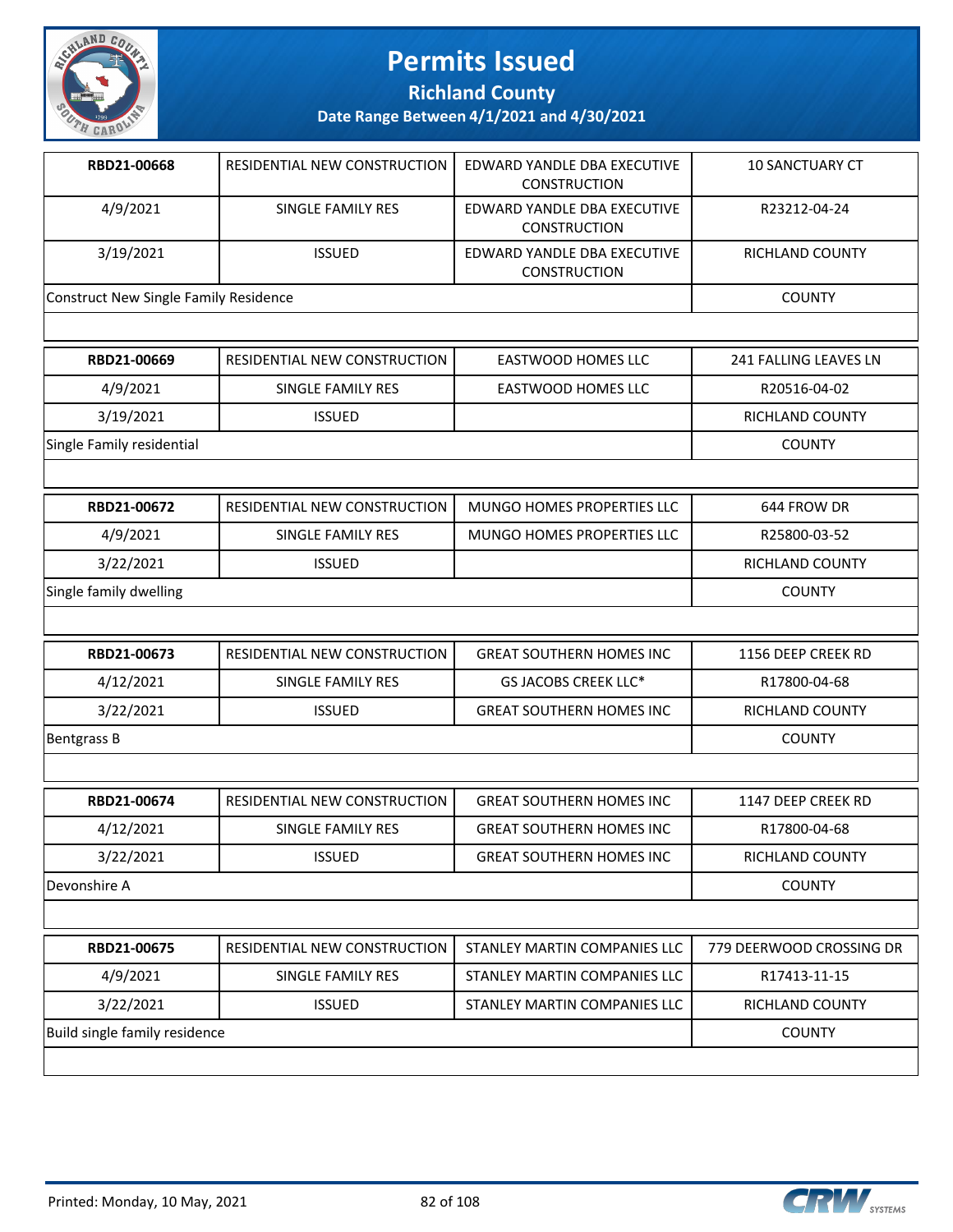# Permits Issued

## Richland County

### Date Range Between 4/1/2021 and 4/30/2021

| RBD21-00668 | RESIDENTIAL NEW CONSTRUCTION | EDWARD YANDLE DBA EXECUTIVE CONSTRUCTION | 10 SANCTUARY CT |
|---|---|---|---|
| 4/9/2021 | SINGLE FAMILY RES | EDWARD YANDLE DBA EXECUTIVE CONSTRUCTION | R23212-04-24 |
| 3/19/2021 | ISSUED | EDWARD YANDLE DBA EXECUTIVE CONSTRUCTION | RICHLAND COUNTY |
| Construct New Single Family Residence | | | COUNTY |

| RBD21-00669 | RESIDENTIAL NEW CONSTRUCTION | EASTWOOD HOMES LLC | 241 FALLING LEAVES LN |
|---|---|---|---|
| 4/9/2021 | SINGLE FAMILY RES | EASTWOOD HOMES LLC | R20516-04-02 |
| 3/19/2021 | ISSUED | | RICHLAND COUNTY |
| Single Family residential | | | COUNTY |

| RBD21-00672 | RESIDENTIAL NEW CONSTRUCTION | MUNGO HOMES PROPERTIES LLC | 644 FROW DR |
|---|---|---|---|
| 4/9/2021 | SINGLE FAMILY RES | MUNGO HOMES PROPERTIES LLC | R25800-03-52 |
| 3/22/2021 | ISSUED | | RICHLAND COUNTY |
| Single family dwelling | | | COUNTY |

| RBD21-00673 | RESIDENTIAL NEW CONSTRUCTION | GREAT SOUTHERN HOMES INC | 1156 DEEP CREEK RD |
|---|---|---|---|
| 4/12/2021 | SINGLE FAMILY RES | GS JACOBS CREEK LLC* | R17800-04-68 |
| 3/22/2021 | ISSUED | GREAT SOUTHERN HOMES INC | RICHLAND COUNTY |
| Bentgrass B | | | COUNTY |

| RBD21-00674 | RESIDENTIAL NEW CONSTRUCTION | GREAT SOUTHERN HOMES INC | 1147 DEEP CREEK RD |
|---|---|---|---|
| 4/12/2021 | SINGLE FAMILY RES | GREAT SOUTHERN HOMES INC | R17800-04-68 |
| 3/22/2021 | ISSUED | GREAT SOUTHERN HOMES INC | RICHLAND COUNTY |
| Devonshire A | | | COUNTY |

| RBD21-00675 | RESIDENTIAL NEW CONSTRUCTION | STANLEY MARTIN COMPANIES LLC | 779 DEERWOOD CROSSING DR |
|---|---|---|---|
| 4/9/2021 | SINGLE FAMILY RES | STANLEY MARTIN COMPANIES LLC | R17413-11-15 |
| 3/22/2021 | ISSUED | STANLEY MARTIN COMPANIES LLC | RICHLAND COUNTY |
| Build single family residence | | | COUNTY |

Printed: Monday, 10 May, 2021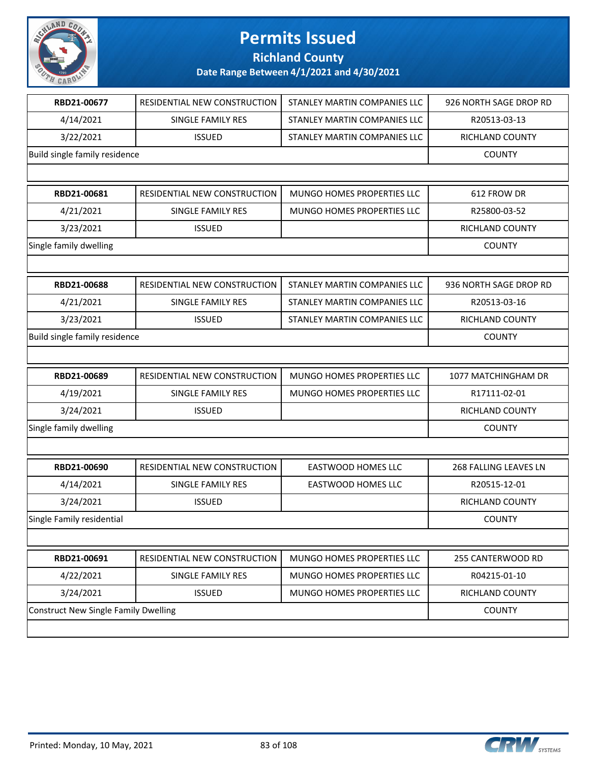# Permits Issued

## Richland County

### Date Range Between 4/1/2021 and 4/30/2021

| | | | |
|---|---|---|---|
| **RBD21-00677** | RESIDENTIAL NEW CONSTRUCTION | STANLEY MARTIN COMPANIES LLC | 926 NORTH SAGE DROP RD |
| 4/14/2021 | SINGLE FAMILY RES | STANLEY MARTIN COMPANIES LLC | R20513-03-13 |
| 3/22/2021 | ISSUED | STANLEY MARTIN COMPANIES LLC | RICHLAND COUNTY |
| Build single family residence | | | COUNTY |

| | | | |
|---|---|---|---|
| **RBD21-00681** | RESIDENTIAL NEW CONSTRUCTION | MUNGO HOMES PROPERTIES LLC | 612 FROW DR |
| 4/21/2021 | SINGLE FAMILY RES | MUNGO HOMES PROPERTIES LLC | R25800-03-52 |
| 3/23/2021 | ISSUED | | RICHLAND COUNTY |
| Single family dwelling | | | COUNTY |

| | | | |
|---|---|---|---|
| **RBD21-00688** | RESIDENTIAL NEW CONSTRUCTION | STANLEY MARTIN COMPANIES LLC | 936 NORTH SAGE DROP RD |
| 4/21/2021 | SINGLE FAMILY RES | STANLEY MARTIN COMPANIES LLC | R20513-03-16 |
| 3/23/2021 | ISSUED | STANLEY MARTIN COMPANIES LLC | RICHLAND COUNTY |
| Build single family residence | | | COUNTY |

| | | | |
|---|---|---|---|
| **RBD21-00689** | RESIDENTIAL NEW CONSTRUCTION | MUNGO HOMES PROPERTIES LLC | 1077 MATCHINGHAM DR |
| 4/19/2021 | SINGLE FAMILY RES | MUNGO HOMES PROPERTIES LLC | R17111-02-01 |
| 3/24/2021 | ISSUED | | RICHLAND COUNTY |
| Single family dwelling | | | COUNTY |

| | | | |
|---|---|---|---|
| **RBD21-00690** | RESIDENTIAL NEW CONSTRUCTION | EASTWOOD HOMES LLC | 268 FALLING LEAVES LN |
| 4/14/2021 | SINGLE FAMILY RES | EASTWOOD HOMES LLC | R20515-12-01 |
| 3/24/2021 | ISSUED | | RICHLAND COUNTY |
| Single Family residential | | | COUNTY |

| | | | |
|---|---|---|---|
| **RBD21-00691** | RESIDENTIAL NEW CONSTRUCTION | MUNGO HOMES PROPERTIES LLC | 255 CANTERWOOD RD |
| 4/22/2021 | SINGLE FAMILY RES | MUNGO HOMES PROPERTIES LLC | R04215-01-10 |
| 3/24/2021 | ISSUED | MUNGO HOMES PROPERTIES LLC | RICHLAND COUNTY |
| Construct New Single Family Dwelling | | | COUNTY |

Printed: Monday, 10 May, 2021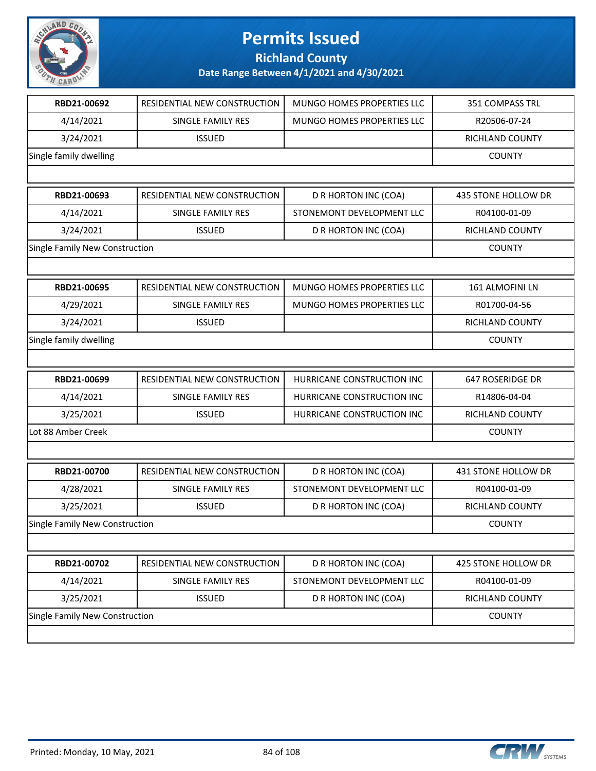# Permits Issued

## Richland County

### Date Range Between 4/1/2021 and 4/30/2021

| RBD21-00692 | RESIDENTIAL NEW CONSTRUCTION | MUNGO HOMES PROPERTIES LLC | 351 COMPASS TRL |
|---|---|---|---|
| 4/14/2021 | SINGLE FAMILY RES | MUNGO HOMES PROPERTIES LLC | R20506-07-24 |
| 3/24/2021 | ISSUED | | RICHLAND COUNTY |
| Single family dwelling | | | COUNTY |

| RBD21-00693 | RESIDENTIAL NEW CONSTRUCTION | D R HORTON INC (COA) | 435 STONE HOLLOW DR |
|---|---|---|---|
| 4/14/2021 | SINGLE FAMILY RES | STONEMONT DEVELOPMENT LLC | R04100-01-09 |
| 3/24/2021 | ISSUED | D R HORTON INC (COA) | RICHLAND COUNTY |
| Single Family New Construction | | | COUNTY |

| RBD21-00695 | RESIDENTIAL NEW CONSTRUCTION | MUNGO HOMES PROPERTIES LLC | 161 ALMOFINI LN |
|---|---|---|---|
| 4/29/2021 | SINGLE FAMILY RES | MUNGO HOMES PROPERTIES LLC | R01700-04-56 |
| 3/24/2021 | ISSUED | | RICHLAND COUNTY |
| Single family dwelling | | | COUNTY |

| RBD21-00699 | RESIDENTIAL NEW CONSTRUCTION | HURRICANE CONSTRUCTION INC | 647 ROSERIDGE DR |
|---|---|---|---|
| 4/14/2021 | SINGLE FAMILY RES | HURRICANE CONSTRUCTION INC | R14806-04-04 |
| 3/25/2021 | ISSUED | HURRICANE CONSTRUCTION INC | RICHLAND COUNTY |
| Lot 88 Amber Creek | | | COUNTY |

| RBD21-00700 | RESIDENTIAL NEW CONSTRUCTION | D R HORTON INC (COA) | 431 STONE HOLLOW DR |
|---|---|---|---|
| 4/28/2021 | SINGLE FAMILY RES | STONEMONT DEVELOPMENT LLC | R04100-01-09 |
| 3/25/2021 | ISSUED | D R HORTON INC (COA) | RICHLAND COUNTY |
| Single Family New Construction | | | COUNTY |

| RBD21-00702 | RESIDENTIAL NEW CONSTRUCTION | D R HORTON INC (COA) | 425 STONE HOLLOW DR |
|---|---|---|---|
| 4/14/2021 | SINGLE FAMILY RES | STONEMONT DEVELOPMENT LLC | R04100-01-09 |
| 3/25/2021 | ISSUED | D R HORTON INC (COA) | RICHLAND COUNTY |
| Single Family New Construction | | | COUNTY |

Printed: Monday, 10 May, 2021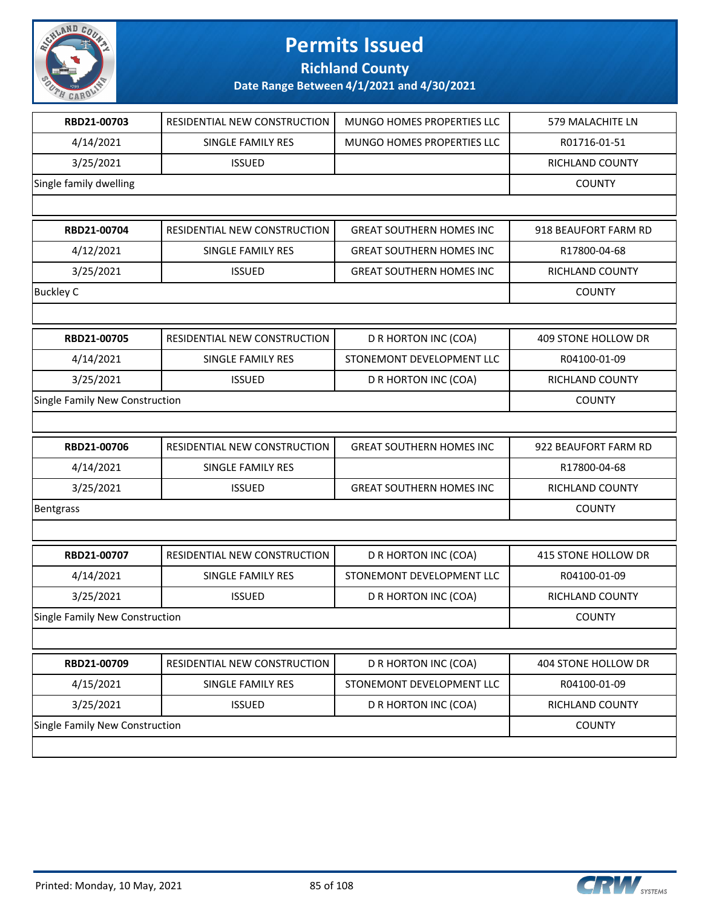# Permits Issued

## Richland County

### Date Range Between 4/1/2021 and 4/30/2021

| | | | |
|---|---|---|---|
| **RBD21-00703** | RESIDENTIAL NEW CONSTRUCTION | MUNGO HOMES PROPERTIES LLC | 579 MALACHITE LN |
| 4/14/2021 | SINGLE FAMILY RES | MUNGO HOMES PROPERTIES LLC | R01716-01-51 |
| 3/25/2021 | ISSUED | | RICHLAND COUNTY |
| Single family dwelling | | | COUNTY |

| | | | |
|---|---|---|---|
| **RBD21-00704** | RESIDENTIAL NEW CONSTRUCTION | GREAT SOUTHERN HOMES INC | 918 BEAUFORT FARM RD |
| 4/12/2021 | SINGLE FAMILY RES | GREAT SOUTHERN HOMES INC | R17800-04-68 |
| 3/25/2021 | ISSUED | GREAT SOUTHERN HOMES INC | RICHLAND COUNTY |
| Buckley C | | | COUNTY |

| | | | |
|---|---|---|---|
| **RBD21-00705** | RESIDENTIAL NEW CONSTRUCTION | D R HORTON INC (COA) | 409 STONE HOLLOW DR |
| 4/14/2021 | SINGLE FAMILY RES | STONEMONT DEVELOPMENT LLC | R04100-01-09 |
| 3/25/2021 | ISSUED | D R HORTON INC (COA) | RICHLAND COUNTY |
| Single Family New Construction | | | COUNTY |

| | | | |
|---|---|---|---|
| **RBD21-00706** | RESIDENTIAL NEW CONSTRUCTION | GREAT SOUTHERN HOMES INC | 922 BEAUFORT FARM RD |
| 4/14/2021 | SINGLE FAMILY RES | | R17800-04-68 |
| 3/25/2021 | ISSUED | GREAT SOUTHERN HOMES INC | RICHLAND COUNTY |
| Bentgrass | | | COUNTY |

| | | | |
|---|---|---|---|
| **RBD21-00707** | RESIDENTIAL NEW CONSTRUCTION | D R HORTON INC (COA) | 415 STONE HOLLOW DR |
| 4/14/2021 | SINGLE FAMILY RES | STONEMONT DEVELOPMENT LLC | R04100-01-09 |
| 3/25/2021 | ISSUED | D R HORTON INC (COA) | RICHLAND COUNTY |
| Single Family New Construction | | | COUNTY |

| | | | |
|---|---|---|---|
| **RBD21-00709** | RESIDENTIAL NEW CONSTRUCTION | D R HORTON INC (COA) | 404 STONE HOLLOW DR |
| 4/15/2021 | SINGLE FAMILY RES | STONEMONT DEVELOPMENT LLC | R04100-01-09 |
| 3/25/2021 | ISSUED | D R HORTON INC (COA) | RICHLAND COUNTY |
| Single Family New Construction | | | COUNTY |

Printed: Monday, 10 May, 2021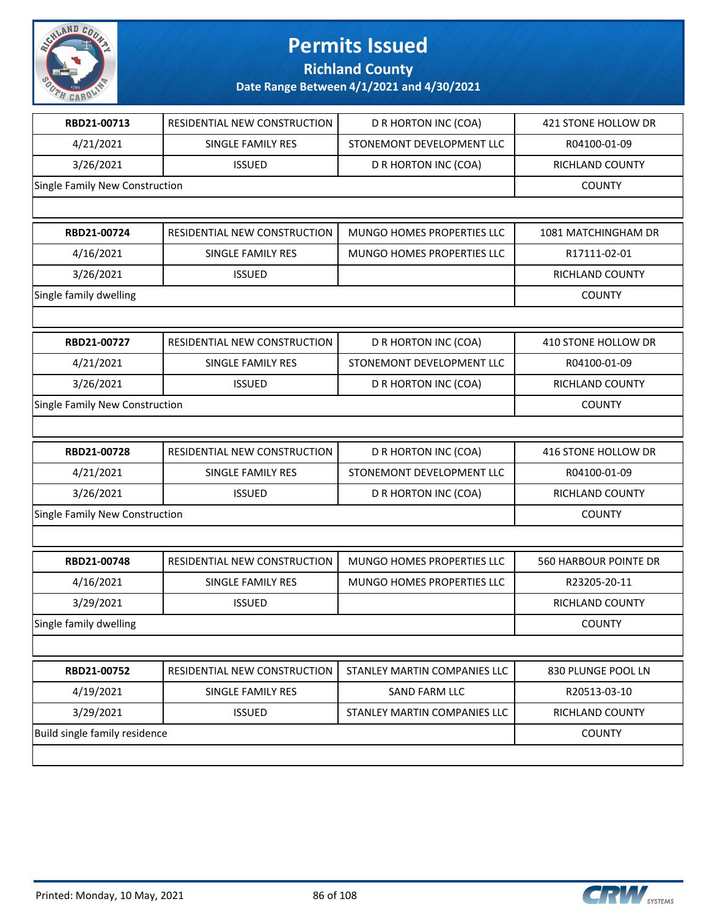# Permits Issued

## Richland County

### Date Range Between 4/1/2021 and 4/30/2021

| RBD21-00713 | RESIDENTIAL NEW CONSTRUCTION | D R HORTON INC (COA) | 421 STONE HOLLOW DR |
|---|---|---|---|
| 4/21/2021 | SINGLE FAMILY RES | STONEMONT DEVELOPMENT LLC | R04100-01-09 |
| 3/26/2021 | ISSUED | D R HORTON INC (COA) | RICHLAND COUNTY |
| Single Family New Construction | | | COUNTY |

| RBD21-00724 | RESIDENTIAL NEW CONSTRUCTION | MUNGO HOMES PROPERTIES LLC | 1081 MATCHINGHAM DR |
|---|---|---|---|
| 4/16/2021 | SINGLE FAMILY RES | MUNGO HOMES PROPERTIES LLC | R17111-02-01 |
| 3/26/2021 | ISSUED | | RICHLAND COUNTY |
| Single family dwelling | | | COUNTY |

| RBD21-00727 | RESIDENTIAL NEW CONSTRUCTION | D R HORTON INC (COA) | 410 STONE HOLLOW DR |
|---|---|---|---|
| 4/21/2021 | SINGLE FAMILY RES | STONEMONT DEVELOPMENT LLC | R04100-01-09 |
| 3/26/2021 | ISSUED | D R HORTON INC (COA) | RICHLAND COUNTY |
| Single Family New Construction | | | COUNTY |

| RBD21-00728 | RESIDENTIAL NEW CONSTRUCTION | D R HORTON INC (COA) | 416 STONE HOLLOW DR |
|---|---|---|---|
| 4/21/2021 | SINGLE FAMILY RES | STONEMONT DEVELOPMENT LLC | R04100-01-09 |
| 3/26/2021 | ISSUED | D R HORTON INC (COA) | RICHLAND COUNTY |
| Single Family New Construction | | | COUNTY |

| RBD21-00748 | RESIDENTIAL NEW CONSTRUCTION | MUNGO HOMES PROPERTIES LLC | 560 HARBOUR POINTE DR |
|---|---|---|---|
| 4/16/2021 | SINGLE FAMILY RES | MUNGO HOMES PROPERTIES LLC | R23205-20-11 |
| 3/29/2021 | ISSUED | | RICHLAND COUNTY |
| Single family dwelling | | | COUNTY |

| RBD21-00752 | RESIDENTIAL NEW CONSTRUCTION | STANLEY MARTIN COMPANIES LLC | 830 PLUNGE POOL LN |
|---|---|---|---|
| 4/19/2021 | SINGLE FAMILY RES | SAND FARM LLC | R20513-03-10 |
| 3/29/2021 | ISSUED | STANLEY MARTIN COMPANIES LLC | RICHLAND COUNTY |
| Build single family residence | | | COUNTY |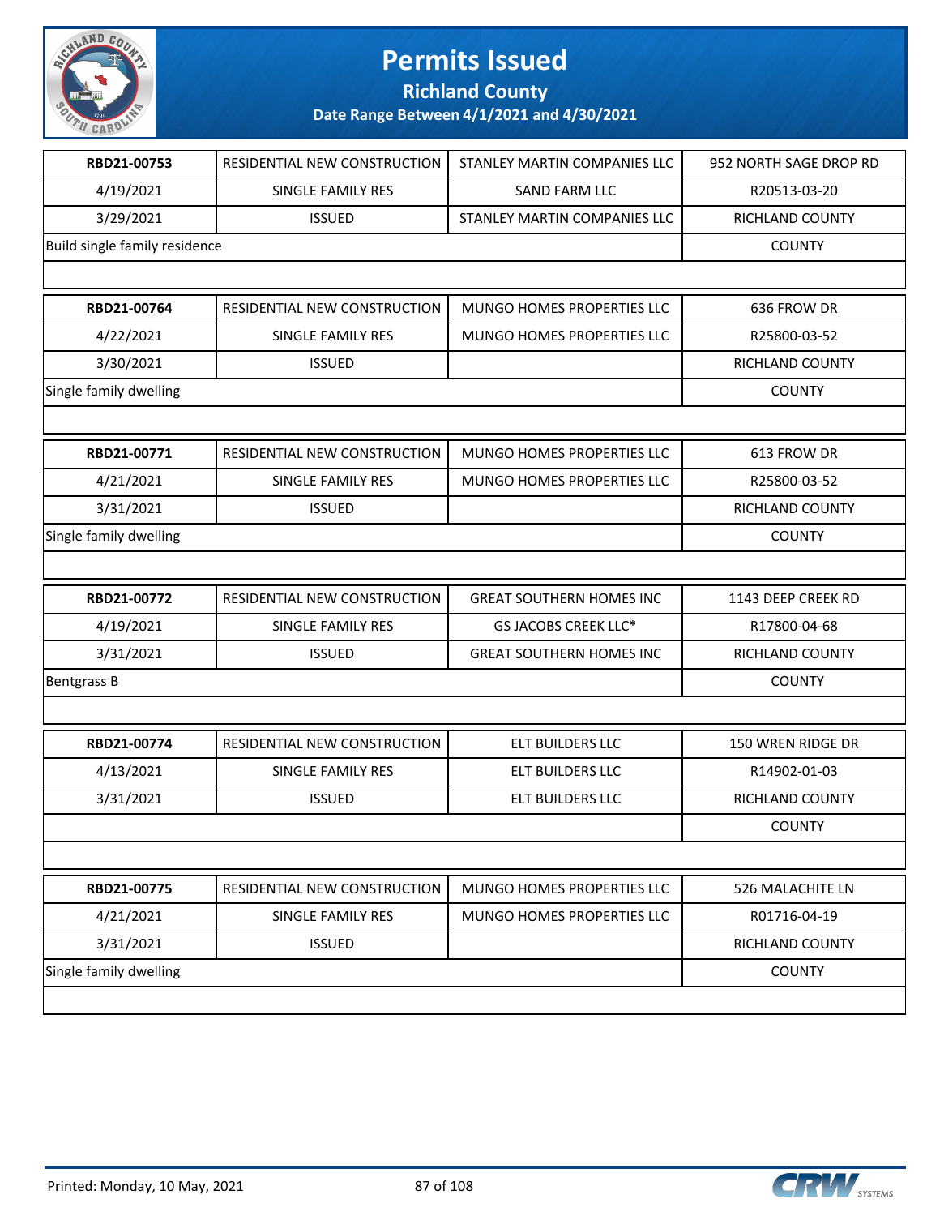# Permits Issued

## Richland County

### Date Range Between 4/1/2021 and 4/30/2021

| RBD21-00753 | RESIDENTIAL NEW CONSTRUCTION | STANLEY MARTIN COMPANIES LLC | 952 NORTH SAGE DROP RD |
|---|---|---|---|
| 4/19/2021 | SINGLE FAMILY RES | SAND FARM LLC | R20513-03-20 |
| 3/29/2021 | ISSUED | STANLEY MARTIN COMPANIES LLC | RICHLAND COUNTY |
| Build single family residence | | | COUNTY |

| RBD21-00764 | RESIDENTIAL NEW CONSTRUCTION | MUNGO HOMES PROPERTIES LLC | 636 FROW DR |
|---|---|---|---|
| 4/22/2021 | SINGLE FAMILY RES | MUNGO HOMES PROPERTIES LLC | R25800-03-52 |
| 3/30/2021 | ISSUED | | RICHLAND COUNTY |
| Single family dwelling | | | COUNTY |

| RBD21-00771 | RESIDENTIAL NEW CONSTRUCTION | MUNGO HOMES PROPERTIES LLC | 613 FROW DR |
|---|---|---|---|
| 4/21/2021 | SINGLE FAMILY RES | MUNGO HOMES PROPERTIES LLC | R25800-03-52 |
| 3/31/2021 | ISSUED | | RICHLAND COUNTY |
| Single family dwelling | | | COUNTY |

| RBD21-00772 | RESIDENTIAL NEW CONSTRUCTION | GREAT SOUTHERN HOMES INC | 1143 DEEP CREEK RD |
|---|---|---|---|
| 4/19/2021 | SINGLE FAMILY RES | GS JACOBS CREEK LLC* | R17800-04-68 |
| 3/31/2021 | ISSUED | GREAT SOUTHERN HOMES INC | RICHLAND COUNTY |
| Bentgrass B | | | COUNTY |

| RBD21-00774 | RESIDENTIAL NEW CONSTRUCTION | ELT BUILDERS LLC | 150 WREN RIDGE DR |
|---|---|---|---|
| 4/13/2021 | SINGLE FAMILY RES | ELT BUILDERS LLC | R14902-01-03 |
| 3/31/2021 | ISSUED | ELT BUILDERS LLC | RICHLAND COUNTY |
| | | | COUNTY |

| RBD21-00775 | RESIDENTIAL NEW CONSTRUCTION | MUNGO HOMES PROPERTIES LLC | 526 MALACHITE LN |
|---|---|---|---|
| 4/21/2021 | SINGLE FAMILY RES | MUNGO HOMES PROPERTIES LLC | R01716-04-19 |
| 3/31/2021 | ISSUED | | RICHLAND COUNTY |
| Single family dwelling | | | COUNTY |

Printed: Monday, 10 May, 2021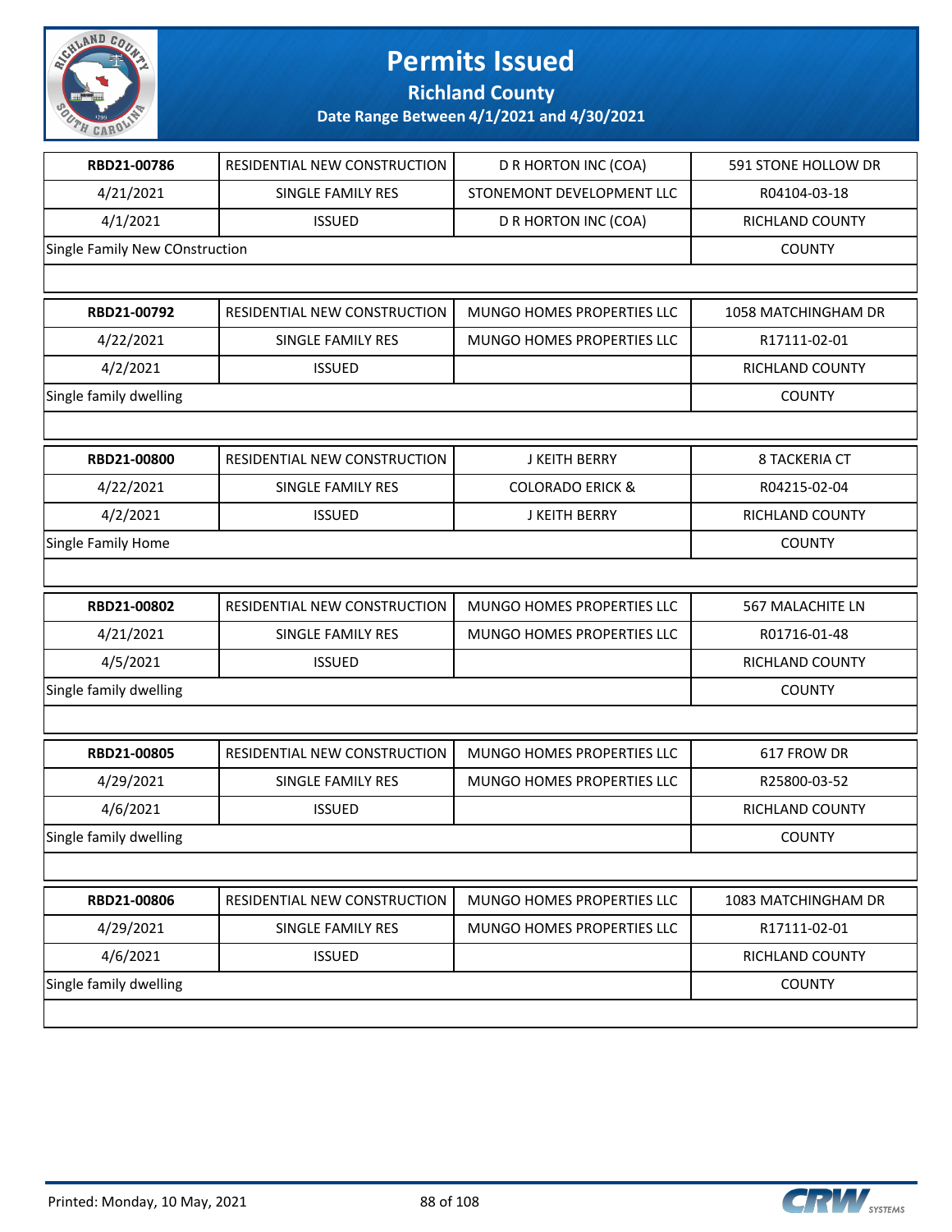# Permits Issued

## Richland County

### Date Range Between 4/1/2021 and 4/30/2021

| RBD21-00786 | RESIDENTIAL NEW CONSTRUCTION | D R HORTON INC (COA) | 591 STONE HOLLOW DR |
|---|---|---|---|
| 4/21/2021 | SINGLE FAMILY RES | STONEMONT DEVELOPMENT LLC | R04104-03-18 |
| 4/1/2021 | ISSUED | D R HORTON INC (COA) | RICHLAND COUNTY |
| Single Family New COnstruction | | | COUNTY |

| RBD21-00792 | RESIDENTIAL NEW CONSTRUCTION | MUNGO HOMES PROPERTIES LLC | 1058 MATCHINGHAM DR |
|---|---|---|---|
| 4/22/2021 | SINGLE FAMILY RES | MUNGO HOMES PROPERTIES LLC | R17111-02-01 |
| 4/2/2021 | ISSUED | | RICHLAND COUNTY |
| Single family dwelling | | | COUNTY |

| RBD21-00800 | RESIDENTIAL NEW CONSTRUCTION | J KEITH BERRY | 8 TACKERIA CT |
|---|---|---|---|
| 4/22/2021 | SINGLE FAMILY RES | COLORADO ERICK & | R04215-02-04 |
| 4/2/2021 | ISSUED | J KEITH BERRY | RICHLAND COUNTY |
| Single Family Home | | | COUNTY |

| RBD21-00802 | RESIDENTIAL NEW CONSTRUCTION | MUNGO HOMES PROPERTIES LLC | 567 MALACHITE LN |
|---|---|---|---|
| 4/21/2021 | SINGLE FAMILY RES | MUNGO HOMES PROPERTIES LLC | R01716-01-48 |
| 4/5/2021 | ISSUED | | RICHLAND COUNTY |
| Single family dwelling | | | COUNTY |

| RBD21-00805 | RESIDENTIAL NEW CONSTRUCTION | MUNGO HOMES PROPERTIES LLC | 617 FROW DR |
|---|---|---|---|
| 4/29/2021 | SINGLE FAMILY RES | MUNGO HOMES PROPERTIES LLC | R25800-03-52 |
| 4/6/2021 | ISSUED | | RICHLAND COUNTY |
| Single family dwelling | | | COUNTY |

| RBD21-00806 | RESIDENTIAL NEW CONSTRUCTION | MUNGO HOMES PROPERTIES LLC | 1083 MATCHINGHAM DR |
|---|---|---|---|
| 4/29/2021 | SINGLE FAMILY RES | MUNGO HOMES PROPERTIES LLC | R17111-02-01 |
| 4/6/2021 | ISSUED | | RICHLAND COUNTY |
| Single family dwelling | | | COUNTY |

Printed: Monday, 10 May, 2021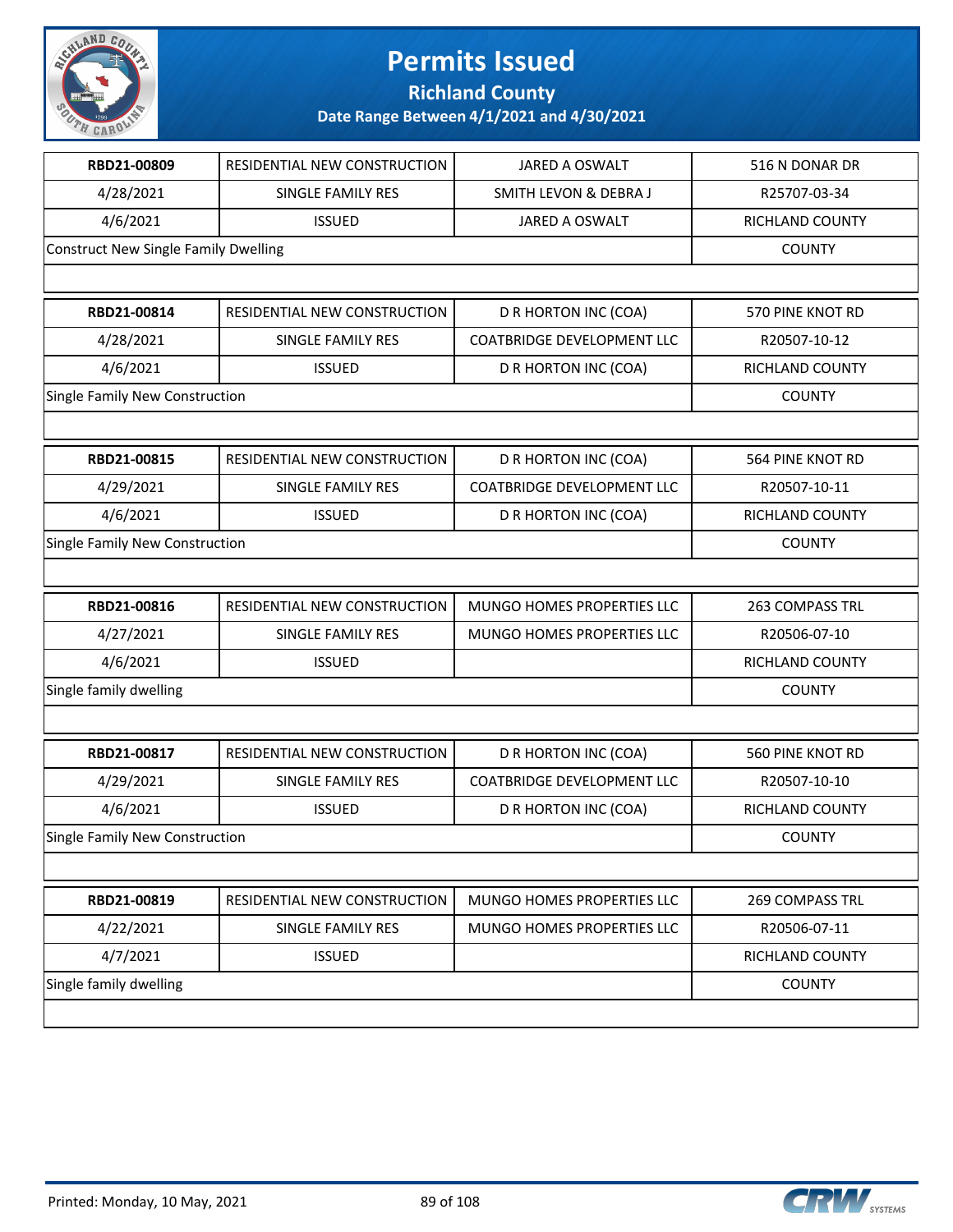# Permits Issued

## Richland County

### Date Range Between 4/1/2021 and 4/30/2021

| RBD21-00809 | RESIDENTIAL NEW CONSTRUCTION | JARED A OSWALT | 516 N DONAR DR |
|---|---|---|---|
| 4/28/2021 | SINGLE FAMILY RES | SMITH LEVON & DEBRA J | R25707-03-34 |
| 4/6/2021 | ISSUED | JARED A OSWALT | RICHLAND COUNTY |
| Construct New Single Family Dwelling | | | COUNTY |

| RBD21-00814 | RESIDENTIAL NEW CONSTRUCTION | D R HORTON INC (COA) | 570 PINE KNOT RD |
|---|---|---|---|
| 4/28/2021 | SINGLE FAMILY RES | COATBRIDGE DEVELOPMENT LLC | R20507-10-12 |
| 4/6/2021 | ISSUED | D R HORTON INC (COA) | RICHLAND COUNTY |
| Single Family New Construction | | | COUNTY |

| RBD21-00815 | RESIDENTIAL NEW CONSTRUCTION | D R HORTON INC (COA) | 564 PINE KNOT RD |
|---|---|---|---|
| 4/29/2021 | SINGLE FAMILY RES | COATBRIDGE DEVELOPMENT LLC | R20507-10-11 |
| 4/6/2021 | ISSUED | D R HORTON INC (COA) | RICHLAND COUNTY |
| Single Family New Construction | | | COUNTY |

| RBD21-00816 | RESIDENTIAL NEW CONSTRUCTION | MUNGO HOMES PROPERTIES LLC | 263 COMPASS TRL |
|---|---|---|---|
| 4/27/2021 | SINGLE FAMILY RES | MUNGO HOMES PROPERTIES LLC | R20506-07-10 |
| 4/6/2021 | ISSUED | | RICHLAND COUNTY |
| Single family dwelling | | | COUNTY |

| RBD21-00817 | RESIDENTIAL NEW CONSTRUCTION | D R HORTON INC (COA) | 560 PINE KNOT RD |
|---|---|---|---|
| 4/29/2021 | SINGLE FAMILY RES | COATBRIDGE DEVELOPMENT LLC | R20507-10-10 |
| 4/6/2021 | ISSUED | D R HORTON INC (COA) | RICHLAND COUNTY |
| Single Family New Construction | | | COUNTY |

| RBD21-00819 | RESIDENTIAL NEW CONSTRUCTION | MUNGO HOMES PROPERTIES LLC | 269 COMPASS TRL |
|---|---|---|---|
| 4/22/2021 | SINGLE FAMILY RES | MUNGO HOMES PROPERTIES LLC | R20506-07-11 |
| 4/7/2021 | ISSUED | | RICHLAND COUNTY |
| Single family dwelling | | | COUNTY |

Printed: Monday, 10 May, 2021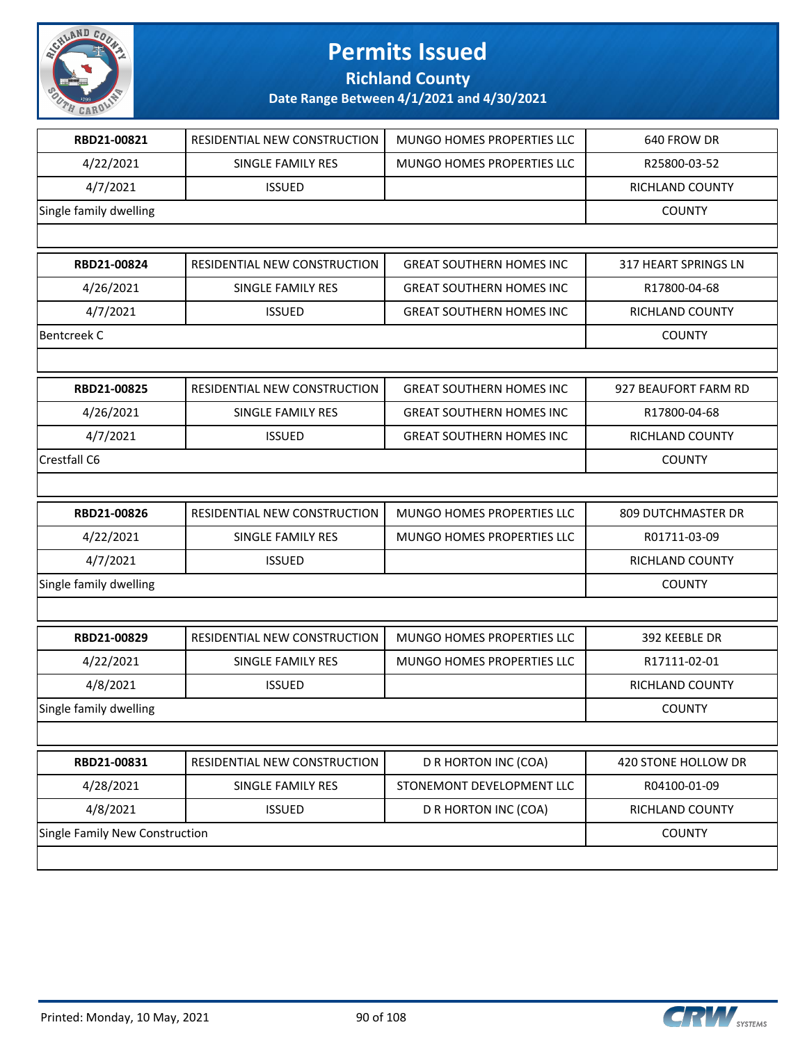# Permits Issued

## Richland County

### Date Range Between 4/1/2021 and 4/30/2021

| | | | |
|---|---|---|---|
| **RBD21-00821** | RESIDENTIAL NEW CONSTRUCTION | MUNGO HOMES PROPERTIES LLC | 640 FROW DR |
| 4/22/2021 | SINGLE FAMILY RES | MUNGO HOMES PROPERTIES LLC | R25800-03-52 |
| 4/7/2021 | ISSUED | | RICHLAND COUNTY |
| Single family dwelling | | | COUNTY |

| | | | |
|---|---|---|---|
| **RBD21-00824** | RESIDENTIAL NEW CONSTRUCTION | GREAT SOUTHERN HOMES INC | 317 HEART SPRINGS LN |
| 4/26/2021 | SINGLE FAMILY RES | GREAT SOUTHERN HOMES INC | R17800-04-68 |
| 4/7/2021 | ISSUED | GREAT SOUTHERN HOMES INC | RICHLAND COUNTY |
| Bentcreek C | | | COUNTY |

| | | | |
|---|---|---|---|
| **RBD21-00825** | RESIDENTIAL NEW CONSTRUCTION | GREAT SOUTHERN HOMES INC | 927 BEAUFORT FARM RD |
| 4/26/2021 | SINGLE FAMILY RES | GREAT SOUTHERN HOMES INC | R17800-04-68 |
| 4/7/2021 | ISSUED | GREAT SOUTHERN HOMES INC | RICHLAND COUNTY |
| Crestfall C6 | | | COUNTY |

| | | | |
|---|---|---|---|
| **RBD21-00826** | RESIDENTIAL NEW CONSTRUCTION | MUNGO HOMES PROPERTIES LLC | 809 DUTCHMASTER DR |
| 4/22/2021 | SINGLE FAMILY RES | MUNGO HOMES PROPERTIES LLC | R01711-03-09 |
| 4/7/2021 | ISSUED | | RICHLAND COUNTY |
| Single family dwelling | | | COUNTY |

| | | | |
|---|---|---|---|
| **RBD21-00829** | RESIDENTIAL NEW CONSTRUCTION | MUNGO HOMES PROPERTIES LLC | 392 KEEBLE DR |
| 4/22/2021 | SINGLE FAMILY RES | MUNGO HOMES PROPERTIES LLC | R17111-02-01 |
| 4/8/2021 | ISSUED | | RICHLAND COUNTY |
| Single family dwelling | | | COUNTY |

| | | | |
|---|---|---|---|
| **RBD21-00831** | RESIDENTIAL NEW CONSTRUCTION | D R HORTON INC (COA) | 420 STONE HOLLOW DR |
| 4/28/2021 | SINGLE FAMILY RES | STONEMONT DEVELOPMENT LLC | R04100-01-09 |
| 4/8/2021 | ISSUED | D R HORTON INC (COA) | RICHLAND COUNTY |
| Single Family New Construction | | | COUNTY |

Printed: Monday, 10 May, 2021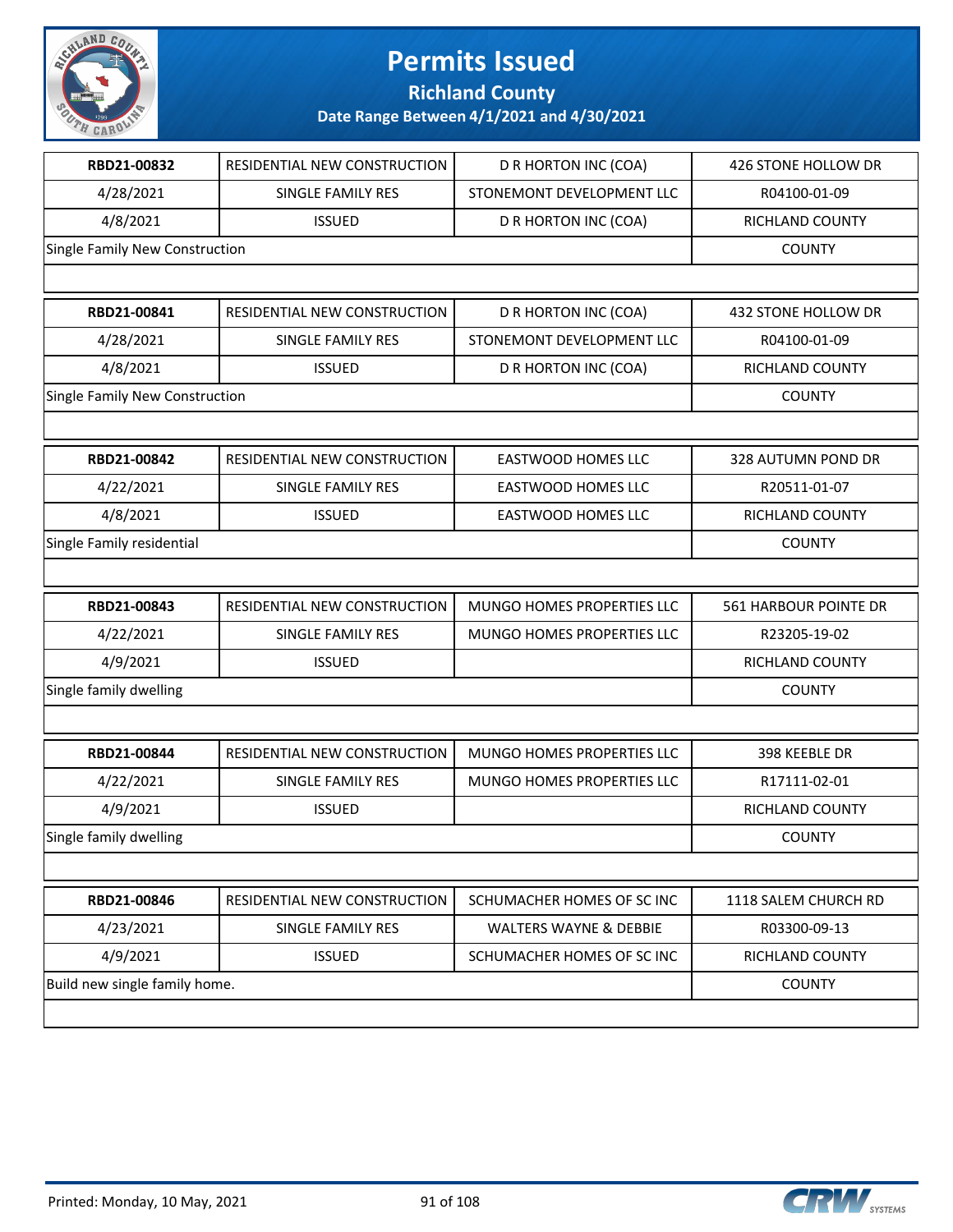# Permits Issued

## Richland County

### Date Range Between 4/1/2021 and 4/30/2021

| RBD21-00832 | RESIDENTIAL NEW CONSTRUCTION | D R HORTON INC (COA) | 426 STONE HOLLOW DR |
|---|---|---|---|
| 4/28/2021 | SINGLE FAMILY RES | STONEMONT DEVELOPMENT LLC | R04100-01-09 |
| 4/8/2021 | ISSUED | D R HORTON INC (COA) | RICHLAND COUNTY |
| Single Family New Construction | | | COUNTY |

| RBD21-00841 | RESIDENTIAL NEW CONSTRUCTION | D R HORTON INC (COA) | 432 STONE HOLLOW DR |
|---|---|---|---|
| 4/28/2021 | SINGLE FAMILY RES | STONEMONT DEVELOPMENT LLC | R04100-01-09 |
| 4/8/2021 | ISSUED | D R HORTON INC (COA) | RICHLAND COUNTY |
| Single Family New Construction | | | COUNTY |

| RBD21-00842 | RESIDENTIAL NEW CONSTRUCTION | EASTWOOD HOMES LLC | 328 AUTUMN POND DR |
|---|---|---|---|
| 4/22/2021 | SINGLE FAMILY RES | EASTWOOD HOMES LLC | R20511-01-07 |
| 4/8/2021 | ISSUED | EASTWOOD HOMES LLC | RICHLAND COUNTY |
| Single Family residential | | | COUNTY |

| RBD21-00843 | RESIDENTIAL NEW CONSTRUCTION | MUNGO HOMES PROPERTIES LLC | 561 HARBOUR POINTE DR |
|---|---|---|---|
| 4/22/2021 | SINGLE FAMILY RES | MUNGO HOMES PROPERTIES LLC | R23205-19-02 |
| 4/9/2021 | ISSUED | | RICHLAND COUNTY |
| Single family dwelling | | | COUNTY |

| RBD21-00844 | RESIDENTIAL NEW CONSTRUCTION | MUNGO HOMES PROPERTIES LLC | 398 KEEBLE DR |
|---|---|---|---|
| 4/22/2021 | SINGLE FAMILY RES | MUNGO HOMES PROPERTIES LLC | R17111-02-01 |
| 4/9/2021 | ISSUED | | RICHLAND COUNTY |
| Single family dwelling | | | COUNTY |

| RBD21-00846 | RESIDENTIAL NEW CONSTRUCTION | SCHUMACHER HOMES OF SC INC | 1118 SALEM CHURCH RD |
|---|---|---|---|
| 4/23/2021 | SINGLE FAMILY RES | WALTERS WAYNE & DEBBIE | R03300-09-13 |
| 4/9/2021 | ISSUED | SCHUMACHER HOMES OF SC INC | RICHLAND COUNTY |
| Build new single family home. | | | COUNTY |

Printed: Monday, 10 May, 2021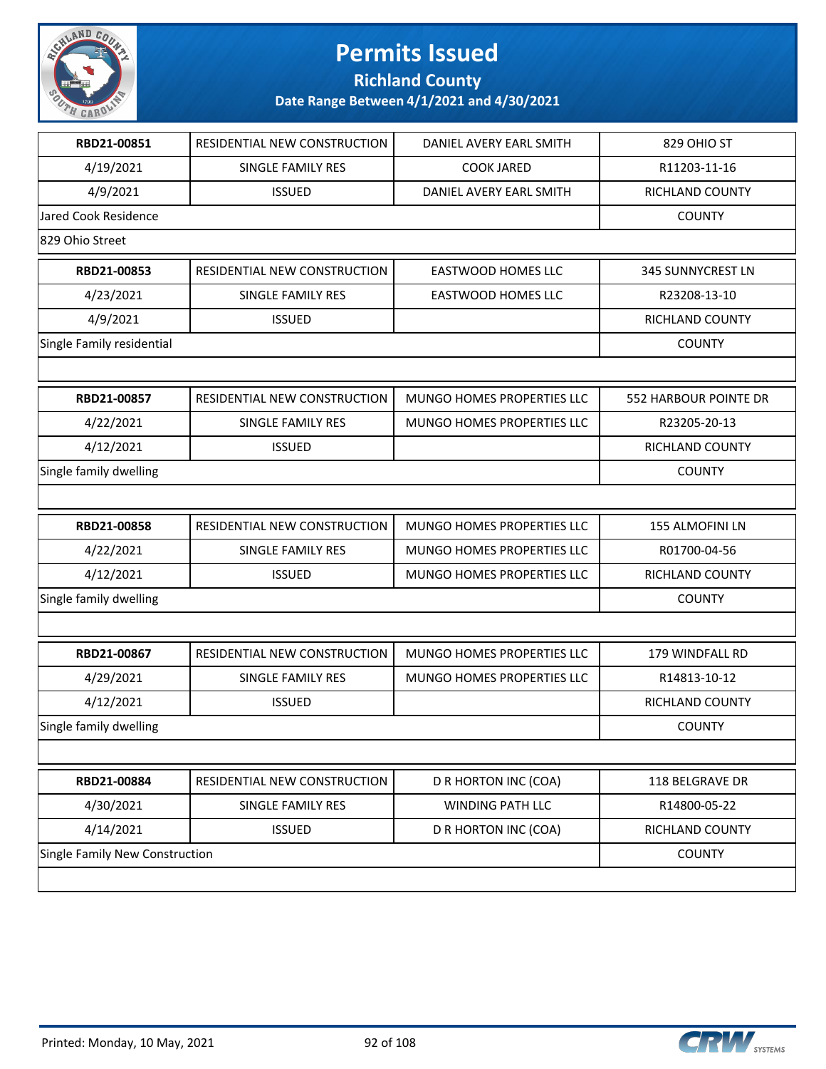# Permits Issued

## Richland County

### Date Range Between 4/1/2021 and 4/30/2021

| | | | |
|---|---|---|---|
| **RBD21-00851** | RESIDENTIAL NEW CONSTRUCTION | DANIEL AVERY EARL SMITH | 829 OHIO ST |
| 4/19/2021 | SINGLE FAMILY RES | COOK JARED | R11203-11-16 |
| 4/9/2021 | ISSUED | DANIEL AVERY EARL SMITH | RICHLAND COUNTY |
| Jared Cook Residence | | | COUNTY |
| 829 Ohio Street | | | |

| | | | |
|---|---|---|---|
| **RBD21-00853** | RESIDENTIAL NEW CONSTRUCTION | EASTWOOD HOMES LLC | 345 SUNNYCREST LN |
| 4/23/2021 | SINGLE FAMILY RES | EASTWOOD HOMES LLC | R23208-13-10 |
| 4/9/2021 | ISSUED | | RICHLAND COUNTY |
| Single Family residential | | | COUNTY |

| | | | |
|---|---|---|---|
| **RBD21-00857** | RESIDENTIAL NEW CONSTRUCTION | MUNGO HOMES PROPERTIES LLC | 552 HARBOUR POINTE DR |
| 4/22/2021 | SINGLE FAMILY RES | MUNGO HOMES PROPERTIES LLC | R23205-20-13 |
| 4/12/2021 | ISSUED | | RICHLAND COUNTY |
| Single family dwelling | | | COUNTY |

| | | | |
|---|---|---|---|
| **RBD21-00858** | RESIDENTIAL NEW CONSTRUCTION | MUNGO HOMES PROPERTIES LLC | 155 ALMOFINI LN |
| 4/22/2021 | SINGLE FAMILY RES | MUNGO HOMES PROPERTIES LLC | R01700-04-56 |
| 4/12/2021 | ISSUED | MUNGO HOMES PROPERTIES LLC | RICHLAND COUNTY |
| Single family dwelling | | | COUNTY |

| | | | |
|---|---|---|---|
| **RBD21-00867** | RESIDENTIAL NEW CONSTRUCTION | MUNGO HOMES PROPERTIES LLC | 179 WINDFALL RD |
| 4/29/2021 | SINGLE FAMILY RES | MUNGO HOMES PROPERTIES LLC | R14813-10-12 |
| 4/12/2021 | ISSUED | | RICHLAND COUNTY |
| Single family dwelling | | | COUNTY |

| | | | |
|---|---|---|---|
| **RBD21-00884** | RESIDENTIAL NEW CONSTRUCTION | D R HORTON INC (COA) | 118 BELGRAVE DR |
| 4/30/2021 | SINGLE FAMILY RES | WINDING PATH LLC | R14800-05-22 |
| 4/14/2021 | ISSUED | D R HORTON INC (COA) | RICHLAND COUNTY |
| Single Family New Construction | | | COUNTY |

Printed: Monday, 10 May, 2021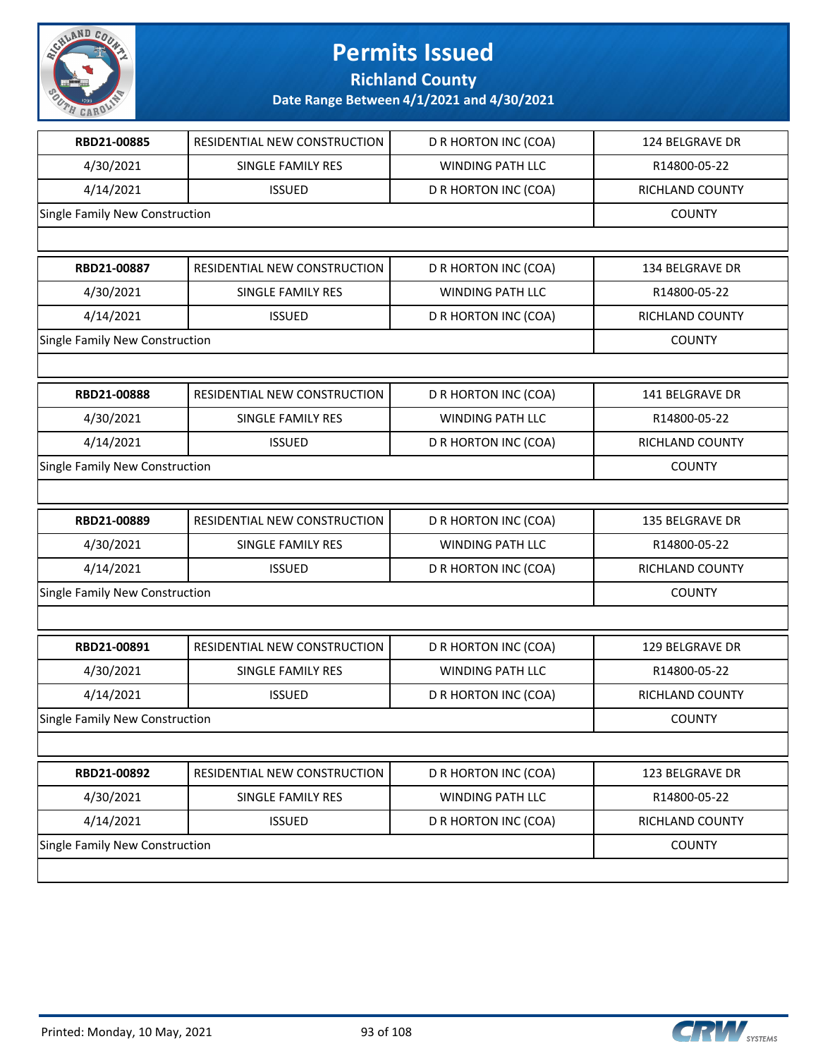# Permits Issued

## Richland County

### Date Range Between 4/1/2021 and 4/30/2021

| RBD21-00885 | RESIDENTIAL NEW CONSTRUCTION | D R HORTON INC (COA) | 124 BELGRAVE DR |
|---|---|---|---|
| 4/30/2021 | SINGLE FAMILY RES | WINDING PATH LLC | R14800-05-22 |
| 4/14/2021 | ISSUED | D R HORTON INC (COA) | RICHLAND COUNTY |
| Single Family New Construction | | | COUNTY |

| RBD21-00887 | RESIDENTIAL NEW CONSTRUCTION | D R HORTON INC (COA) | 134 BELGRAVE DR |
|---|---|---|---|
| 4/30/2021 | SINGLE FAMILY RES | WINDING PATH LLC | R14800-05-22 |
| 4/14/2021 | ISSUED | D R HORTON INC (COA) | RICHLAND COUNTY |
| Single Family New Construction | | | COUNTY |

| RBD21-00888 | RESIDENTIAL NEW CONSTRUCTION | D R HORTON INC (COA) | 141 BELGRAVE DR |
|---|---|---|---|
| 4/30/2021 | SINGLE FAMILY RES | WINDING PATH LLC | R14800-05-22 |
| 4/14/2021 | ISSUED | D R HORTON INC (COA) | RICHLAND COUNTY |
| Single Family New Construction | | | COUNTY |

| RBD21-00889 | RESIDENTIAL NEW CONSTRUCTION | D R HORTON INC (COA) | 135 BELGRAVE DR |
|---|---|---|---|
| 4/30/2021 | SINGLE FAMILY RES | WINDING PATH LLC | R14800-05-22 |
| 4/14/2021 | ISSUED | D R HORTON INC (COA) | RICHLAND COUNTY |
| Single Family New Construction | | | COUNTY |

| RBD21-00891 | RESIDENTIAL NEW CONSTRUCTION | D R HORTON INC (COA) | 129 BELGRAVE DR |
|---|---|---|---|
| 4/30/2021 | SINGLE FAMILY RES | WINDING PATH LLC | R14800-05-22 |
| 4/14/2021 | ISSUED | D R HORTON INC (COA) | RICHLAND COUNTY |
| Single Family New Construction | | | COUNTY |

| RBD21-00892 | RESIDENTIAL NEW CONSTRUCTION | D R HORTON INC (COA) | 123 BELGRAVE DR |
|---|---|---|---|
| 4/30/2021 | SINGLE FAMILY RES | WINDING PATH LLC | R14800-05-22 |
| 4/14/2021 | ISSUED | D R HORTON INC (COA) | RICHLAND COUNTY |
| Single Family New Construction | | | COUNTY |

Printed: Monday, 10 May, 2021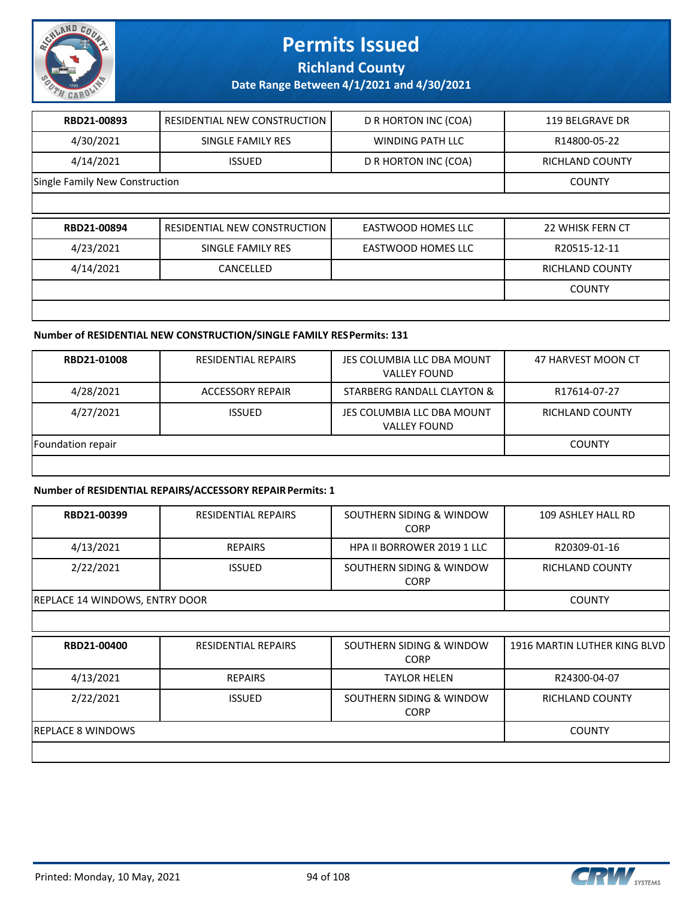# Permits Issued

## Richland County

### Date Range Between 4/1/2021 and 4/30/2021

| RBD21-00893 | RESIDENTIAL NEW CONSTRUCTION | D R HORTON INC (COA) | 119 BELGRAVE DR |
|---|---|---|---|
| 4/30/2021 | SINGLE FAMILY RES | WINDING PATH LLC | R14800-05-22 |
| 4/14/2021 | ISSUED | D R HORTON INC (COA) | RICHLAND COUNTY |
| Single Family New Construction | | | COUNTY |

| RBD21-00894 | RESIDENTIAL NEW CONSTRUCTION | EASTWOOD HOMES LLC | 22 WHISK FERN CT |
|---|---|---|---|
| 4/23/2021 | SINGLE FAMILY RES | EASTWOOD HOMES LLC | R20515-12-11 |
| 4/14/2021 | CANCELLED | | RICHLAND COUNTY |
| | | | COUNTY |

**Number of RESIDENTIAL NEW CONSTRUCTION/SINGLE FAMILY RES Permits: 131**

| RBD21-01008 | RESIDENTIAL REPAIRS | JES COLUMBIA LLC DBA MOUNT VALLEY FOUND | 47 HARVEST MOON CT |
|---|---|---|---|
| 4/28/2021 | ACCESSORY REPAIR | STARBERG RANDALL CLAYTON & | R17614-07-27 |
| 4/27/2021 | ISSUED | JES COLUMBIA LLC DBA MOUNT VALLEY FOUND | RICHLAND COUNTY |
| Foundation repair | | | COUNTY |

**Number of RESIDENTIAL REPAIRS/ACCESSORY REPAIR Permits: 1**

| RBD21-00399 | RESIDENTIAL REPAIRS | SOUTHERN SIDING & WINDOW CORP | 109 ASHLEY HALL RD |
|---|---|---|---|
| 4/13/2021 | REPAIRS | HPA II BORROWER 2019 1 LLC | R20309-01-16 |
| 2/22/2021 | ISSUED | SOUTHERN SIDING & WINDOW CORP | RICHLAND COUNTY |
| REPLACE 14 WINDOWS, ENTRY DOOR | | | COUNTY |

| RBD21-00400 | RESIDENTIAL REPAIRS | SOUTHERN SIDING & WINDOW CORP | 1916 MARTIN LUTHER KING BLVD |
|---|---|---|---|
| 4/13/2021 | REPAIRS | TAYLOR HELEN | R24300-04-07 |
| 2/22/2021 | ISSUED | SOUTHERN SIDING & WINDOW CORP | RICHLAND COUNTY |
| REPLACE 8 WINDOWS | | | COUNTY |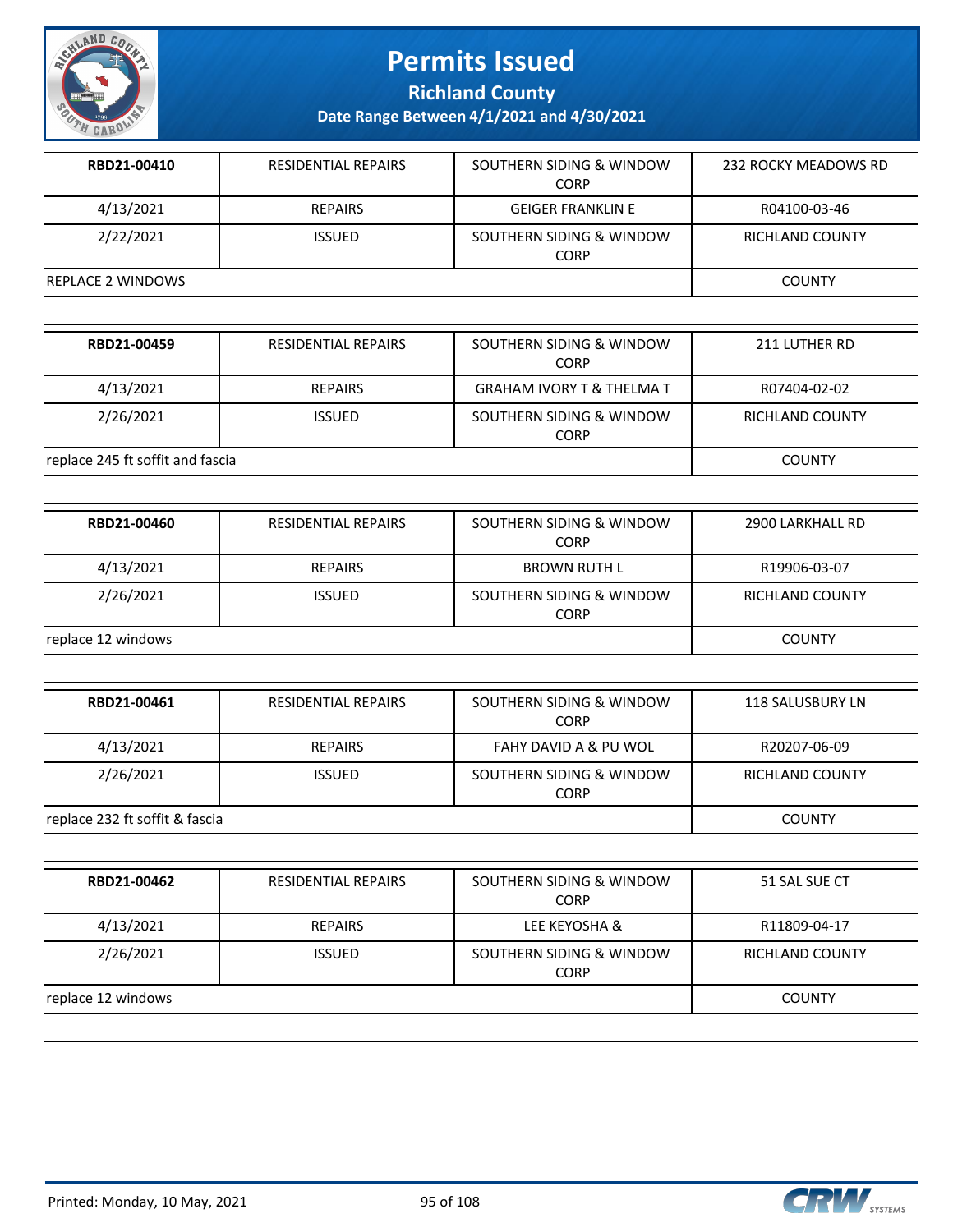# Permits Issued

**Richland County**

**Date Range Between 4/1/2021 and 4/30/2021**

| **RBD21-00410** | RESIDENTIAL REPAIRS | SOUTHERN SIDING & WINDOW CORP | 232 ROCKY MEADOWS RD |
|---|---|---|---|
| 4/13/2021 | REPAIRS | GEIGER FRANKLIN E | R04100-03-46 |
| 2/22/2021 | ISSUED | SOUTHERN SIDING & WINDOW CORP | RICHLAND COUNTY |
| REPLACE 2 WINDOWS | | | COUNTY |

| **RBD21-00459** | RESIDENTIAL REPAIRS | SOUTHERN SIDING & WINDOW CORP | 211 LUTHER RD |
|---|---|---|---|
| 4/13/2021 | REPAIRS | GRAHAM IVORY T & THELMA T | R07404-02-02 |
| 2/26/2021 | ISSUED | SOUTHERN SIDING & WINDOW CORP | RICHLAND COUNTY |
| replace 245 ft soffit and fascia | | | COUNTY |

| **RBD21-00460** | RESIDENTIAL REPAIRS | SOUTHERN SIDING & WINDOW CORP | 2900 LARKHALL RD |
|---|---|---|---|
| 4/13/2021 | REPAIRS | BROWN RUTH L | R19906-03-07 |
| 2/26/2021 | ISSUED | SOUTHERN SIDING & WINDOW CORP | RICHLAND COUNTY |
| replace 12 windows | | | COUNTY |

| **RBD21-00461** | RESIDENTIAL REPAIRS | SOUTHERN SIDING & WINDOW CORP | 118 SALUSBURY LN |
|---|---|---|---|
| 4/13/2021 | REPAIRS | FAHY DAVID A & PU WOL | R20207-06-09 |
| 2/26/2021 | ISSUED | SOUTHERN SIDING & WINDOW CORP | RICHLAND COUNTY |
| replace 232 ft soffit & fascia | | | COUNTY |

| **RBD21-00462** | RESIDENTIAL REPAIRS | SOUTHERN SIDING & WINDOW CORP | 51 SAL SUE CT |
|---|---|---|---|
| 4/13/2021 | REPAIRS | LEE KEYOSHA & | R11809-04-17 |
| 2/26/2021 | ISSUED | SOUTHERN SIDING & WINDOW CORP | RICHLAND COUNTY |
| replace 12 windows | | | COUNTY |

Printed: Monday, 10 May, 2021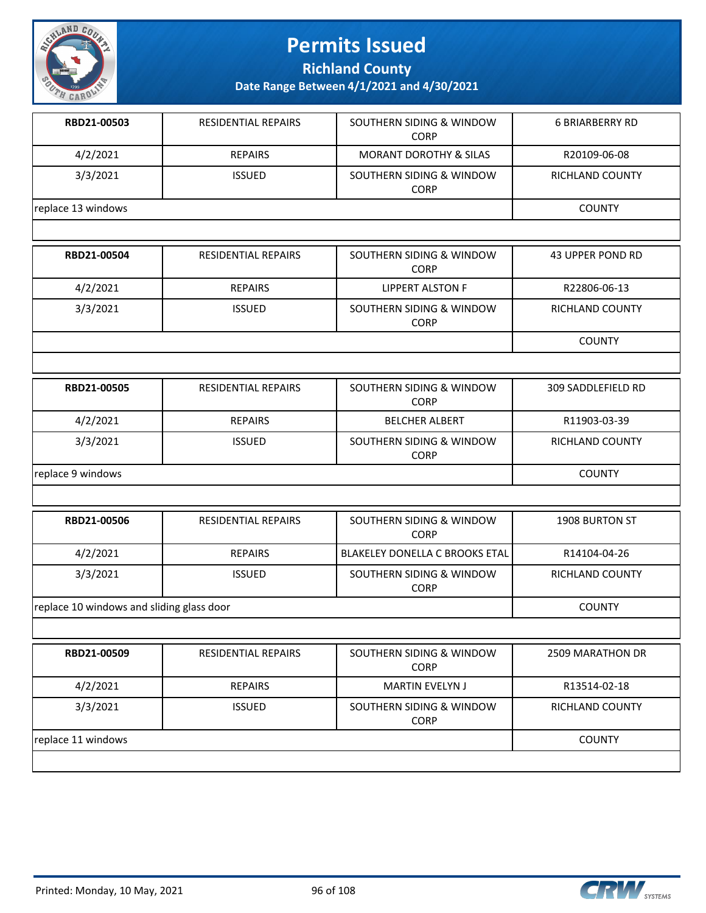# Permits Issued

## Richland County

### Date Range Between 4/1/2021 and 4/30/2021

| | | | |
|---|---|---|---|
| **RBD21-00503** | RESIDENTIAL REPAIRS | SOUTHERN SIDING & WINDOW CORP | 6 BRIARBERRY RD |
| 4/2/2021 | REPAIRS | MORANT DOROTHY & SILAS | R20109-06-08 |
| 3/3/2021 | ISSUED | SOUTHERN SIDING & WINDOW CORP | RICHLAND COUNTY |
| replace 13 windows | | | COUNTY |

| | | | |
|---|---|---|---|
| **RBD21-00504** | RESIDENTIAL REPAIRS | SOUTHERN SIDING & WINDOW CORP | 43 UPPER POND RD |
| 4/2/2021 | REPAIRS | LIPPERT ALSTON F | R22806-06-13 |
| 3/3/2021 | ISSUED | SOUTHERN SIDING & WINDOW CORP | RICHLAND COUNTY |
| | | | COUNTY |

| | | | |
|---|---|---|---|
| **RBD21-00505** | RESIDENTIAL REPAIRS | SOUTHERN SIDING & WINDOW CORP | 309 SADDLEFIELD RD |
| 4/2/2021 | REPAIRS | BELCHER ALBERT | R11903-03-39 |
| 3/3/2021 | ISSUED | SOUTHERN SIDING & WINDOW CORP | RICHLAND COUNTY |
| replace 9 windows | | | COUNTY |

| | | | |
|---|---|---|---|
| **RBD21-00506** | RESIDENTIAL REPAIRS | SOUTHERN SIDING & WINDOW CORP | 1908 BURTON ST |
| 4/2/2021 | REPAIRS | BLAKELEY DONELLA C BROOKS ETAL | R14104-04-26 |
| 3/3/2021 | ISSUED | SOUTHERN SIDING & WINDOW CORP | RICHLAND COUNTY |
| replace 10 windows and sliding glass door | | | COUNTY |

| | | | |
|---|---|---|---|
| **RBD21-00509** | RESIDENTIAL REPAIRS | SOUTHERN SIDING & WINDOW CORP | 2509 MARATHON DR |
| 4/2/2021 | REPAIRS | MARTIN EVELYN J | R13514-02-18 |
| 3/3/2021 | ISSUED | SOUTHERN SIDING & WINDOW CORP | RICHLAND COUNTY |
| replace 11 windows | | | COUNTY |

Printed: Monday, 10 May, 2021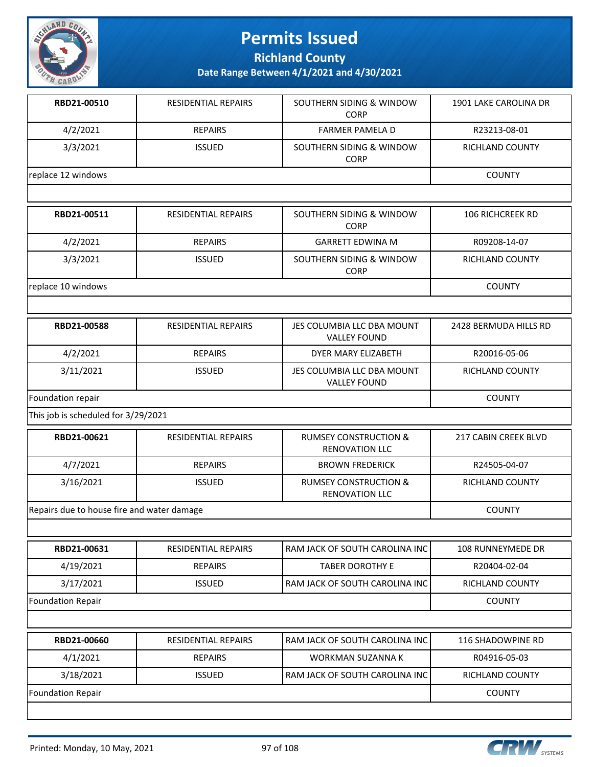# Permits Issued

**Richland County**

**Date Range Between 4/1/2021 and 4/30/2021**

| RBD21-00510 | RESIDENTIAL REPAIRS | SOUTHERN SIDING & WINDOW CORP | 1901 LAKE CAROLINA DR |
|---|---|---|---|
| 4/2/2021 | REPAIRS | FARMER PAMELA D | R23213-08-01 |
| 3/3/2021 | ISSUED | SOUTHERN SIDING & WINDOW CORP | RICHLAND COUNTY |
| replace 12 windows | | | COUNTY |

| RBD21-00511 | RESIDENTIAL REPAIRS | SOUTHERN SIDING & WINDOW CORP | 106 RICHCREEK RD |
|---|---|---|---|
| 4/2/2021 | REPAIRS | GARRETT EDWINA M | R09208-14-07 |
| 3/3/2021 | ISSUED | SOUTHERN SIDING & WINDOW CORP | RICHLAND COUNTY |
| replace 10 windows | | | COUNTY |

| RBD21-00588 | RESIDENTIAL REPAIRS | JES COLUMBIA LLC DBA MOUNT VALLEY FOUND | 2428 BERMUDA HILLS RD |
|---|---|---|---|
| 4/2/2021 | REPAIRS | DYER MARY ELIZABETH | R20016-05-06 |
| 3/11/2021 | ISSUED | JES COLUMBIA LLC DBA MOUNT VALLEY FOUND | RICHLAND COUNTY |
| Foundation repair | | | COUNTY |
| This job is scheduled for 3/29/2021 | | | |

| RBD21-00621 | RESIDENTIAL REPAIRS | RUMSEY CONSTRUCTION & RENOVATION LLC | 217 CABIN CREEK BLVD |
|---|---|---|---|
| 4/7/2021 | REPAIRS | BROWN FREDERICK | R24505-04-07 |
| 3/16/2021 | ISSUED | RUMSEY CONSTRUCTION & RENOVATION LLC | RICHLAND COUNTY |
| Repairs due to house fire and water damage | | | COUNTY |

| RBD21-00631 | RESIDENTIAL REPAIRS | RAM JACK OF SOUTH CAROLINA INC | 108 RUNNEYMEDE DR |
|---|---|---|---|
| 4/19/2021 | REPAIRS | TABER DOROTHY E | R20404-02-04 |
| 3/17/2021 | ISSUED | RAM JACK OF SOUTH CAROLINA INC | RICHLAND COUNTY |
| Foundation Repair | | | COUNTY |

| RBD21-00660 | RESIDENTIAL REPAIRS | RAM JACK OF SOUTH CAROLINA INC | 116 SHADOWPINE RD |
|---|---|---|---|
| 4/1/2021 | REPAIRS | WORKMAN SUZANNA K | R04916-05-03 |
| 3/18/2021 | ISSUED | RAM JACK OF SOUTH CAROLINA INC | RICHLAND COUNTY |
| Foundation Repair | | | COUNTY |

Printed: Monday, 10 May, 2021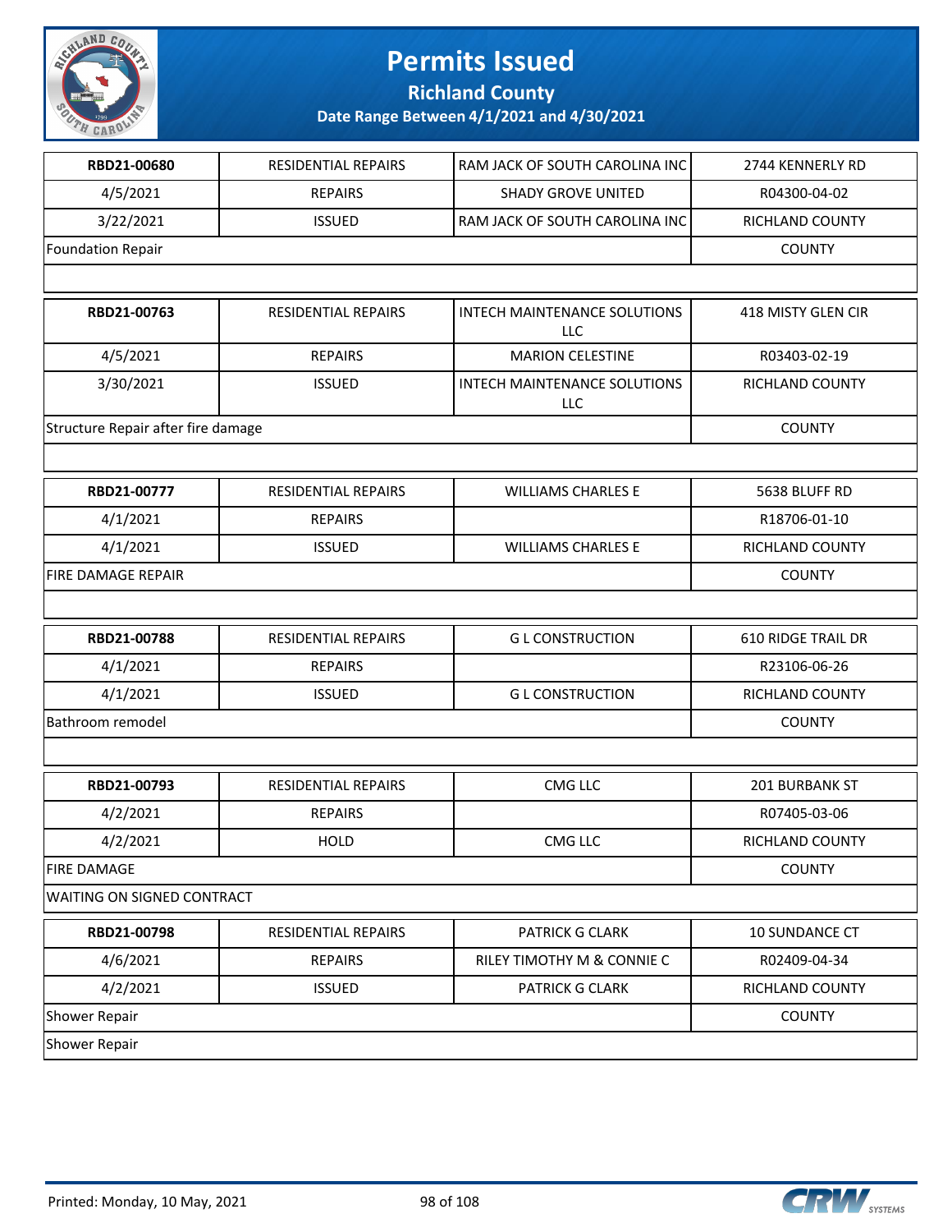# Permits Issued

## Richland County

### Date Range Between 4/1/2021 and 4/30/2021

| | | | |
|---|---|---|---|
| **RBD21-00680** | RESIDENTIAL REPAIRS | RAM JACK OF SOUTH CAROLINA INC | 2744 KENNERLY RD |
| 4/5/2021 | REPAIRS | SHADY GROVE UNITED | R04300-04-02 |
| 3/22/2021 | ISSUED | RAM JACK OF SOUTH CAROLINA INC | RICHLAND COUNTY |
| Foundation Repair | | | COUNTY |
| | | | |

| | | | |
|---|---|---|---|
| **RBD21-00763** | RESIDENTIAL REPAIRS | INTECH MAINTENANCE SOLUTIONS LLC | 418 MISTY GLEN CIR |
| 4/5/2021 | REPAIRS | MARION CELESTINE | R03403-02-19 |
| 3/30/2021 | ISSUED | INTECH MAINTENANCE SOLUTIONS LLC | RICHLAND COUNTY |
| Structure Repair after fire damage | | | COUNTY |
| | | | |

| | | | |
|---|---|---|---|
| **RBD21-00777** | RESIDENTIAL REPAIRS | WILLIAMS CHARLES E | 5638 BLUFF RD |
| 4/1/2021 | REPAIRS | | R18706-01-10 |
| 4/1/2021 | ISSUED | WILLIAMS CHARLES E | RICHLAND COUNTY |
| FIRE DAMAGE REPAIR | | | COUNTY |
| | | | |

| | | | |
|---|---|---|---|
| **RBD21-00788** | RESIDENTIAL REPAIRS | G L CONSTRUCTION | 610 RIDGE TRAIL DR |
| 4/1/2021 | REPAIRS | | R23106-06-26 |
| 4/1/2021 | ISSUED | G L CONSTRUCTION | RICHLAND COUNTY |
| Bathroom remodel | | | COUNTY |
| | | | |

| | | | |
|---|---|---|---|
| **RBD21-00793** | RESIDENTIAL REPAIRS | CMG LLC | 201 BURBANK ST |
| 4/2/2021 | REPAIRS | | R07405-03-06 |
| 4/2/2021 | HOLD | CMG LLC | RICHLAND COUNTY |
| FIRE DAMAGE | | | COUNTY |
| WAITING ON SIGNED CONTRACT | | | |

| | | | |
|---|---|---|---|
| **RBD21-00798** | RESIDENTIAL REPAIRS | PATRICK G CLARK | 10 SUNDANCE CT |
| 4/6/2021 | REPAIRS | RILEY TIMOTHY M & CONNIE C | R02409-04-34 |
| 4/2/2021 | ISSUED | PATRICK G CLARK | RICHLAND COUNTY |
| Shower Repair | | | COUNTY |
| Shower Repair | | | |

Printed: Monday, 10 May, 2021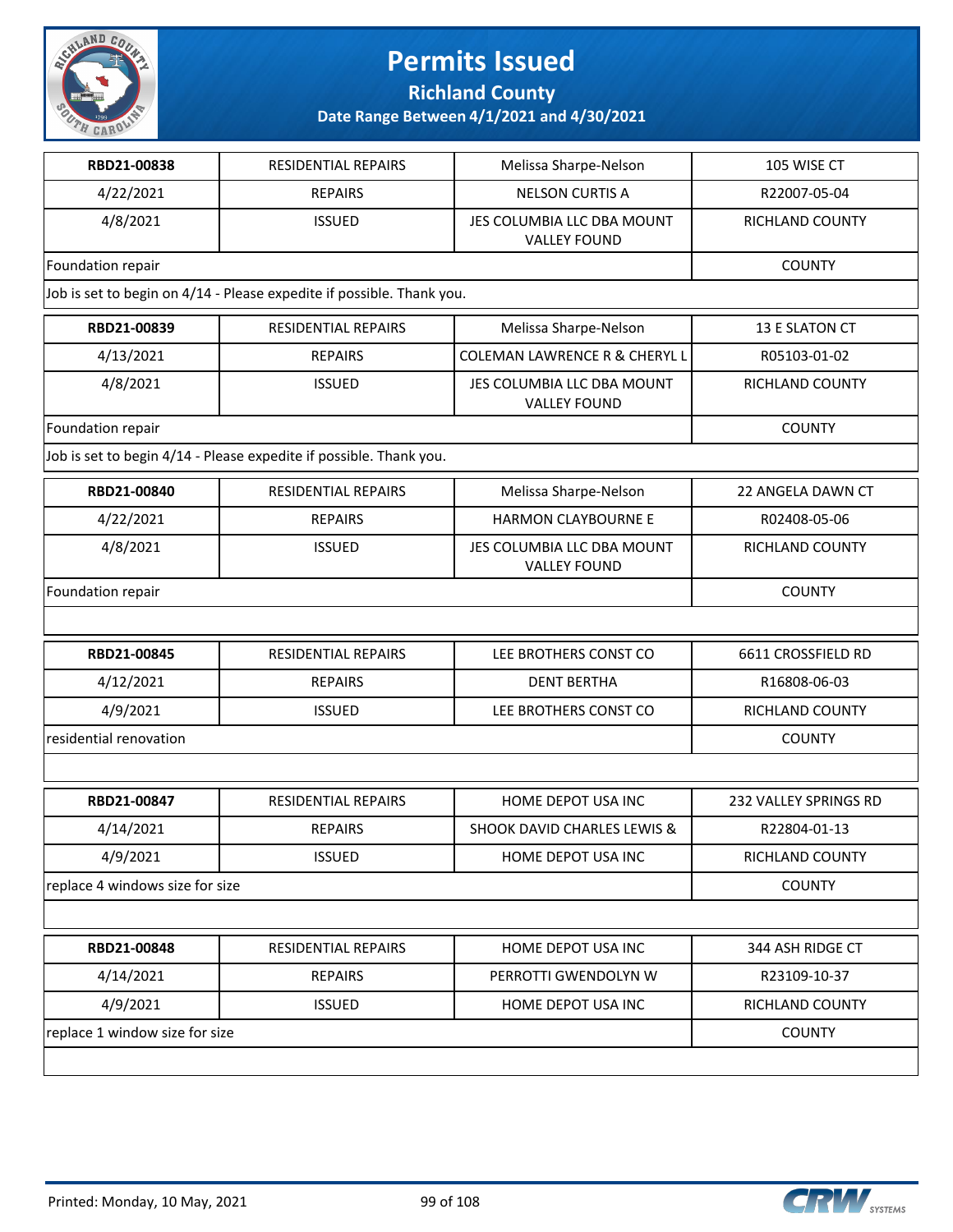# Permits Issued

## Richland County

### Date Range Between 4/1/2021 and 4/30/2021

| | | | |
|---|---|---|---|
| **RBD21-00838** | RESIDENTIAL REPAIRS | Melissa Sharpe-Nelson | 105 WISE CT |
| 4/22/2021 | REPAIRS | NELSON CURTIS A | R22007-05-04 |
| 4/8/2021 | ISSUED | JES COLUMBIA LLC DBA MOUNT VALLEY FOUND | RICHLAND COUNTY |
| Foundation repair | | | COUNTY |
| Job is set to begin on 4/14 - Please expedite if possible. Thank you. | | | |

| | | | |
|---|---|---|---|
| **RBD21-00839** | RESIDENTIAL REPAIRS | Melissa Sharpe-Nelson | 13 E SLATON CT |
| 4/13/2021 | REPAIRS | COLEMAN LAWRENCE R & CHERYL L | R05103-01-02 |
| 4/8/2021 | ISSUED | JES COLUMBIA LLC DBA MOUNT VALLEY FOUND | RICHLAND COUNTY |
| Foundation repair | | | COUNTY |
| Job is set to begin 4/14 - Please expedite if possible. Thank you. | | | |

| | | | |
|---|---|---|---|
| **RBD21-00840** | RESIDENTIAL REPAIRS | Melissa Sharpe-Nelson | 22 ANGELA DAWN CT |
| 4/22/2021 | REPAIRS | HARMON CLAYBOURNE E | R02408-05-06 |
| 4/8/2021 | ISSUED | JES COLUMBIA LLC DBA MOUNT VALLEY FOUND | RICHLAND COUNTY |
| Foundation repair | | | COUNTY |

| | | | |
|---|---|---|---|
| **RBD21-00845** | RESIDENTIAL REPAIRS | LEE BROTHERS CONST CO | 6611 CROSSFIELD RD |
| 4/12/2021 | REPAIRS | DENT BERTHA | R16808-06-03 |
| 4/9/2021 | ISSUED | LEE BROTHERS CONST CO | RICHLAND COUNTY |
| residential renovation | | | COUNTY |

| | | | |
|---|---|---|---|
| **RBD21-00847** | RESIDENTIAL REPAIRS | HOME DEPOT USA INC | 232 VALLEY SPRINGS RD |
| 4/14/2021 | REPAIRS | SHOOK DAVID CHARLES LEWIS & | R22804-01-13 |
| 4/9/2021 | ISSUED | HOME DEPOT USA INC | RICHLAND COUNTY |
| replace 4 windows size for size | | | COUNTY |

| | | | |
|---|---|---|---|
| **RBD21-00848** | RESIDENTIAL REPAIRS | HOME DEPOT USA INC | 344 ASH RIDGE CT |
| 4/14/2021 | REPAIRS | PERROTTI GWENDOLYN W | R23109-10-37 |
| 4/9/2021 | ISSUED | HOME DEPOT USA INC | RICHLAND COUNTY |
| replace 1 window size for size | | | COUNTY |

Printed: Monday, 10 May, 2021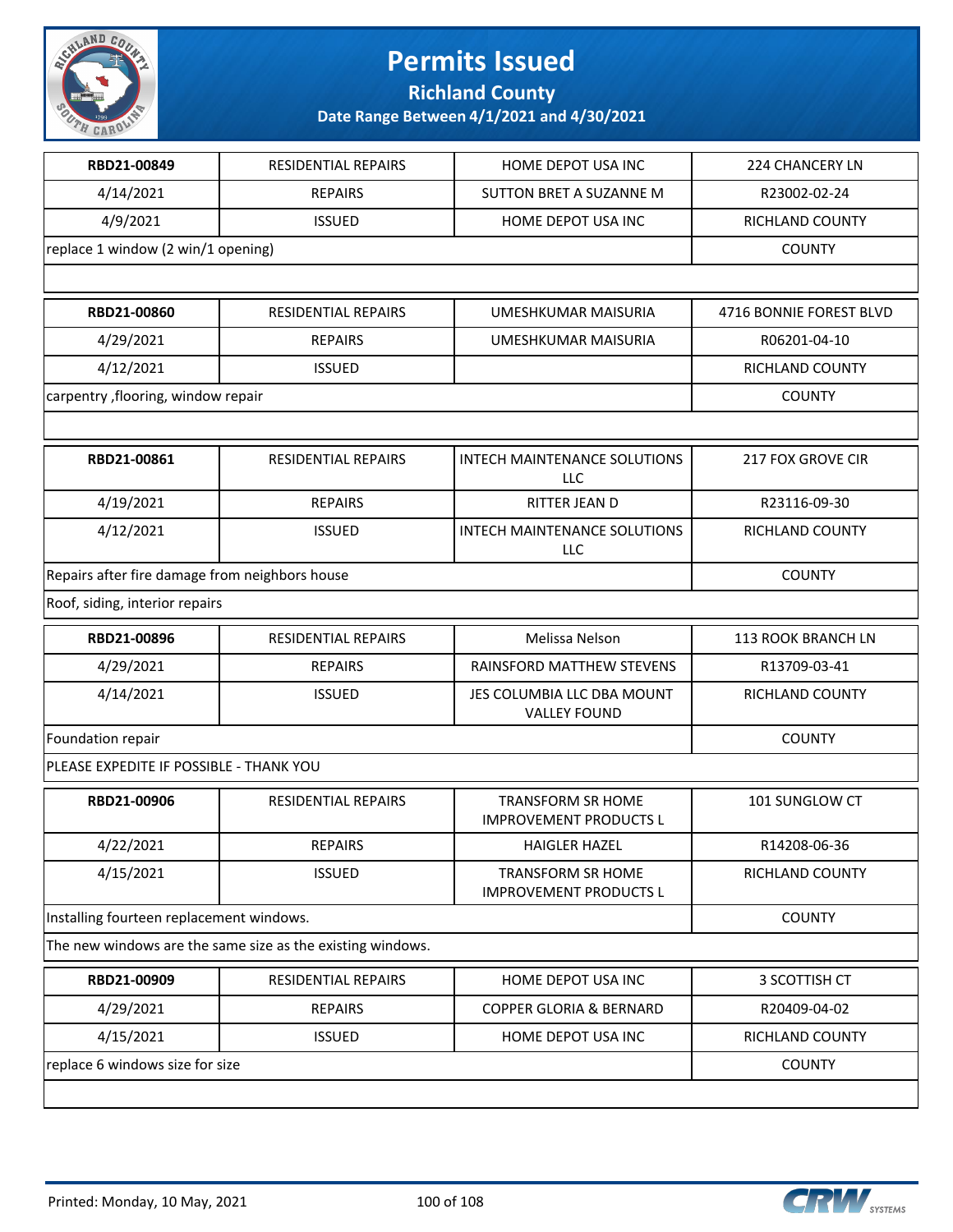# Permits Issued

## Richland County

### Date Range Between 4/1/2021 and 4/30/2021

| | | | |
|---|---|---|---|
| **RBD21-00849** | RESIDENTIAL REPAIRS | HOME DEPOT USA INC | 224 CHANCERY LN |
| 4/14/2021 | REPAIRS | SUTTON BRET A SUZANNE M | R23002-02-24 |
| 4/9/2021 | ISSUED | HOME DEPOT USA INC | RICHLAND COUNTY |
| replace 1 window (2 win/1 opening) | | | COUNTY |
| | | | |

| | | | |
|---|---|---|---|
| **RBD21-00860** | RESIDENTIAL REPAIRS | UMESHKUMAR MAISURIA | 4716 BONNIE FOREST BLVD |
| 4/29/2021 | REPAIRS | UMESHKUMAR MAISURIA | R06201-04-10 |
| 4/12/2021 | ISSUED | | RICHLAND COUNTY |
| carpentry ,flooring, window repair | | | COUNTY |
| | | | |

| | | | |
|---|---|---|---|
| **RBD21-00861** | RESIDENTIAL REPAIRS | INTECH MAINTENANCE SOLUTIONS LLC | 217 FOX GROVE CIR |
| 4/19/2021 | REPAIRS | RITTER JEAN D | R23116-09-30 |
| 4/12/2021 | ISSUED | INTECH MAINTENANCE SOLUTIONS LLC | RICHLAND COUNTY |
| Repairs after fire damage from neighbors house | | | COUNTY |
| Roof, siding, interior repairs | | | |

| | | | |
|---|---|---|---|
| **RBD21-00896** | RESIDENTIAL REPAIRS | Melissa Nelson | 113 ROOK BRANCH LN |
| 4/29/2021 | REPAIRS | RAINSFORD MATTHEW STEVENS | R13709-03-41 |
| 4/14/2021 | ISSUED | JES COLUMBIA LLC DBA MOUNT VALLEY FOUND | RICHLAND COUNTY |
| Foundation repair | | | COUNTY |
| PLEASE EXPEDITE IF POSSIBLE - THANK YOU | | | |

| | | | |
|---|---|---|---|
| **RBD21-00906** | RESIDENTIAL REPAIRS | TRANSFORM SR HOME IMPROVEMENT PRODUCTS L | 101 SUNGLOW CT |
| 4/22/2021 | REPAIRS | HAIGLER HAZEL | R14208-06-36 |
| 4/15/2021 | ISSUED | TRANSFORM SR HOME IMPROVEMENT PRODUCTS L | RICHLAND COUNTY |
| Installing fourteen replacement windows. | | | COUNTY |
| The new windows are the same size as the existing windows. | | | |

| | | | |
|---|---|---|---|
| **RBD21-00909** | RESIDENTIAL REPAIRS | HOME DEPOT USA INC | 3 SCOTTISH CT |
| 4/29/2021 | REPAIRS | COPPER GLORIA & BERNARD | R20409-04-02 |
| 4/15/2021 | ISSUED | HOME DEPOT USA INC | RICHLAND COUNTY |
| replace 6 windows size for size | | | COUNTY |
| | | | |

Printed: Monday, 10 May, 2021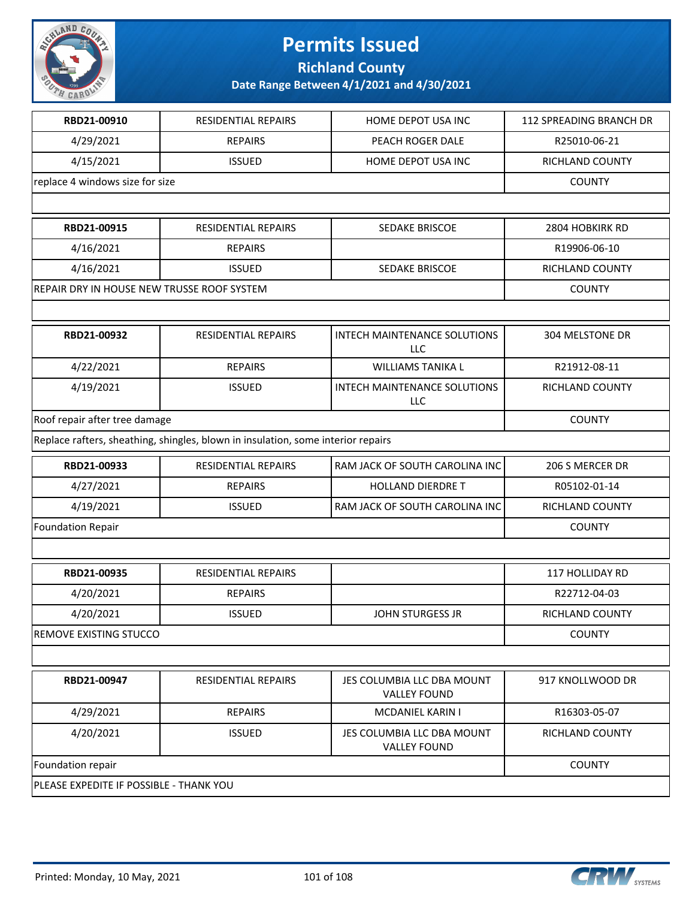# Permits Issued

## Richland County

### Date Range Between 4/1/2021 and 4/30/2021

| RBD21-00910 | RESIDENTIAL REPAIRS | HOME DEPOT USA INC | 112 SPREADING BRANCH DR |
|---|---|---|---|
| 4/29/2021 | REPAIRS | PEACH ROGER DALE | R25010-06-21 |
| 4/15/2021 | ISSUED | HOME DEPOT USA INC | RICHLAND COUNTY |
| replace 4 windows size for size | | | COUNTY |

| RBD21-00915 | RESIDENTIAL REPAIRS | SEDAKE BRISCOE | 2804 HOBKIRK RD |
|---|---|---|---|
| 4/16/2021 | REPAIRS | | R19906-06-10 |
| 4/16/2021 | ISSUED | SEDAKE BRISCOE | RICHLAND COUNTY |
| REPAIR DRY IN HOUSE NEW TRUSSE ROOF SYSTEM | | | COUNTY |

| RBD21-00932 | RESIDENTIAL REPAIRS | INTECH MAINTENANCE SOLUTIONS LLC | 304 MELSTONE DR |
|---|---|---|---|
| 4/22/2021 | REPAIRS | WILLIAMS TANIKA L | R21912-08-11 |
| 4/19/2021 | ISSUED | INTECH MAINTENANCE SOLUTIONS LLC | RICHLAND COUNTY |
| Roof repair after tree damage | | | COUNTY |
| Replace rafters, sheathing, shingles, blown in insulation, some interior repairs | | | |

| RBD21-00933 | RESIDENTIAL REPAIRS | RAM JACK OF SOUTH CAROLINA INC | 206 S MERCER DR |
|---|---|---|---|
| 4/27/2021 | REPAIRS | HOLLAND DIERDRE T | R05102-01-14 |
| 4/19/2021 | ISSUED | RAM JACK OF SOUTH CAROLINA INC | RICHLAND COUNTY |
| Foundation Repair | | | COUNTY |

| RBD21-00935 | RESIDENTIAL REPAIRS | | 117 HOLLIDAY RD |
|---|---|---|---|
| 4/20/2021 | REPAIRS | | R22712-04-03 |
| 4/20/2021 | ISSUED | JOHN STURGESS JR | RICHLAND COUNTY |
| REMOVE EXISTING STUCCO | | | COUNTY |

| RBD21-00947 | RESIDENTIAL REPAIRS | JES COLUMBIA LLC DBA MOUNT VALLEY FOUND | 917 KNOLLWOOD DR |
|---|---|---|---|
| 4/29/2021 | REPAIRS | MCDANIEL KARIN I | R16303-05-07 |
| 4/20/2021 | ISSUED | JES COLUMBIA LLC DBA MOUNT VALLEY FOUND | RICHLAND COUNTY |
| Foundation repair | | | COUNTY |
| PLEASE EXPEDITE IF POSSIBLE - THANK YOU | | | |

Printed: Monday, 10 May, 2021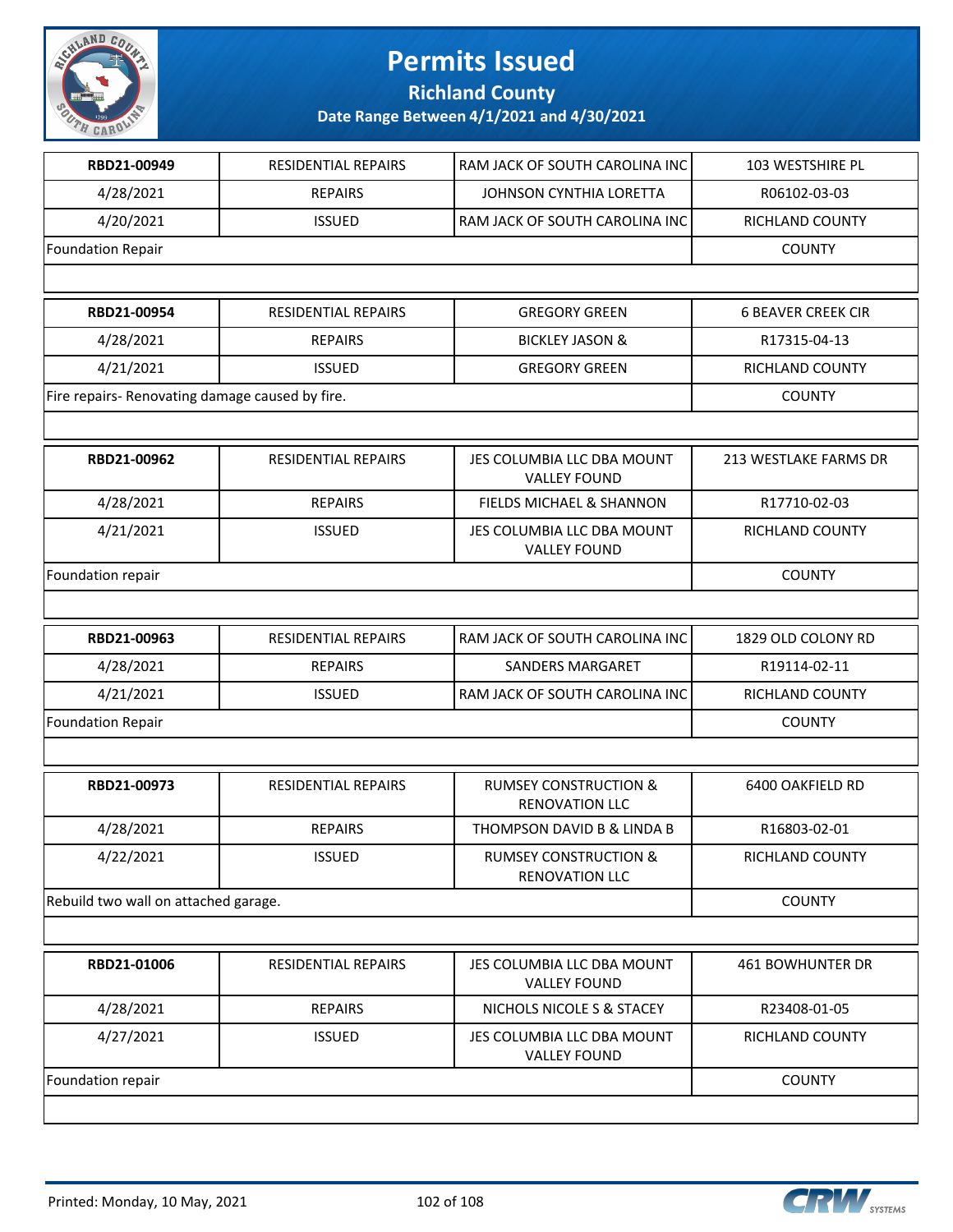# Permits Issued

## Richland County

**Date Range Between 4/1/2021 and 4/30/2021**

| | | | |
|---|---|---|---|
| **RBD21-00949** | RESIDENTIAL REPAIRS | RAM JACK OF SOUTH CAROLINA INC | 103 WESTSHIRE PL |
| 4/28/2021 | REPAIRS | JOHNSON CYNTHIA LORETTA | R06102-03-03 |
| 4/20/2021 | ISSUED | RAM JACK OF SOUTH CAROLINA INC | RICHLAND COUNTY |
| Foundation Repair | | | COUNTY |

| | | | |
|---|---|---|---|
| **RBD21-00954** | RESIDENTIAL REPAIRS | GREGORY GREEN | 6 BEAVER CREEK CIR |
| 4/28/2021 | REPAIRS | BICKLEY JASON & | R17315-04-13 |
| 4/21/2021 | ISSUED | GREGORY GREEN | RICHLAND COUNTY |
| Fire repairs- Renovating damage caused by fire. | | | COUNTY |

| | | | |
|---|---|---|---|
| **RBD21-00962** | RESIDENTIAL REPAIRS | JES COLUMBIA LLC DBA MOUNT VALLEY FOUND | 213 WESTLAKE FARMS DR |
| 4/28/2021 | REPAIRS | FIELDS MICHAEL & SHANNON | R17710-02-03 |
| 4/21/2021 | ISSUED | JES COLUMBIA LLC DBA MOUNT VALLEY FOUND | RICHLAND COUNTY |
| Foundation repair | | | COUNTY |

| | | | |
|---|---|---|---|
| **RBD21-00963** | RESIDENTIAL REPAIRS | RAM JACK OF SOUTH CAROLINA INC | 1829 OLD COLONY RD |
| 4/28/2021 | REPAIRS | SANDERS MARGARET | R19114-02-11 |
| 4/21/2021 | ISSUED | RAM JACK OF SOUTH CAROLINA INC | RICHLAND COUNTY |
| Foundation Repair | | | COUNTY |

| | | | |
|---|---|---|---|
| **RBD21-00973** | RESIDENTIAL REPAIRS | RUMSEY CONSTRUCTION & RENOVATION LLC | 6400 OAKFIELD RD |
| 4/28/2021 | REPAIRS | THOMPSON DAVID B & LINDA B | R16803-02-01 |
| 4/22/2021 | ISSUED | RUMSEY CONSTRUCTION & RENOVATION LLC | RICHLAND COUNTY |
| Rebuild two wall on attached garage. | | | COUNTY |

| | | | |
|---|---|---|---|
| **RBD21-01006** | RESIDENTIAL REPAIRS | JES COLUMBIA LLC DBA MOUNT VALLEY FOUND | 461 BOWHUNTER DR |
| 4/28/2021 | REPAIRS | NICHOLS NICOLE S & STACEY | R23408-01-05 |
| 4/27/2021 | ISSUED | JES COLUMBIA LLC DBA MOUNT VALLEY FOUND | RICHLAND COUNTY |
| Foundation repair | | | COUNTY |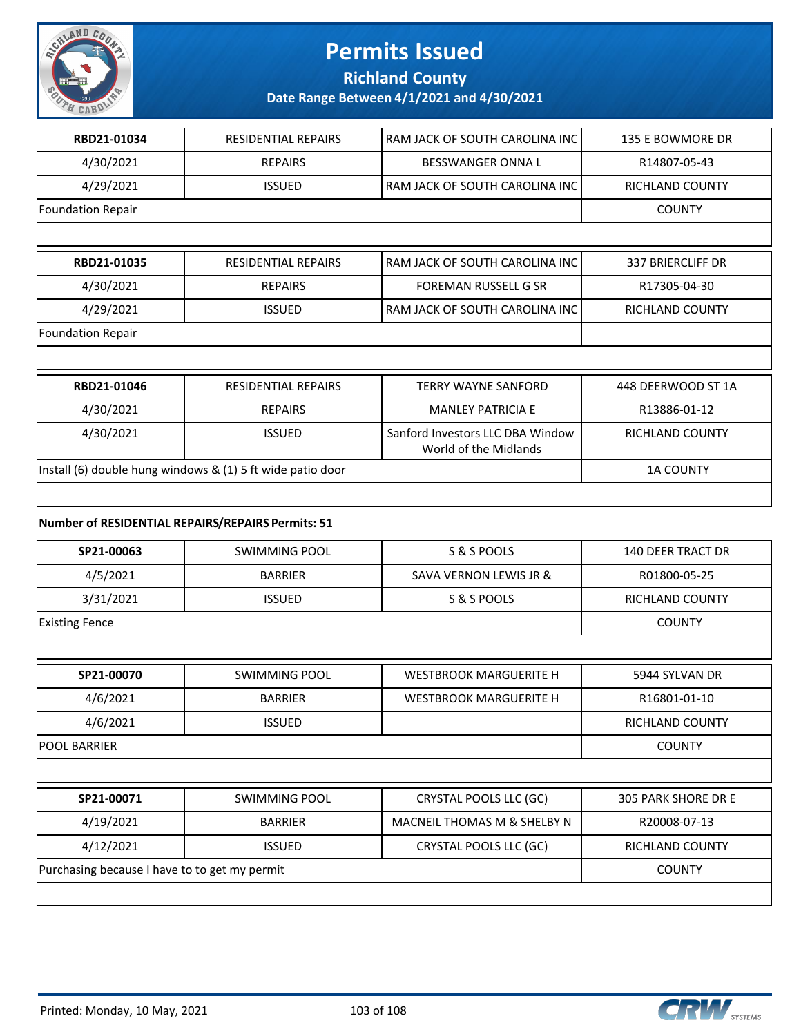# Permits Issued

## Richland County

### Date Range Between 4/1/2021 and 4/30/2021

| | | | |
|---|---|---|---|
| **RBD21-01034** | RESIDENTIAL REPAIRS | RAM JACK OF SOUTH CAROLINA INC | 135 E BOWMORE DR |
| 4/30/2021 | REPAIRS | BESSWANGER ONNA L | R14807-05-43 |
| 4/29/2021 | ISSUED | RAM JACK OF SOUTH CAROLINA INC | RICHLAND COUNTY |
| Foundation Repair | | | COUNTY |

| | | | |
|---|---|---|---|
| **RBD21-01035** | RESIDENTIAL REPAIRS | RAM JACK OF SOUTH CAROLINA INC | 337 BRIERCLIFF DR |
| 4/30/2021 | REPAIRS | FOREMAN RUSSELL G SR | R17305-04-30 |
| 4/29/2021 | ISSUED | RAM JACK OF SOUTH CAROLINA INC | RICHLAND COUNTY |
| Foundation Repair | | | |

| | | | |
|---|---|---|---|
| **RBD21-01046** | RESIDENTIAL REPAIRS | TERRY WAYNE SANFORD | 448 DEERWOOD ST 1A |
| 4/30/2021 | REPAIRS | MANLEY PATRICIA E | R13886-01-12 |
| 4/30/2021 | ISSUED | Sanford Investors LLC DBA Window World of the Midlands | RICHLAND COUNTY |
| Install (6) double hung windows & (1) 5 ft wide patio door | | | 1A COUNTY |

**Number of RESIDENTIAL REPAIRS/REPAIRS Permits: 51**

| | | | |
|---|---|---|---|
| **SP21-00063** | SWIMMING POOL | S & S POOLS | 140 DEER TRACT DR |
| 4/5/2021 | BARRIER | SAVA VERNON LEWIS JR & | R01800-05-25 |
| 3/31/2021 | ISSUED | S & S POOLS | RICHLAND COUNTY |
| Existing Fence | | | COUNTY |

| | | | |
|---|---|---|---|
| **SP21-00070** | SWIMMING POOL | WESTBROOK MARGUERITE H | 5944 SYLVAN DR |
| 4/6/2021 | BARRIER | WESTBROOK MARGUERITE H | R16801-01-10 |
| 4/6/2021 | ISSUED | | RICHLAND COUNTY |
| POOL BARRIER | | | COUNTY |

| | | | |
|---|---|---|---|
| **SP21-00071** | SWIMMING POOL | CRYSTAL POOLS LLC (GC) | 305 PARK SHORE DR E |
| 4/19/2021 | BARRIER | MACNEIL THOMAS M & SHELBY N | R20008-07-13 |
| 4/12/2021 | ISSUED | CRYSTAL POOLS LLC (GC) | RICHLAND COUNTY |
| Purchasing because I have to to get my permit | | | COUNTY |

Printed: Monday, 10 May, 2021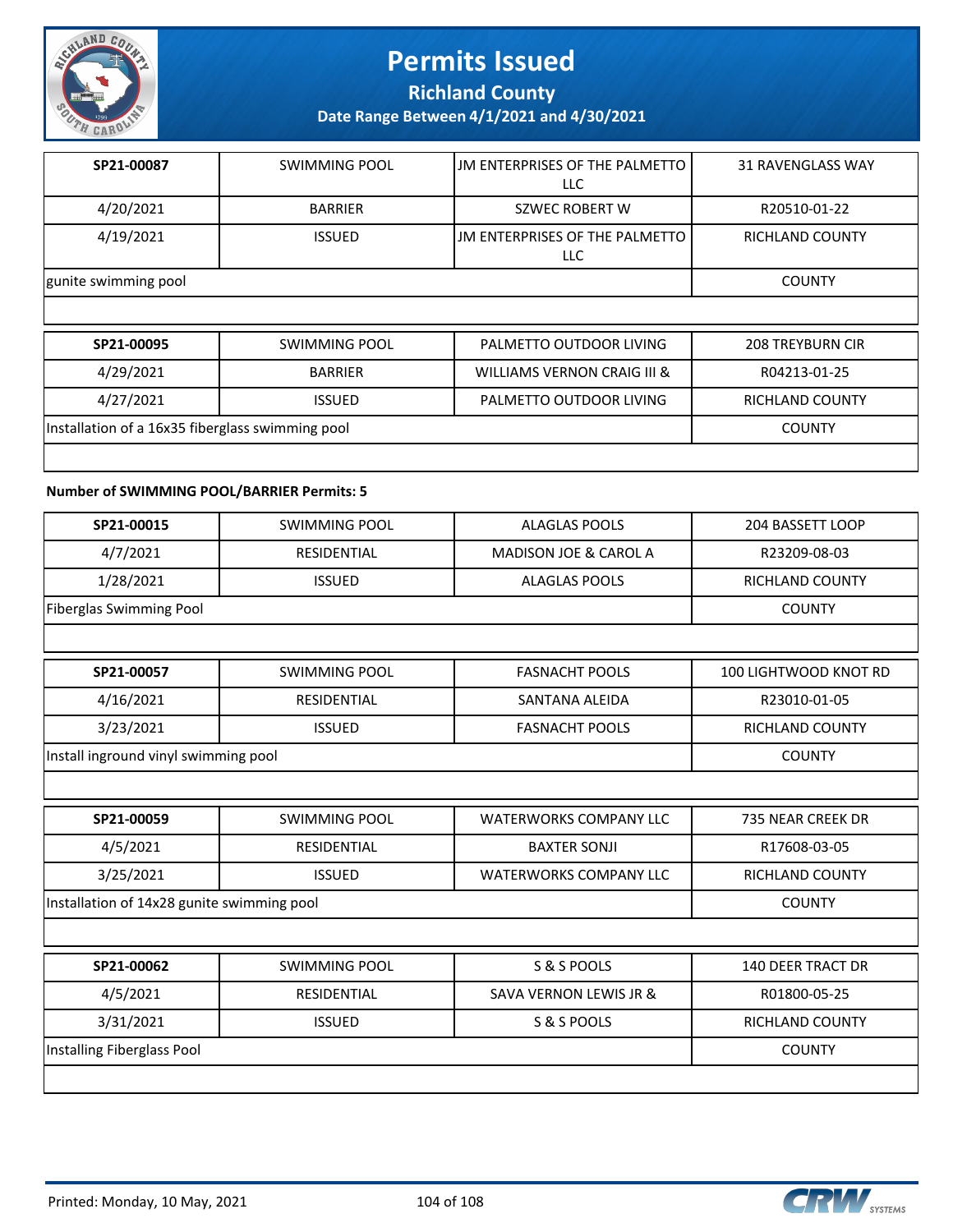| SP21-00087 | SWIMMING POOL | JM ENTERPRISES OF THE PALMETTO LLC | 31 RAVENGLASS WAY |
|---|---|---|---|
| 4/20/2021 | BARRIER | SZWEC ROBERT W | R20510-01-22 |
| 4/19/2021 | ISSUED | JM ENTERPRISES OF THE PALMETTO LLC | RICHLAND COUNTY |
| gunite swimming pool | | | COUNTY |

| SP21-00095 | SWIMMING POOL | PALMETTO OUTDOOR LIVING | 208 TREYBURN CIR |
|---|---|---|---|
| 4/29/2021 | BARRIER | WILLIAMS VERNON CRAIG III & | R04213-01-25 |
| 4/27/2021 | ISSUED | PALMETTO OUTDOOR LIVING | RICHLAND COUNTY |
| Installation of a 16x35 fiberglass swimming pool | | | COUNTY |

**Number of SWIMMING POOL/BARRIER Permits: 5**

| SP21-00015 | SWIMMING POOL | ALAGLAS POOLS | 204 BASSETT LOOP |
|---|---|---|---|
| 4/7/2021 | RESIDENTIAL | MADISON JOE & CAROL A | R23209-08-03 |
| 1/28/2021 | ISSUED | ALAGLAS POOLS | RICHLAND COUNTY |
| Fiberglas Swimming Pool | | | COUNTY |

| SP21-00057 | SWIMMING POOL | FASNACHT POOLS | 100 LIGHTWOOD KNOT RD |
|---|---|---|---|
| 4/16/2021 | RESIDENTIAL | SANTANA ALEIDA | R23010-01-05 |
| 3/23/2021 | ISSUED | FASNACHT POOLS | RICHLAND COUNTY |
| Install inground vinyl swimming pool | | | COUNTY |

| SP21-00059 | SWIMMING POOL | WATERWORKS COMPANY LLC | 735 NEAR CREEK DR |
|---|---|---|---|
| 4/5/2021 | RESIDENTIAL | BAXTER SONJI | R17608-03-05 |
| 3/25/2021 | ISSUED | WATERWORKS COMPANY LLC | RICHLAND COUNTY |
| Installation of 14x28 gunite swimming pool | | | COUNTY |

| SP21-00062 | SWIMMING POOL | S & S POOLS | 140 DEER TRACT DR |
|---|---|---|---|
| 4/5/2021 | RESIDENTIAL | SAVA VERNON LEWIS JR & | R01800-05-25 |
| 3/31/2021 | ISSUED | S & S POOLS | RICHLAND COUNTY |
| Installing Fiberglass Pool | | | COUNTY |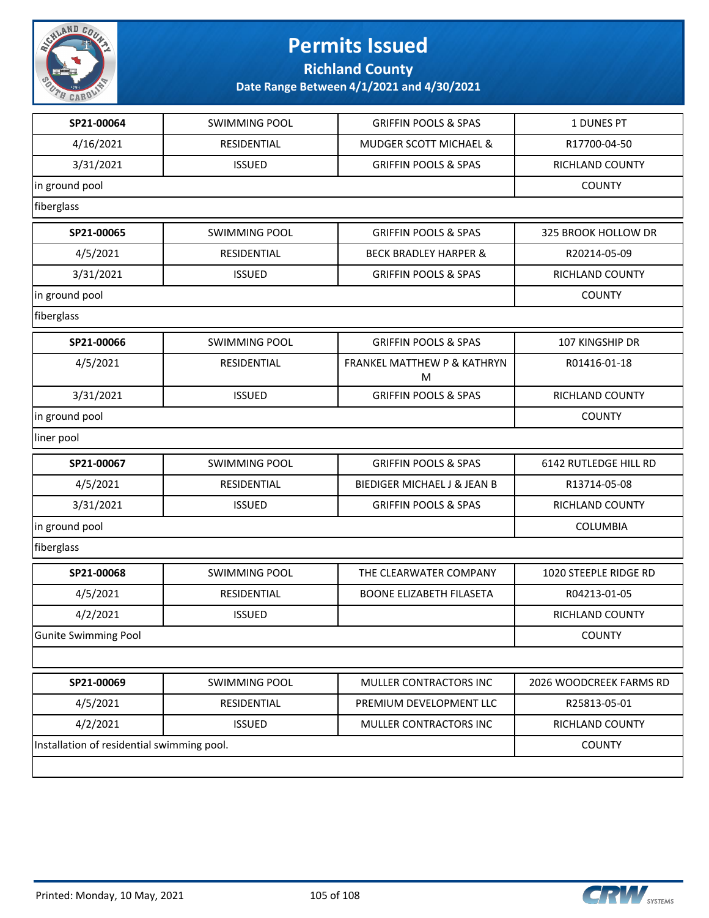# Permits Issued

## Richland County

### Date Range Between 4/1/2021 and 4/30/2021

| | | | |
|---|---|---|---|
| **SP21-00064** | SWIMMING POOL | GRIFFIN POOLS & SPAS | 1 DUNES PT |
| 4/16/2021 | RESIDENTIAL | MUDGER SCOTT MICHAEL & | R17700-04-50 |
| 3/31/2021 | ISSUED | GRIFFIN POOLS & SPAS | RICHLAND COUNTY |
| in ground pool | | | COUNTY |
| fiberglass | | | |

| | | | |
|---|---|---|---|
| **SP21-00065** | SWIMMING POOL | GRIFFIN POOLS & SPAS | 325 BROOK HOLLOW DR |
| 4/5/2021 | RESIDENTIAL | BECK BRADLEY HARPER & | R20214-05-09 |
| 3/31/2021 | ISSUED | GRIFFIN POOLS & SPAS | RICHLAND COUNTY |
| in ground pool | | | COUNTY |
| fiberglass | | | |

| | | | |
|---|---|---|---|
| **SP21-00066** | SWIMMING POOL | GRIFFIN POOLS & SPAS | 107 KINGSHIP DR |
| 4/5/2021 | RESIDENTIAL | FRANKEL MATTHEW P & KATHRYN M | R01416-01-18 |
| 3/31/2021 | ISSUED | GRIFFIN POOLS & SPAS | RICHLAND COUNTY |
| in ground pool | | | COUNTY |
| liner pool | | | |

| | | | |
|---|---|---|---|
| **SP21-00067** | SWIMMING POOL | GRIFFIN POOLS & SPAS | 6142 RUTLEDGE HILL RD |
| 4/5/2021 | RESIDENTIAL | BIEDIGER MICHAEL J & JEAN B | R13714-05-08 |
| 3/31/2021 | ISSUED | GRIFFIN POOLS & SPAS | RICHLAND COUNTY |
| in ground pool | | | COLUMBIA |
| fiberglass | | | |

| | | | |
|---|---|---|---|
| **SP21-00068** | SWIMMING POOL | THE CLEARWATER COMPANY | 1020 STEEPLE RIDGE RD |
| 4/5/2021 | RESIDENTIAL | BOONE ELIZABETH FILASETA | R04213-01-05 |
| 4/2/2021 | ISSUED | | RICHLAND COUNTY |
| Gunite Swimming Pool | | | COUNTY |
| | | | |

| | | | |
|---|---|---|---|
| **SP21-00069** | SWIMMING POOL | MULLER CONTRACTORS INC | 2026 WOODCREEK FARMS RD |
| 4/5/2021 | RESIDENTIAL | PREMIUM DEVELOPMENT LLC | R25813-05-01 |
| 4/2/2021 | ISSUED | MULLER CONTRACTORS INC | RICHLAND COUNTY |
| Installation of residential swimming pool. | | | COUNTY |
| | | | |

Printed: Monday, 10 May, 2021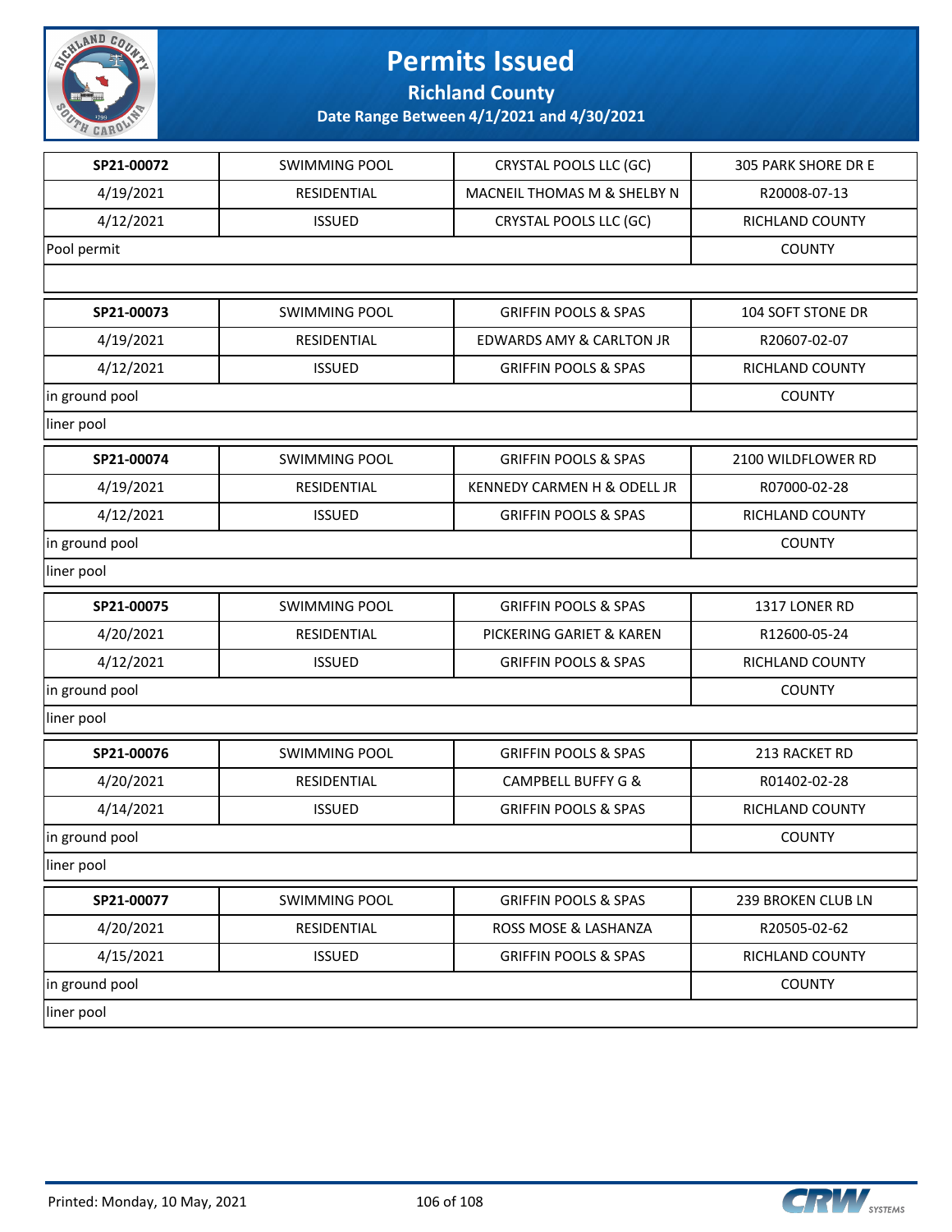# Permits Issued

**Richland County**

**Date Range Between 4/1/2021 and 4/30/2021**

| | | | |
|---|---|---|---|
| **SP21-00072** | SWIMMING POOL | CRYSTAL POOLS LLC (GC) | 305 PARK SHORE DR E |
| 4/19/2021 | RESIDENTIAL | MACNEIL THOMAS M & SHELBY N | R20008-07-13 |
| 4/12/2021 | ISSUED | CRYSTAL POOLS LLC (GC) | RICHLAND COUNTY |
| Pool permit | | | COUNTY |
| | | | |

| | | | |
|---|---|---|---|
| **SP21-00073** | SWIMMING POOL | GRIFFIN POOLS & SPAS | 104 SOFT STONE DR |
| 4/19/2021 | RESIDENTIAL | EDWARDS AMY & CARLTON JR | R20607-02-07 |
| 4/12/2021 | ISSUED | GRIFFIN POOLS & SPAS | RICHLAND COUNTY |
| in ground pool | | | COUNTY |
| liner pool | | | |

| | | | |
|---|---|---|---|
| **SP21-00074** | SWIMMING POOL | GRIFFIN POOLS & SPAS | 2100 WILDFLOWER RD |
| 4/19/2021 | RESIDENTIAL | KENNEDY CARMEN H & ODELL JR | R07000-02-28 |
| 4/12/2021 | ISSUED | GRIFFIN POOLS & SPAS | RICHLAND COUNTY |
| in ground pool | | | COUNTY |
| liner pool | | | |

| | | | |
|---|---|---|---|
| **SP21-00075** | SWIMMING POOL | GRIFFIN POOLS & SPAS | 1317 LONER RD |
| 4/20/2021 | RESIDENTIAL | PICKERING GARIET & KAREN | R12600-05-24 |
| 4/12/2021 | ISSUED | GRIFFIN POOLS & SPAS | RICHLAND COUNTY |
| in ground pool | | | COUNTY |
| liner pool | | | |

| | | | |
|---|---|---|---|
| **SP21-00076** | SWIMMING POOL | GRIFFIN POOLS & SPAS | 213 RACKET RD |
| 4/20/2021 | RESIDENTIAL | CAMPBELL BUFFY G & | R01402-02-28 |
| 4/14/2021 | ISSUED | GRIFFIN POOLS & SPAS | RICHLAND COUNTY |
| in ground pool | | | COUNTY |
| liner pool | | | |

| | | | |
|---|---|---|---|
| **SP21-00077** | SWIMMING POOL | GRIFFIN POOLS & SPAS | 239 BROKEN CLUB LN |
| 4/20/2021 | RESIDENTIAL | ROSS MOSE & LASHANZA | R20505-02-62 |
| 4/15/2021 | ISSUED | GRIFFIN POOLS & SPAS | RICHLAND COUNTY |
| in ground pool | | | COUNTY |
| liner pool | | | |

Printed: Monday, 10 May, 2021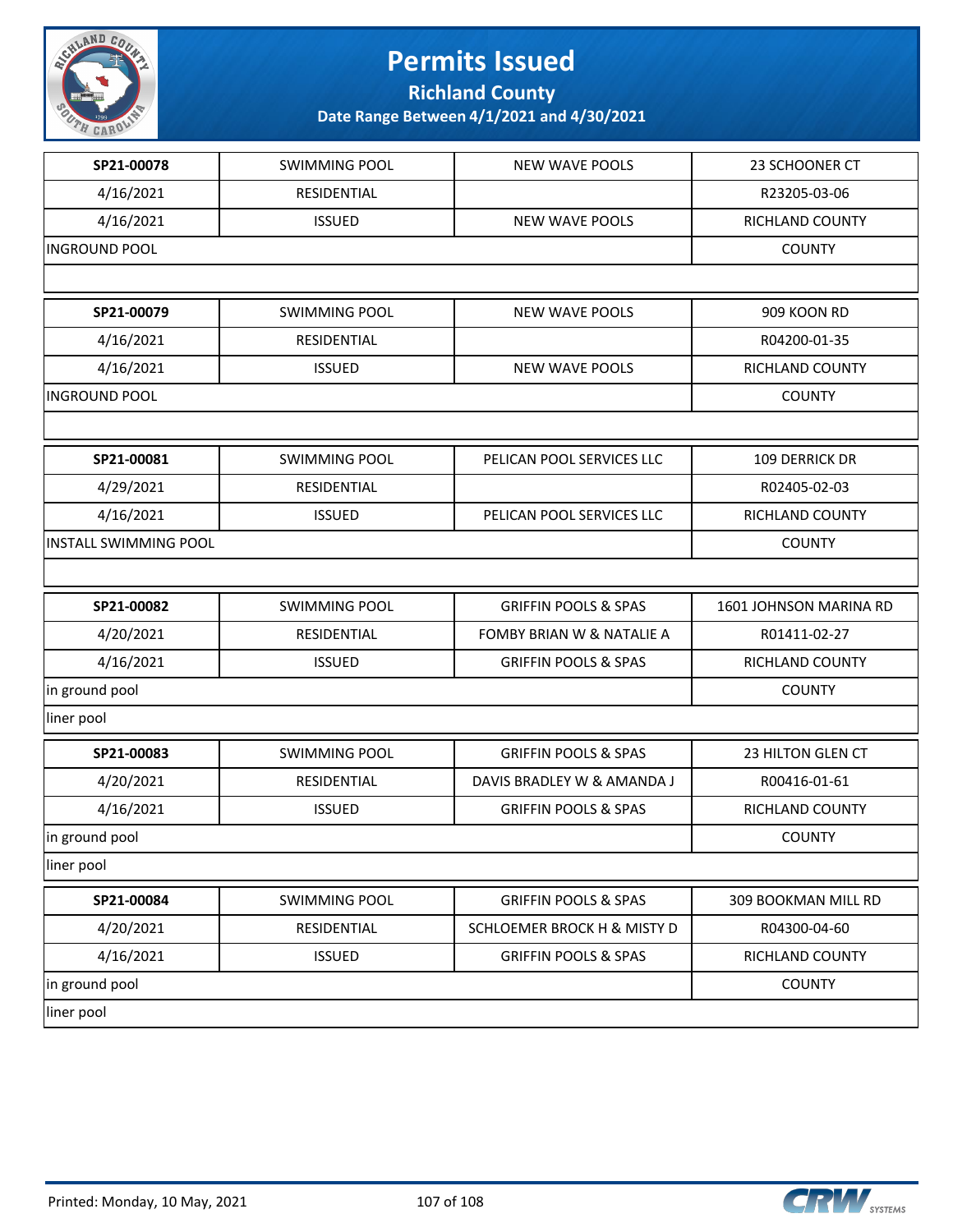# Permits Issued

## Richland County

### Date Range Between 4/1/2021 and 4/30/2021

| | | | |
|---|---|---|---|
| **SP21-00078** | SWIMMING POOL | NEW WAVE POOLS | 23 SCHOONER CT |
| 4/16/2021 | RESIDENTIAL | | R23205-03-06 |
| 4/16/2021 | ISSUED | NEW WAVE POOLS | RICHLAND COUNTY |
| INGROUND POOL | | | COUNTY |
| | | | |

| | | | |
|---|---|---|---|
| **SP21-00079** | SWIMMING POOL | NEW WAVE POOLS | 909 KOON RD |
| 4/16/2021 | RESIDENTIAL | | R04200-01-35 |
| 4/16/2021 | ISSUED | NEW WAVE POOLS | RICHLAND COUNTY |
| INGROUND POOL | | | COUNTY |
| | | | |

| | | | |
|---|---|---|---|
| **SP21-00081** | SWIMMING POOL | PELICAN POOL SERVICES LLC | 109 DERRICK DR |
| 4/29/2021 | RESIDENTIAL | | R02405-02-03 |
| 4/16/2021 | ISSUED | PELICAN POOL SERVICES LLC | RICHLAND COUNTY |
| INSTALL SWIMMING POOL | | | COUNTY |
| | | | |

| | | | |
|---|---|---|---|
| **SP21-00082** | SWIMMING POOL | GRIFFIN POOLS & SPAS | 1601 JOHNSON MARINA RD |
| 4/20/2021 | RESIDENTIAL | FOMBY BRIAN W & NATALIE A | R01411-02-27 |
| 4/16/2021 | ISSUED | GRIFFIN POOLS & SPAS | RICHLAND COUNTY |
| in ground pool | | | COUNTY |
| liner pool | | | |

| | | | |
|---|---|---|---|
| **SP21-00083** | SWIMMING POOL | GRIFFIN POOLS & SPAS | 23 HILTON GLEN CT |
| 4/20/2021 | RESIDENTIAL | DAVIS BRADLEY W & AMANDA J | R00416-01-61 |
| 4/16/2021 | ISSUED | GRIFFIN POOLS & SPAS | RICHLAND COUNTY |
| in ground pool | | | COUNTY |
| liner pool | | | |

| | | | |
|---|---|---|---|
| **SP21-00084** | SWIMMING POOL | GRIFFIN POOLS & SPAS | 309 BOOKMAN MILL RD |
| 4/20/2021 | RESIDENTIAL | SCHLOEMER BROCK H & MISTY D | R04300-04-60 |
| 4/16/2021 | ISSUED | GRIFFIN POOLS & SPAS | RICHLAND COUNTY |
| in ground pool | | | COUNTY |
| liner pool | | | |

Printed: Monday, 10 May, 2021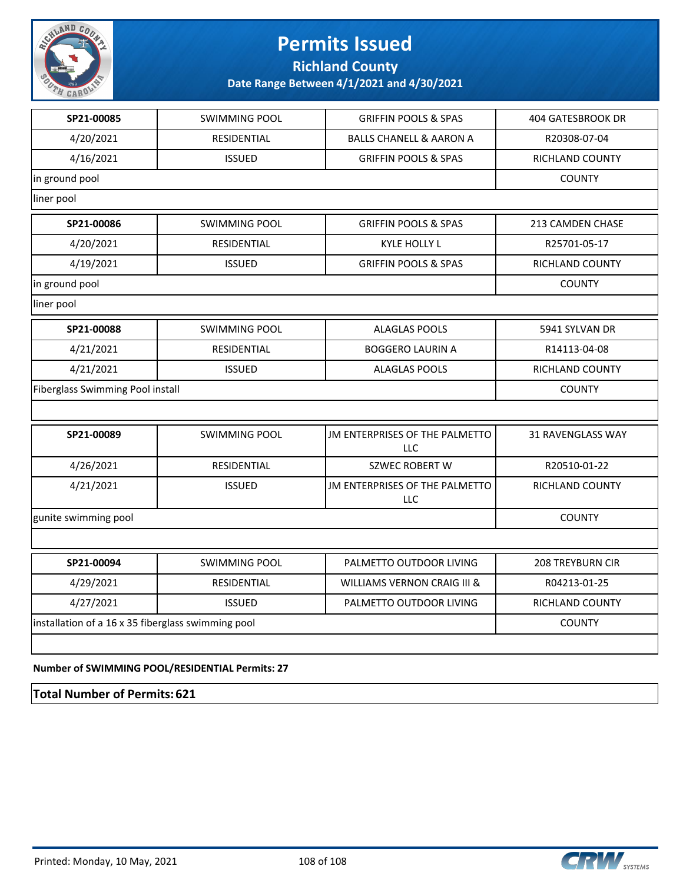# Permits Issued

## Richland County

**Date Range Between 4/1/2021 and 4/30/2021**

| | | | |
|---|---|---|---|
| **SP21-00085** | SWIMMING POOL | GRIFFIN POOLS & SPAS | 404 GATESBROOK DR |
| 4/20/2021 | RESIDENTIAL | BALLS CHANELL & AARON A | R20308-07-04 |
| 4/16/2021 | ISSUED | GRIFFIN POOLS & SPAS | RICHLAND COUNTY |
| in ground pool | | | COUNTY |
| liner pool | | | |

| | | | |
|---|---|---|---|
| **SP21-00086** | SWIMMING POOL | GRIFFIN POOLS & SPAS | 213 CAMDEN CHASE |
| 4/20/2021 | RESIDENTIAL | KYLE HOLLY L | R25701-05-17 |
| 4/19/2021 | ISSUED | GRIFFIN POOLS & SPAS | RICHLAND COUNTY |
| in ground pool | | | COUNTY |
| liner pool | | | |

| | | | |
|---|---|---|---|
| **SP21-00088** | SWIMMING POOL | ALAGLAS POOLS | 5941 SYLVAN DR |
| 4/21/2021 | RESIDENTIAL | BOGGERO LAURIN A | R14113-04-08 |
| 4/21/2021 | ISSUED | ALAGLAS POOLS | RICHLAND COUNTY |
| Fiberglass Swimming Pool install | | | COUNTY |
| | | | |

| | | | |
|---|---|---|---|
| **SP21-00089** | SWIMMING POOL | JM ENTERPRISES OF THE PALMETTO LLC | 31 RAVENGLASS WAY |
| 4/26/2021 | RESIDENTIAL | SZWEC ROBERT W | R20510-01-22 |
| 4/21/2021 | ISSUED | JM ENTERPRISES OF THE PALMETTO LLC | RICHLAND COUNTY |
| gunite swimming pool | | | COUNTY |
| | | | |

| | | | |
|---|---|---|---|
| **SP21-00094** | SWIMMING POOL | PALMETTO OUTDOOR LIVING | 208 TREYBURN CIR |
| 4/29/2021 | RESIDENTIAL | WILLIAMS VERNON CRAIG III & | R04213-01-25 |
| 4/27/2021 | ISSUED | PALMETTO OUTDOOR LIVING | RICHLAND COUNTY |
| installation of a 16 x 35 fiberglass swimming pool | | | COUNTY |
| | | | |

**Number of SWIMMING POOL/RESIDENTIAL Permits: 27**

**Total Number of Permits: 621**

Printed: Monday, 10 May, 2021